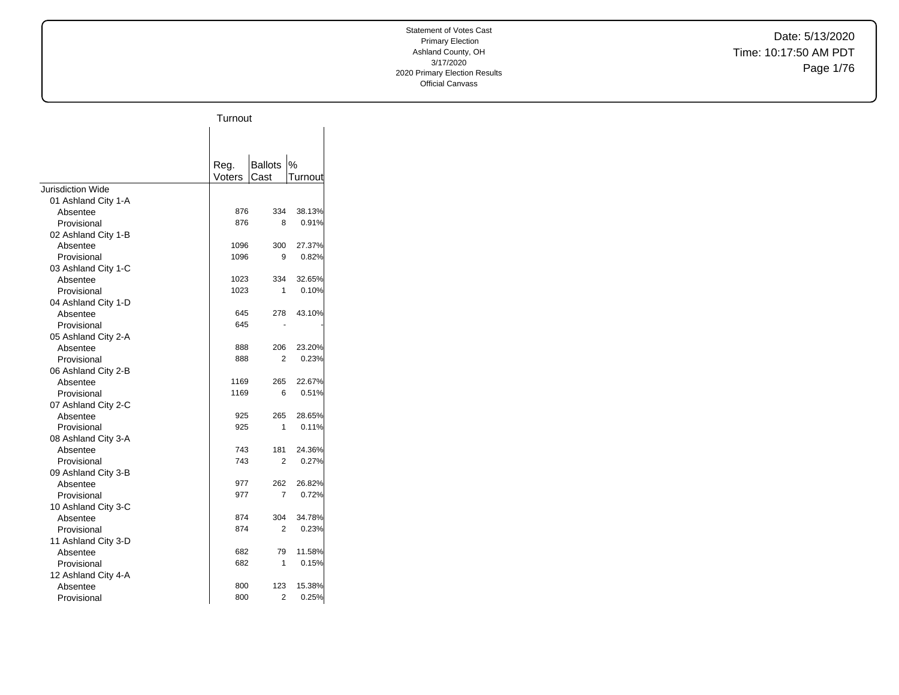Statement of Votes Cast
Primary Election
Ashland County, OH
3/17/2020
2020 Primary Election Results
Official Canvass

Date: 5/13/2020
Time: 10:17:50 AM PDT

| | Turnout | | |
|---|---|---|---|
| | Reg. Voters | Ballots Cast | % Turnout |
| Jurisdiction Wide | | | |
| 01 Ashland City 1-A | | | |
| Absentee | 876 | 334 | 38.13% |
| Provisional | 876 | 8 | 0.91% |
| 02 Ashland City 1-B | | | |
| Absentee | 1096 | 300 | 27.37% |
| Provisional | 1096 | 9 | 0.82% |
| 03 Ashland City 1-C | | | |
| Absentee | 1023 | 334 | 32.65% |
| Provisional | 1023 | 1 | 0.10% |
| 04 Ashland City 1-D | | | |
| Absentee | 645 | 278 | 43.10% |
| Provisional | 645 | - | - |
| 05 Ashland City 2-A | | | |
| Absentee | 888 | 206 | 23.20% |
| Provisional | 888 | 2 | 0.23% |
| 06 Ashland City 2-B | | | |
| Absentee | 1169 | 265 | 22.67% |
| Provisional | 1169 | 6 | 0.51% |
| 07 Ashland City 2-C | | | |
| Absentee | 925 | 265 | 28.65% |
| Provisional | 925 | 1 | 0.11% |
| 08 Ashland City 3-A | | | |
| Absentee | 743 | 181 | 24.36% |
| Provisional | 743 | 2 | 0.27% |
| 09 Ashland City 3-B | | | |
| Absentee | 977 | 262 | 26.82% |
| Provisional | 977 | 7 | 0.72% |
| 10 Ashland City 3-C | | | |
| Absentee | 874 | 304 | 34.78% |
| Provisional | 874 | 2 | 0.23% |
| 11 Ashland City 3-D | | | |
| Absentee | 682 | 79 | 11.58% |
| Provisional | 682 | 1 | 0.15% |
| 12 Ashland City 4-A | | | |
| Absentee | 800 | 123 | 15.38% |
| Provisional | 800 | 2 | 0.25% |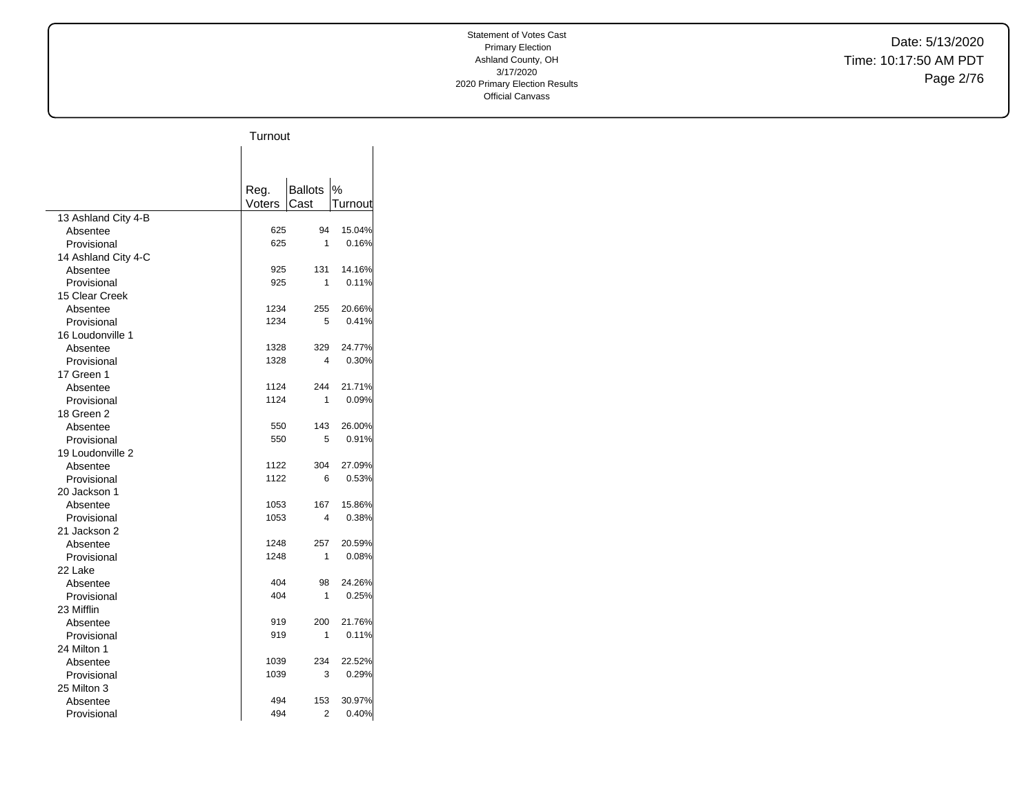Statement of Votes Cast
Primary Election
Ashland County, OH
3/17/2020
2020 Primary Election Results
Official Canvass

Date: 5/13/2020
Time: 10:17:50 AM PDT

| | Turnout | | |
|---|---|---|---|
| | Reg. Voters | Ballots Cast | % Turnout |
| 13 Ashland City 4-B | | | |
| Absentee | 625 | 94 | 15.04% |
| Provisional | 625 | 1 | 0.16% |
| 14 Ashland City 4-C | | | |
| Absentee | 925 | 131 | 14.16% |
| Provisional | 925 | 1 | 0.11% |
| 15 Clear Creek | | | |
| Absentee | 1234 | 255 | 20.66% |
| Provisional | 1234 | 5 | 0.41% |
| 16 Loudonville 1 | | | |
| Absentee | 1328 | 329 | 24.77% |
| Provisional | 1328 | 4 | 0.30% |
| 17 Green 1 | | | |
| Absentee | 1124 | 244 | 21.71% |
| Provisional | 1124 | 1 | 0.09% |
| 18 Green 2 | | | |
| Absentee | 550 | 143 | 26.00% |
| Provisional | 550 | 5 | 0.91% |
| 19 Loudonville 2 | | | |
| Absentee | 1122 | 304 | 27.09% |
| Provisional | 1122 | 6 | 0.53% |
| 20 Jackson 1 | | | |
| Absentee | 1053 | 167 | 15.86% |
| Provisional | 1053 | 4 | 0.38% |
| 21 Jackson 2 | | | |
| Absentee | 1248 | 257 | 20.59% |
| Provisional | 1248 | 1 | 0.08% |
| 22 Lake | | | |
| Absentee | 404 | 98 | 24.26% |
| Provisional | 404 | 1 | 0.25% |
| 23 Mifflin | | | |
| Absentee | 919 | 200 | 21.76% |
| Provisional | 919 | 1 | 0.11% |
| 24 Milton 1 | | | |
| Absentee | 1039 | 234 | 22.52% |
| Provisional | 1039 | 3 | 0.29% |
| 25 Milton 3 | | | |
| Absentee | 494 | 153 | 30.97% |
| Provisional | 494 | 2 | 0.40% |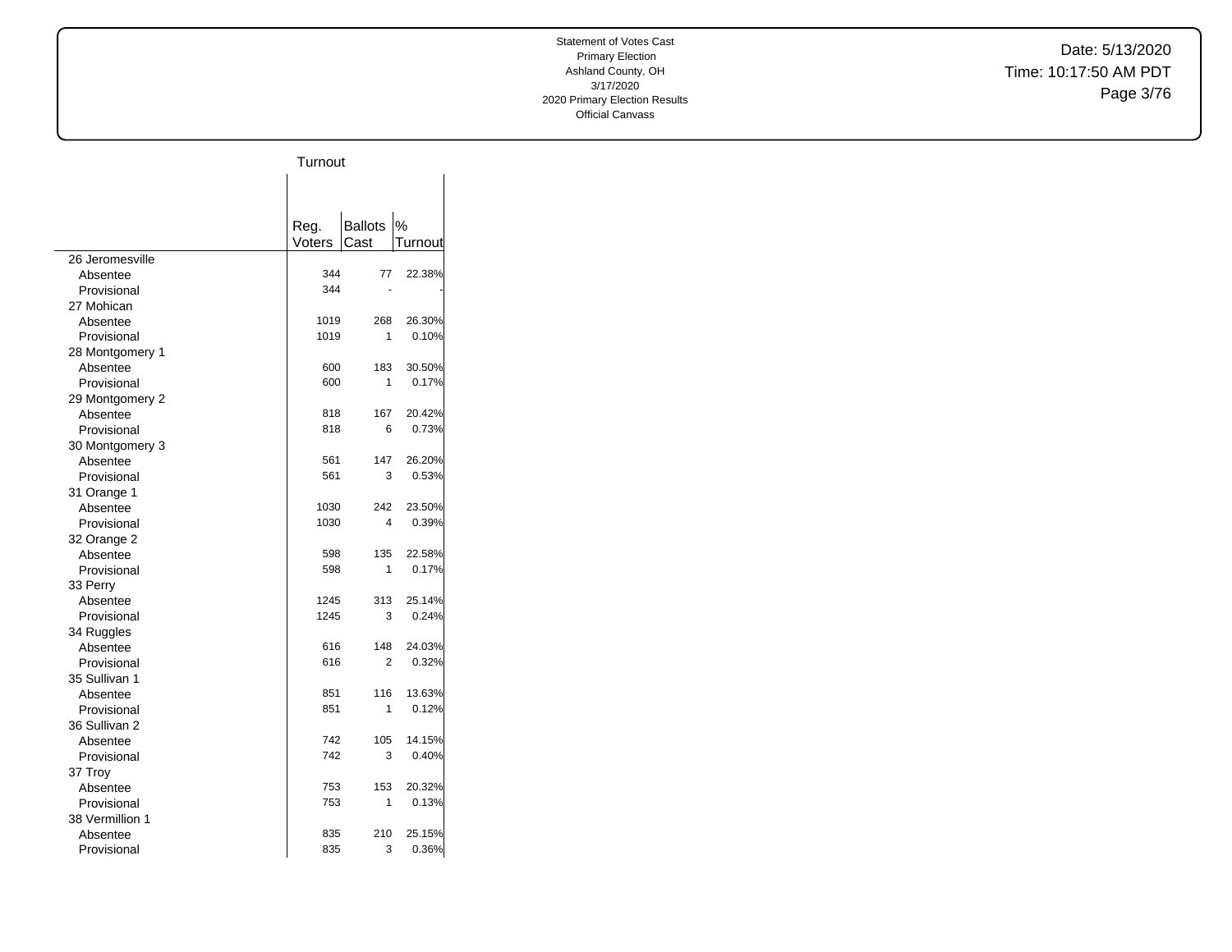Statement of Votes Cast
Primary Election
Ashland County, OH
3/17/2020
2020 Primary Election Results
Official Canvass

Date: 5/13/2020
Time: 10:17:50 AM PDT

Turnout

| | Reg. Voters | Ballots Cast | % Turnout |
|---|---|---|---|
| 26 Jeromesville | | | |
| Absentee | 344 | 77 | 22.38% |
| Provisional | 344 | - | - |
| 27 Mohican | | | |
| Absentee | 1019 | 268 | 26.30% |
| Provisional | 1019 | 1 | 0.10% |
| 28 Montgomery 1 | | | |
| Absentee | 600 | 183 | 30.50% |
| Provisional | 600 | 1 | 0.17% |
| 29 Montgomery 2 | | | |
| Absentee | 818 | 167 | 20.42% |
| Provisional | 818 | 6 | 0.73% |
| 30 Montgomery 3 | | | |
| Absentee | 561 | 147 | 26.20% |
| Provisional | 561 | 3 | 0.53% |
| 31 Orange 1 | | | |
| Absentee | 1030 | 242 | 23.50% |
| Provisional | 1030 | 4 | 0.39% |
| 32 Orange 2 | | | |
| Absentee | 598 | 135 | 22.58% |
| Provisional | 598 | 1 | 0.17% |
| 33 Perry | | | |
| Absentee | 1245 | 313 | 25.14% |
| Provisional | 1245 | 3 | 0.24% |
| 34 Ruggles | | | |
| Absentee | 616 | 148 | 24.03% |
| Provisional | 616 | 2 | 0.32% |
| 35 Sullivan 1 | | | |
| Absentee | 851 | 116 | 13.63% |
| Provisional | 851 | 1 | 0.12% |
| 36 Sullivan 2 | | | |
| Absentee | 742 | 105 | 14.15% |
| Provisional | 742 | 3 | 0.40% |
| 37 Troy | | | |
| Absentee | 753 | 153 | 20.32% |
| Provisional | 753 | 1 | 0.13% |
| 38 Vermillion 1 | | | |
| Absentee | 835 | 210 | 25.15% |
| Provisional | 835 | 3 | 0.36% |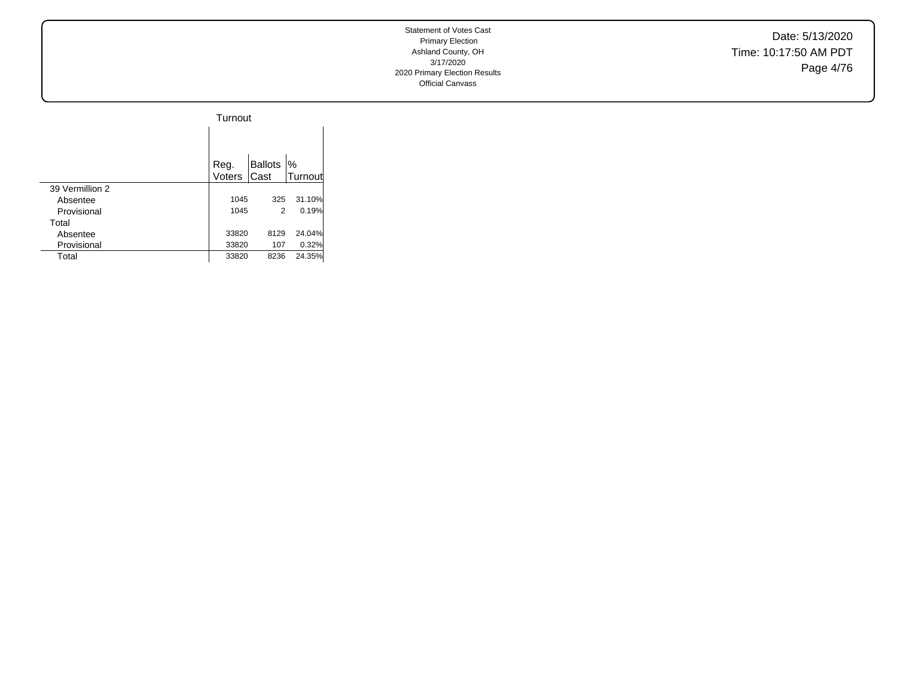Statement of Votes Cast
Primary Election
Ashland County, OH
3/17/2020
2020 Primary Election Results
Official Canvass

Date: 5/13/2020
Time: 10:17:50 AM PDT

## Turnout

| | Reg. Voters | Ballots Cast | % Turnout |
|---|---|---|---|
| 39 Vermillion 2 | | | |
| Absentee | 1045 | 325 | 31.10% |
| Provisional | 1045 | 2 | 0.19% |
| Total | | | |
| Absentee | 33820 | 8129 | 24.04% |
| Provisional | 33820 | 107 | 0.32% |
| Total | 33820 | 8236 | 24.35% |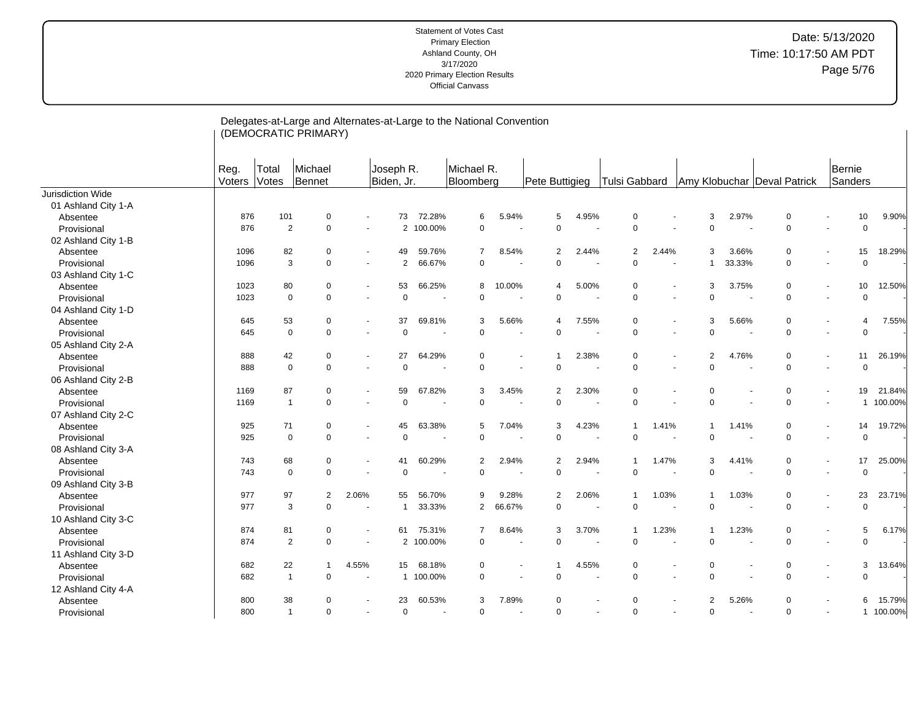Statement of Votes Cast
Primary Election
Ashland County, OH
3/17/2020
2020 Primary Election Results
Official Canvass

Date: 5/13/2020
Time: 10:17:50 AM PDT

## Delegates-at-Large and Alternates-at-Large to the National Convention (DEMOCRATIC PRIMARY)

| | Reg. Voters | Total Votes | Michael Bennet | | Joseph R. Biden, Jr. | | Michael R. Bloomberg | | Pete Buttigieg | | Tulsi Gabbard | | Amy Klobuchar | | Deval Patrick | | Bernie Sanders | |
|---|---|---|---|---|---|---|---|---|---|---|---|---|---|---|---|---|---|---|
| Jurisdiction Wide | | | | | | | | | | | | | | | | | | |
| 01 Ashland City 1-A | | | | | | | | | | | | | | | | | | |
| Absentee | 876 | 101 | 0 | - | 73 | 72.28% | 6 | 5.94% | 5 | 4.95% | 0 | - | 3 | 2.97% | 0 | - | 10 | 9.90% |
| Provisional | 876 | 2 | 0 | - | 2 | 100.00% | 0 | - | 0 | - | 0 | - | 0 | - | 0 | - | 0 | - |
| 02 Ashland City 1-B | | | | | | | | | | | | | | | | | | |
| Absentee | 1096 | 82 | 0 | - | 49 | 59.76% | 7 | 8.54% | 2 | 2.44% | 2 | 2.44% | 3 | 3.66% | 0 | - | 15 | 18.29% |
| Provisional | 1096 | 3 | 0 | - | 2 | 66.67% | 0 | - | 0 | - | 0 | - | 1 | 33.33% | 0 | - | 0 | - |
| 03 Ashland City 1-C | | | | | | | | | | | | | | | | | | |
| Absentee | 1023 | 80 | 0 | - | 53 | 66.25% | 8 | 10.00% | 4 | 5.00% | 0 | - | 3 | 3.75% | 0 | - | 10 | 12.50% |
| Provisional | 1023 | 0 | 0 | - | 0 | - | 0 | - | 0 | - | 0 | - | 0 | - | 0 | - | 0 | - |
| 04 Ashland City 1-D | | | | | | | | | | | | | | | | | | |
| Absentee | 645 | 53 | 0 | - | 37 | 69.81% | 3 | 5.66% | 4 | 7.55% | 0 | - | 3 | 5.66% | 0 | - | 4 | 7.55% |
| Provisional | 645 | 0 | 0 | - | 0 | - | 0 | - | 0 | - | 0 | - | 0 | - | 0 | - | 0 | - |
| 05 Ashland City 2-A | | | | | | | | | | | | | | | | | | |
| Absentee | 888 | 42 | 0 | - | 27 | 64.29% | 0 | - | 1 | 2.38% | 0 | - | 2 | 4.76% | 0 | - | 11 | 26.19% |
| Provisional | 888 | 0 | 0 | - | 0 | - | 0 | - | 0 | - | 0 | - | 0 | - | 0 | - | 0 | - |
| 06 Ashland City 2-B | | | | | | | | | | | | | | | | | | |
| Absentee | 1169 | 87 | 0 | - | 59 | 67.82% | 3 | 3.45% | 2 | 2.30% | 0 | - | 0 | - | 0 | - | 19 | 21.84% |
| Provisional | 1169 | 1 | 0 | - | 0 | - | 0 | - | 0 | - | 0 | - | 0 | - | 0 | - | 1 | 100.00% |
| 07 Ashland City 2-C | | | | | | | | | | | | | | | | | | |
| Absentee | 925 | 71 | 0 | - | 45 | 63.38% | 5 | 7.04% | 3 | 4.23% | 1 | 1.41% | 1 | 1.41% | 0 | - | 14 | 19.72% |
| Provisional | 925 | 0 | 0 | - | 0 | - | 0 | - | 0 | - | 0 | - | 0 | - | 0 | - | 0 | - |
| 08 Ashland City 3-A | | | | | | | | | | | | | | | | | | |
| Absentee | 743 | 68 | 0 | - | 41 | 60.29% | 2 | 2.94% | 2 | 2.94% | 1 | 1.47% | 3 | 4.41% | 0 | - | 17 | 25.00% |
| Provisional | 743 | 0 | 0 | - | 0 | - | 0 | - | 0 | - | 0 | - | 0 | - | 0 | - | 0 | - |
| 09 Ashland City 3-B | | | | | | | | | | | | | | | | | | |
| Absentee | 977 | 97 | 2 | 2.06% | 55 | 56.70% | 9 | 9.28% | 2 | 2.06% | 1 | 1.03% | 1 | 1.03% | 0 | - | 23 | 23.71% |
| Provisional | 977 | 3 | 0 | - | 1 | 33.33% | 2 | 66.67% | 0 | - | 0 | - | 0 | - | 0 | - | 0 | - |
| 10 Ashland City 3-C | | | | | | | | | | | | | | | | | | |
| Absentee | 874 | 81 | 0 | - | 61 | 75.31% | 7 | 8.64% | 3 | 3.70% | 1 | 1.23% | 1 | 1.23% | 0 | - | 5 | 6.17% |
| Provisional | 874 | 2 | 0 | - | 2 | 100.00% | 0 | - | 0 | - | 0 | - | 0 | - | 0 | - | 0 | - |
| 11 Ashland City 3-D | | | | | | | | | | | | | | | | | | |
| Absentee | 682 | 22 | 1 | 4.55% | 15 | 68.18% | 0 | - | 1 | 4.55% | 0 | - | 0 | - | 0 | - | 3 | 13.64% |
| Provisional | 682 | 1 | 0 | - | 1 | 100.00% | 0 | - | 0 | - | 0 | - | 0 | - | 0 | - | 0 | - |
| 12 Ashland City 4-A | | | | | | | | | | | | | | | | | | |
| Absentee | 800 | 38 | 0 | - | 23 | 60.53% | 3 | 7.89% | 0 | - | 0 | - | 2 | 5.26% | 0 | - | 6 | 15.79% |
| Provisional | 800 | 1 | 0 | - | 0 | - | 0 | - | 0 | - | 0 | - | 0 | - | 0 | - | 1 | 100.00% |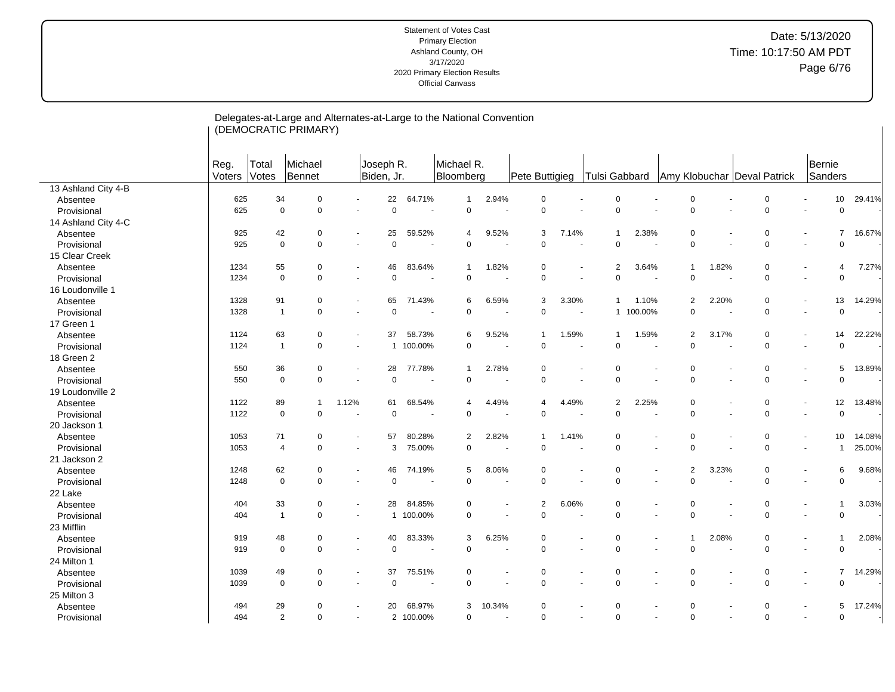Statement of Votes Cast
Primary Election
Ashland County, OH
3/17/2020
2020 Primary Election Results
Official Canvass

Date: 5/13/2020
Time: 10:17:50 AM PDT

## Delegates-at-Large and Alternates-at-Large to the National Convention (DEMOCRATIC PRIMARY)

| | Reg. Voters | Total Votes | Michael Bennet | | Joseph R. Biden, Jr. | | Michael R. Bloomberg | | Pete Buttigieg | | Tulsi Gabbard | | Amy Klobuchar | | Deval Patrick | | Bernie Sanders | |
|---|---|---|---|---|---|---|---|---|---|---|---|---|---|---|---|---|---|---|
| 13 Ashland City 4-B | | | | | | | | | | | | | | | | | | |
| Absentee | 625 | 34 | 0 | - | 22 | 64.71% | 1 | 2.94% | 0 | - | 0 | - | 0 | - | 0 | - | 10 | 29.41% |
| Provisional | 625 | 0 | 0 | - | 0 | - | 0 | - | 0 | - | 0 | - | 0 | - | 0 | - | 0 | - |
| 14 Ashland City 4-C | | | | | | | | | | | | | | | | | | |
| Absentee | 925 | 42 | 0 | - | 25 | 59.52% | 4 | 9.52% | 3 | 7.14% | 1 | 2.38% | 0 | - | 0 | - | 7 | 16.67% |
| Provisional | 925 | 0 | 0 | - | 0 | - | 0 | - | 0 | - | 0 | - | 0 | - | 0 | - | 0 | - |
| 15 Clear Creek | | | | | | | | | | | | | | | | | | |
| Absentee | 1234 | 55 | 0 | - | 46 | 83.64% | 1 | 1.82% | 0 | - | 2 | 3.64% | 1 | 1.82% | 0 | - | 4 | 7.27% |
| Provisional | 1234 | 0 | 0 | - | 0 | - | 0 | - | 0 | - | 0 | - | 0 | - | 0 | - | 0 | - |
| 16 Loudonville 1 | | | | | | | | | | | | | | | | | | |
| Absentee | 1328 | 91 | 0 | - | 65 | 71.43% | 6 | 6.59% | 3 | 3.30% | 1 | 1.10% | 2 | 2.20% | 0 | - | 13 | 14.29% |
| Provisional | 1328 | 1 | 0 | - | 0 | - | 0 | - | 0 | - | 1 | 100.00% | 0 | - | 0 | - | 0 | - |
| 17 Green 1 | | | | | | | | | | | | | | | | | | |
| Absentee | 1124 | 63 | 0 | - | 37 | 58.73% | 6 | 9.52% | 1 | 1.59% | 1 | 1.59% | 2 | 3.17% | 0 | - | 14 | 22.22% |
| Provisional | 1124 | 1 | 0 | - | 1 | 100.00% | 0 | - | 0 | - | 0 | - | 0 | - | 0 | - | 0 | - |
| 18 Green 2 | | | | | | | | | | | | | | | | | | |
| Absentee | 550 | 36 | 0 | - | 28 | 77.78% | 1 | 2.78% | 0 | - | 0 | - | 0 | - | 0 | - | 5 | 13.89% |
| Provisional | 550 | 0 | 0 | - | 0 | - | 0 | - | 0 | - | 0 | - | 0 | - | 0 | - | 0 | - |
| 19 Loudonville 2 | | | | | | | | | | | | | | | | | | |
| Absentee | 1122 | 89 | 1 | 1.12% | 61 | 68.54% | 4 | 4.49% | 4 | 4.49% | 2 | 2.25% | 0 | - | 0 | - | 12 | 13.48% |
| Provisional | 1122 | 0 | 0 | - | 0 | - | 0 | - | 0 | - | 0 | - | 0 | - | 0 | - | 0 | - |
| 20 Jackson 1 | | | | | | | | | | | | | | | | | | |
| Absentee | 1053 | 71 | 0 | - | 57 | 80.28% | 2 | 2.82% | 1 | 1.41% | 0 | - | 0 | - | 0 | - | 10 | 14.08% |
| Provisional | 1053 | 4 | 0 | - | 3 | 75.00% | 0 | - | 0 | - | 0 | - | 0 | - | 0 | - | 1 | 25.00% |
| 21 Jackson 2 | | | | | | | | | | | | | | | | | | |
| Absentee | 1248 | 62 | 0 | - | 46 | 74.19% | 5 | 8.06% | 0 | - | 0 | - | 2 | 3.23% | 0 | - | 6 | 9.68% |
| Provisional | 1248 | 0 | 0 | - | 0 | - | 0 | - | 0 | - | 0 | - | 0 | - | 0 | - | 0 | - |
| 22 Lake | | | | | | | | | | | | | | | | | | |
| Absentee | 404 | 33 | 0 | - | 28 | 84.85% | 0 | - | 2 | 6.06% | 0 | - | 0 | - | 0 | - | 1 | 3.03% |
| Provisional | 404 | 1 | 0 | - | 1 | 100.00% | 0 | - | 0 | - | 0 | - | 0 | - | 0 | - | 0 | - |
| 23 Mifflin | | | | | | | | | | | | | | | | | | |
| Absentee | 919 | 48 | 0 | - | 40 | 83.33% | 3 | 6.25% | 0 | - | 0 | - | 1 | 2.08% | 0 | - | 1 | 2.08% |
| Provisional | 919 | 0 | 0 | - | 0 | - | 0 | - | 0 | - | 0 | - | 0 | - | 0 | - | 0 | - |
| 24 Milton 1 | | | | | | | | | | | | | | | | | | |
| Absentee | 1039 | 49 | 0 | - | 37 | 75.51% | 0 | - | 0 | - | 0 | - | 0 | - | 0 | - | 7 | 14.29% |
| Provisional | 1039 | 0 | 0 | - | 0 | - | 0 | - | 0 | - | 0 | - | 0 | - | 0 | - | 0 | - |
| 25 Milton 3 | | | | | | | | | | | | | | | | | | |
| Absentee | 494 | 29 | 0 | - | 20 | 68.97% | 3 | 10.34% | 0 | - | 0 | - | 0 | - | 0 | - | 5 | 17.24% |
| Provisional | 494 | 2 | 0 | - | 2 | 100.00% | 0 | - | 0 | - | 0 | - | 0 | - | 0 | - | 0 | - |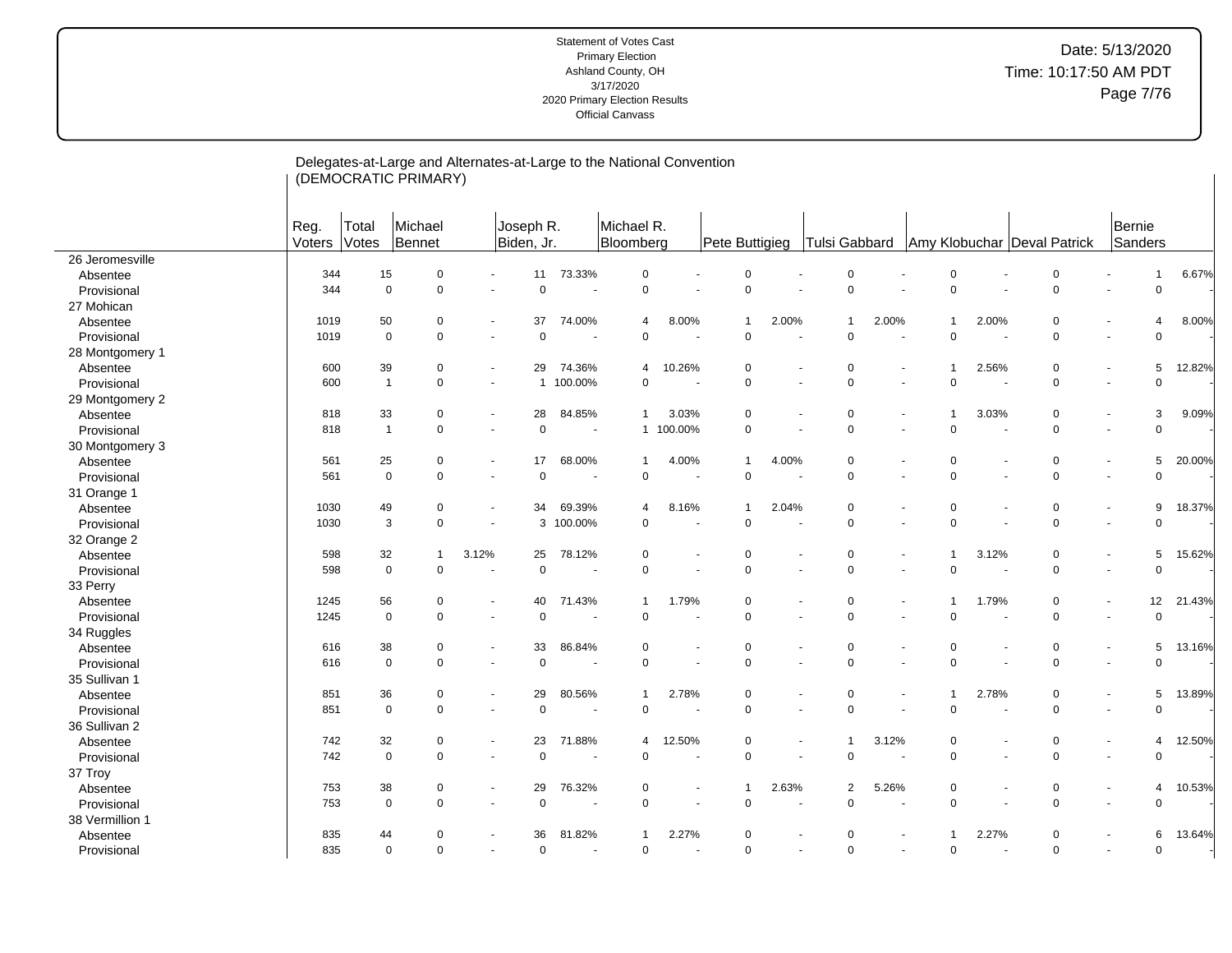Statement of Votes Cast
Primary Election
Ashland County, OH
3/17/2020
2020 Primary Election Results
Official Canvass

Date: 5/13/2020
Time: 10:17:50 AM PDT

## Delegates-at-Large and Alternates-at-Large to the National Convention (DEMOCRATIC PRIMARY)

| | Reg. Voters | Total Votes | Michael Bennet | | Joseph R. Biden, Jr. | | Michael R. Bloomberg | | Pete Buttigieg | | Tulsi Gabbard | | Amy Klobuchar | | Deval Patrick | | Bernie Sanders | |
|---|---|---|---|---|---|---|---|---|---|---|---|---|---|---|---|---|---|---|
| 26 Jeromesville | | | | | | | | | | | | | | | | | | |
| Absentee | 344 | 15 | 0 | - | 11 | 73.33% | 0 | - | 0 | - | 0 | - | 0 | - | 0 | - | 1 | 6.67% |
| Provisional | 344 | 0 | 0 | - | 0 | - | 0 | - | 0 | - | 0 | - | 0 | - | 0 | - | 0 | - |
| 27 Mohican | | | | | | | | | | | | | | | | | | |
| Absentee | 1019 | 50 | 0 | - | 37 | 74.00% | 4 | 8.00% | 1 | 2.00% | 1 | 2.00% | 1 | 2.00% | 0 | - | 4 | 8.00% |
| Provisional | 1019 | 0 | 0 | - | 0 | - | 0 | - | 0 | - | 0 | - | 0 | - | 0 | - | 0 | - |
| 28 Montgomery 1 | | | | | | | | | | | | | | | | | | |
| Absentee | 600 | 39 | 0 | - | 29 | 74.36% | 4 | 10.26% | 0 | - | 0 | - | 1 | 2.56% | 0 | - | 5 | 12.82% |
| Provisional | 600 | 1 | 0 | - | 1 | 100.00% | 0 | - | 0 | - | 0 | - | 0 | - | 0 | - | 0 | - |
| 29 Montgomery 2 | | | | | | | | | | | | | | | | | | |
| Absentee | 818 | 33 | 0 | - | 28 | 84.85% | 1 | 3.03% | 0 | - | 0 | - | 1 | 3.03% | 0 | - | 3 | 9.09% |
| Provisional | 818 | 1 | 0 | - | 0 | - | 1 | 100.00% | 0 | - | 0 | - | 0 | - | 0 | - | 0 | - |
| 30 Montgomery 3 | | | | | | | | | | | | | | | | | | |
| Absentee | 561 | 25 | 0 | - | 17 | 68.00% | 1 | 4.00% | 1 | 4.00% | 0 | - | 0 | - | 0 | - | 5 | 20.00% |
| Provisional | 561 | 0 | 0 | - | 0 | - | 0 | - | 0 | - | 0 | - | 0 | - | 0 | - | 0 | - |
| 31 Orange 1 | | | | | | | | | | | | | | | | | | |
| Absentee | 1030 | 49 | 0 | - | 34 | 69.39% | 4 | 8.16% | 1 | 2.04% | 0 | - | 0 | - | 0 | - | 9 | 18.37% |
| Provisional | 1030 | 3 | 0 | - | 3 | 100.00% | 0 | - | 0 | - | 0 | - | 0 | - | 0 | - | 0 | - |
| 32 Orange 2 | | | | | | | | | | | | | | | | | | |
| Absentee | 598 | 32 | 1 | 3.12% | 25 | 78.12% | 0 | - | 0 | - | 0 | - | 1 | 3.12% | 0 | - | 5 | 15.62% |
| Provisional | 598 | 0 | 0 | - | 0 | - | 0 | - | 0 | - | 0 | - | 0 | - | 0 | - | 0 | - |
| 33 Perry | | | | | | | | | | | | | | | | | | |
| Absentee | 1245 | 56 | 0 | - | 40 | 71.43% | 1 | 1.79% | 0 | - | 0 | - | 1 | 1.79% | 0 | - | 12 | 21.43% |
| Provisional | 1245 | 0 | 0 | - | 0 | - | 0 | - | 0 | - | 0 | - | 0 | - | 0 | - | 0 | - |
| 34 Ruggles | | | | | | | | | | | | | | | | | | |
| Absentee | 616 | 38 | 0 | - | 33 | 86.84% | 0 | - | 0 | - | 0 | - | 0 | - | 0 | - | 5 | 13.16% |
| Provisional | 616 | 0 | 0 | - | 0 | - | 0 | - | 0 | - | 0 | - | 0 | - | 0 | - | 0 | - |
| 35 Sullivan 1 | | | | | | | | | | | | | | | | | | |
| Absentee | 851 | 36 | 0 | - | 29 | 80.56% | 1 | 2.78% | 0 | - | 0 | - | 1 | 2.78% | 0 | - | 5 | 13.89% |
| Provisional | 851 | 0 | 0 | - | 0 | - | 0 | - | 0 | - | 0 | - | 0 | - | 0 | - | 0 | - |
| 36 Sullivan 2 | | | | | | | | | | | | | | | | | | |
| Absentee | 742 | 32 | 0 | - | 23 | 71.88% | 4 | 12.50% | 0 | - | 1 | 3.12% | 0 | - | 0 | - | 4 | 12.50% |
| Provisional | 742 | 0 | 0 | - | 0 | - | 0 | - | 0 | - | 0 | - | 0 | - | 0 | - | 0 | - |
| 37 Troy | | | | | | | | | | | | | | | | | | |
| Absentee | 753 | 38 | 0 | - | 29 | 76.32% | 0 | - | 1 | 2.63% | 2 | 5.26% | 0 | - | 0 | - | 4 | 10.53% |
| Provisional | 753 | 0 | 0 | - | 0 | - | 0 | - | 0 | - | 0 | - | 0 | - | 0 | - | 0 | - |
| 38 Vermillion 1 | | | | | | | | | | | | | | | | | | |
| Absentee | 835 | 44 | 0 | - | 36 | 81.82% | 1 | 2.27% | 0 | - | 0 | - | 1 | 2.27% | 0 | - | 6 | 13.64% |
| Provisional | 835 | 0 | 0 | - | 0 | - | 0 | - | 0 | - | 0 | - | 0 | - | 0 | - | 0 | - |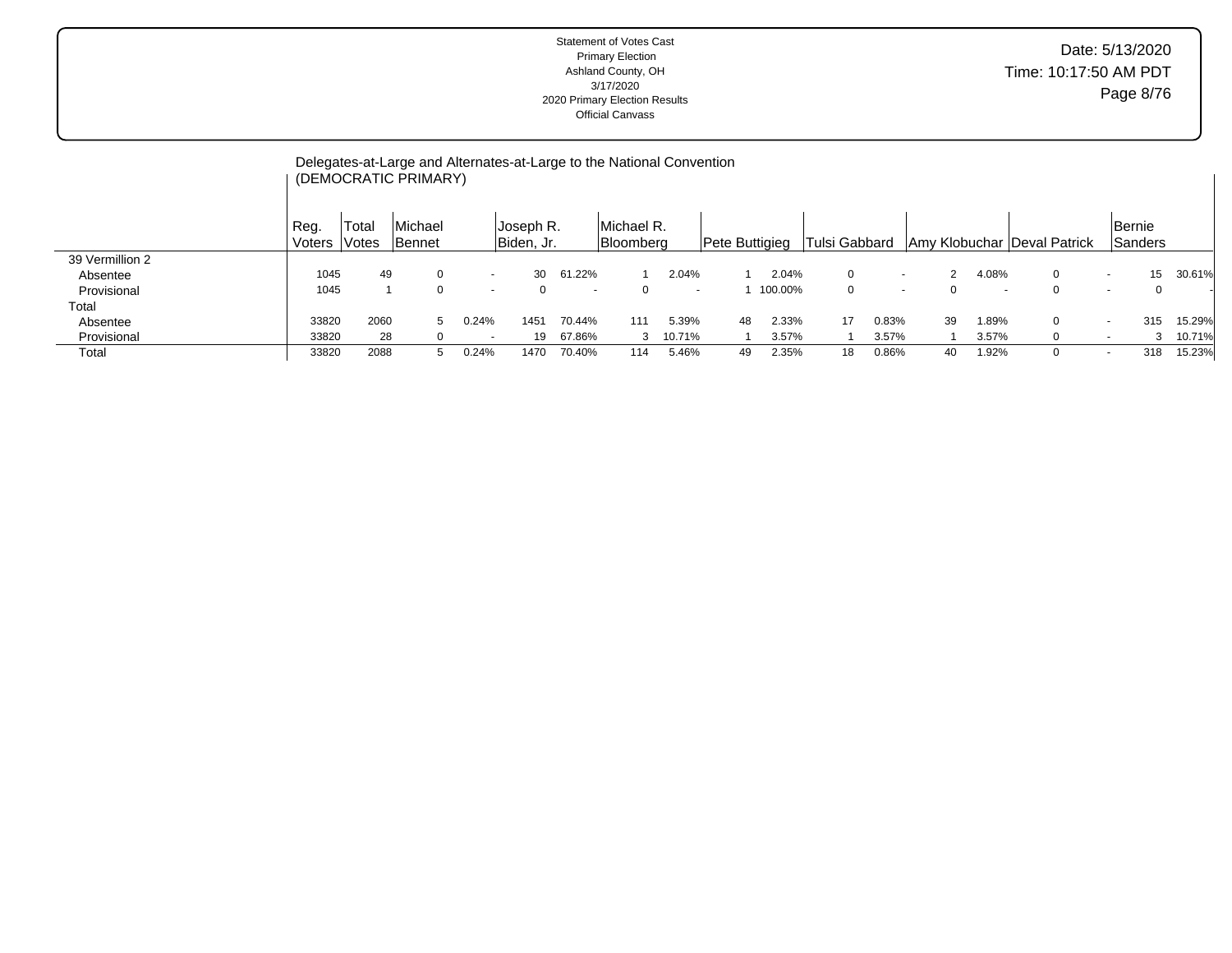Statement of Votes Cast
Primary Election
Ashland County, OH
3/17/2020
2020 Primary Election Results
Official Canvass

Date: 5/13/2020
Time: 10:17:50 AM PDT

## Delegates-at-Large and Alternates-at-Large to the National Convention (DEMOCRATIC PRIMARY)

| | Reg. Voters | Total Votes | Michael Bennet | | Joseph R. Biden, Jr. | | Michael R. Bloomberg | | Pete Buttigieg | | Tulsi Gabbard | | Amy Klobuchar | | Deval Patrick | | Bernie Sanders | |
|---|---|---|---|---|---|---|---|---|---|---|---|---|---|---|---|---|---|---|
| 39 Vermillion 2 | | | | | | | | | | | | | | | | | | |
| Absentee | 1045 | 49 | 0 | - | 30 | 61.22% | 1 | 2.04% | 1 | 2.04% | 0 | - | 2 | 4.08% | 0 | - | 15 | 30.61% |
| Provisional | 1045 | 1 | 0 | - | 0 | - | 0 | - | 1 | 100.00% | 0 | - | 0 | - | 0 | - | 0 | - |
| Total | | | | | | | | | | | | | | | | | | |
| Absentee | 33820 | 2060 | 5 | 0.24% | 1451 | 70.44% | 111 | 5.39% | 48 | 2.33% | 17 | 0.83% | 39 | 1.89% | 0 | - | 315 | 15.29% |
| Provisional | 33820 | 28 | 0 | - | 19 | 67.86% | 3 | 10.71% | 1 | 3.57% | 1 | 3.57% | 1 | 3.57% | 0 | - | 3 | 10.71% |
| Total | 33820 | 2088 | 5 | 0.24% | 1470 | 70.40% | 114 | 5.46% | 49 | 2.35% | 18 | 0.86% | 40 | 1.92% | 0 | - | 318 | 15.23% |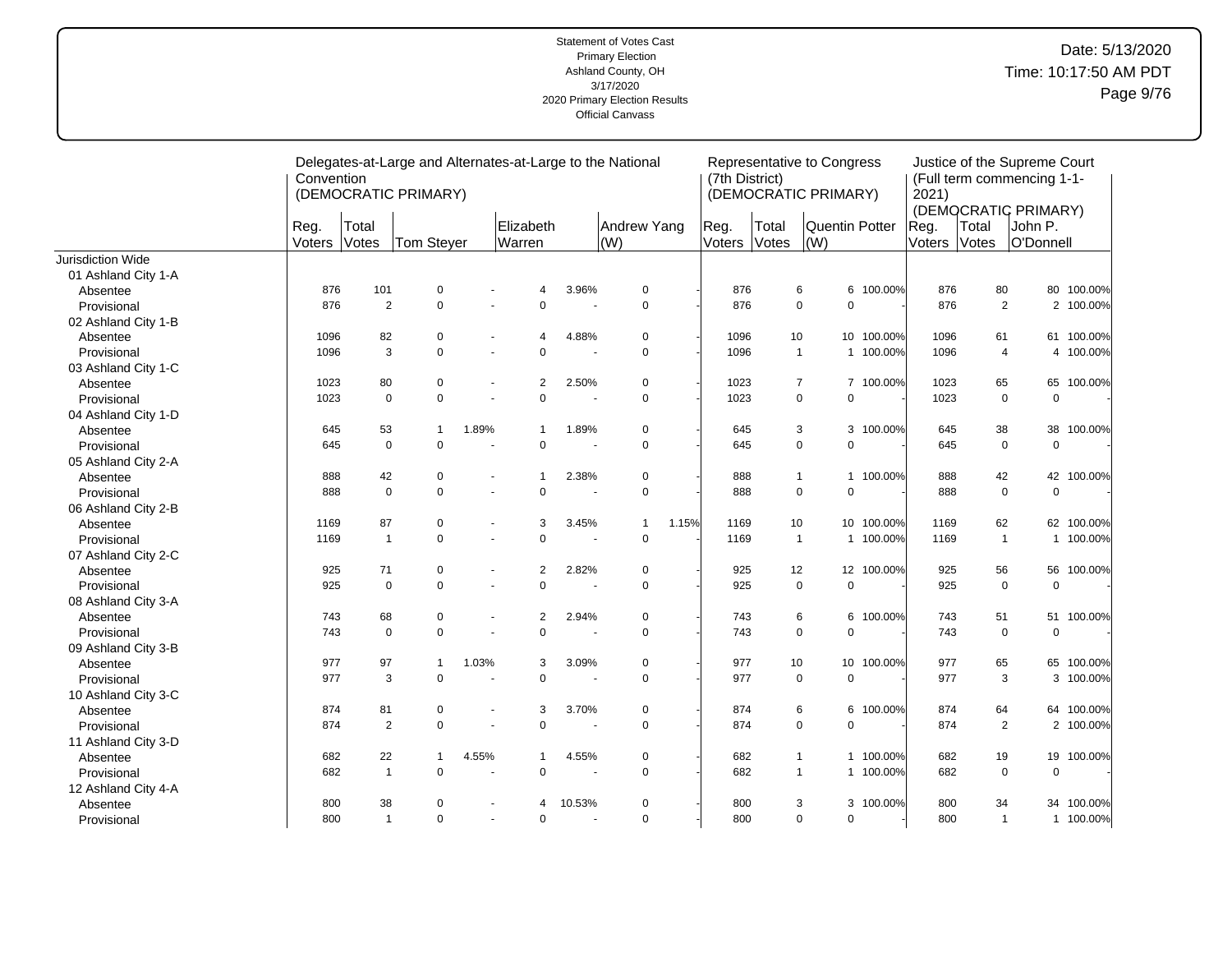Statement of Votes Cast
Primary Election
Ashland County, OH
3/17/2020
2020 Primary Election Results
Official Canvass

Date: 5/13/2020
Time: 10:17:50 AM PDT

| | Delegates-at-Large and Alternates-at-Large to the National Convention (DEMOCRATIC PRIMARY) | | | | | | | | Representative to Congress (7th District) (DEMOCRATIC PRIMARY) | | | | Justice of the Supreme Court (Full term commencing 1-1-2021) (DEMOCRATIC PRIMARY) | | | |
|---|---|---|---|---|---|---|---|---|---|---|---|---|---|---|---|---|
| | Reg. Voters | Total Votes | Tom Steyer | | Elizabeth Warren | | Andrew Yang (W) | | Reg. Voters | Total Votes | Quentin Potter (W) | | Reg. Voters | Total Votes | John P. O'Donnell | |
| Jurisdiction Wide | | | | | | | | | | | | | | | | |
| 01 Ashland City 1-A | | | | | | | | | | | | | | | | |
| Absentee | 876 | 101 | 0 | - | 4 | 3.96% | 0 | - | 876 | 6 | 6 | 100.00% | 876 | 80 | 80 | 100.00% |
| Provisional | 876 | 2 | 0 | - | 0 | - | 0 | - | 876 | 0 | 0 | - | 876 | 2 | 2 | 100.00% |
| 02 Ashland City 1-B | | | | | | | | | | | | | | | | |
| Absentee | 1096 | 82 | 0 | - | 4 | 4.88% | 0 | - | 1096 | 10 | 10 | 100.00% | 1096 | 61 | 61 | 100.00% |
| Provisional | 1096 | 3 | 0 | - | 0 | - | 0 | - | 1096 | 1 | 1 | 100.00% | 1096 | 4 | 4 | 100.00% |
| 03 Ashland City 1-C | | | | | | | | | | | | | | | | |
| Absentee | 1023 | 80 | 0 | - | 2 | 2.50% | 0 | - | 1023 | 7 | 7 | 100.00% | 1023 | 65 | 65 | 100.00% |
| Provisional | 1023 | 0 | 0 | - | 0 | - | 0 | - | 1023 | 0 | 0 | - | 1023 | 0 | 0 | - |
| 04 Ashland City 1-D | | | | | | | | | | | | | | | | |
| Absentee | 645 | 53 | 1 | 1.89% | 1 | 1.89% | 0 | - | 645 | 3 | 3 | 100.00% | 645 | 38 | 38 | 100.00% |
| Provisional | 645 | 0 | 0 | - | 0 | - | 0 | - | 645 | 0 | 0 | - | 645 | 0 | 0 | - |
| 05 Ashland City 2-A | | | | | | | | | | | | | | | | |
| Absentee | 888 | 42 | 0 | - | 1 | 2.38% | 0 | - | 888 | 1 | 1 | 100.00% | 888 | 42 | 42 | 100.00% |
| Provisional | 888 | 0 | 0 | - | 0 | - | 0 | - | 888 | 0 | 0 | - | 888 | 0 | 0 | - |
| 06 Ashland City 2-B | | | | | | | | | | | | | | | | |
| Absentee | 1169 | 87 | 0 | - | 3 | 3.45% | 1 | 1.15% | 1169 | 10 | 10 | 100.00% | 1169 | 62 | 62 | 100.00% |
| Provisional | 1169 | 1 | 0 | - | 0 | - | 0 | - | 1169 | 1 | 1 | 100.00% | 1169 | 1 | 1 | 100.00% |
| 07 Ashland City 2-C | | | | | | | | | | | | | | | | |
| Absentee | 925 | 71 | 0 | - | 2 | 2.82% | 0 | - | 925 | 12 | 12 | 100.00% | 925 | 56 | 56 | 100.00% |
| Provisional | 925 | 0 | 0 | - | 0 | - | 0 | - | 925 | 0 | 0 | - | 925 | 0 | 0 | - |
| 08 Ashland City 3-A | | | | | | | | | | | | | | | | |
| Absentee | 743 | 68 | 0 | - | 2 | 2.94% | 0 | - | 743 | 6 | 6 | 100.00% | 743 | 51 | 51 | 100.00% |
| Provisional | 743 | 0 | 0 | - | 0 | - | 0 | - | 743 | 0 | 0 | - | 743 | 0 | 0 | - |
| 09 Ashland City 3-B | | | | | | | | | | | | | | | | |
| Absentee | 977 | 97 | 1 | 1.03% | 3 | 3.09% | 0 | - | 977 | 10 | 10 | 100.00% | 977 | 65 | 65 | 100.00% |
| Provisional | 977 | 3 | 0 | - | 0 | - | 0 | - | 977 | 0 | 0 | - | 977 | 3 | 3 | 100.00% |
| 10 Ashland City 3-C | | | | | | | | | | | | | | | | |
| Absentee | 874 | 81 | 0 | - | 3 | 3.70% | 0 | - | 874 | 6 | 6 | 100.00% | 874 | 64 | 64 | 100.00% |
| Provisional | 874 | 2 | 0 | - | 0 | - | 0 | - | 874 | 0 | 0 | - | 874 | 2 | 2 | 100.00% |
| 11 Ashland City 3-D | | | | | | | | | | | | | | | | |
| Absentee | 682 | 22 | 1 | 4.55% | 1 | 4.55% | 0 | - | 682 | 1 | 1 | 100.00% | 682 | 19 | 19 | 100.00% |
| Provisional | 682 | 1 | 0 | - | 0 | - | 0 | - | 682 | 1 | 1 | 100.00% | 682 | 0 | 0 | - |
| 12 Ashland City 4-A | | | | | | | | | | | | | | | | |
| Absentee | 800 | 38 | 0 | - | 4 | 10.53% | 0 | - | 800 | 3 | 3 | 100.00% | 800 | 34 | 34 | 100.00% |
| Provisional | 800 | 1 | 0 | - | 0 | - | 0 | - | 800 | 0 | 0 | - | 800 | 1 | 1 | 100.00% |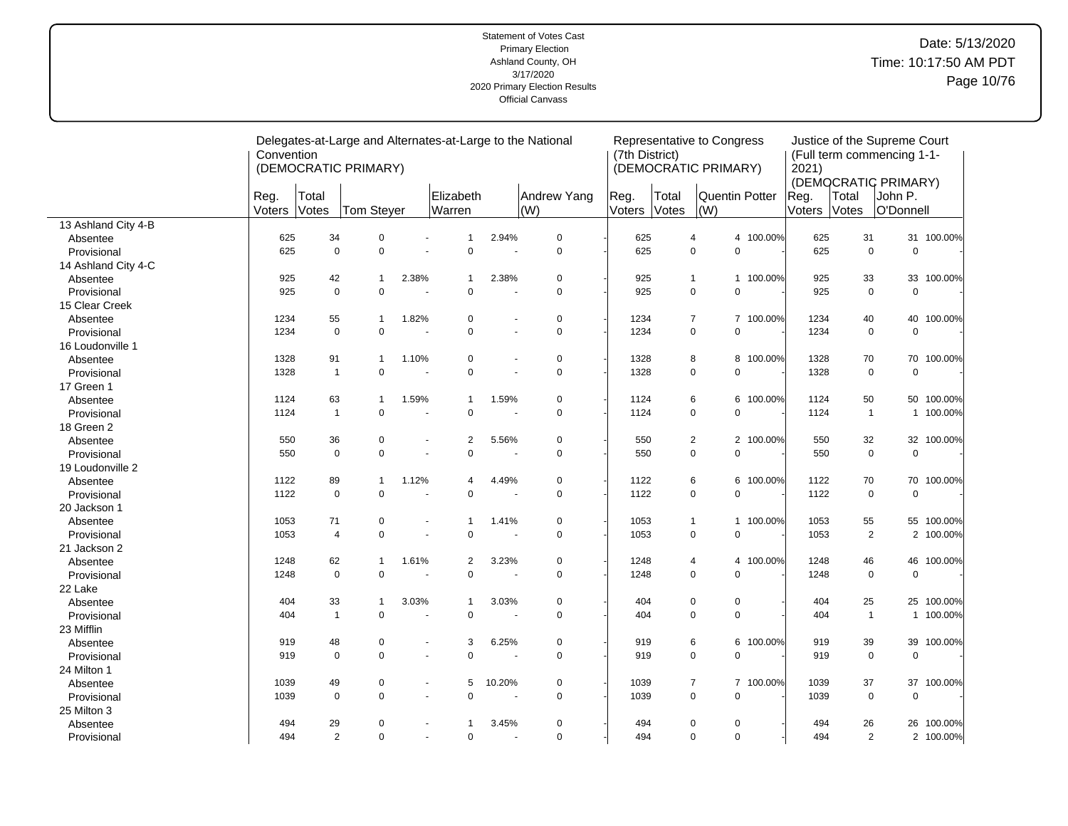Statement of Votes Cast
Primary Election
Ashland County, OH
3/17/2020
2020 Primary Election Results
Official Canvass

Date: 5/13/2020
Time: 10:17:50 AM PDT

| | Delegates-at-Large and Alternates-at-Large to the National Convention (DEMOCRATIC PRIMARY) | | | | | | | | Representative to Congress (7th District) (DEMOCRATIC PRIMARY) | | | | Justice of the Supreme Court (Full term commencing 1-1-2021) (DEMOCRATIC PRIMARY) | | | |
|---|---|---|---|---|---|---|---|---|---|---|---|---|---|---|---|---|
| | Reg. Voters | Total Votes | Tom Steyer | | Elizabeth Warren | | Andrew Yang (W) | | Reg. Voters | Total Votes | Quentin Potter (W) | | Reg. Voters | Total Votes | John P. O'Donnell | |
| 13 Ashland City 4-B | | | | | | | | | | | | | | | | |
| Absentee | 625 | 34 | 0 | - | 1 | 2.94% | 0 | - | 625 | 4 | 4 | 100.00% | 625 | 31 | 31 | 100.00% |
| Provisional | 625 | 0 | 0 | - | 0 | - | 0 | - | 625 | 0 | 0 | - | 625 | 0 | 0 | - |
| 14 Ashland City 4-C | | | | | | | | | | | | | | | | |
| Absentee | 925 | 42 | 1 | 2.38% | 1 | 2.38% | 0 | - | 925 | 1 | 1 | 100.00% | 925 | 33 | 33 | 100.00% |
| Provisional | 925 | 0 | 0 | - | 0 | - | 0 | - | 925 | 0 | 0 | - | 925 | 0 | 0 | - |
| 15 Clear Creek | | | | | | | | | | | | | | | | |
| Absentee | 1234 | 55 | 1 | 1.82% | 0 | - | 0 | - | 1234 | 7 | 7 | 100.00% | 1234 | 40 | 40 | 100.00% |
| Provisional | 1234 | 0 | 0 | - | 0 | - | 0 | - | 1234 | 0 | 0 | - | 1234 | 0 | 0 | - |
| 16 Loudonville 1 | | | | | | | | | | | | | | | | |
| Absentee | 1328 | 91 | 1 | 1.10% | 0 | - | 0 | - | 1328 | 8 | 8 | 100.00% | 1328 | 70 | 70 | 100.00% |
| Provisional | 1328 | 1 | 0 | - | 0 | - | 0 | - | 1328 | 0 | 0 | - | 1328 | 0 | 0 | - |
| 17 Green 1 | | | | | | | | | | | | | | | | |
| Absentee | 1124 | 63 | 1 | 1.59% | 1 | 1.59% | 0 | - | 1124 | 6 | 6 | 100.00% | 1124 | 50 | 50 | 100.00% |
| Provisional | 1124 | 1 | 0 | - | 0 | - | 0 | - | 1124 | 0 | 0 | - | 1124 | 1 | 1 | 100.00% |
| 18 Green 2 | | | | | | | | | | | | | | | | |
| Absentee | 550 | 36 | 0 | - | 2 | 5.56% | 0 | - | 550 | 2 | 2 | 100.00% | 550 | 32 | 32 | 100.00% |
| Provisional | 550 | 0 | 0 | - | 0 | - | 0 | - | 550 | 0 | 0 | - | 550 | 0 | 0 | - |
| 19 Loudonville 2 | | | | | | | | | | | | | | | | |
| Absentee | 1122 | 89 | 1 | 1.12% | 4 | 4.49% | 0 | - | 1122 | 6 | 6 | 100.00% | 1122 | 70 | 70 | 100.00% |
| Provisional | 1122 | 0 | 0 | - | 0 | - | 0 | - | 1122 | 0 | 0 | - | 1122 | 0 | 0 | - |
| 20 Jackson 1 | | | | | | | | | | | | | | | | |
| Absentee | 1053 | 71 | 0 | - | 1 | 1.41% | 0 | - | 1053 | 1 | 1 | 100.00% | 1053 | 55 | 55 | 100.00% |
| Provisional | 1053 | 4 | 0 | - | 0 | - | 0 | - | 1053 | 0 | 0 | - | 1053 | 2 | 2 | 100.00% |
| 21 Jackson 2 | | | | | | | | | | | | | | | | |
| Absentee | 1248 | 62 | 1 | 1.61% | 2 | 3.23% | 0 | - | 1248 | 4 | 4 | 100.00% | 1248 | 46 | 46 | 100.00% |
| Provisional | 1248 | 0 | 0 | - | 0 | - | 0 | - | 1248 | 0 | 0 | - | 1248 | 0 | 0 | - |
| 22 Lake | | | | | | | | | | | | | | | | |
| Absentee | 404 | 33 | 1 | 3.03% | 1 | 3.03% | 0 | - | 404 | 0 | 0 | - | 404 | 25 | 25 | 100.00% |
| Provisional | 404 | 1 | 0 | - | 0 | - | 0 | - | 404 | 0 | 0 | - | 404 | 1 | 1 | 100.00% |
| 23 Mifflin | | | | | | | | | | | | | | | | |
| Absentee | 919 | 48 | 0 | - | 3 | 6.25% | 0 | - | 919 | 6 | 6 | 100.00% | 919 | 39 | 39 | 100.00% |
| Provisional | 919 | 0 | 0 | - | 0 | - | 0 | - | 919 | 0 | 0 | - | 919 | 0 | 0 | - |
| 24 Milton 1 | | | | | | | | | | | | | | | | |
| Absentee | 1039 | 49 | 0 | - | 5 | 10.20% | 0 | - | 1039 | 7 | 7 | 100.00% | 1039 | 37 | 37 | 100.00% |
| Provisional | 1039 | 0 | 0 | - | 0 | - | 0 | - | 1039 | 0 | 0 | - | 1039 | 0 | 0 | - |
| 25 Milton 3 | | | | | | | | | | | | | | | | |
| Absentee | 494 | 29 | 0 | - | 1 | 3.45% | 0 | - | 494 | 0 | 0 | - | 494 | 26 | 26 | 100.00% |
| Provisional | 494 | 2 | 0 | - | 0 | - | 0 | - | 494 | 0 | 0 | - | 494 | 2 | 2 | 100.00% |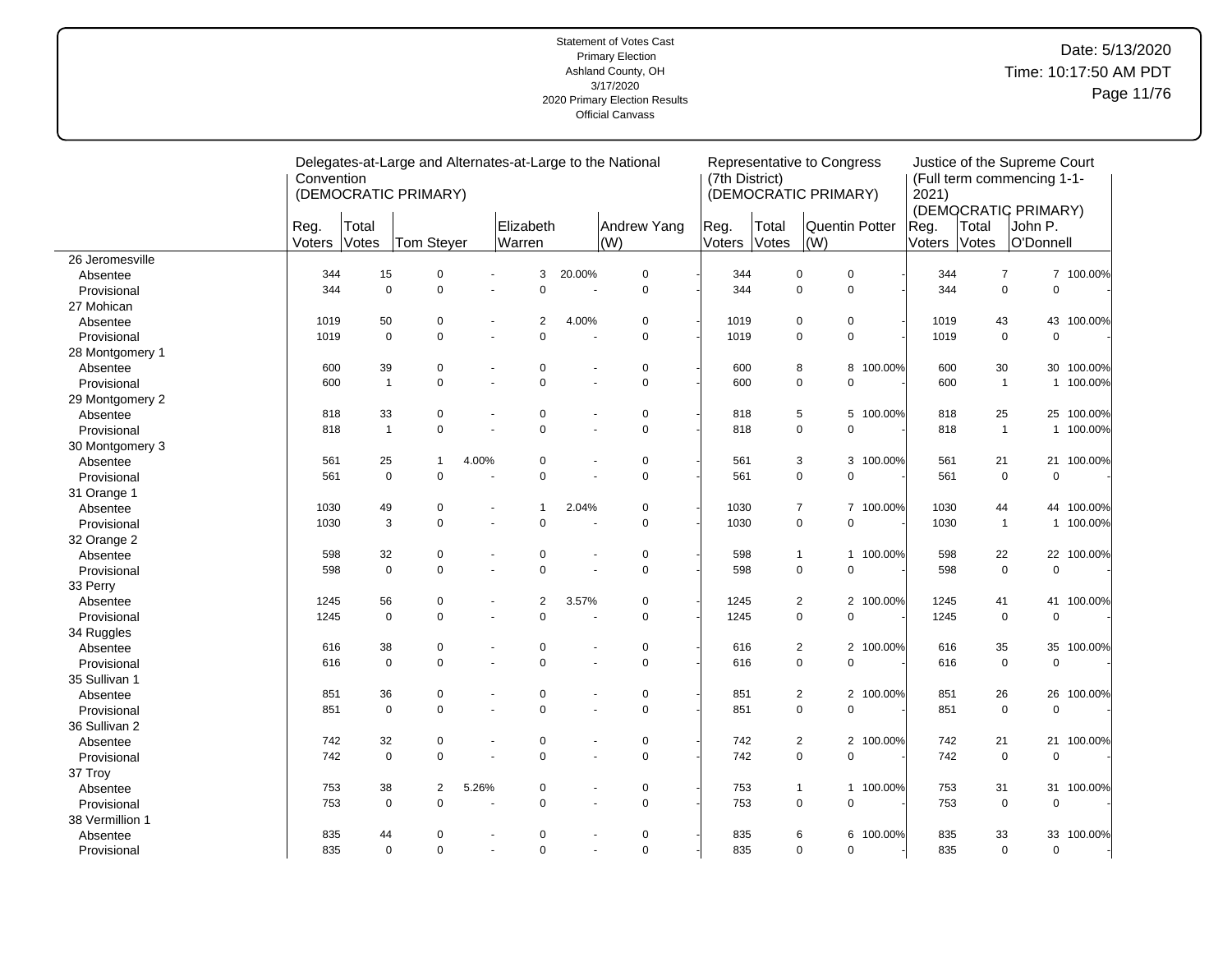Statement of Votes Cast
Primary Election
Ashland County, OH
3/17/2020
2020 Primary Election Results
Official Canvass

Date: 5/13/2020
Time: 10:17:50 AM PDT

| | Delegates-at-Large and Alternates-at-Large to the National Convention (DEMOCRATIC PRIMARY) | | | | | | | | Representative to Congress (7th District) (DEMOCRATIC PRIMARY) | | | | Justice of the Supreme Court (Full term commencing 1-1-2021) (DEMOCRATIC PRIMARY) | | | |
|---|---|---|---|---|---|---|---|---|---|---|---|---|---|---|---|---|
| | Reg. Voters | Total Votes | Tom Steyer | | Elizabeth Warren | | Andrew Yang (W) | | Reg. Voters | Total Votes | Quentin Potter (W) | | Reg. Voters | Total Votes | John P. O'Donnell | |
| 26 Jeromesville | | | | | | | | | | | | | | | | |
| Absentee | 344 | 15 | 0 | - | 3 | 20.00% | 0 | - | 344 | 0 | 0 | - | 344 | 7 | 7 | 100.00% |
| Provisional | 344 | 0 | 0 | - | 0 | - | 0 | - | 344 | 0 | 0 | - | 344 | 0 | 0 | - |
| 27 Mohican | | | | | | | | | | | | | | | | |
| Absentee | 1019 | 50 | 0 | - | 2 | 4.00% | 0 | - | 1019 | 0 | 0 | - | 1019 | 43 | 43 | 100.00% |
| Provisional | 1019 | 0 | 0 | - | 0 | - | 0 | - | 1019 | 0 | 0 | - | 1019 | 0 | 0 | - |
| 28 Montgomery 1 | | | | | | | | | | | | | | | | |
| Absentee | 600 | 39 | 0 | - | 0 | - | 0 | - | 600 | 8 | 8 | 100.00% | 600 | 30 | 30 | 100.00% |
| Provisional | 600 | 1 | 0 | - | 0 | - | 0 | - | 600 | 0 | 0 | - | 600 | 1 | 1 | 100.00% |
| 29 Montgomery 2 | | | | | | | | | | | | | | | | |
| Absentee | 818 | 33 | 0 | - | 0 | - | 0 | - | 818 | 5 | 5 | 100.00% | 818 | 25 | 25 | 100.00% |
| Provisional | 818 | 1 | 0 | - | 0 | - | 0 | - | 818 | 0 | 0 | - | 818 | 1 | 1 | 100.00% |
| 30 Montgomery 3 | | | | | | | | | | | | | | | | |
| Absentee | 561 | 25 | 1 | 4.00% | 0 | - | 0 | - | 561 | 3 | 3 | 100.00% | 561 | 21 | 21 | 100.00% |
| Provisional | 561 | 0 | 0 | - | 0 | - | 0 | - | 561 | 0 | 0 | - | 561 | 0 | 0 | - |
| 31 Orange 1 | | | | | | | | | | | | | | | | |
| Absentee | 1030 | 49 | 0 | - | 1 | 2.04% | 0 | - | 1030 | 7 | 7 | 100.00% | 1030 | 44 | 44 | 100.00% |
| Provisional | 1030 | 3 | 0 | - | 0 | - | 0 | - | 1030 | 0 | 0 | - | 1030 | 1 | 1 | 100.00% |
| 32 Orange 2 | | | | | | | | | | | | | | | | |
| Absentee | 598 | 32 | 0 | - | 0 | - | 0 | - | 598 | 1 | 1 | 100.00% | 598 | 22 | 22 | 100.00% |
| Provisional | 598 | 0 | 0 | - | 0 | - | 0 | - | 598 | 0 | 0 | - | 598 | 0 | 0 | - |
| 33 Perry | | | | | | | | | | | | | | | | |
| Absentee | 1245 | 56 | 0 | - | 2 | 3.57% | 0 | - | 1245 | 2 | 2 | 100.00% | 1245 | 41 | 41 | 100.00% |
| Provisional | 1245 | 0 | 0 | - | 0 | - | 0 | - | 1245 | 0 | 0 | - | 1245 | 0 | 0 | - |
| 34 Ruggles | | | | | | | | | | | | | | | | |
| Absentee | 616 | 38 | 0 | - | 0 | - | 0 | - | 616 | 2 | 2 | 100.00% | 616 | 35 | 35 | 100.00% |
| Provisional | 616 | 0 | 0 | - | 0 | - | 0 | - | 616 | 0 | 0 | - | 616 | 0 | 0 | - |
| 35 Sullivan 1 | | | | | | | | | | | | | | | | |
| Absentee | 851 | 36 | 0 | - | 0 | - | 0 | - | 851 | 2 | 2 | 100.00% | 851 | 26 | 26 | 100.00% |
| Provisional | 851 | 0 | 0 | - | 0 | - | 0 | - | 851 | 0 | 0 | - | 851 | 0 | 0 | - |
| 36 Sullivan 2 | | | | | | | | | | | | | | | | |
| Absentee | 742 | 32 | 0 | - | 0 | - | 0 | - | 742 | 2 | 2 | 100.00% | 742 | 21 | 21 | 100.00% |
| Provisional | 742 | 0 | 0 | - | 0 | - | 0 | - | 742 | 0 | 0 | - | 742 | 0 | 0 | - |
| 37 Troy | | | | | | | | | | | | | | | | |
| Absentee | 753 | 38 | 2 | 5.26% | 0 | - | 0 | - | 753 | 1 | 1 | 100.00% | 753 | 31 | 31 | 100.00% |
| Provisional | 753 | 0 | 0 | - | 0 | - | 0 | - | 753 | 0 | 0 | - | 753 | 0 | 0 | - |
| 38 Vermillion 1 | | | | | | | | | | | | | | | | |
| Absentee | 835 | 44 | 0 | - | 0 | - | 0 | - | 835 | 6 | 6 | 100.00% | 835 | 33 | 33 | 100.00% |
| Provisional | 835 | 0 | 0 | - | 0 | - | 0 | - | 835 | 0 | 0 | - | 835 | 0 | 0 | - |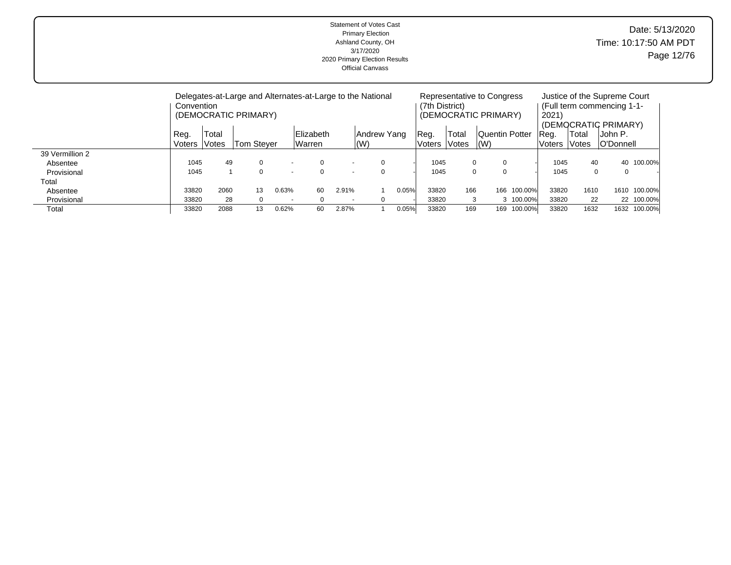Statement of Votes Cast
Primary Election
Ashland County, OH
3/17/2020
2020 Primary Election Results
Official Canvass

Date: 5/13/2020
Time: 10:17:50 AM PDT

| | Delegates-at-Large and Alternates-at-Large to the National Convention (DEMOCRATIC PRIMARY) | | | | | | | | Representative to Congress (7th District) (DEMOCRATIC PRIMARY) | | | | Justice of the Supreme Court (Full term commencing 1-1-2021) (DEMOCRATIC PRIMARY) | | | |
|---|---|---|---|---|---|---|---|---|---|---|---|---|---|---|---|---|
| | Reg. Voters | Total Votes | Tom Steyer | | Elizabeth Warren | | Andrew Yang (W) | | Reg. Voters | Total Votes | Quentin Potter (W) | | Reg. Voters | Total Votes | John P. O'Donnell | |
| 39 Vermillion 2 | | | | | | | | | | | | | | | | |
| Absentee | 1045 | 49 | 0 | - | 0 | - | 0 | - | 1045 | 0 | 0 | - | 1045 | 40 | 40 | 100.00% |
| Provisional | 1045 | 1 | 0 | - | 0 | - | 0 | - | 1045 | 0 | 0 | - | 1045 | 0 | 0 | - |
| Total | | | | | | | | | | | | | | | | |
| Absentee | 33820 | 2060 | 13 | 0.63% | 60 | 2.91% | 1 | 0.05% | 33820 | 166 | 166 | 100.00% | 33820 | 1610 | 1610 | 100.00% |
| Provisional | 33820 | 28 | 0 | - | 0 | - | 0 | - | 33820 | 3 | 3 | 100.00% | 33820 | 22 | 22 | 100.00% |
| Total | 33820 | 2088 | 13 | 0.62% | 60 | 2.87% | 1 | 0.05% | 33820 | 169 | 169 | 100.00% | 33820 | 1632 | 1632 | 100.00% |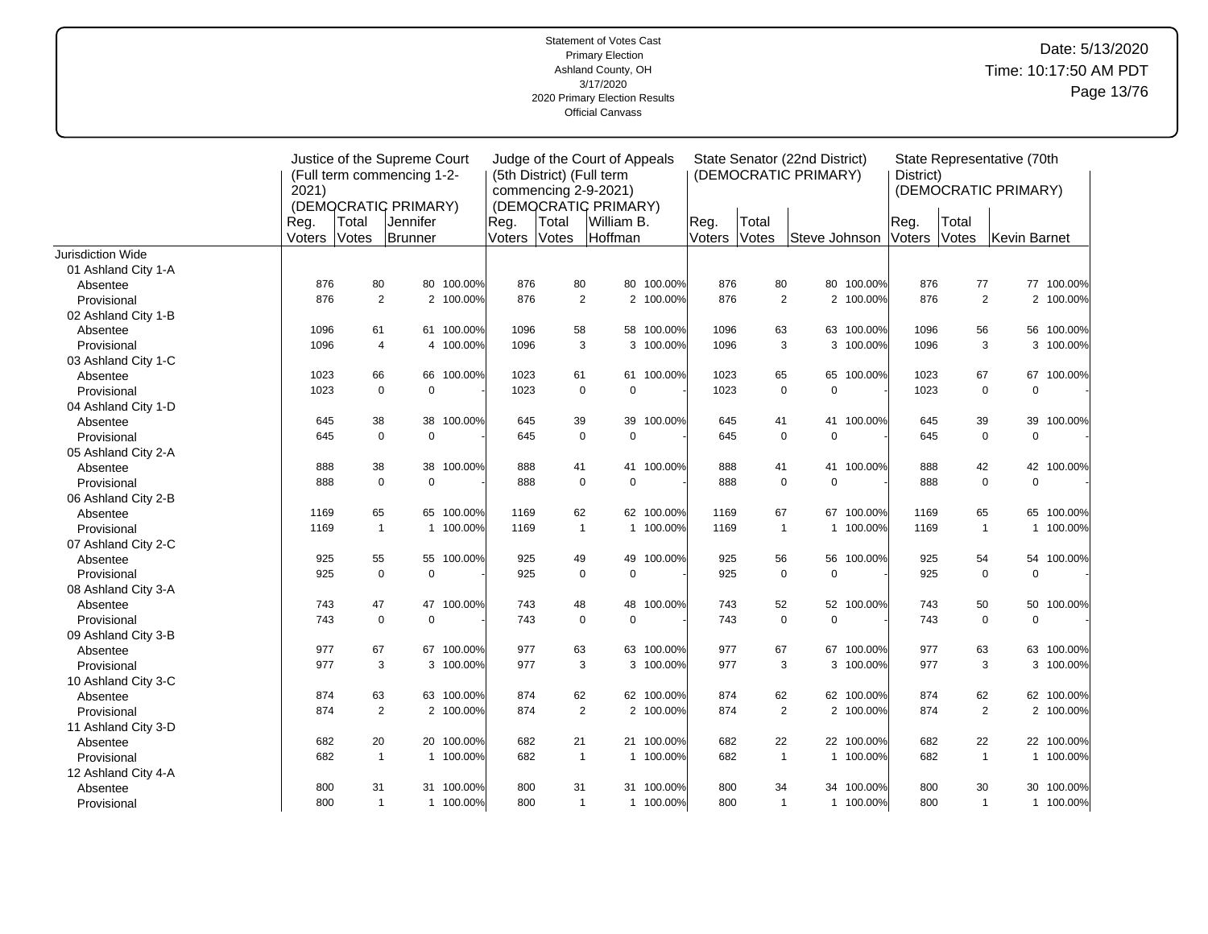Statement of Votes Cast
Primary Election
Ashland County, OH
3/17/2020
2020 Primary Election Results
Official Canvass

Date: 5/13/2020
Time: 10:17:50 AM PDT

| | Justice of the Supreme Court (Full term commencing 1-2-2021) (DEMOCRATIC PRIMARY) | | | | Judge of the Court of Appeals (5th District) (Full term commencing 2-9-2021) (DEMOCRATIC PRIMARY) | | | | State Senator (22nd District) (DEMOCRATIC PRIMARY) | | | | State Representative (70th District) (DEMOCRATIC PRIMARY) | | | |
|---|---|---|---|---|---|---|---|---|---|---|---|---|---|---|---|---|
| | Reg. Voters | Total Votes | Jennifer Brunner | | Reg. Voters | Total Votes | William B. Hoffman | | Reg. Voters | Total Votes | Steve Johnson | | Reg. Voters | Total Votes | Kevin Barnet | |
| Jurisdiction Wide | | | | | | | | | | | | | | | | |
| 01 Ashland City 1-A | | | | | | | | | | | | | | | | |
| Absentee | 876 | 80 | 80 | 100.00% | 876 | 80 | 80 | 100.00% | 876 | 80 | 80 | 100.00% | 876 | 77 | 77 | 100.00% |
| Provisional | 876 | 2 | 2 | 100.00% | 876 | 2 | 2 | 100.00% | 876 | 2 | 2 | 100.00% | 876 | 2 | 2 | 100.00% |
| 02 Ashland City 1-B | | | | | | | | | | | | | | | | |
| Absentee | 1096 | 61 | 61 | 100.00% | 1096 | 58 | 58 | 100.00% | 1096 | 63 | 63 | 100.00% | 1096 | 56 | 56 | 100.00% |
| Provisional | 1096 | 4 | 4 | 100.00% | 1096 | 3 | 3 | 100.00% | 1096 | 3 | 3 | 100.00% | 1096 | 3 | 3 | 100.00% |
| 03 Ashland City 1-C | | | | | | | | | | | | | | | | |
| Absentee | 1023 | 66 | 66 | 100.00% | 1023 | 61 | 61 | 100.00% | 1023 | 65 | 65 | 100.00% | 1023 | 67 | 67 | 100.00% |
| Provisional | 1023 | 0 | 0 | - | 1023 | 0 | 0 | - | 1023 | 0 | 0 | - | 1023 | 0 | 0 | - |
| 04 Ashland City 1-D | | | | | | | | | | | | | | | | |
| Absentee | 645 | 38 | 38 | 100.00% | 645 | 39 | 39 | 100.00% | 645 | 41 | 41 | 100.00% | 645 | 39 | 39 | 100.00% |
| Provisional | 645 | 0 | 0 | - | 645 | 0 | 0 | - | 645 | 0 | 0 | - | 645 | 0 | 0 | - |
| 05 Ashland City 2-A | | | | | | | | | | | | | | | | |
| Absentee | 888 | 38 | 38 | 100.00% | 888 | 41 | 41 | 100.00% | 888 | 41 | 41 | 100.00% | 888 | 42 | 42 | 100.00% |
| Provisional | 888 | 0 | 0 | - | 888 | 0 | 0 | - | 888 | 0 | 0 | - | 888 | 0 | 0 | - |
| 06 Ashland City 2-B | | | | | | | | | | | | | | | | |
| Absentee | 1169 | 65 | 65 | 100.00% | 1169 | 62 | 62 | 100.00% | 1169 | 67 | 67 | 100.00% | 1169 | 65 | 65 | 100.00% |
| Provisional | 1169 | 1 | 1 | 100.00% | 1169 | 1 | 1 | 100.00% | 1169 | 1 | 1 | 100.00% | 1169 | 1 | 1 | 100.00% |
| 07 Ashland City 2-C | | | | | | | | | | | | | | | | |
| Absentee | 925 | 55 | 55 | 100.00% | 925 | 49 | 49 | 100.00% | 925 | 56 | 56 | 100.00% | 925 | 54 | 54 | 100.00% |
| Provisional | 925 | 0 | 0 | - | 925 | 0 | 0 | - | 925 | 0 | 0 | - | 925 | 0 | 0 | - |
| 08 Ashland City 3-A | | | | | | | | | | | | | | | | |
| Absentee | 743 | 47 | 47 | 100.00% | 743 | 48 | 48 | 100.00% | 743 | 52 | 52 | 100.00% | 743 | 50 | 50 | 100.00% |
| Provisional | 743 | 0 | 0 | - | 743 | 0 | 0 | - | 743 | 0 | 0 | - | 743 | 0 | 0 | - |
| 09 Ashland City 3-B | | | | | | | | | | | | | | | | |
| Absentee | 977 | 67 | 67 | 100.00% | 977 | 63 | 63 | 100.00% | 977 | 67 | 67 | 100.00% | 977 | 63 | 63 | 100.00% |
| Provisional | 977 | 3 | 3 | 100.00% | 977 | 3 | 3 | 100.00% | 977 | 3 | 3 | 100.00% | 977 | 3 | 3 | 100.00% |
| 10 Ashland City 3-C | | | | | | | | | | | | | | | | |
| Absentee | 874 | 63 | 63 | 100.00% | 874 | 62 | 62 | 100.00% | 874 | 62 | 62 | 100.00% | 874 | 62 | 62 | 100.00% |
| Provisional | 874 | 2 | 2 | 100.00% | 874 | 2 | 2 | 100.00% | 874 | 2 | 2 | 100.00% | 874 | 2 | 2 | 100.00% |
| 11 Ashland City 3-D | | | | | | | | | | | | | | | | |
| Absentee | 682 | 20 | 20 | 100.00% | 682 | 21 | 21 | 100.00% | 682 | 22 | 22 | 100.00% | 682 | 22 | 22 | 100.00% |
| Provisional | 682 | 1 | 1 | 100.00% | 682 | 1 | 1 | 100.00% | 682 | 1 | 1 | 100.00% | 682 | 1 | 1 | 100.00% |
| 12 Ashland City 4-A | | | | | | | | | | | | | | | | |
| Absentee | 800 | 31 | 31 | 100.00% | 800 | 31 | 31 | 100.00% | 800 | 34 | 34 | 100.00% | 800 | 30 | 30 | 100.00% |
| Provisional | 800 | 1 | 1 | 100.00% | 800 | 1 | 1 | 100.00% | 800 | 1 | 1 | 100.00% | 800 | 1 | 1 | 100.00% |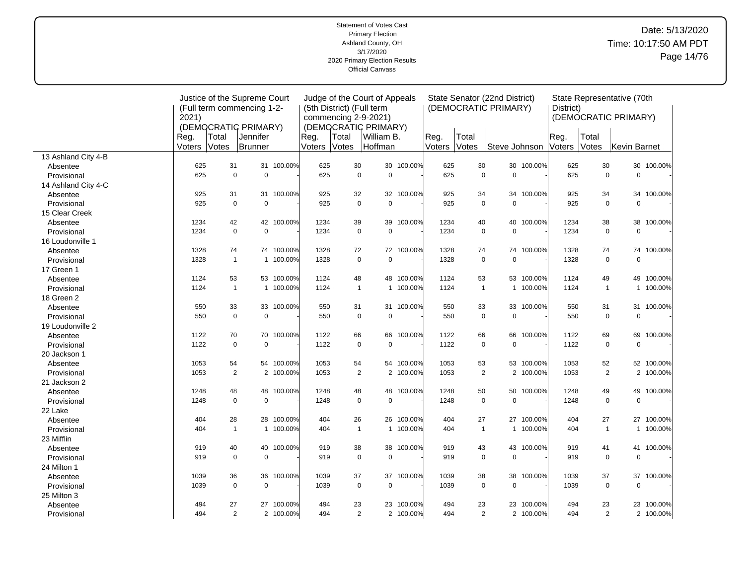Statement of Votes Cast
Primary Election
Ashland County, OH
3/17/2020
2020 Primary Election Results
Official Canvass

Date: 5/13/2020
Time: 10:17:50 AM PDT

| | Justice of the Supreme Court (Full term commencing 1-2-2021) (DEMOCRATIC PRIMARY) | | | | Judge of the Court of Appeals (5th District) (Full term commencing 2-9-2021) (DEMOCRATIC PRIMARY) | | | | State Senator (22nd District) (DEMOCRATIC PRIMARY) | | | | State Representative (70th District) (DEMOCRATIC PRIMARY) | | | |
|---|---|---|---|---|---|---|---|---|---|---|---|---|---|---|---|---|
| | Reg. Voters | Total Votes | Jennifer Brunner | | Reg. Voters | Total Votes | William B. Hoffman | | Reg. Voters | Total Votes | Steve Johnson | | Reg. Voters | Total Votes | Kevin Barnet | |
| 13 Ashland City 4-B | | | | | | | | | | | | | | | | |
| Absentee | 625 | 31 | 31 | 100.00% | 625 | 30 | 30 | 100.00% | 625 | 30 | 30 | 100.00% | 625 | 30 | 30 | 100.00% |
| Provisional | 625 | 0 | 0 | - | 625 | 0 | 0 | - | 625 | 0 | 0 | - | 625 | 0 | 0 | - |
| 14 Ashland City 4-C | | | | | | | | | | | | | | | | |
| Absentee | 925 | 31 | 31 | 100.00% | 925 | 32 | 32 | 100.00% | 925 | 34 | 34 | 100.00% | 925 | 34 | 34 | 100.00% |
| Provisional | 925 | 0 | 0 | - | 925 | 0 | 0 | - | 925 | 0 | 0 | - | 925 | 0 | 0 | - |
| 15 Clear Creek | | | | | | | | | | | | | | | | |
| Absentee | 1234 | 42 | 42 | 100.00% | 1234 | 39 | 39 | 100.00% | 1234 | 40 | 40 | 100.00% | 1234 | 38 | 38 | 100.00% |
| Provisional | 1234 | 0 | 0 | - | 1234 | 0 | 0 | - | 1234 | 0 | 0 | - | 1234 | 0 | 0 | - |
| 16 Loudonville 1 | | | | | | | | | | | | | | | | |
| Absentee | 1328 | 74 | 74 | 100.00% | 1328 | 72 | 72 | 100.00% | 1328 | 74 | 74 | 100.00% | 1328 | 74 | 74 | 100.00% |
| Provisional | 1328 | 1 | 1 | 100.00% | 1328 | 0 | 0 | - | 1328 | 0 | 0 | - | 1328 | 0 | 0 | - |
| 17 Green 1 | | | | | | | | | | | | | | | | |
| Absentee | 1124 | 53 | 53 | 100.00% | 1124 | 48 | 48 | 100.00% | 1124 | 53 | 53 | 100.00% | 1124 | 49 | 49 | 100.00% |
| Provisional | 1124 | 1 | 1 | 100.00% | 1124 | 1 | 1 | 100.00% | 1124 | 1 | 1 | 100.00% | 1124 | 1 | 1 | 100.00% |
| 18 Green 2 | | | | | | | | | | | | | | | | |
| Absentee | 550 | 33 | 33 | 100.00% | 550 | 31 | 31 | 100.00% | 550 | 33 | 33 | 100.00% | 550 | 31 | 31 | 100.00% |
| Provisional | 550 | 0 | 0 | - | 550 | 0 | 0 | - | 550 | 0 | 0 | - | 550 | 0 | 0 | - |
| 19 Loudonville 2 | | | | | | | | | | | | | | | | |
| Absentee | 1122 | 70 | 70 | 100.00% | 1122 | 66 | 66 | 100.00% | 1122 | 66 | 66 | 100.00% | 1122 | 69 | 69 | 100.00% |
| Provisional | 1122 | 0 | 0 | - | 1122 | 0 | 0 | - | 1122 | 0 | 0 | - | 1122 | 0 | 0 | - |
| 20 Jackson 1 | | | | | | | | | | | | | | | | |
| Absentee | 1053 | 54 | 54 | 100.00% | 1053 | 54 | 54 | 100.00% | 1053 | 53 | 53 | 100.00% | 1053 | 52 | 52 | 100.00% |
| Provisional | 1053 | 2 | 2 | 100.00% | 1053 | 2 | 2 | 100.00% | 1053 | 2 | 2 | 100.00% | 1053 | 2 | 2 | 100.00% |
| 21 Jackson 2 | | | | | | | | | | | | | | | | |
| Absentee | 1248 | 48 | 48 | 100.00% | 1248 | 48 | 48 | 100.00% | 1248 | 50 | 50 | 100.00% | 1248 | 49 | 49 | 100.00% |
| Provisional | 1248 | 0 | 0 | - | 1248 | 0 | 0 | - | 1248 | 0 | 0 | - | 1248 | 0 | 0 | - |
| 22 Lake | | | | | | | | | | | | | | | | |
| Absentee | 404 | 28 | 28 | 100.00% | 404 | 26 | 26 | 100.00% | 404 | 27 | 27 | 100.00% | 404 | 27 | 27 | 100.00% |
| Provisional | 404 | 1 | 1 | 100.00% | 404 | 1 | 1 | 100.00% | 404 | 1 | 1 | 100.00% | 404 | 1 | 1 | 100.00% |
| 23 Mifflin | | | | | | | | | | | | | | | | |
| Absentee | 919 | 40 | 40 | 100.00% | 919 | 38 | 38 | 100.00% | 919 | 43 | 43 | 100.00% | 919 | 41 | 41 | 100.00% |
| Provisional | 919 | 0 | 0 | - | 919 | 0 | 0 | - | 919 | 0 | 0 | - | 919 | 0 | 0 | - |
| 24 Milton 1 | | | | | | | | | | | | | | | | |
| Absentee | 1039 | 36 | 36 | 100.00% | 1039 | 37 | 37 | 100.00% | 1039 | 38 | 38 | 100.00% | 1039 | 37 | 37 | 100.00% |
| Provisional | 1039 | 0 | 0 | - | 1039 | 0 | 0 | - | 1039 | 0 | 0 | - | 1039 | 0 | 0 | - |
| 25 Milton 3 | | | | | | | | | | | | | | | | |
| Absentee | 494 | 27 | 27 | 100.00% | 494 | 23 | 23 | 100.00% | 494 | 23 | 23 | 100.00% | 494 | 23 | 23 | 100.00% |
| Provisional | 494 | 2 | 2 | 100.00% | 494 | 2 | 2 | 100.00% | 494 | 2 | 2 | 100.00% | 494 | 2 | 2 | 100.00% |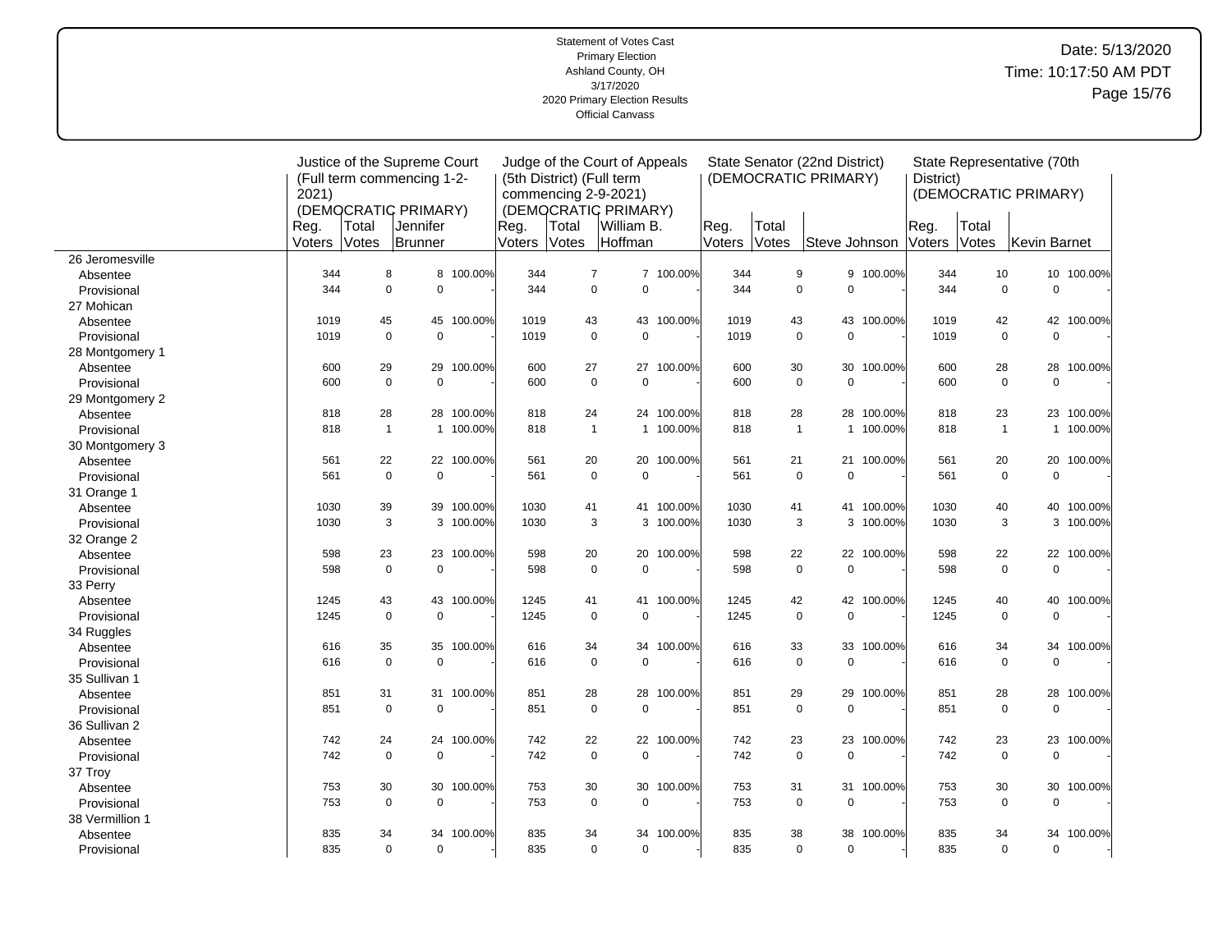Statement of Votes Cast
Primary Election
Ashland County, OH
3/17/2020
2020 Primary Election Results
Official Canvass

Date: 5/13/2020
Time: 10:17:50 AM PDT

| | Justice of the Supreme Court (Full term commencing 1-2-2021) (DEMOCRATIC PRIMARY) | | | | Judge of the Court of Appeals (5th District) (Full term commencing 2-9-2021) (DEMOCRATIC PRIMARY) | | | | State Senator (22nd District) (DEMOCRATIC PRIMARY) | | | | State Representative (70th District) (DEMOCRATIC PRIMARY) | | | |
|---|---|---|---|---|---|---|---|---|---|---|---|---|---|---|---|---|
| | Reg. Voters | Total Votes | Jennifer Brunner | | Reg. Voters | Total Votes | William B. Hoffman | | Reg. Voters | Total Votes | Steve Johnson | | Reg. Voters | Total Votes | Kevin Barnet | |
| 26 Jeromesville | | | | | | | | | | | | | | | | |
| Absentee | 344 | 8 | 8 | 100.00% | 344 | 7 | 7 | 100.00% | 344 | 9 | 9 | 100.00% | 344 | 10 | 10 | 100.00% |
| Provisional | 344 | 0 | 0 | - | 344 | 0 | 0 | - | 344 | 0 | 0 | - | 344 | 0 | 0 | - |
| 27 Mohican | | | | | | | | | | | | | | | | |
| Absentee | 1019 | 45 | 45 | 100.00% | 1019 | 43 | 43 | 100.00% | 1019 | 43 | 43 | 100.00% | 1019 | 42 | 42 | 100.00% |
| Provisional | 1019 | 0 | 0 | - | 1019 | 0 | 0 | - | 1019 | 0 | 0 | - | 1019 | 0 | 0 | - |
| 28 Montgomery 1 | | | | | | | | | | | | | | | | |
| Absentee | 600 | 29 | 29 | 100.00% | 600 | 27 | 27 | 100.00% | 600 | 30 | 30 | 100.00% | 600 | 28 | 28 | 100.00% |
| Provisional | 600 | 0 | 0 | - | 600 | 0 | 0 | - | 600 | 0 | 0 | - | 600 | 0 | 0 | - |
| 29 Montgomery 2 | | | | | | | | | | | | | | | | |
| Absentee | 818 | 28 | 28 | 100.00% | 818 | 24 | 24 | 100.00% | 818 | 28 | 28 | 100.00% | 818 | 23 | 23 | 100.00% |
| Provisional | 818 | 1 | 1 | 100.00% | 818 | 1 | 1 | 100.00% | 818 | 1 | 1 | 100.00% | 818 | 1 | 1 | 100.00% |
| 30 Montgomery 3 | | | | | | | | | | | | | | | | |
| Absentee | 561 | 22 | 22 | 100.00% | 561 | 20 | 20 | 100.00% | 561 | 21 | 21 | 100.00% | 561 | 20 | 20 | 100.00% |
| Provisional | 561 | 0 | 0 | - | 561 | 0 | 0 | - | 561 | 0 | 0 | - | 561 | 0 | 0 | - |
| 31 Orange 1 | | | | | | | | | | | | | | | | |
| Absentee | 1030 | 39 | 39 | 100.00% | 1030 | 41 | 41 | 100.00% | 1030 | 41 | 41 | 100.00% | 1030 | 40 | 40 | 100.00% |
| Provisional | 1030 | 3 | 3 | 100.00% | 1030 | 3 | 3 | 100.00% | 1030 | 3 | 3 | 100.00% | 1030 | 3 | 3 | 100.00% |
| 32 Orange 2 | | | | | | | | | | | | | | | | |
| Absentee | 598 | 23 | 23 | 100.00% | 598 | 20 | 20 | 100.00% | 598 | 22 | 22 | 100.00% | 598 | 22 | 22 | 100.00% |
| Provisional | 598 | 0 | 0 | - | 598 | 0 | 0 | - | 598 | 0 | 0 | - | 598 | 0 | 0 | - |
| 33 Perry | | | | | | | | | | | | | | | | |
| Absentee | 1245 | 43 | 43 | 100.00% | 1245 | 41 | 41 | 100.00% | 1245 | 42 | 42 | 100.00% | 1245 | 40 | 40 | 100.00% |
| Provisional | 1245 | 0 | 0 | - | 1245 | 0 | 0 | - | 1245 | 0 | 0 | - | 1245 | 0 | 0 | - |
| 34 Ruggles | | | | | | | | | | | | | | | | |
| Absentee | 616 | 35 | 35 | 100.00% | 616 | 34 | 34 | 100.00% | 616 | 33 | 33 | 100.00% | 616 | 34 | 34 | 100.00% |
| Provisional | 616 | 0 | 0 | - | 616 | 0 | 0 | - | 616 | 0 | 0 | - | 616 | 0 | 0 | - |
| 35 Sullivan 1 | | | | | | | | | | | | | | | | |
| Absentee | 851 | 31 | 31 | 100.00% | 851 | 28 | 28 | 100.00% | 851 | 29 | 29 | 100.00% | 851 | 28 | 28 | 100.00% |
| Provisional | 851 | 0 | 0 | - | 851 | 0 | 0 | - | 851 | 0 | 0 | - | 851 | 0 | 0 | - |
| 36 Sullivan 2 | | | | | | | | | | | | | | | | |
| Absentee | 742 | 24 | 24 | 100.00% | 742 | 22 | 22 | 100.00% | 742 | 23 | 23 | 100.00% | 742 | 23 | 23 | 100.00% |
| Provisional | 742 | 0 | 0 | - | 742 | 0 | 0 | - | 742 | 0 | 0 | - | 742 | 0 | 0 | - |
| 37 Troy | | | | | | | | | | | | | | | | |
| Absentee | 753 | 30 | 30 | 100.00% | 753 | 30 | 30 | 100.00% | 753 | 31 | 31 | 100.00% | 753 | 30 | 30 | 100.00% |
| Provisional | 753 | 0 | 0 | - | 753 | 0 | 0 | - | 753 | 0 | 0 | - | 753 | 0 | 0 | - |
| 38 Vermillion 1 | | | | | | | | | | | | | | | | |
| Absentee | 835 | 34 | 34 | 100.00% | 835 | 34 | 34 | 100.00% | 835 | 38 | 38 | 100.00% | 835 | 34 | 34 | 100.00% |
| Provisional | 835 | 0 | 0 | - | 835 | 0 | 0 | - | 835 | 0 | 0 | - | 835 | 0 | 0 | - |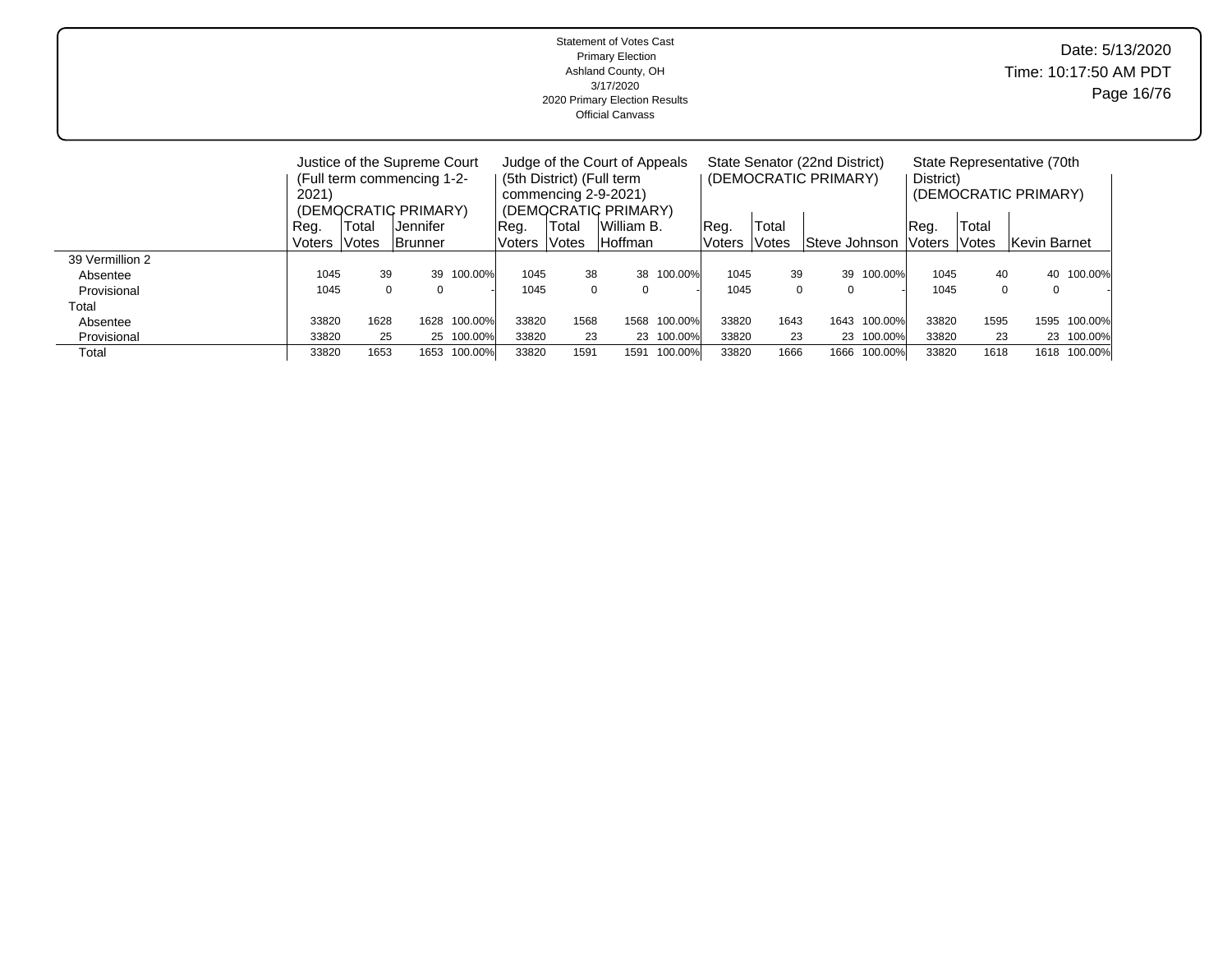Statement of Votes Cast
Primary Election
Ashland County, OH
3/17/2020
2020 Primary Election Results
Official Canvass

Date: 5/13/2020
Time: 10:17:50 AM PDT

| | Justice of the Supreme Court (Full term commencing 1-2-2021) (DEMOCRATIC PRIMARY) | | | | Judge of the Court of Appeals (5th District) (Full term commencing 2-9-2021) (DEMOCRATIC PRIMARY) | | | | State Senator (22nd District) (DEMOCRATIC PRIMARY) | | | | State Representative (70th District) (DEMOCRATIC PRIMARY) | | | |
|---|---|---|---|---|---|---|---|---|---|---|---|---|---|---|---|---|
| | Reg. Voters | Total Votes | Jennifer Brunner | | Reg. Voters | Total Votes | William B. Hoffman | | Reg. Voters | Total Votes | Steve Johnson | | Reg. Voters | Total Votes | Kevin Barnet | |
| 39 Vermillion 2 | | | | | | | | | | | | | | | | |
| Absentee | 1045 | 39 | 39 | 100.00% | 1045 | 38 | 38 | 100.00% | 1045 | 39 | 39 | 100.00% | 1045 | 40 | 40 | 100.00% |
| Provisional | 1045 | 0 | 0 | - | 1045 | 0 | 0 | - | 1045 | 0 | 0 | - | 1045 | 0 | 0 | - |
| Total | | | | | | | | | | | | | | | | |
| Absentee | 33820 | 1628 | 1628 | 100.00% | 33820 | 1568 | 1568 | 100.00% | 33820 | 1643 | 1643 | 100.00% | 33820 | 1595 | 1595 | 100.00% |
| Provisional | 33820 | 25 | 25 | 100.00% | 33820 | 23 | 23 | 100.00% | 33820 | 23 | 23 | 100.00% | 33820 | 23 | 23 | 100.00% |
| Total | 33820 | 1653 | 1653 | 100.00% | 33820 | 1591 | 1591 | 100.00% | 33820 | 1666 | 1666 | 100.00% | 33820 | 1618 | 1618 | 100.00% |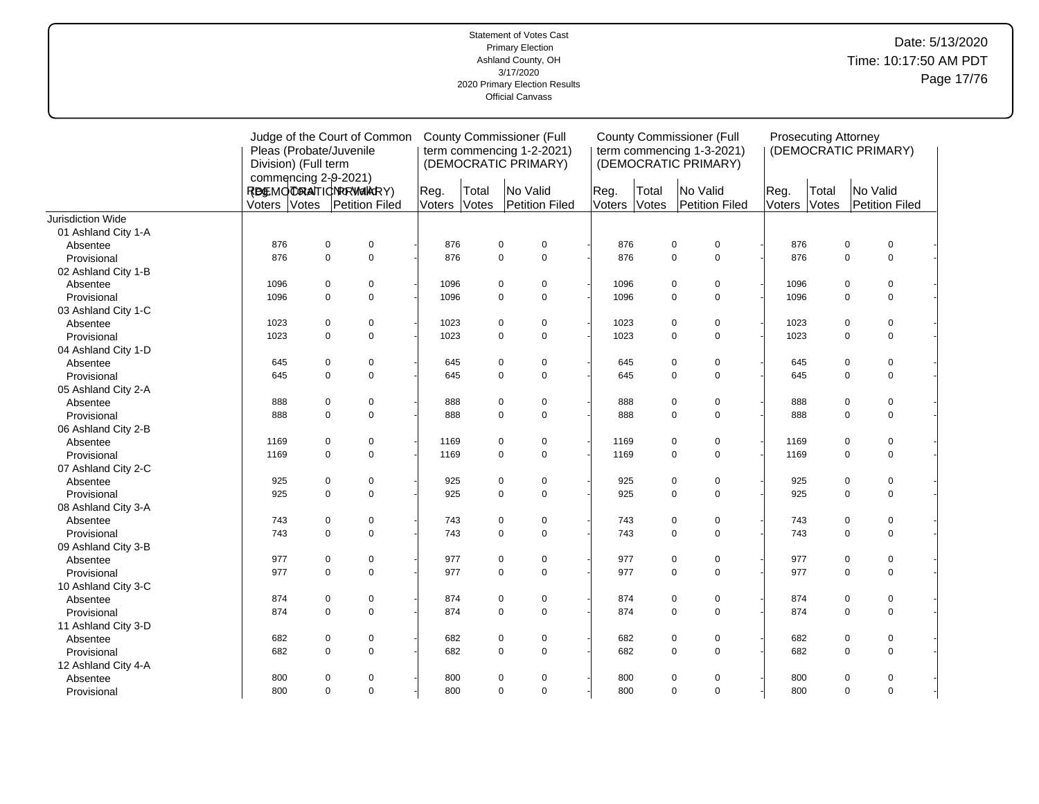Statement of Votes Cast
Primary Election
Ashland County, OH
3/17/2020
2020 Primary Election Results
Official Canvass

Date: 5/13/2020
Time: 10:17:50 AM PDT

| | Judge of the Court of Common Pleas (Probate/Juvenile Division) (Full term commencing 2-9-2021) (DEMOCRATIC PRIMARY) | | | | County Commissioner (Full term commencing 1-2-2021) (DEMOCRATIC PRIMARY) | | | | County Commissioner (Full term commencing 1-3-2021) (DEMOCRATIC PRIMARY) | | | | Prosecuting Attorney (DEMOCRATIC PRIMARY) | | | |
|---|---|---|---|---|---|---|---|---|---|---|---|---|---|---|---|---|
| | Reg. Voters | Total Votes | No Valid Petition Filed | | Reg. Voters | Total Votes | No Valid Petition Filed | | Reg. Voters | Total Votes | No Valid Petition Filed | | Reg. Voters | Total Votes | No Valid Petition Filed | |
| Jurisdiction Wide | | | | | | | | | | | | | | | | |
| 01 Ashland City 1-A | | | | | | | | | | | | | | | | |
| Absentee | 876 | 0 | 0 | - | 876 | 0 | 0 | - | 876 | 0 | 0 | - | 876 | 0 | 0 | - |
| Provisional | 876 | 0 | 0 | - | 876 | 0 | 0 | - | 876 | 0 | 0 | - | 876 | 0 | 0 | - |
| 02 Ashland City 1-B | | | | | | | | | | | | | | | | |
| Absentee | 1096 | 0 | 0 | - | 1096 | 0 | 0 | - | 1096 | 0 | 0 | - | 1096 | 0 | 0 | - |
| Provisional | 1096 | 0 | 0 | - | 1096 | 0 | 0 | - | 1096 | 0 | 0 | - | 1096 | 0 | 0 | - |
| 03 Ashland City 1-C | | | | | | | | | | | | | | | | |
| Absentee | 1023 | 0 | 0 | - | 1023 | 0 | 0 | - | 1023 | 0 | 0 | - | 1023 | 0 | 0 | - |
| Provisional | 1023 | 0 | 0 | - | 1023 | 0 | 0 | - | 1023 | 0 | 0 | - | 1023 | 0 | 0 | - |
| 04 Ashland City 1-D | | | | | | | | | | | | | | | | |
| Absentee | 645 | 0 | 0 | - | 645 | 0 | 0 | - | 645 | 0 | 0 | - | 645 | 0 | 0 | - |
| Provisional | 645 | 0 | 0 | - | 645 | 0 | 0 | - | 645 | 0 | 0 | - | 645 | 0 | 0 | - |
| 05 Ashland City 2-A | | | | | | | | | | | | | | | | |
| Absentee | 888 | 0 | 0 | - | 888 | 0 | 0 | - | 888 | 0 | 0 | - | 888 | 0 | 0 | - |
| Provisional | 888 | 0 | 0 | - | 888 | 0 | 0 | - | 888 | 0 | 0 | - | 888 | 0 | 0 | - |
| 06 Ashland City 2-B | | | | | | | | | | | | | | | | |
| Absentee | 1169 | 0 | 0 | - | 1169 | 0 | 0 | - | 1169 | 0 | 0 | - | 1169 | 0 | 0 | - |
| Provisional | 1169 | 0 | 0 | - | 1169 | 0 | 0 | - | 1169 | 0 | 0 | - | 1169 | 0 | 0 | - |
| 07 Ashland City 2-C | | | | | | | | | | | | | | | | |
| Absentee | 925 | 0 | 0 | - | 925 | 0 | 0 | - | 925 | 0 | 0 | - | 925 | 0 | 0 | - |
| Provisional | 925 | 0 | 0 | - | 925 | 0 | 0 | - | 925 | 0 | 0 | - | 925 | 0 | 0 | - |
| 08 Ashland City 3-A | | | | | | | | | | | | | | | | |
| Absentee | 743 | 0 | 0 | - | 743 | 0 | 0 | - | 743 | 0 | 0 | - | 743 | 0 | 0 | - |
| Provisional | 743 | 0 | 0 | - | 743 | 0 | 0 | - | 743 | 0 | 0 | - | 743 | 0 | 0 | - |
| 09 Ashland City 3-B | | | | | | | | | | | | | | | | |
| Absentee | 977 | 0 | 0 | - | 977 | 0 | 0 | - | 977 | 0 | 0 | - | 977 | 0 | 0 | - |
| Provisional | 977 | 0 | 0 | - | 977 | 0 | 0 | - | 977 | 0 | 0 | - | 977 | 0 | 0 | - |
| 10 Ashland City 3-C | | | | | | | | | | | | | | | | |
| Absentee | 874 | 0 | 0 | - | 874 | 0 | 0 | - | 874 | 0 | 0 | - | 874 | 0 | 0 | - |
| Provisional | 874 | 0 | 0 | - | 874 | 0 | 0 | - | 874 | 0 | 0 | - | 874 | 0 | 0 | - |
| 11 Ashland City 3-D | | | | | | | | | | | | | | | | |
| Absentee | 682 | 0 | 0 | - | 682 | 0 | 0 | - | 682 | 0 | 0 | - | 682 | 0 | 0 | - |
| Provisional | 682 | 0 | 0 | - | 682 | 0 | 0 | - | 682 | 0 | 0 | - | 682 | 0 | 0 | - |
| 12 Ashland City 4-A | | | | | | | | | | | | | | | | |
| Absentee | 800 | 0 | 0 | - | 800 | 0 | 0 | - | 800 | 0 | 0 | - | 800 | 0 | 0 | - |
| Provisional | 800 | 0 | 0 | - | 800 | 0 | 0 | - | 800 | 0 | 0 | - | 800 | 0 | 0 | - |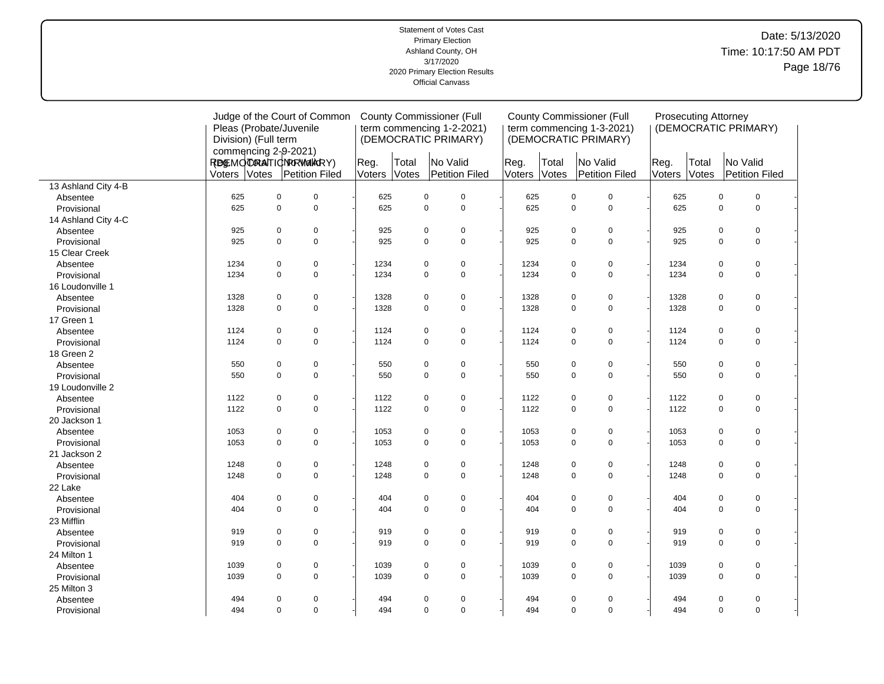Statement of Votes Cast
Primary Election
Ashland County, OH
3/17/2020
2020 Primary Election Results
Official Canvass

Date: 5/13/2020
Time: 10:17:50 AM PDT

| | Judge of the Court of Common Pleas (Probate/Juvenile Division) (Full term commencing 2-9-2021) (DEMOCRATIC PRIMARY) | | | | County Commissioner (Full term commencing 1-2-2021) (DEMOCRATIC PRIMARY) | | | | County Commissioner (Full term commencing 1-3-2021) (DEMOCRATIC PRIMARY) | | | | Prosecuting Attorney (DEMOCRATIC PRIMARY) | | | |
|---|---|---|---|---|---|---|---|---|---|---|---|---|---|---|---|---|
| | Reg. Voters | Total Votes | No Valid Petition Filed | | Reg. Voters | Total Votes | No Valid Petition Filed | | Reg. Voters | Total Votes | No Valid Petition Filed | | Reg. Voters | Total Votes | No Valid Petition Filed | |
| 13 Ashland City 4-B | | | | | | | | | | | | | | | | |
| Absentee | 625 | 0 | 0 | - | 625 | 0 | 0 | - | 625 | 0 | 0 | - | 625 | 0 | 0 | - |
| Provisional | 625 | 0 | 0 | - | 625 | 0 | 0 | - | 625 | 0 | 0 | - | 625 | 0 | 0 | - |
| 14 Ashland City 4-C | | | | | | | | | | | | | | | | |
| Absentee | 925 | 0 | 0 | - | 925 | 0 | 0 | - | 925 | 0 | 0 | - | 925 | 0 | 0 | - |
| Provisional | 925 | 0 | 0 | - | 925 | 0 | 0 | - | 925 | 0 | 0 | - | 925 | 0 | 0 | - |
| 15 Clear Creek | | | | | | | | | | | | | | | | |
| Absentee | 1234 | 0 | 0 | - | 1234 | 0 | 0 | - | 1234 | 0 | 0 | - | 1234 | 0 | 0 | - |
| Provisional | 1234 | 0 | 0 | - | 1234 | 0 | 0 | - | 1234 | 0 | 0 | - | 1234 | 0 | 0 | - |
| 16 Loudonville 1 | | | | | | | | | | | | | | | | |
| Absentee | 1328 | 0 | 0 | - | 1328 | 0 | 0 | - | 1328 | 0 | 0 | - | 1328 | 0 | 0 | - |
| Provisional | 1328 | 0 | 0 | - | 1328 | 0 | 0 | - | 1328 | 0 | 0 | - | 1328 | 0 | 0 | - |
| 17 Green 1 | | | | | | | | | | | | | | | | |
| Absentee | 1124 | 0 | 0 | - | 1124 | 0 | 0 | - | 1124 | 0 | 0 | - | 1124 | 0 | 0 | - |
| Provisional | 1124 | 0 | 0 | - | 1124 | 0 | 0 | - | 1124 | 0 | 0 | - | 1124 | 0 | 0 | - |
| 18 Green 2 | | | | | | | | | | | | | | | | |
| Absentee | 550 | 0 | 0 | - | 550 | 0 | 0 | - | 550 | 0 | 0 | - | 550 | 0 | 0 | - |
| Provisional | 550 | 0 | 0 | - | 550 | 0 | 0 | - | 550 | 0 | 0 | - | 550 | 0 | 0 | - |
| 19 Loudonville 2 | | | | | | | | | | | | | | | | |
| Absentee | 1122 | 0 | 0 | - | 1122 | 0 | 0 | - | 1122 | 0 | 0 | - | 1122 | 0 | 0 | - |
| Provisional | 1122 | 0 | 0 | - | 1122 | 0 | 0 | - | 1122 | 0 | 0 | - | 1122 | 0 | 0 | - |
| 20 Jackson 1 | | | | | | | | | | | | | | | | |
| Absentee | 1053 | 0 | 0 | - | 1053 | 0 | 0 | - | 1053 | 0 | 0 | - | 1053 | 0 | 0 | - |
| Provisional | 1053 | 0 | 0 | - | 1053 | 0 | 0 | - | 1053 | 0 | 0 | - | 1053 | 0 | 0 | - |
| 21 Jackson 2 | | | | | | | | | | | | | | | | |
| Absentee | 1248 | 0 | 0 | - | 1248 | 0 | 0 | - | 1248 | 0 | 0 | - | 1248 | 0 | 0 | - |
| Provisional | 1248 | 0 | 0 | - | 1248 | 0 | 0 | - | 1248 | 0 | 0 | - | 1248 | 0 | 0 | - |
| 22 Lake | | | | | | | | | | | | | | | | |
| Absentee | 404 | 0 | 0 | - | 404 | 0 | 0 | - | 404 | 0 | 0 | - | 404 | 0 | 0 | - |
| Provisional | 404 | 0 | 0 | - | 404 | 0 | 0 | - | 404 | 0 | 0 | - | 404 | 0 | 0 | - |
| 23 Mifflin | | | | | | | | | | | | | | | | |
| Absentee | 919 | 0 | 0 | - | 919 | 0 | 0 | - | 919 | 0 | 0 | - | 919 | 0 | 0 | - |
| Provisional | 919 | 0 | 0 | - | 919 | 0 | 0 | - | 919 | 0 | 0 | - | 919 | 0 | 0 | - |
| 24 Milton 1 | | | | | | | | | | | | | | | | |
| Absentee | 1039 | 0 | 0 | - | 1039 | 0 | 0 | - | 1039 | 0 | 0 | - | 1039 | 0 | 0 | - |
| Provisional | 1039 | 0 | 0 | - | 1039 | 0 | 0 | - | 1039 | 0 | 0 | - | 1039 | 0 | 0 | - |
| 25 Milton 3 | | | | | | | | | | | | | | | | |
| Absentee | 494 | 0 | 0 | - | 494 | 0 | 0 | - | 494 | 0 | 0 | - | 494 | 0 | 0 | - |
| Provisional | 494 | 0 | 0 | - | 494 | 0 | 0 | - | 494 | 0 | 0 | - | 494 | 0 | 0 | - |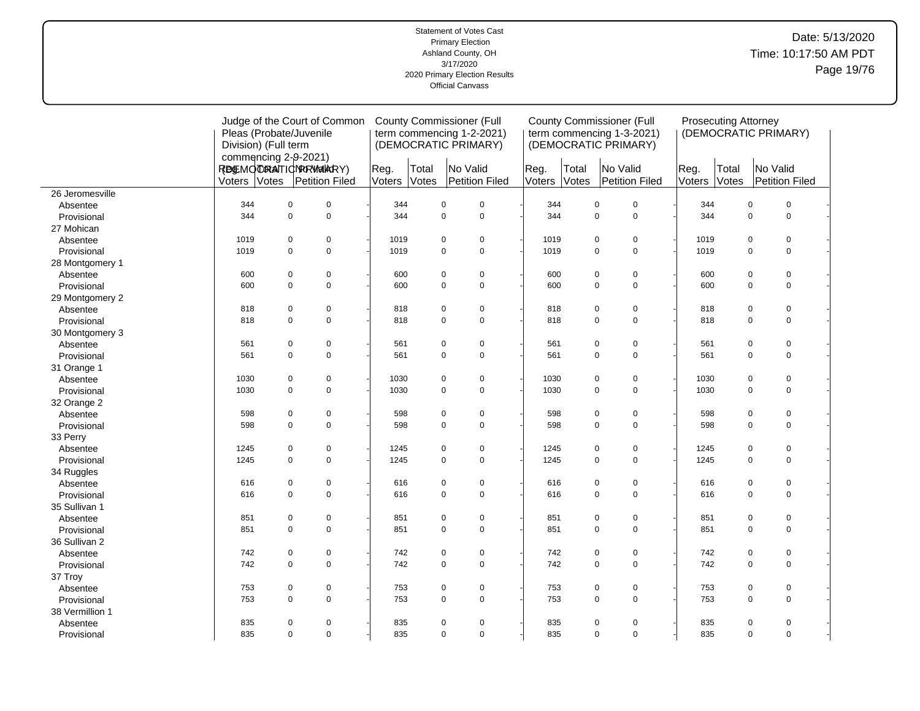Statement of Votes Cast
Primary Election
Ashland County, OH
3/17/2020
2020 Primary Election Results
Official Canvass

Date: 5/13/2020
Time: 10:17:50 AM PDT

| | Judge of the Court of Common Pleas (Probate/Juvenile Division) (Full term commencing 2-9-2021) (DEMOCRATIC PRIMARY) | | | | County Commissioner (Full term commencing 1-2-2021) (DEMOCRATIC PRIMARY) | | | | County Commissioner (Full term commencing 1-3-2021) (DEMOCRATIC PRIMARY) | | | | Prosecuting Attorney (DEMOCRATIC PRIMARY) | | | |
|---|---|---|---|---|---|---|---|---|---|---|---|---|---|---|---|---|
| | Reg. Voters | Total Votes | No Valid Petition Filed | | Reg. Voters | Total Votes | No Valid Petition Filed | | Reg. Voters | Total Votes | No Valid Petition Filed | | Reg. Voters | Total Votes | No Valid Petition Filed | |
| 26 Jeromesville | | | | | | | | | | | | | | | | |
| Absentee | 344 | 0 | 0 | - | 344 | 0 | 0 | - | 344 | 0 | 0 | - | 344 | 0 | 0 | - |
| Provisional | 344 | 0 | 0 | - | 344 | 0 | 0 | - | 344 | 0 | 0 | - | 344 | 0 | 0 | - |
| 27 Mohican | | | | | | | | | | | | | | | | |
| Absentee | 1019 | 0 | 0 | - | 1019 | 0 | 0 | - | 1019 | 0 | 0 | - | 1019 | 0 | 0 | - |
| Provisional | 1019 | 0 | 0 | - | 1019 | 0 | 0 | - | 1019 | 0 | 0 | - | 1019 | 0 | 0 | - |
| 28 Montgomery 1 | | | | | | | | | | | | | | | | |
| Absentee | 600 | 0 | 0 | - | 600 | 0 | 0 | - | 600 | 0 | 0 | - | 600 | 0 | 0 | - |
| Provisional | 600 | 0 | 0 | - | 600 | 0 | 0 | - | 600 | 0 | 0 | - | 600 | 0 | 0 | - |
| 29 Montgomery 2 | | | | | | | | | | | | | | | | |
| Absentee | 818 | 0 | 0 | - | 818 | 0 | 0 | - | 818 | 0 | 0 | - | 818 | 0 | 0 | - |
| Provisional | 818 | 0 | 0 | - | 818 | 0 | 0 | - | 818 | 0 | 0 | - | 818 | 0 | 0 | - |
| 30 Montgomery 3 | | | | | | | | | | | | | | | | |
| Absentee | 561 | 0 | 0 | - | 561 | 0 | 0 | - | 561 | 0 | 0 | - | 561 | 0 | 0 | - |
| Provisional | 561 | 0 | 0 | - | 561 | 0 | 0 | - | 561 | 0 | 0 | - | 561 | 0 | 0 | - |
| 31 Orange 1 | | | | | | | | | | | | | | | | |
| Absentee | 1030 | 0 | 0 | - | 1030 | 0 | 0 | - | 1030 | 0 | 0 | - | 1030 | 0 | 0 | - |
| Provisional | 1030 | 0 | 0 | - | 1030 | 0 | 0 | - | 1030 | 0 | 0 | - | 1030 | 0 | 0 | - |
| 32 Orange 2 | | | | | | | | | | | | | | | | |
| Absentee | 598 | 0 | 0 | - | 598 | 0 | 0 | - | 598 | 0 | 0 | - | 598 | 0 | 0 | - |
| Provisional | 598 | 0 | 0 | - | 598 | 0 | 0 | - | 598 | 0 | 0 | - | 598 | 0 | 0 | - |
| 33 Perry | | | | | | | | | | | | | | | | |
| Absentee | 1245 | 0 | 0 | - | 1245 | 0 | 0 | - | 1245 | 0 | 0 | - | 1245 | 0 | 0 | - |
| Provisional | 1245 | 0 | 0 | - | 1245 | 0 | 0 | - | 1245 | 0 | 0 | - | 1245 | 0 | 0 | - |
| 34 Ruggles | | | | | | | | | | | | | | | | |
| Absentee | 616 | 0 | 0 | - | 616 | 0 | 0 | - | 616 | 0 | 0 | - | 616 | 0 | 0 | - |
| Provisional | 616 | 0 | 0 | - | 616 | 0 | 0 | - | 616 | 0 | 0 | - | 616 | 0 | 0 | - |
| 35 Sullivan 1 | | | | | | | | | | | | | | | | |
| Absentee | 851 | 0 | 0 | - | 851 | 0 | 0 | - | 851 | 0 | 0 | - | 851 | 0 | 0 | - |
| Provisional | 851 | 0 | 0 | - | 851 | 0 | 0 | - | 851 | 0 | 0 | - | 851 | 0 | 0 | - |
| 36 Sullivan 2 | | | | | | | | | | | | | | | | |
| Absentee | 742 | 0 | 0 | - | 742 | 0 | 0 | - | 742 | 0 | 0 | - | 742 | 0 | 0 | - |
| Provisional | 742 | 0 | 0 | - | 742 | 0 | 0 | - | 742 | 0 | 0 | - | 742 | 0 | 0 | - |
| 37 Troy | | | | | | | | | | | | | | | | |
| Absentee | 753 | 0 | 0 | - | 753 | 0 | 0 | - | 753 | 0 | 0 | - | 753 | 0 | 0 | - |
| Provisional | 753 | 0 | 0 | - | 753 | 0 | 0 | - | 753 | 0 | 0 | - | 753 | 0 | 0 | - |
| 38 Vermillion 1 | | | | | | | | | | | | | | | | |
| Absentee | 835 | 0 | 0 | - | 835 | 0 | 0 | - | 835 | 0 | 0 | - | 835 | 0 | 0 | - |
| Provisional | 835 | 0 | 0 | - | 835 | 0 | 0 | - | 835 | 0 | 0 | - | 835 | 0 | 0 | - |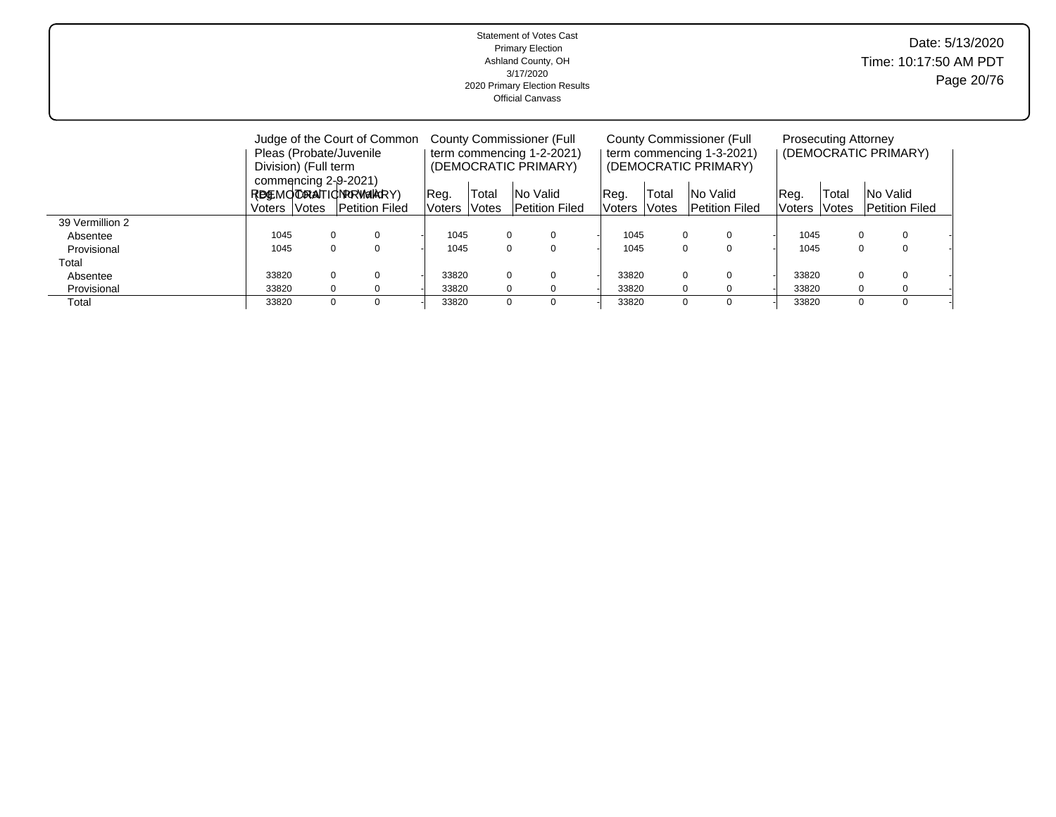| | Judge of the Court of Common Pleas (Probate/Juvenile Division) (Full term commencing 2-9-2021) (DEMOCRATIC PRIMARY) | | | | County Commissioner (Full term commencing 1-2-2021) (DEMOCRATIC PRIMARY) | | | | County Commissioner (Full term commencing 1-3-2021) (DEMOCRATIC PRIMARY) | | | | Prosecuting Attorney (DEMOCRATIC PRIMARY) | | | |
|---|---|---|---|---|---|---|---|---|---|---|---|---|---|---|---|---|
| | Reg. Voters | Total Votes | No Valid Petition Filed | | Reg. Voters | Total Votes | No Valid Petition Filed | | Reg. Voters | Total Votes | No Valid Petition Filed | | Reg. Voters | Total Votes | No Valid Petition Filed | |
| 39 Vermillion 2 | | | | | | | | | | | | | | | | |
| Absentee | 1045 | 0 | 0 | - | 1045 | 0 | 0 | - | 1045 | 0 | 0 | - | 1045 | 0 | 0 | - |
| Provisional | 1045 | 0 | 0 | - | 1045 | 0 | 0 | - | 1045 | 0 | 0 | - | 1045 | 0 | 0 | - |
| Total | | | | | | | | | | | | | | | | |
| Absentee | 33820 | 0 | 0 | - | 33820 | 0 | 0 | - | 33820 | 0 | 0 | - | 33820 | 0 | 0 | - |
| Provisional | 33820 | 0 | 0 | - | 33820 | 0 | 0 | - | 33820 | 0 | 0 | - | 33820 | 0 | 0 | - |
| Total | 33820 | 0 | 0 | - | 33820 | 0 | 0 | - | 33820 | 0 | 0 | - | 33820 | 0 | 0 | - |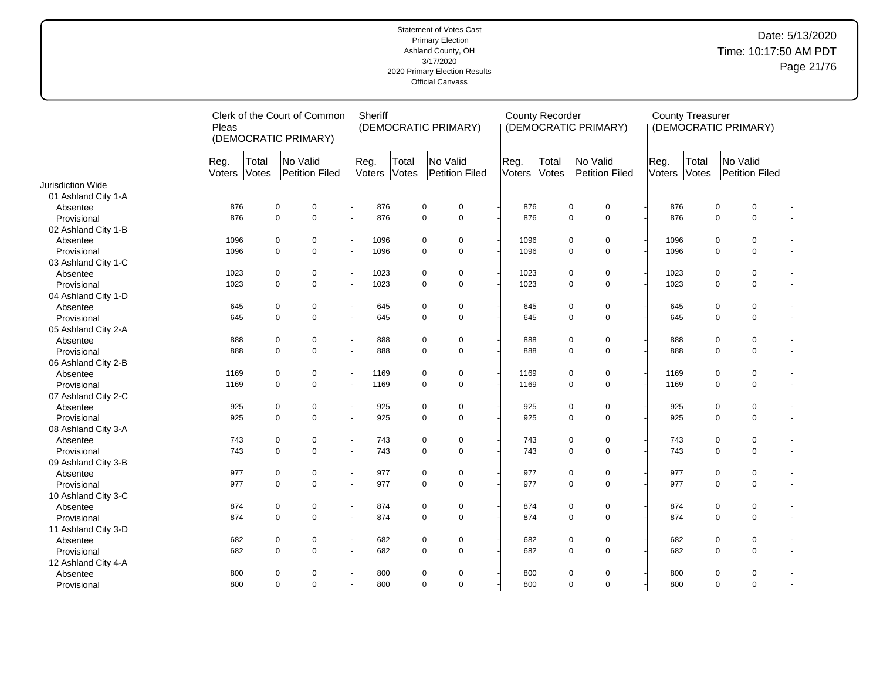Statement of Votes Cast
Primary Election
Ashland County, OH
3/17/2020
2020 Primary Election Results
Official Canvass

Date: 5/13/2020
Time: 10:17:50 AM PDT

| | Clerk of the Court of Common Pleas (DEMOCRATIC PRIMARY) | | | Sheriff (DEMOCRATIC PRIMARY) | | | County Recorder (DEMOCRATIC PRIMARY) | | | County Treasurer (DEMOCRATIC PRIMARY) | | |
|---|---|---|---|---|---|---|---|---|---|---|---|---|
| | Reg. Voters | Total Votes | No Valid Petition Filed | Reg. Voters | Total Votes | No Valid Petition Filed | Reg. Voters | Total Votes | No Valid Petition Filed | Reg. Voters | Total Votes | No Valid Petition Filed |
| Jurisdiction Wide | | | | | | | | | | | | |
| 01 Ashland City 1-A | | | | | | | | | | | | |
| Absentee | 876 | 0 | 0 | 876 | 0 | 0 | 876 | 0 | 0 | 876 | 0 | 0 |
| Provisional | 876 | 0 | 0 | 876 | 0 | 0 | 876 | 0 | 0 | 876 | 0 | 0 |
| 02 Ashland City 1-B | | | | | | | | | | | | |
| Absentee | 1096 | 0 | 0 | 1096 | 0 | 0 | 1096 | 0 | 0 | 1096 | 0 | 0 |
| Provisional | 1096 | 0 | 0 | 1096 | 0 | 0 | 1096 | 0 | 0 | 1096 | 0 | 0 |
| 03 Ashland City 1-C | | | | | | | | | | | | |
| Absentee | 1023 | 0 | 0 | 1023 | 0 | 0 | 1023 | 0 | 0 | 1023 | 0 | 0 |
| Provisional | 1023 | 0 | 0 | 1023 | 0 | 0 | 1023 | 0 | 0 | 1023 | 0 | 0 |
| 04 Ashland City 1-D | | | | | | | | | | | | |
| Absentee | 645 | 0 | 0 | 645 | 0 | 0 | 645 | 0 | 0 | 645 | 0 | 0 |
| Provisional | 645 | 0 | 0 | 645 | 0 | 0 | 645 | 0 | 0 | 645 | 0 | 0 |
| 05 Ashland City 2-A | | | | | | | | | | | | |
| Absentee | 888 | 0 | 0 | 888 | 0 | 0 | 888 | 0 | 0 | 888 | 0 | 0 |
| Provisional | 888 | 0 | 0 | 888 | 0 | 0 | 888 | 0 | 0 | 888 | 0 | 0 |
| 06 Ashland City 2-B | | | | | | | | | | | | |
| Absentee | 1169 | 0 | 0 | 1169 | 0 | 0 | 1169 | 0 | 0 | 1169 | 0 | 0 |
| Provisional | 1169 | 0 | 0 | 1169 | 0 | 0 | 1169 | 0 | 0 | 1169 | 0 | 0 |
| 07 Ashland City 2-C | | | | | | | | | | | | |
| Absentee | 925 | 0 | 0 | 925 | 0 | 0 | 925 | 0 | 0 | 925 | 0 | 0 |
| Provisional | 925 | 0 | 0 | 925 | 0 | 0 | 925 | 0 | 0 | 925 | 0 | 0 |
| 08 Ashland City 3-A | | | | | | | | | | | | |
| Absentee | 743 | 0 | 0 | 743 | 0 | 0 | 743 | 0 | 0 | 743 | 0 | 0 |
| Provisional | 743 | 0 | 0 | 743 | 0 | 0 | 743 | 0 | 0 | 743 | 0 | 0 |
| 09 Ashland City 3-B | | | | | | | | | | | | |
| Absentee | 977 | 0 | 0 | 977 | 0 | 0 | 977 | 0 | 0 | 977 | 0 | 0 |
| Provisional | 977 | 0 | 0 | 977 | 0 | 0 | 977 | 0 | 0 | 977 | 0 | 0 |
| 10 Ashland City 3-C | | | | | | | | | | | | |
| Absentee | 874 | 0 | 0 | 874 | 0 | 0 | 874 | 0 | 0 | 874 | 0 | 0 |
| Provisional | 874 | 0 | 0 | 874 | 0 | 0 | 874 | 0 | 0 | 874 | 0 | 0 |
| 11 Ashland City 3-D | | | | | | | | | | | | |
| Absentee | 682 | 0 | 0 | 682 | 0 | 0 | 682 | 0 | 0 | 682 | 0 | 0 |
| Provisional | 682 | 0 | 0 | 682 | 0 | 0 | 682 | 0 | 0 | 682 | 0 | 0 |
| 12 Ashland City 4-A | | | | | | | | | | | | |
| Absentee | 800 | 0 | 0 | 800 | 0 | 0 | 800 | 0 | 0 | 800 | 0 | 0 |
| Provisional | 800 | 0 | 0 | 800 | 0 | 0 | 800 | 0 | 0 | 800 | 0 | 0 |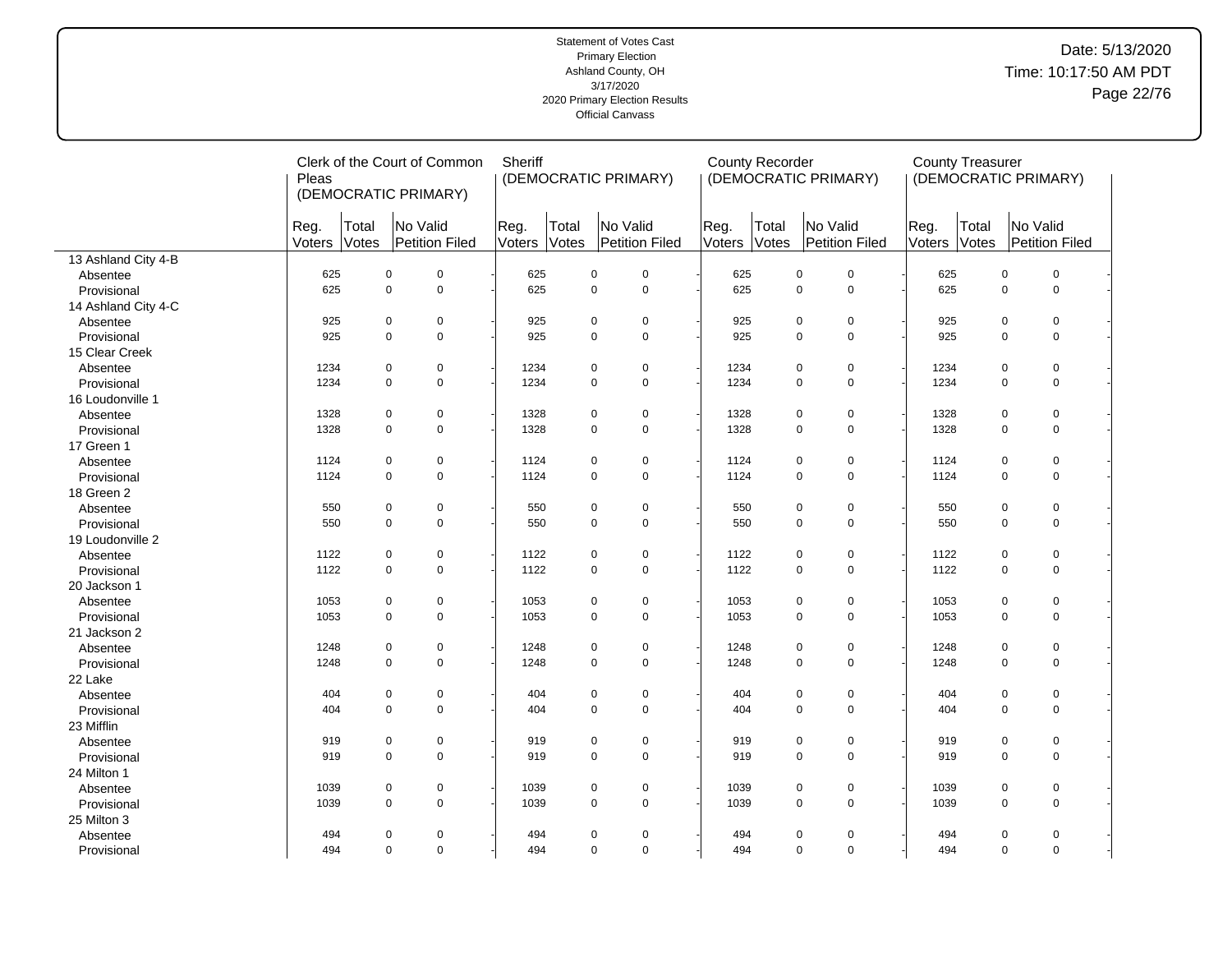Statement of Votes Cast
Primary Election
Ashland County, OH
3/17/2020
2020 Primary Election Results
Official Canvass

Date: 5/13/2020
Time: 10:17:50 AM PDT

| | Clerk of the Court of Common Pleas (DEMOCRATIC PRIMARY) | | | Sheriff (DEMOCRATIC PRIMARY) | | | County Recorder (DEMOCRATIC PRIMARY) | | | County Treasurer (DEMOCRATIC PRIMARY) | | |
|---|---|---|---|---|---|---|---|---|---|---|---|---|
| | Reg. Voters | Total Votes | No Valid Petition Filed | Reg. Voters | Total Votes | No Valid Petition Filed | Reg. Voters | Total Votes | No Valid Petition Filed | Reg. Voters | Total Votes | No Valid Petition Filed |
| 13 Ashland City 4-B | | | | | | | | | | | | |
| Absentee | 625 | 0 | 0 | 625 | 0 | 0 | 625 | 0 | 0 | 625 | 0 | 0 |
| Provisional | 625 | 0 | 0 | 625 | 0 | 0 | 625 | 0 | 0 | 625 | 0 | 0 |
| 14 Ashland City 4-C | | | | | | | | | | | | |
| Absentee | 925 | 0 | 0 | 925 | 0 | 0 | 925 | 0 | 0 | 925 | 0 | 0 |
| Provisional | 925 | 0 | 0 | 925 | 0 | 0 | 925 | 0 | 0 | 925 | 0 | 0 |
| 15 Clear Creek | | | | | | | | | | | | |
| Absentee | 1234 | 0 | 0 | 1234 | 0 | 0 | 1234 | 0 | 0 | 1234 | 0 | 0 |
| Provisional | 1234 | 0 | 0 | 1234 | 0 | 0 | 1234 | 0 | 0 | 1234 | 0 | 0 |
| 16 Loudonville 1 | | | | | | | | | | | | |
| Absentee | 1328 | 0 | 0 | 1328 | 0 | 0 | 1328 | 0 | 0 | 1328 | 0 | 0 |
| Provisional | 1328 | 0 | 0 | 1328 | 0 | 0 | 1328 | 0 | 0 | 1328 | 0 | 0 |
| 17 Green 1 | | | | | | | | | | | | |
| Absentee | 1124 | 0 | 0 | 1124 | 0 | 0 | 1124 | 0 | 0 | 1124 | 0 | 0 |
| Provisional | 1124 | 0 | 0 | 1124 | 0 | 0 | 1124 | 0 | 0 | 1124 | 0 | 0 |
| 18 Green 2 | | | | | | | | | | | | |
| Absentee | 550 | 0 | 0 | 550 | 0 | 0 | 550 | 0 | 0 | 550 | 0 | 0 |
| Provisional | 550 | 0 | 0 | 550 | 0 | 0 | 550 | 0 | 0 | 550 | 0 | 0 |
| 19 Loudonville 2 | | | | | | | | | | | | |
| Absentee | 1122 | 0 | 0 | 1122 | 0 | 0 | 1122 | 0 | 0 | 1122 | 0 | 0 |
| Provisional | 1122 | 0 | 0 | 1122 | 0 | 0 | 1122 | 0 | 0 | 1122 | 0 | 0 |
| 20 Jackson 1 | | | | | | | | | | | | |
| Absentee | 1053 | 0 | 0 | 1053 | 0 | 0 | 1053 | 0 | 0 | 1053 | 0 | 0 |
| Provisional | 1053 | 0 | 0 | 1053 | 0 | 0 | 1053 | 0 | 0 | 1053 | 0 | 0 |
| 21 Jackson 2 | | | | | | | | | | | | |
| Absentee | 1248 | 0 | 0 | 1248 | 0 | 0 | 1248 | 0 | 0 | 1248 | 0 | 0 |
| Provisional | 1248 | 0 | 0 | 1248 | 0 | 0 | 1248 | 0 | 0 | 1248 | 0 | 0 |
| 22 Lake | | | | | | | | | | | | |
| Absentee | 404 | 0 | 0 | 404 | 0 | 0 | 404 | 0 | 0 | 404 | 0 | 0 |
| Provisional | 404 | 0 | 0 | 404 | 0 | 0 | 404 | 0 | 0 | 404 | 0 | 0 |
| 23 Mifflin | | | | | | | | | | | | |
| Absentee | 919 | 0 | 0 | 919 | 0 | 0 | 919 | 0 | 0 | 919 | 0 | 0 |
| Provisional | 919 | 0 | 0 | 919 | 0 | 0 | 919 | 0 | 0 | 919 | 0 | 0 |
| 24 Milton 1 | | | | | | | | | | | | |
| Absentee | 1039 | 0 | 0 | 1039 | 0 | 0 | 1039 | 0 | 0 | 1039 | 0 | 0 |
| Provisional | 1039 | 0 | 0 | 1039 | 0 | 0 | 1039 | 0 | 0 | 1039 | 0 | 0 |
| 25 Milton 3 | | | | | | | | | | | | |
| Absentee | 494 | 0 | 0 | 494 | 0 | 0 | 494 | 0 | 0 | 494 | 0 | 0 |
| Provisional | 494 | 0 | 0 | 494 | 0 | 0 | 494 | 0 | 0 | 494 | 0 | 0 |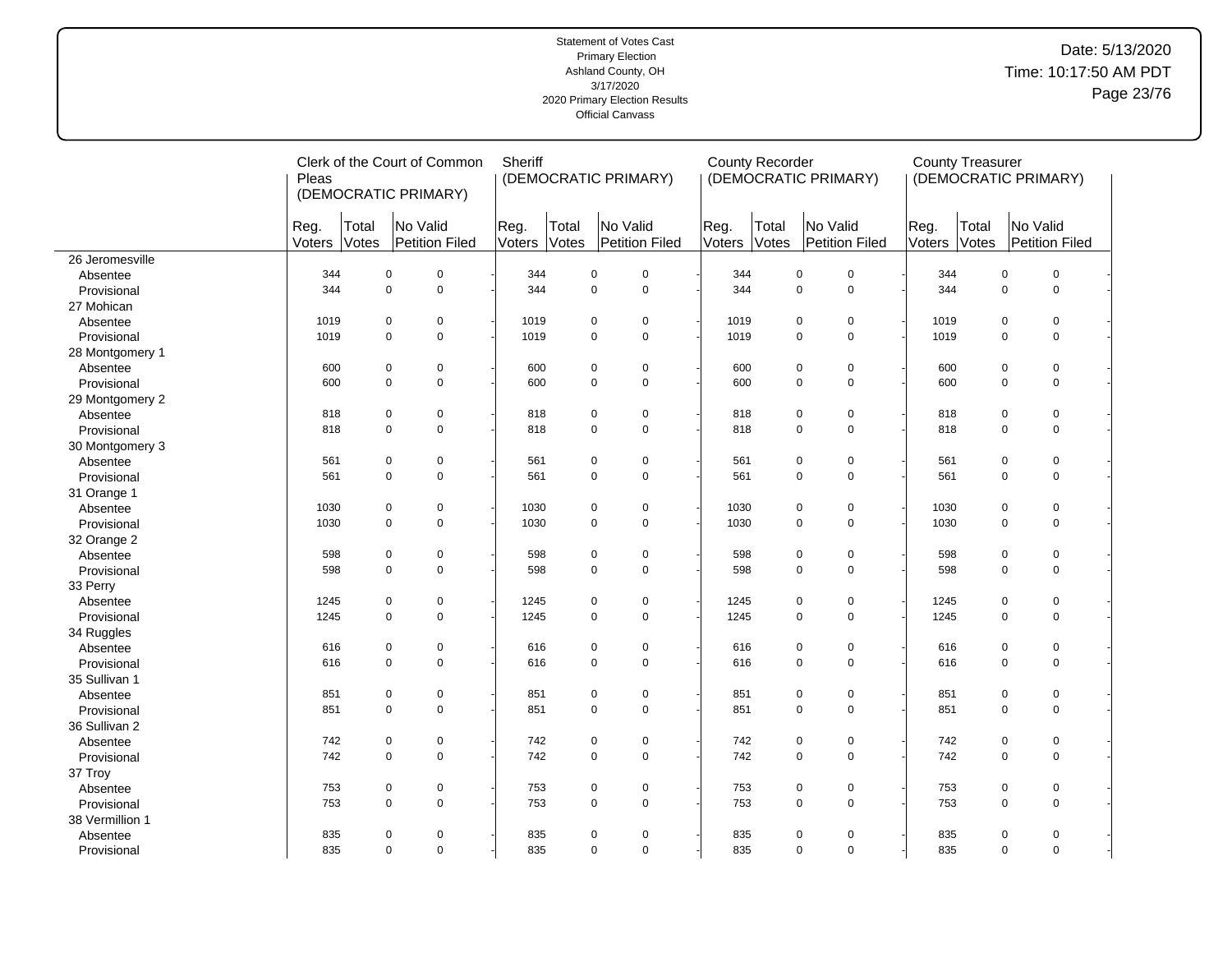Statement of Votes Cast
Primary Election
Ashland County, OH
3/17/2020
2020 Primary Election Results
Official Canvass

Date: 5/13/2020
Time: 10:17:50 AM PDT

| | Clerk of the Court of Common Pleas (DEMOCRATIC PRIMARY) | | | Sheriff (DEMOCRATIC PRIMARY) | | | County Recorder (DEMOCRATIC PRIMARY) | | | County Treasurer (DEMOCRATIC PRIMARY) | | |
|---|---|---|---|---|---|---|---|---|---|---|---|---|
| | Reg. Voters | Total Votes | No Valid Petition Filed | Reg. Voters | Total Votes | No Valid Petition Filed | Reg. Voters | Total Votes | No Valid Petition Filed | Reg. Voters | Total Votes | No Valid Petition Filed |
| 26 Jeromesville | | | | | | | | | | | | |
| Absentee | 344 | 0 | 0 | 344 | 0 | 0 | 344 | 0 | 0 | 344 | 0 | 0 |
| Provisional | 344 | 0 | 0 | 344 | 0 | 0 | 344 | 0 | 0 | 344 | 0 | 0 |
| 27 Mohican | | | | | | | | | | | | |
| Absentee | 1019 | 0 | 0 | 1019 | 0 | 0 | 1019 | 0 | 0 | 1019 | 0 | 0 |
| Provisional | 1019 | 0 | 0 | 1019 | 0 | 0 | 1019 | 0 | 0 | 1019 | 0 | 0 |
| 28 Montgomery 1 | | | | | | | | | | | | |
| Absentee | 600 | 0 | 0 | 600 | 0 | 0 | 600 | 0 | 0 | 600 | 0 | 0 |
| Provisional | 600 | 0 | 0 | 600 | 0 | 0 | 600 | 0 | 0 | 600 | 0 | 0 |
| 29 Montgomery 2 | | | | | | | | | | | | |
| Absentee | 818 | 0 | 0 | 818 | 0 | 0 | 818 | 0 | 0 | 818 | 0 | 0 |
| Provisional | 818 | 0 | 0 | 818 | 0 | 0 | 818 | 0 | 0 | 818 | 0 | 0 |
| 30 Montgomery 3 | | | | | | | | | | | | |
| Absentee | 561 | 0 | 0 | 561 | 0 | 0 | 561 | 0 | 0 | 561 | 0 | 0 |
| Provisional | 561 | 0 | 0 | 561 | 0 | 0 | 561 | 0 | 0 | 561 | 0 | 0 |
| 31 Orange 1 | | | | | | | | | | | | |
| Absentee | 1030 | 0 | 0 | 1030 | 0 | 0 | 1030 | 0 | 0 | 1030 | 0 | 0 |
| Provisional | 1030 | 0 | 0 | 1030 | 0 | 0 | 1030 | 0 | 0 | 1030 | 0 | 0 |
| 32 Orange 2 | | | | | | | | | | | | |
| Absentee | 598 | 0 | 0 | 598 | 0 | 0 | 598 | 0 | 0 | 598 | 0 | 0 |
| Provisional | 598 | 0 | 0 | 598 | 0 | 0 | 598 | 0 | 0 | 598 | 0 | 0 |
| 33 Perry | | | | | | | | | | | | |
| Absentee | 1245 | 0 | 0 | 1245 | 0 | 0 | 1245 | 0 | 0 | 1245 | 0 | 0 |
| Provisional | 1245 | 0 | 0 | 1245 | 0 | 0 | 1245 | 0 | 0 | 1245 | 0 | 0 |
| 34 Ruggles | | | | | | | | | | | | |
| Absentee | 616 | 0 | 0 | 616 | 0 | 0 | 616 | 0 | 0 | 616 | 0 | 0 |
| Provisional | 616 | 0 | 0 | 616 | 0 | 0 | 616 | 0 | 0 | 616 | 0 | 0 |
| 35 Sullivan 1 | | | | | | | | | | | | |
| Absentee | 851 | 0 | 0 | 851 | 0 | 0 | 851 | 0 | 0 | 851 | 0 | 0 |
| Provisional | 851 | 0 | 0 | 851 | 0 | 0 | 851 | 0 | 0 | 851 | 0 | 0 |
| 36 Sullivan 2 | | | | | | | | | | | | |
| Absentee | 742 | 0 | 0 | 742 | 0 | 0 | 742 | 0 | 0 | 742 | 0 | 0 |
| Provisional | 742 | 0 | 0 | 742 | 0 | 0 | 742 | 0 | 0 | 742 | 0 | 0 |
| 37 Troy | | | | | | | | | | | | |
| Absentee | 753 | 0 | 0 | 753 | 0 | 0 | 753 | 0 | 0 | 753 | 0 | 0 |
| Provisional | 753 | 0 | 0 | 753 | 0 | 0 | 753 | 0 | 0 | 753 | 0 | 0 |
| 38 Vermillion 1 | | | | | | | | | | | | |
| Absentee | 835 | 0 | 0 | 835 | 0 | 0 | 835 | 0 | 0 | 835 | 0 | 0 |
| Provisional | 835 | 0 | 0 | 835 | 0 | 0 | 835 | 0 | 0 | 835 | 0 | 0 |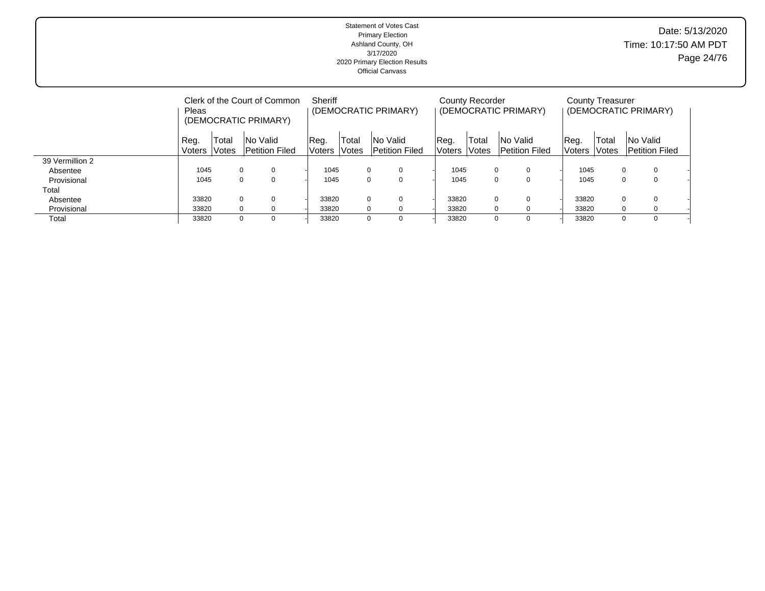Statement of Votes Cast
Primary Election
Ashland County, OH
3/17/2020
2020 Primary Election Results
Official Canvass

Date: 5/13/2020
Time: 10:17:50 AM PDT

| | Clerk of the Court of Common Pleas (DEMOCRATIC PRIMARY) | | | | Sheriff (DEMOCRATIC PRIMARY) | | | | County Recorder (DEMOCRATIC PRIMARY) | | | | County Treasurer (DEMOCRATIC PRIMARY) | | | |
|---|---|---|---|---|---|---|---|---|---|---|---|---|---|---|---|---|
| | Reg. Voters | Total Votes | No Valid Petition Filed | | Reg. Voters | Total Votes | No Valid Petition Filed | | Reg. Voters | Total Votes | No Valid Petition Filed | | Reg. Voters | Total Votes | No Valid Petition Filed | |
| 39 Vermillion 2 | | | | | | | | | | | | | | | | |
| Absentee | 1045 | 0 | 0 | - | 1045 | 0 | 0 | - | 1045 | 0 | 0 | - | 1045 | 0 | 0 | - |
| Provisional | 1045 | 0 | 0 | - | 1045 | 0 | 0 | - | 1045 | 0 | 0 | - | 1045 | 0 | 0 | - |
| Total | | | | | | | | | | | | | | | | |
| Absentee | 33820 | 0 | 0 | - | 33820 | 0 | 0 | - | 33820 | 0 | 0 | - | 33820 | 0 | 0 | - |
| Provisional | 33820 | 0 | 0 | - | 33820 | 0 | 0 | - | 33820 | 0 | 0 | - | 33820 | 0 | 0 | - |
| Total | 33820 | 0 | 0 | - | 33820 | 0 | 0 | - | 33820 | 0 | 0 | - | 33820 | 0 | 0 | - |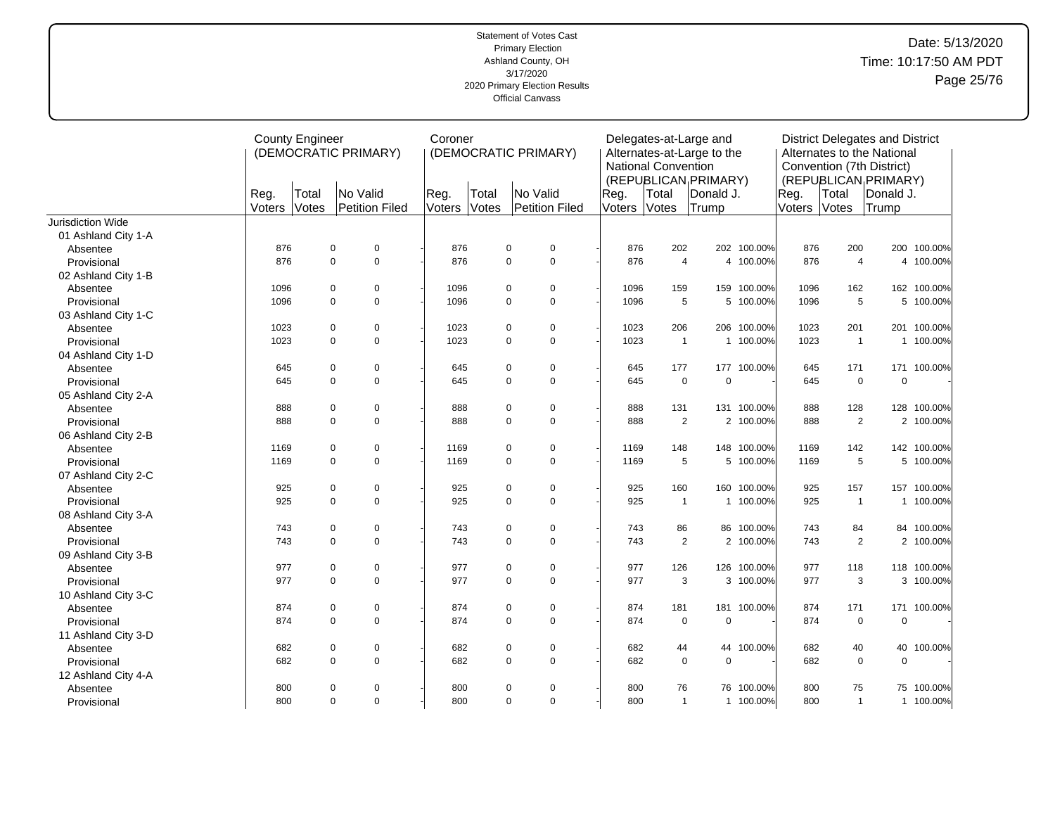Statement of Votes Cast
Primary Election
Ashland County, OH
3/17/2020
2020 Primary Election Results
Official Canvass

Date: 5/13/2020
Time: 10:17:50 AM PDT

| | County Engineer (DEMOCRATIC PRIMARY) | | | | Coroner (DEMOCRATIC PRIMARY) | | | | Delegates-at-Large and Alternates-at-Large to the National Convention (REPUBLICAN PRIMARY) | | | | District Delegates and District Alternates to the National Convention (7th District) (REPUBLICAN PRIMARY) | | | |
|---|---|---|---|---|---|---|---|---|---|---|---|---|---|---|---|---|
| | Reg. Voters | Total Votes | No Valid Petition Filed | | Reg. Voters | Total Votes | No Valid Petition Filed | | Reg. Voters | Total Votes | Donald J. Trump | | Reg. Voters | Total Votes | Donald J. Trump | |
| Jurisdiction Wide | | | | | | | | | | | | | | | | |
| 01 Ashland City 1-A | | | | | | | | | | | | | | | | |
| Absentee | 876 | 0 | 0 | - | 876 | 0 | 0 | - | 876 | 202 | 202 | 100.00% | 876 | 200 | 200 | 100.00% |
| Provisional | 876 | 0 | 0 | - | 876 | 0 | 0 | - | 876 | 4 | 4 | 100.00% | 876 | 4 | 4 | 100.00% |
| 02 Ashland City 1-B | | | | | | | | | | | | | | | | |
| Absentee | 1096 | 0 | 0 | - | 1096 | 0 | 0 | - | 1096 | 159 | 159 | 100.00% | 1096 | 162 | 162 | 100.00% |
| Provisional | 1096 | 0 | 0 | - | 1096 | 0 | 0 | - | 1096 | 5 | 5 | 100.00% | 1096 | 5 | 5 | 100.00% |
| 03 Ashland City 1-C | | | | | | | | | | | | | | | | |
| Absentee | 1023 | 0 | 0 | - | 1023 | 0 | 0 | - | 1023 | 206 | 206 | 100.00% | 1023 | 201 | 201 | 100.00% |
| Provisional | 1023 | 0 | 0 | - | 1023 | 0 | 0 | - | 1023 | 1 | 1 | 100.00% | 1023 | 1 | 1 | 100.00% |
| 04 Ashland City 1-D | | | | | | | | | | | | | | | | |
| Absentee | 645 | 0 | 0 | - | 645 | 0 | 0 | - | 645 | 177 | 177 | 100.00% | 645 | 171 | 171 | 100.00% |
| Provisional | 645 | 0 | 0 | - | 645 | 0 | 0 | - | 645 | 0 | 0 | - | 645 | 0 | 0 | - |
| 05 Ashland City 2-A | | | | | | | | | | | | | | | | |
| Absentee | 888 | 0 | 0 | - | 888 | 0 | 0 | - | 888 | 131 | 131 | 100.00% | 888 | 128 | 128 | 100.00% |
| Provisional | 888 | 0 | 0 | - | 888 | 0 | 0 | - | 888 | 2 | 2 | 100.00% | 888 | 2 | 2 | 100.00% |
| 06 Ashland City 2-B | | | | | | | | | | | | | | | | |
| Absentee | 1169 | 0 | 0 | - | 1169 | 0 | 0 | - | 1169 | 148 | 148 | 100.00% | 1169 | 142 | 142 | 100.00% |
| Provisional | 1169 | 0 | 0 | - | 1169 | 0 | 0 | - | 1169 | 5 | 5 | 100.00% | 1169 | 5 | 5 | 100.00% |
| 07 Ashland City 2-C | | | | | | | | | | | | | | | | |
| Absentee | 925 | 0 | 0 | - | 925 | 0 | 0 | - | 925 | 160 | 160 | 100.00% | 925 | 157 | 157 | 100.00% |
| Provisional | 925 | 0 | 0 | - | 925 | 0 | 0 | - | 925 | 1 | 1 | 100.00% | 925 | 1 | 1 | 100.00% |
| 08 Ashland City 3-A | | | | | | | | | | | | | | | | |
| Absentee | 743 | 0 | 0 | - | 743 | 0 | 0 | - | 743 | 86 | 86 | 100.00% | 743 | 84 | 84 | 100.00% |
| Provisional | 743 | 0 | 0 | - | 743 | 0 | 0 | - | 743 | 2 | 2 | 100.00% | 743 | 2 | 2 | 100.00% |
| 09 Ashland City 3-B | | | | | | | | | | | | | | | | |
| Absentee | 977 | 0 | 0 | - | 977 | 0 | 0 | - | 977 | 126 | 126 | 100.00% | 977 | 118 | 118 | 100.00% |
| Provisional | 977 | 0 | 0 | - | 977 | 0 | 0 | - | 977 | 3 | 3 | 100.00% | 977 | 3 | 3 | 100.00% |
| 10 Ashland City 3-C | | | | | | | | | | | | | | | | |
| Absentee | 874 | 0 | 0 | - | 874 | 0 | 0 | - | 874 | 181 | 181 | 100.00% | 874 | 171 | 171 | 100.00% |
| Provisional | 874 | 0 | 0 | - | 874 | 0 | 0 | - | 874 | 0 | 0 | - | 874 | 0 | 0 | - |
| 11 Ashland City 3-D | | | | | | | | | | | | | | | | |
| Absentee | 682 | 0 | 0 | - | 682 | 0 | 0 | - | 682 | 44 | 44 | 100.00% | 682 | 40 | 40 | 100.00% |
| Provisional | 682 | 0 | 0 | - | 682 | 0 | 0 | - | 682 | 0 | 0 | - | 682 | 0 | 0 | - |
| 12 Ashland City 4-A | | | | | | | | | | | | | | | | |
| Absentee | 800 | 0 | 0 | - | 800 | 0 | 0 | - | 800 | 76 | 76 | 100.00% | 800 | 75 | 75 | 100.00% |
| Provisional | 800 | 0 | 0 | - | 800 | 0 | 0 | - | 800 | 1 | 1 | 100.00% | 800 | 1 | 1 | 100.00% |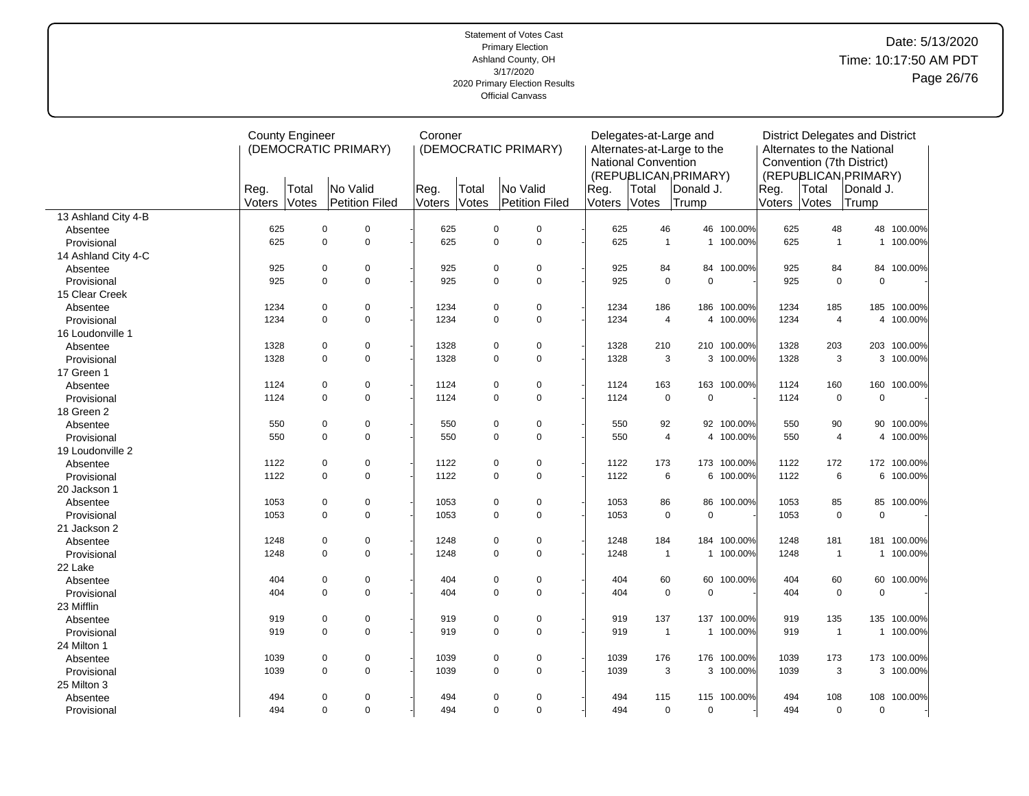Statement of Votes Cast
Primary Election
Ashland County, OH
3/17/2020
2020 Primary Election Results
Official Canvass

Date: 5/13/2020
Time: 10:17:50 AM PDT

| | County Engineer (DEMOCRATIC PRIMARY) | | | | Coroner (DEMOCRATIC PRIMARY) | | | | Delegates-at-Large and Alternates-at-Large to the National Convention (REPUBLICAN PRIMARY) | | | | District Delegates and District Alternates to the National Convention (7th District) (REPUBLICAN PRIMARY) | | | |
|---|---|---|---|---|---|---|---|---|---|---|---|---|---|---|---|---|
| | Reg. Voters | Total Votes | No Valid Petition Filed | | Reg. Voters | Total Votes | No Valid Petition Filed | | Reg. Voters | Total Votes | Donald J. Trump | | Reg. Voters | Total Votes | Donald J. Trump | |
| 13 Ashland City 4-B | | | | | | | | | | | | | | | | |
| Absentee | 625 | 0 | 0 | - | 625 | 0 | 0 | - | 625 | 46 | 46 | 100.00% | 625 | 48 | 48 | 100.00% |
| Provisional | 625 | 0 | 0 | - | 625 | 0 | 0 | - | 625 | 1 | 1 | 100.00% | 625 | 1 | 1 | 100.00% |
| 14 Ashland City 4-C | | | | | | | | | | | | | | | | |
| Absentee | 925 | 0 | 0 | - | 925 | 0 | 0 | - | 925 | 84 | 84 | 100.00% | 925 | 84 | 84 | 100.00% |
| Provisional | 925 | 0 | 0 | - | 925 | 0 | 0 | - | 925 | 0 | 0 | - | 925 | 0 | 0 | - |
| 15 Clear Creek | | | | | | | | | | | | | | | | |
| Absentee | 1234 | 0 | 0 | - | 1234 | 0 | 0 | - | 1234 | 186 | 186 | 100.00% | 1234 | 185 | 185 | 100.00% |
| Provisional | 1234 | 0 | 0 | - | 1234 | 0 | 0 | - | 1234 | 4 | 4 | 100.00% | 1234 | 4 | 4 | 100.00% |
| 16 Loudonville 1 | | | | | | | | | | | | | | | | |
| Absentee | 1328 | 0 | 0 | - | 1328 | 0 | 0 | - | 1328 | 210 | 210 | 100.00% | 1328 | 203 | 203 | 100.00% |
| Provisional | 1328 | 0 | 0 | - | 1328 | 0 | 0 | - | 1328 | 3 | 3 | 100.00% | 1328 | 3 | 3 | 100.00% |
| 17 Green 1 | | | | | | | | | | | | | | | | |
| Absentee | 1124 | 0 | 0 | - | 1124 | 0 | 0 | - | 1124 | 163 | 163 | 100.00% | 1124 | 160 | 160 | 100.00% |
| Provisional | 1124 | 0 | 0 | - | 1124 | 0 | 0 | - | 1124 | 0 | 0 | - | 1124 | 0 | 0 | - |
| 18 Green 2 | | | | | | | | | | | | | | | | |
| Absentee | 550 | 0 | 0 | - | 550 | 0 | 0 | - | 550 | 92 | 92 | 100.00% | 550 | 90 | 90 | 100.00% |
| Provisional | 550 | 0 | 0 | - | 550 | 0 | 0 | - | 550 | 4 | 4 | 100.00% | 550 | 4 | 4 | 100.00% |
| 19 Loudonville 2 | | | | | | | | | | | | | | | | |
| Absentee | 1122 | 0 | 0 | - | 1122 | 0 | 0 | - | 1122 | 173 | 173 | 100.00% | 1122 | 172 | 172 | 100.00% |
| Provisional | 1122 | 0 | 0 | - | 1122 | 0 | 0 | - | 1122 | 6 | 6 | 100.00% | 1122 | 6 | 6 | 100.00% |
| 20 Jackson 1 | | | | | | | | | | | | | | | | |
| Absentee | 1053 | 0 | 0 | - | 1053 | 0 | 0 | - | 1053 | 86 | 86 | 100.00% | 1053 | 85 | 85 | 100.00% |
| Provisional | 1053 | 0 | 0 | - | 1053 | 0 | 0 | - | 1053 | 0 | 0 | - | 1053 | 0 | 0 | - |
| 21 Jackson 2 | | | | | | | | | | | | | | | | |
| Absentee | 1248 | 0 | 0 | - | 1248 | 0 | 0 | - | 1248 | 184 | 184 | 100.00% | 1248 | 181 | 181 | 100.00% |
| Provisional | 1248 | 0 | 0 | - | 1248 | 0 | 0 | - | 1248 | 1 | 1 | 100.00% | 1248 | 1 | 1 | 100.00% |
| 22 Lake | | | | | | | | | | | | | | | | |
| Absentee | 404 | 0 | 0 | - | 404 | 0 | 0 | - | 404 | 60 | 60 | 100.00% | 404 | 60 | 60 | 100.00% |
| Provisional | 404 | 0 | 0 | - | 404 | 0 | 0 | - | 404 | 0 | 0 | - | 404 | 0 | 0 | - |
| 23 Mifflin | | | | | | | | | | | | | | | | |
| Absentee | 919 | 0 | 0 | - | 919 | 0 | 0 | - | 919 | 137 | 137 | 100.00% | 919 | 135 | 135 | 100.00% |
| Provisional | 919 | 0 | 0 | - | 919 | 0 | 0 | - | 919 | 1 | 1 | 100.00% | 919 | 1 | 1 | 100.00% |
| 24 Milton 1 | | | | | | | | | | | | | | | | |
| Absentee | 1039 | 0 | 0 | - | 1039 | 0 | 0 | - | 1039 | 176 | 176 | 100.00% | 1039 | 173 | 173 | 100.00% |
| Provisional | 1039 | 0 | 0 | - | 1039 | 0 | 0 | - | 1039 | 3 | 3 | 100.00% | 1039 | 3 | 3 | 100.00% |
| 25 Milton 3 | | | | | | | | | | | | | | | | |
| Absentee | 494 | 0 | 0 | - | 494 | 0 | 0 | - | 494 | 115 | 115 | 100.00% | 494 | 108 | 108 | 100.00% |
| Provisional | 494 | 0 | 0 | - | 494 | 0 | 0 | - | 494 | 0 | 0 | - | 494 | 0 | 0 | - |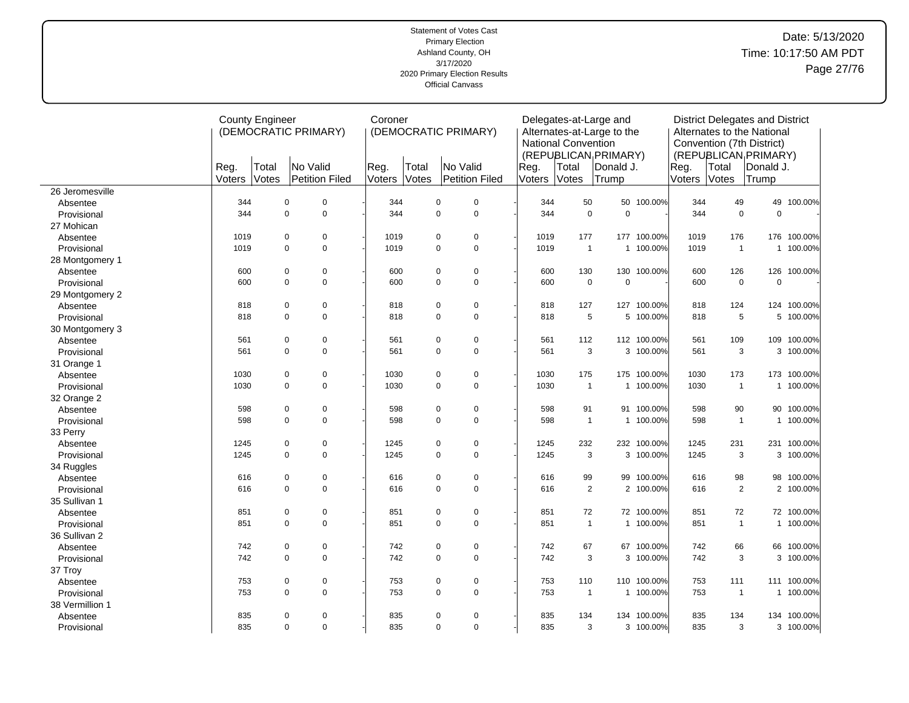Statement of Votes Cast
Primary Election
Ashland County, OH
3/17/2020
2020 Primary Election Results
Official Canvass

Date: 5/13/2020
Time: 10:17:50 AM PDT

| | County Engineer (DEMOCRATIC PRIMARY) | | | | Coroner (DEMOCRATIC PRIMARY) | | | | Delegates-at-Large and Alternates-at-Large to the National Convention (REPUBLICAN PRIMARY) | | | | District Delegates and District Alternates to the National Convention (7th District) (REPUBLICAN PRIMARY) | | | |
|---|---|---|---|---|---|---|---|---|---|---|---|---|---|---|---|---|
| | Reg. Voters | Total Votes | No Valid Petition Filed | | Reg. Voters | Total Votes | No Valid Petition Filed | | Reg. Voters | Total Votes | Donald J. Trump | | Reg. Voters | Total Votes | Donald J. Trump | |
| 26 Jeromesville | | | | | | | | | | | | | | | | |
| Absentee | 344 | 0 | 0 | - | 344 | 0 | 0 | - | 344 | 50 | 50 | 100.00% | 344 | 49 | 49 | 100.00% |
| Provisional | 344 | 0 | 0 | - | 344 | 0 | 0 | - | 344 | 0 | 0 | - | 344 | 0 | 0 | - |
| 27 Mohican | | | | | | | | | | | | | | | | |
| Absentee | 1019 | 0 | 0 | - | 1019 | 0 | 0 | - | 1019 | 177 | 177 | 100.00% | 1019 | 176 | 176 | 100.00% |
| Provisional | 1019 | 0 | 0 | - | 1019 | 0 | 0 | - | 1019 | 1 | 1 | 100.00% | 1019 | 1 | 1 | 100.00% |
| 28 Montgomery 1 | | | | | | | | | | | | | | | | |
| Absentee | 600 | 0 | 0 | - | 600 | 0 | 0 | - | 600 | 130 | 130 | 100.00% | 600 | 126 | 126 | 100.00% |
| Provisional | 600 | 0 | 0 | - | 600 | 0 | 0 | - | 600 | 0 | 0 | - | 600 | 0 | 0 | - |
| 29 Montgomery 2 | | | | | | | | | | | | | | | | |
| Absentee | 818 | 0 | 0 | - | 818 | 0 | 0 | - | 818 | 127 | 127 | 100.00% | 818 | 124 | 124 | 100.00% |
| Provisional | 818 | 0 | 0 | - | 818 | 0 | 0 | - | 818 | 5 | 5 | 100.00% | 818 | 5 | 5 | 100.00% |
| 30 Montgomery 3 | | | | | | | | | | | | | | | | |
| Absentee | 561 | 0 | 0 | - | 561 | 0 | 0 | - | 561 | 112 | 112 | 100.00% | 561 | 109 | 109 | 100.00% |
| Provisional | 561 | 0 | 0 | - | 561 | 0 | 0 | - | 561 | 3 | 3 | 100.00% | 561 | 3 | 3 | 100.00% |
| 31 Orange 1 | | | | | | | | | | | | | | | | |
| Absentee | 1030 | 0 | 0 | - | 1030 | 0 | 0 | - | 1030 | 175 | 175 | 100.00% | 1030 | 173 | 173 | 100.00% |
| Provisional | 1030 | 0 | 0 | - | 1030 | 0 | 0 | - | 1030 | 1 | 1 | 100.00% | 1030 | 1 | 1 | 100.00% |
| 32 Orange 2 | | | | | | | | | | | | | | | | |
| Absentee | 598 | 0 | 0 | - | 598 | 0 | 0 | - | 598 | 91 | 91 | 100.00% | 598 | 90 | 90 | 100.00% |
| Provisional | 598 | 0 | 0 | - | 598 | 0 | 0 | - | 598 | 1 | 1 | 100.00% | 598 | 1 | 1 | 100.00% |
| 33 Perry | | | | | | | | | | | | | | | | |
| Absentee | 1245 | 0 | 0 | - | 1245 | 0 | 0 | - | 1245 | 232 | 232 | 100.00% | 1245 | 231 | 231 | 100.00% |
| Provisional | 1245 | 0 | 0 | - | 1245 | 0 | 0 | - | 1245 | 3 | 3 | 100.00% | 1245 | 3 | 3 | 100.00% |
| 34 Ruggles | | | | | | | | | | | | | | | | |
| Absentee | 616 | 0 | 0 | - | 616 | 0 | 0 | - | 616 | 99 | 99 | 100.00% | 616 | 98 | 98 | 100.00% |
| Provisional | 616 | 0 | 0 | - | 616 | 0 | 0 | - | 616 | 2 | 2 | 100.00% | 616 | 2 | 2 | 100.00% |
| 35 Sullivan 1 | | | | | | | | | | | | | | | | |
| Absentee | 851 | 0 | 0 | - | 851 | 0 | 0 | - | 851 | 72 | 72 | 100.00% | 851 | 72 | 72 | 100.00% |
| Provisional | 851 | 0 | 0 | - | 851 | 0 | 0 | - | 851 | 1 | 1 | 100.00% | 851 | 1 | 1 | 100.00% |
| 36 Sullivan 2 | | | | | | | | | | | | | | | | |
| Absentee | 742 | 0 | 0 | - | 742 | 0 | 0 | - | 742 | 67 | 67 | 100.00% | 742 | 66 | 66 | 100.00% |
| Provisional | 742 | 0 | 0 | - | 742 | 0 | 0 | - | 742 | 3 | 3 | 100.00% | 742 | 3 | 3 | 100.00% |
| 37 Troy | | | | | | | | | | | | | | | | |
| Absentee | 753 | 0 | 0 | - | 753 | 0 | 0 | - | 753 | 110 | 110 | 100.00% | 753 | 111 | 111 | 100.00% |
| Provisional | 753 | 0 | 0 | - | 753 | 0 | 0 | - | 753 | 1 | 1 | 100.00% | 753 | 1 | 1 | 100.00% |
| 38 Vermillion 1 | | | | | | | | | | | | | | | | |
| Absentee | 835 | 0 | 0 | - | 835 | 0 | 0 | - | 835 | 134 | 134 | 100.00% | 835 | 134 | 134 | 100.00% |
| Provisional | 835 | 0 | 0 | - | 835 | 0 | 0 | - | 835 | 3 | 3 | 100.00% | 835 | 3 | 3 | 100.00% |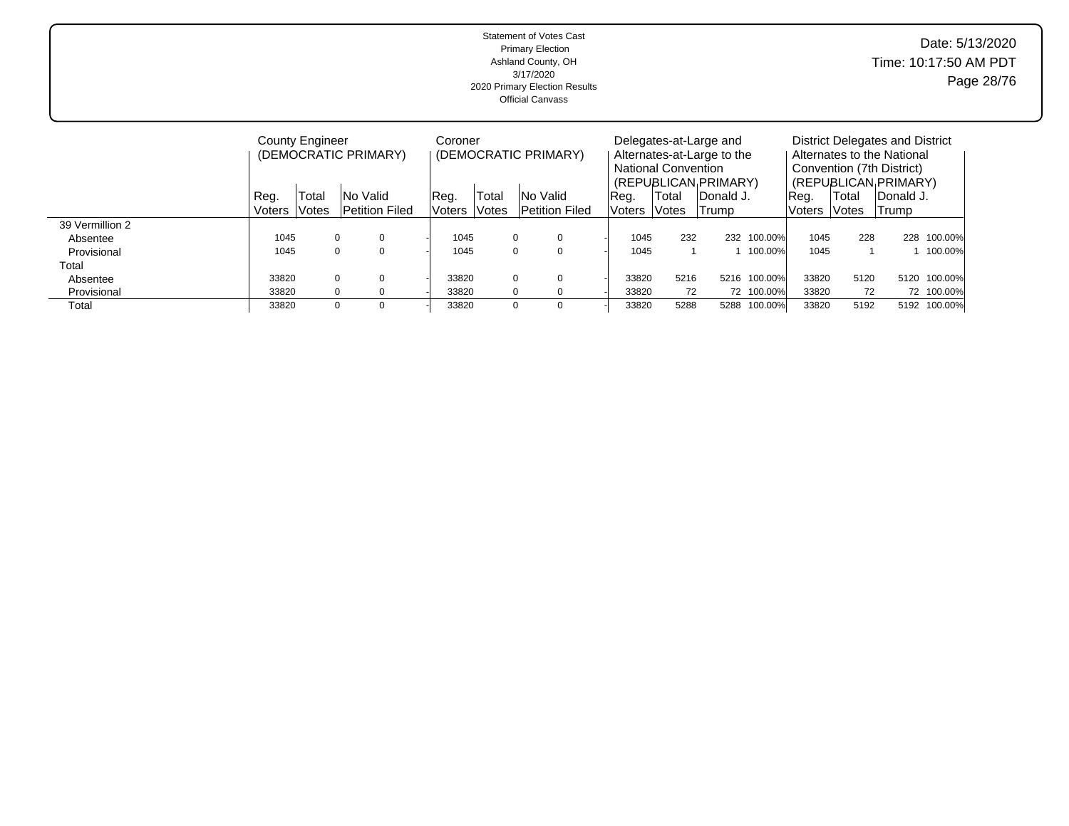Statement of Votes Cast
Primary Election
Ashland County, OH
3/17/2020
2020 Primary Election Results
Official Canvass

Date: 5/13/2020
Time: 10:17:50 AM PDT

| | County Engineer (DEMOCRATIC PRIMARY) | | | | Coroner (DEMOCRATIC PRIMARY) | | | | Delegates-at-Large and Alternates-at-Large to the National Convention (REPUBLICAN PRIMARY) | | | | District Delegates and District Alternates to the National Convention (7th District) (REPUBLICAN PRIMARY) | | | |
|---|---|---|---|---|---|---|---|---|---|---|---|---|---|---|---|---|
| | Reg. Voters | Total Votes | No Valid Petition Filed | | Reg. Voters | Total Votes | No Valid Petition Filed | | Reg. Voters | Total Votes | Donald J. Trump | | Reg. Voters | Total Votes | Donald J. Trump | |
| 39 Vermillion 2 | | | | | | | | | | | | | | | | |
| Absentee | 1045 | 0 | 0 | - | 1045 | 0 | 0 | - | 1045 | 232 | 232 | 100.00% | 1045 | 228 | 228 | 100.00% |
| Provisional | 1045 | 0 | 0 | - | 1045 | 0 | 0 | - | 1045 | 1 | 1 | 100.00% | 1045 | 1 | 1 | 100.00% |
| Total | | | | | | | | | | | | | | | | |
| Absentee | 33820 | 0 | 0 | - | 33820 | 0 | 0 | - | 33820 | 5216 | 5216 | 100.00% | 33820 | 5120 | 5120 | 100.00% |
| Provisional | 33820 | 0 | 0 | - | 33820 | 0 | 0 | - | 33820 | 72 | 72 | 100.00% | 33820 | 72 | 72 | 100.00% |
| Total | 33820 | 0 | 0 | - | 33820 | 0 | 0 | - | 33820 | 5288 | 5288 | 100.00% | 33820 | 5192 | 5192 | 100.00% |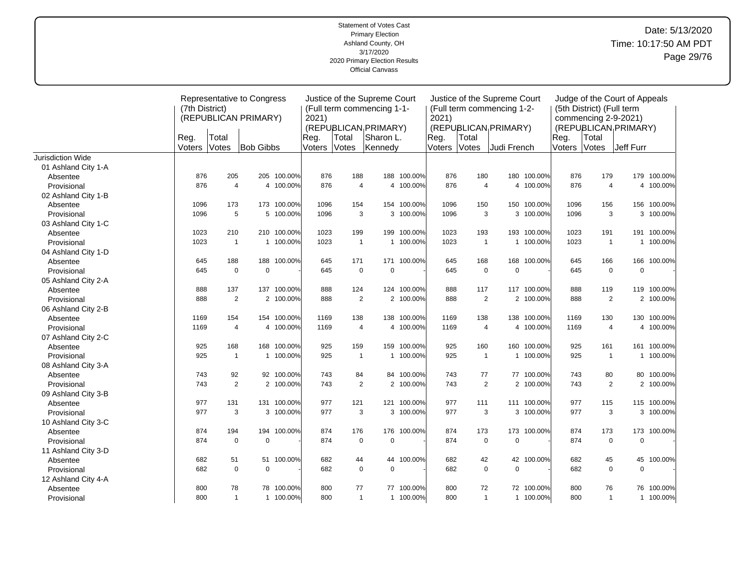Statement of Votes Cast
Primary Election
Ashland County, OH
3/17/2020
2020 Primary Election Results
Official Canvass

Date: 5/13/2020
Time: 10:17:50 AM PDT

| | Representative to Congress (7th District) (REPUBLICAN PRIMARY) | | | | Justice of the Supreme Court (Full term commencing 1-1-2021) (REPUBLICAN PRIMARY) | | | | Justice of the Supreme Court (Full term commencing 1-2-2021) (REPUBLICAN PRIMARY) | | | | Judge of the Court of Appeals (5th District) (Full term commencing 2-9-2021) (REPUBLICAN PRIMARY) | | | |
|---|---|---|---|---|---|---|---|---|---|---|---|---|---|---|---|---|
| | Reg. Voters | Total Votes | Bob Gibbs | | Reg. Voters | Total Votes | Sharon L. Kennedy | | Reg. Voters | Total Votes | Judi French | | Reg. Voters | Total Votes | Jeff Furr | |
| Jurisdiction Wide | | | | | | | | | | | | | | | | |
| 01 Ashland City 1-A | | | | | | | | | | | | | | | | |
| Absentee | 876 | 205 | 205 | 100.00% | 876 | 188 | 188 | 100.00% | 876 | 180 | 180 | 100.00% | 876 | 179 | 179 | 100.00% |
| Provisional | 876 | 4 | 4 | 100.00% | 876 | 4 | 4 | 100.00% | 876 | 4 | 4 | 100.00% | 876 | 4 | 4 | 100.00% |
| 02 Ashland City 1-B | | | | | | | | | | | | | | | | |
| Absentee | 1096 | 173 | 173 | 100.00% | 1096 | 154 | 154 | 100.00% | 1096 | 150 | 150 | 100.00% | 1096 | 156 | 156 | 100.00% |
| Provisional | 1096 | 5 | 5 | 100.00% | 1096 | 3 | 3 | 100.00% | 1096 | 3 | 3 | 100.00% | 1096 | 3 | 3 | 100.00% |
| 03 Ashland City 1-C | | | | | | | | | | | | | | | | |
| Absentee | 1023 | 210 | 210 | 100.00% | 1023 | 199 | 199 | 100.00% | 1023 | 193 | 193 | 100.00% | 1023 | 191 | 191 | 100.00% |
| Provisional | 1023 | 1 | 1 | 100.00% | 1023 | 1 | 1 | 100.00% | 1023 | 1 | 1 | 100.00% | 1023 | 1 | 1 | 100.00% |
| 04 Ashland City 1-D | | | | | | | | | | | | | | | | |
| Absentee | 645 | 188 | 188 | 100.00% | 645 | 171 | 171 | 100.00% | 645 | 168 | 168 | 100.00% | 645 | 166 | 166 | 100.00% |
| Provisional | 645 | 0 | 0 | - | 645 | 0 | 0 | - | 645 | 0 | 0 | - | 645 | 0 | 0 | - |
| 05 Ashland City 2-A | | | | | | | | | | | | | | | | |
| Absentee | 888 | 137 | 137 | 100.00% | 888 | 124 | 124 | 100.00% | 888 | 117 | 117 | 100.00% | 888 | 119 | 119 | 100.00% |
| Provisional | 888 | 2 | 2 | 100.00% | 888 | 2 | 2 | 100.00% | 888 | 2 | 2 | 100.00% | 888 | 2 | 2 | 100.00% |
| 06 Ashland City 2-B | | | | | | | | | | | | | | | | |
| Absentee | 1169 | 154 | 154 | 100.00% | 1169 | 138 | 138 | 100.00% | 1169 | 138 | 138 | 100.00% | 1169 | 130 | 130 | 100.00% |
| Provisional | 1169 | 4 | 4 | 100.00% | 1169 | 4 | 4 | 100.00% | 1169 | 4 | 4 | 100.00% | 1169 | 4 | 4 | 100.00% |
| 07 Ashland City 2-C | | | | | | | | | | | | | | | | |
| Absentee | 925 | 168 | 168 | 100.00% | 925 | 159 | 159 | 100.00% | 925 | 160 | 160 | 100.00% | 925 | 161 | 161 | 100.00% |
| Provisional | 925 | 1 | 1 | 100.00% | 925 | 1 | 1 | 100.00% | 925 | 1 | 1 | 100.00% | 925 | 1 | 1 | 100.00% |
| 08 Ashland City 3-A | | | | | | | | | | | | | | | | |
| Absentee | 743 | 92 | 92 | 100.00% | 743 | 84 | 84 | 100.00% | 743 | 77 | 77 | 100.00% | 743 | 80 | 80 | 100.00% |
| Provisional | 743 | 2 | 2 | 100.00% | 743 | 2 | 2 | 100.00% | 743 | 2 | 2 | 100.00% | 743 | 2 | 2 | 100.00% |
| 09 Ashland City 3-B | | | | | | | | | | | | | | | | |
| Absentee | 977 | 131 | 131 | 100.00% | 977 | 121 | 121 | 100.00% | 977 | 111 | 111 | 100.00% | 977 | 115 | 115 | 100.00% |
| Provisional | 977 | 3 | 3 | 100.00% | 977 | 3 | 3 | 100.00% | 977 | 3 | 3 | 100.00% | 977 | 3 | 3 | 100.00% |
| 10 Ashland City 3-C | | | | | | | | | | | | | | | | |
| Absentee | 874 | 194 | 194 | 100.00% | 874 | 176 | 176 | 100.00% | 874 | 173 | 173 | 100.00% | 874 | 173 | 173 | 100.00% |
| Provisional | 874 | 0 | 0 | - | 874 | 0 | 0 | - | 874 | 0 | 0 | - | 874 | 0 | 0 | - |
| 11 Ashland City 3-D | | | | | | | | | | | | | | | | |
| Absentee | 682 | 51 | 51 | 100.00% | 682 | 44 | 44 | 100.00% | 682 | 42 | 42 | 100.00% | 682 | 45 | 45 | 100.00% |
| Provisional | 682 | 0 | 0 | - | 682 | 0 | 0 | - | 682 | 0 | 0 | - | 682 | 0 | 0 | - |
| 12 Ashland City 4-A | | | | | | | | | | | | | | | | |
| Absentee | 800 | 78 | 78 | 100.00% | 800 | 77 | 77 | 100.00% | 800 | 72 | 72 | 100.00% | 800 | 76 | 76 | 100.00% |
| Provisional | 800 | 1 | 1 | 100.00% | 800 | 1 | 1 | 100.00% | 800 | 1 | 1 | 100.00% | 800 | 1 | 1 | 100.00% |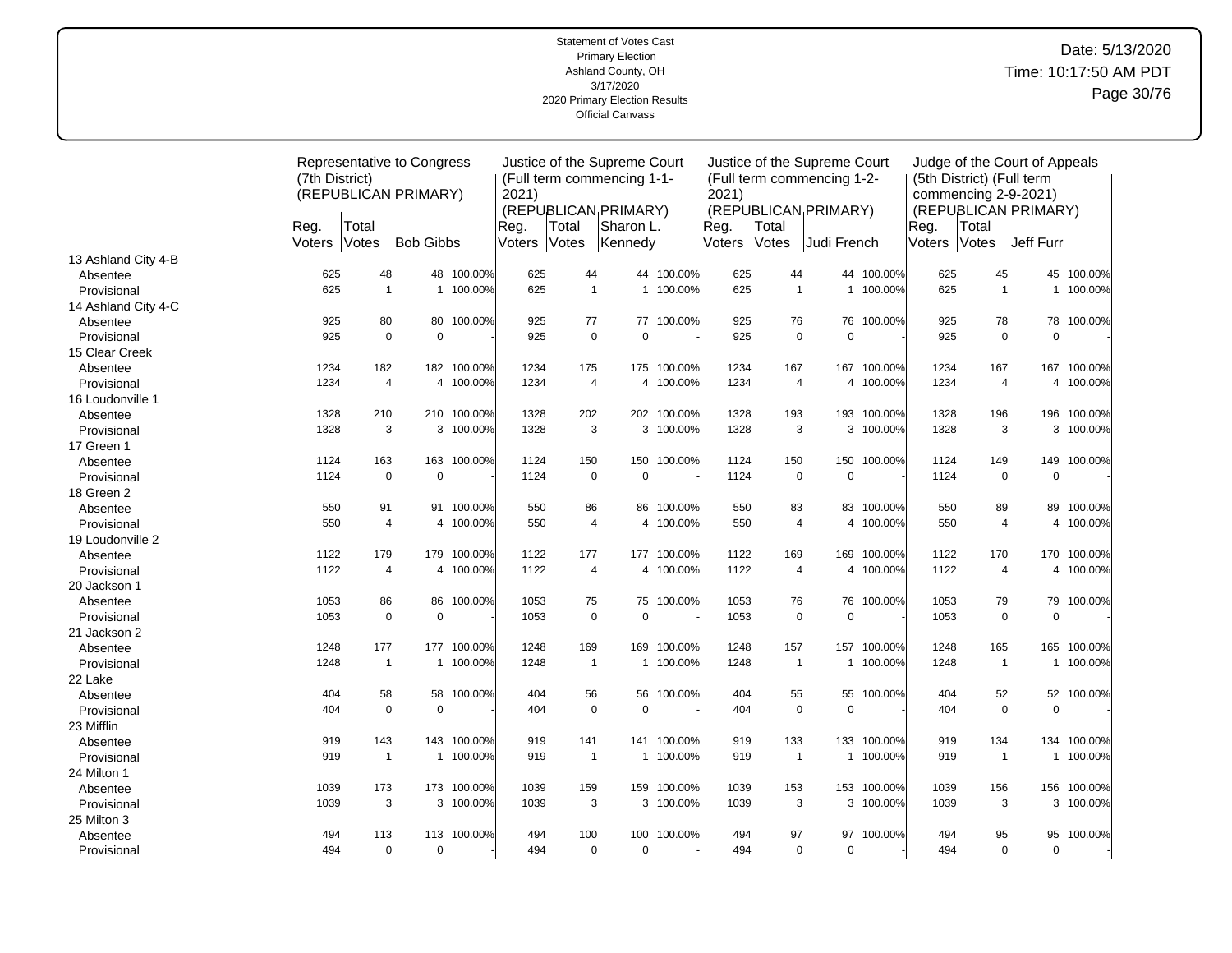Statement of Votes Cast
Primary Election
Ashland County, OH
3/17/2020
2020 Primary Election Results
Official Canvass

Date: 5/13/2020
Time: 10:17:50 AM PDT

| | Representative to Congress (7th District) (REPUBLICAN PRIMARY) | | | | Justice of the Supreme Court (Full term commencing 1-1-2021) (REPUBLICAN PRIMARY) | | | | Justice of the Supreme Court (Full term commencing 1-2-2021) (REPUBLICAN PRIMARY) | | | | Judge of the Court of Appeals (5th District) (Full term commencing 2-9-2021) (REPUBLICAN PRIMARY) | | | |
|---|---|---|---|---|---|---|---|---|---|---|---|---|---|---|---|---|
| | Reg. Voters | Total Votes | Bob Gibbs | | Reg. Voters | Total Votes | Sharon L. Kennedy | | Reg. Voters | Total Votes | Judi French | | Reg. Voters | Total Votes | Jeff Furr | |
| 13 Ashland City 4-B | | | | | | | | | | | | | | | | |
| Absentee | 625 | 48 | 48 | 100.00% | 625 | 44 | 44 | 100.00% | 625 | 44 | 44 | 100.00% | 625 | 45 | 45 | 100.00% |
| Provisional | 625 | 1 | 1 | 100.00% | 625 | 1 | 1 | 100.00% | 625 | 1 | 1 | 100.00% | 625 | 1 | 1 | 100.00% |
| 14 Ashland City 4-C | | | | | | | | | | | | | | | | |
| Absentee | 925 | 80 | 80 | 100.00% | 925 | 77 | 77 | 100.00% | 925 | 76 | 76 | 100.00% | 925 | 78 | 78 | 100.00% |
| Provisional | 925 | 0 | 0 | - | 925 | 0 | 0 | - | 925 | 0 | 0 | - | 925 | 0 | 0 | - |
| 15 Clear Creek | | | | | | | | | | | | | | | | |
| Absentee | 1234 | 182 | 182 | 100.00% | 1234 | 175 | 175 | 100.00% | 1234 | 167 | 167 | 100.00% | 1234 | 167 | 167 | 100.00% |
| Provisional | 1234 | 4 | 4 | 100.00% | 1234 | 4 | 4 | 100.00% | 1234 | 4 | 4 | 100.00% | 1234 | 4 | 4 | 100.00% |
| 16 Loudonville 1 | | | | | | | | | | | | | | | | |
| Absentee | 1328 | 210 | 210 | 100.00% | 1328 | 202 | 202 | 100.00% | 1328 | 193 | 193 | 100.00% | 1328 | 196 | 196 | 100.00% |
| Provisional | 1328 | 3 | 3 | 100.00% | 1328 | 3 | 3 | 100.00% | 1328 | 3 | 3 | 100.00% | 1328 | 3 | 3 | 100.00% |
| 17 Green 1 | | | | | | | | | | | | | | | | |
| Absentee | 1124 | 163 | 163 | 100.00% | 1124 | 150 | 150 | 100.00% | 1124 | 150 | 150 | 100.00% | 1124 | 149 | 149 | 100.00% |
| Provisional | 1124 | 0 | 0 | - | 1124 | 0 | 0 | - | 1124 | 0 | 0 | - | 1124 | 0 | 0 | - |
| 18 Green 2 | | | | | | | | | | | | | | | | |
| Absentee | 550 | 91 | 91 | 100.00% | 550 | 86 | 86 | 100.00% | 550 | 83 | 83 | 100.00% | 550 | 89 | 89 | 100.00% |
| Provisional | 550 | 4 | 4 | 100.00% | 550 | 4 | 4 | 100.00% | 550 | 4 | 4 | 100.00% | 550 | 4 | 4 | 100.00% |
| 19 Loudonville 2 | | | | | | | | | | | | | | | | |
| Absentee | 1122 | 179 | 179 | 100.00% | 1122 | 177 | 177 | 100.00% | 1122 | 169 | 169 | 100.00% | 1122 | 170 | 170 | 100.00% |
| Provisional | 1122 | 4 | 4 | 100.00% | 1122 | 4 | 4 | 100.00% | 1122 | 4 | 4 | 100.00% | 1122 | 4 | 4 | 100.00% |
| 20 Jackson 1 | | | | | | | | | | | | | | | | |
| Absentee | 1053 | 86 | 86 | 100.00% | 1053 | 75 | 75 | 100.00% | 1053 | 76 | 76 | 100.00% | 1053 | 79 | 79 | 100.00% |
| Provisional | 1053 | 0 | 0 | - | 1053 | 0 | 0 | - | 1053 | 0 | 0 | - | 1053 | 0 | 0 | - |
| 21 Jackson 2 | | | | | | | | | | | | | | | | |
| Absentee | 1248 | 177 | 177 | 100.00% | 1248 | 169 | 169 | 100.00% | 1248 | 157 | 157 | 100.00% | 1248 | 165 | 165 | 100.00% |
| Provisional | 1248 | 1 | 1 | 100.00% | 1248 | 1 | 1 | 100.00% | 1248 | 1 | 1 | 100.00% | 1248 | 1 | 1 | 100.00% |
| 22 Lake | | | | | | | | | | | | | | | | |
| Absentee | 404 | 58 | 58 | 100.00% | 404 | 56 | 56 | 100.00% | 404 | 55 | 55 | 100.00% | 404 | 52 | 52 | 100.00% |
| Provisional | 404 | 0 | 0 | - | 404 | 0 | 0 | - | 404 | 0 | 0 | - | 404 | 0 | 0 | - |
| 23 Mifflin | | | | | | | | | | | | | | | | |
| Absentee | 919 | 143 | 143 | 100.00% | 919 | 141 | 141 | 100.00% | 919 | 133 | 133 | 100.00% | 919 | 134 | 134 | 100.00% |
| Provisional | 919 | 1 | 1 | 100.00% | 919 | 1 | 1 | 100.00% | 919 | 1 | 1 | 100.00% | 919 | 1 | 1 | 100.00% |
| 24 Milton 1 | | | | | | | | | | | | | | | | |
| Absentee | 1039 | 173 | 173 | 100.00% | 1039 | 159 | 159 | 100.00% | 1039 | 153 | 153 | 100.00% | 1039 | 156 | 156 | 100.00% |
| Provisional | 1039 | 3 | 3 | 100.00% | 1039 | 3 | 3 | 100.00% | 1039 | 3 | 3 | 100.00% | 1039 | 3 | 3 | 100.00% |
| 25 Milton 3 | | | | | | | | | | | | | | | | |
| Absentee | 494 | 113 | 113 | 100.00% | 494 | 100 | 100 | 100.00% | 494 | 97 | 97 | 100.00% | 494 | 95 | 95 | 100.00% |
| Provisional | 494 | 0 | 0 | - | 494 | 0 | 0 | - | 494 | 0 | 0 | - | 494 | 0 | 0 | - |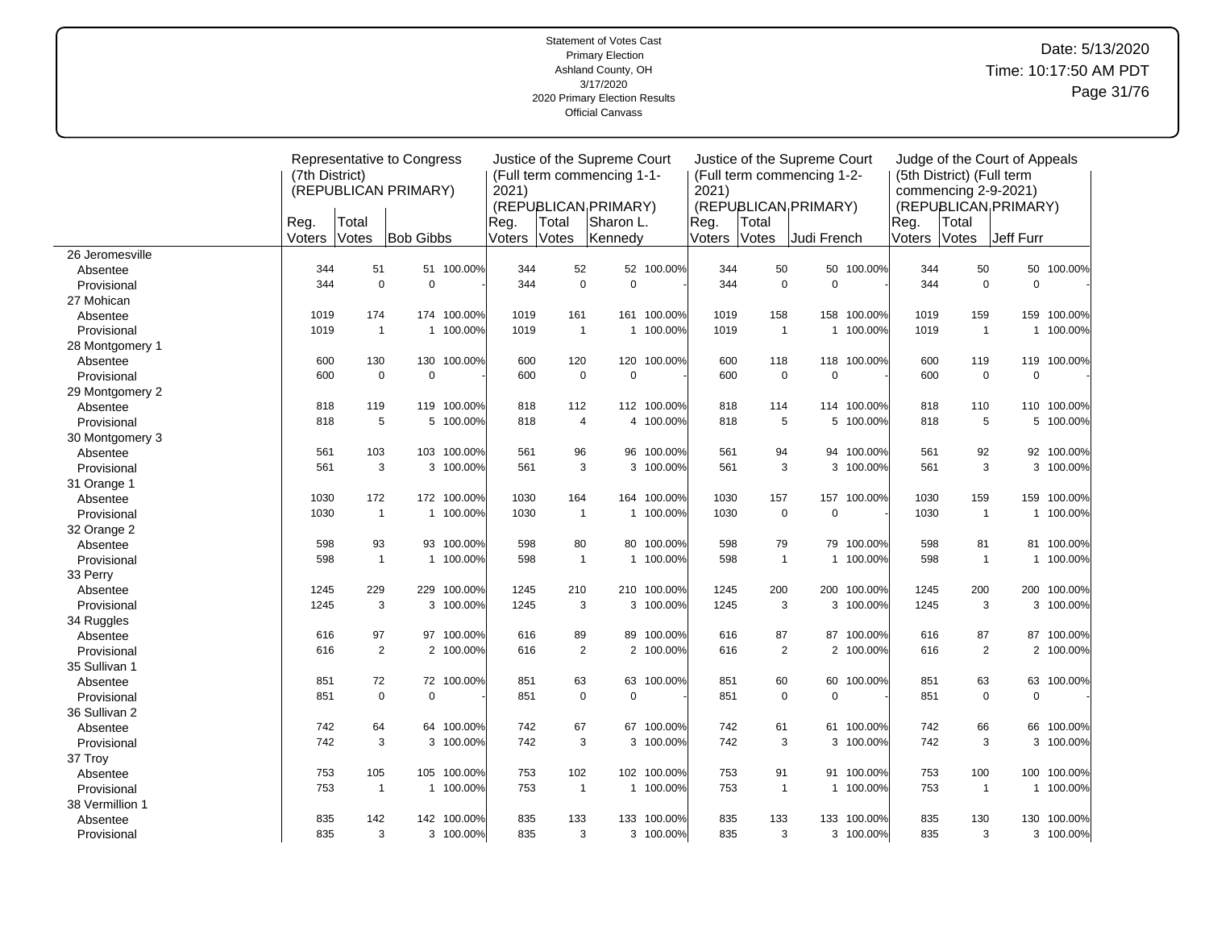Statement of Votes Cast
Primary Election
Ashland County, OH
3/17/2020
2020 Primary Election Results
Official Canvass

Date: 5/13/2020
Time: 10:17:50 AM PDT

| | Representative to Congress (7th District) (REPUBLICAN PRIMARY) | | | | Justice of the Supreme Court (Full term commencing 1-1-2021) (REPUBLICAN PRIMARY) | | | | Justice of the Supreme Court (Full term commencing 1-2-2021) (REPUBLICAN PRIMARY) | | | | Judge of the Court of Appeals (5th District) (Full term commencing 2-9-2021) (REPUBLICAN PRIMARY) | | | |
|---|---|---|---|---|---|---|---|---|---|---|---|---|---|---|---|---|
| | Reg. Voters | Total Votes | Bob Gibbs | | Reg. Voters | Total Votes | Sharon L. Kennedy | | Reg. Voters | Total Votes | Judi French | | Reg. Voters | Total Votes | Jeff Furr | |
| 26 Jeromesville | | | | | | | | | | | | | | | | |
| Absentee | 344 | 51 | 51 | 100.00% | 344 | 52 | 52 | 100.00% | 344 | 50 | 50 | 100.00% | 344 | 50 | 50 | 100.00% |
| Provisional | 344 | 0 | 0 | - | 344 | 0 | 0 | - | 344 | 0 | 0 | - | 344 | 0 | 0 | - |
| 27 Mohican | | | | | | | | | | | | | | | | |
| Absentee | 1019 | 174 | 174 | 100.00% | 1019 | 161 | 161 | 100.00% | 1019 | 158 | 158 | 100.00% | 1019 | 159 | 159 | 100.00% |
| Provisional | 1019 | 1 | 1 | 100.00% | 1019 | 1 | 1 | 100.00% | 1019 | 1 | 1 | 100.00% | 1019 | 1 | 1 | 100.00% |
| 28 Montgomery 1 | | | | | | | | | | | | | | | | |
| Absentee | 600 | 130 | 130 | 100.00% | 600 | 120 | 120 | 100.00% | 600 | 118 | 118 | 100.00% | 600 | 119 | 119 | 100.00% |
| Provisional | 600 | 0 | 0 | - | 600 | 0 | 0 | - | 600 | 0 | 0 | - | 600 | 0 | 0 | - |
| 29 Montgomery 2 | | | | | | | | | | | | | | | | |
| Absentee | 818 | 119 | 119 | 100.00% | 818 | 112 | 112 | 100.00% | 818 | 114 | 114 | 100.00% | 818 | 110 | 110 | 100.00% |
| Provisional | 818 | 5 | 5 | 100.00% | 818 | 4 | 4 | 100.00% | 818 | 5 | 5 | 100.00% | 818 | 5 | 5 | 100.00% |
| 30 Montgomery 3 | | | | | | | | | | | | | | | | |
| Absentee | 561 | 103 | 103 | 100.00% | 561 | 96 | 96 | 100.00% | 561 | 94 | 94 | 100.00% | 561 | 92 | 92 | 100.00% |
| Provisional | 561 | 3 | 3 | 100.00% | 561 | 3 | 3 | 100.00% | 561 | 3 | 3 | 100.00% | 561 | 3 | 3 | 100.00% |
| 31 Orange 1 | | | | | | | | | | | | | | | | |
| Absentee | 1030 | 172 | 172 | 100.00% | 1030 | 164 | 164 | 100.00% | 1030 | 157 | 157 | 100.00% | 1030 | 159 | 159 | 100.00% |
| Provisional | 1030 | 1 | 1 | 100.00% | 1030 | 1 | 1 | 100.00% | 1030 | 0 | 0 | - | 1030 | 1 | 1 | 100.00% |
| 32 Orange 2 | | | | | | | | | | | | | | | | |
| Absentee | 598 | 93 | 93 | 100.00% | 598 | 80 | 80 | 100.00% | 598 | 79 | 79 | 100.00% | 598 | 81 | 81 | 100.00% |
| Provisional | 598 | 1 | 1 | 100.00% | 598 | 1 | 1 | 100.00% | 598 | 1 | 1 | 100.00% | 598 | 1 | 1 | 100.00% |
| 33 Perry | | | | | | | | | | | | | | | | |
| Absentee | 1245 | 229 | 229 | 100.00% | 1245 | 210 | 210 | 100.00% | 1245 | 200 | 200 | 100.00% | 1245 | 200 | 200 | 100.00% |
| Provisional | 1245 | 3 | 3 | 100.00% | 1245 | 3 | 3 | 100.00% | 1245 | 3 | 3 | 100.00% | 1245 | 3 | 3 | 100.00% |
| 34 Ruggles | | | | | | | | | | | | | | | | |
| Absentee | 616 | 97 | 97 | 100.00% | 616 | 89 | 89 | 100.00% | 616 | 87 | 87 | 100.00% | 616 | 87 | 87 | 100.00% |
| Provisional | 616 | 2 | 2 | 100.00% | 616 | 2 | 2 | 100.00% | 616 | 2 | 2 | 100.00% | 616 | 2 | 2 | 100.00% |
| 35 Sullivan 1 | | | | | | | | | | | | | | | | |
| Absentee | 851 | 72 | 72 | 100.00% | 851 | 63 | 63 | 100.00% | 851 | 60 | 60 | 100.00% | 851 | 63 | 63 | 100.00% |
| Provisional | 851 | 0 | 0 | - | 851 | 0 | 0 | - | 851 | 0 | 0 | - | 851 | 0 | 0 | - |
| 36 Sullivan 2 | | | | | | | | | | | | | | | | |
| Absentee | 742 | 64 | 64 | 100.00% | 742 | 67 | 67 | 100.00% | 742 | 61 | 61 | 100.00% | 742 | 66 | 66 | 100.00% |
| Provisional | 742 | 3 | 3 | 100.00% | 742 | 3 | 3 | 100.00% | 742 | 3 | 3 | 100.00% | 742 | 3 | 3 | 100.00% |
| 37 Troy | | | | | | | | | | | | | | | | |
| Absentee | 753 | 105 | 105 | 100.00% | 753 | 102 | 102 | 100.00% | 753 | 91 | 91 | 100.00% | 753 | 100 | 100 | 100.00% |
| Provisional | 753 | 1 | 1 | 100.00% | 753 | 1 | 1 | 100.00% | 753 | 1 | 1 | 100.00% | 753 | 1 | 1 | 100.00% |
| 38 Vermillion 1 | | | | | | | | | | | | | | | | |
| Absentee | 835 | 142 | 142 | 100.00% | 835 | 133 | 133 | 100.00% | 835 | 133 | 133 | 100.00% | 835 | 130 | 130 | 100.00% |
| Provisional | 835 | 3 | 3 | 100.00% | 835 | 3 | 3 | 100.00% | 835 | 3 | 3 | 100.00% | 835 | 3 | 3 | 100.00% |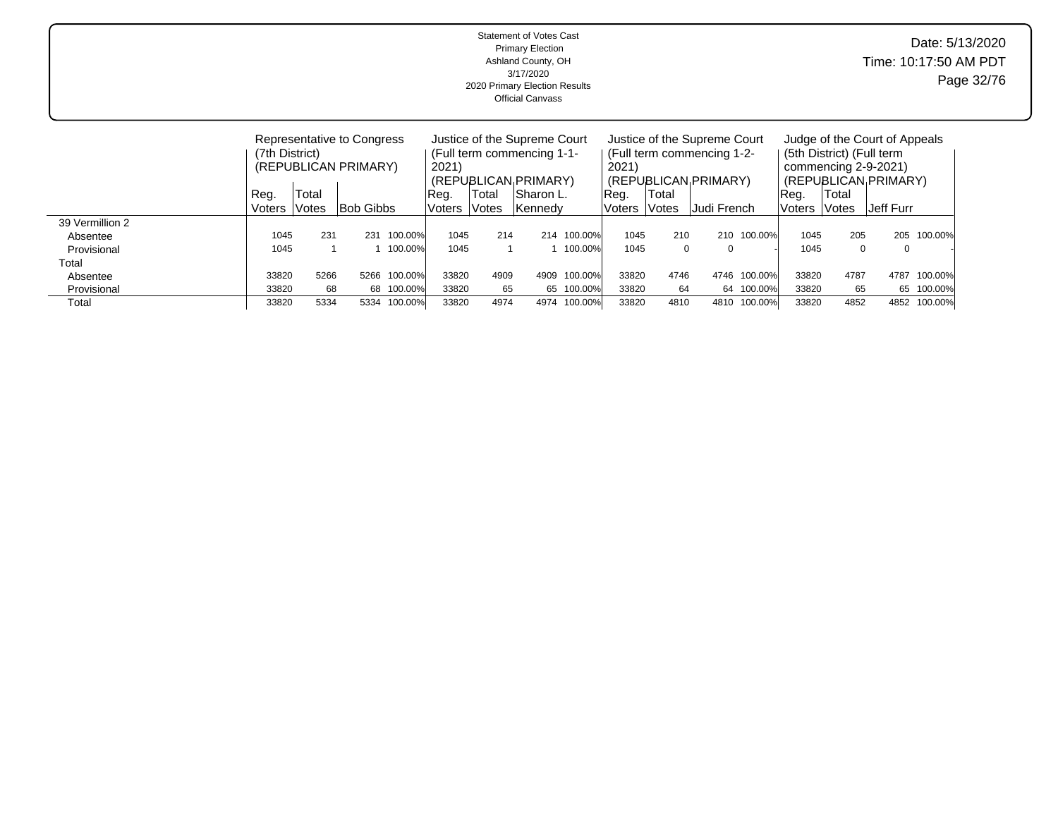Statement of Votes Cast
Primary Election
Ashland County, OH
3/17/2020
2020 Primary Election Results
Official Canvass

Date: 5/13/2020
Time: 10:17:50 AM PDT

| | Representative to Congress (7th District) (REPUBLICAN PRIMARY) | | | | Justice of the Supreme Court (Full term commencing 1-1-2021) (REPUBLICAN PRIMARY) | | | | Justice of the Supreme Court (Full term commencing 1-2-2021) (REPUBLICAN PRIMARY) | | | | Judge of the Court of Appeals (5th District) (Full term commencing 2-9-2021) (REPUBLICAN PRIMARY) | | | |
|---|---|---|---|---|---|---|---|---|---|---|---|---|---|---|---|---|
| | Reg. Voters | Total Votes | Bob Gibbs | | Reg. Voters | Total Votes | Sharon L. Kennedy | | Reg. Voters | Total Votes | Judi French | | Reg. Voters | Total Votes | Jeff Furr | |
| 39 Vermillion 2 | | | | | | | | | | | | | | | | |
| Absentee | 1045 | 231 | 231 | 100.00% | 1045 | 214 | 214 | 100.00% | 1045 | 210 | 210 | 100.00% | 1045 | 205 | 205 | 100.00% |
| Provisional | 1045 | 1 | 1 | 100.00% | 1045 | 1 | 1 | 100.00% | 1045 | 0 | 0 | - | 1045 | 0 | 0 | - |
| Total | | | | | | | | | | | | | | | | |
| Absentee | 33820 | 5266 | 5266 | 100.00% | 33820 | 4909 | 4909 | 100.00% | 33820 | 4746 | 4746 | 100.00% | 33820 | 4787 | 4787 | 100.00% |
| Provisional | 33820 | 68 | 68 | 100.00% | 33820 | 65 | 65 | 100.00% | 33820 | 64 | 64 | 100.00% | 33820 | 65 | 65 | 100.00% |
| Total | 33820 | 5334 | 5334 | 100.00% | 33820 | 4974 | 4974 | 100.00% | 33820 | 4810 | 4810 | 100.00% | 33820 | 4852 | 4852 | 100.00% |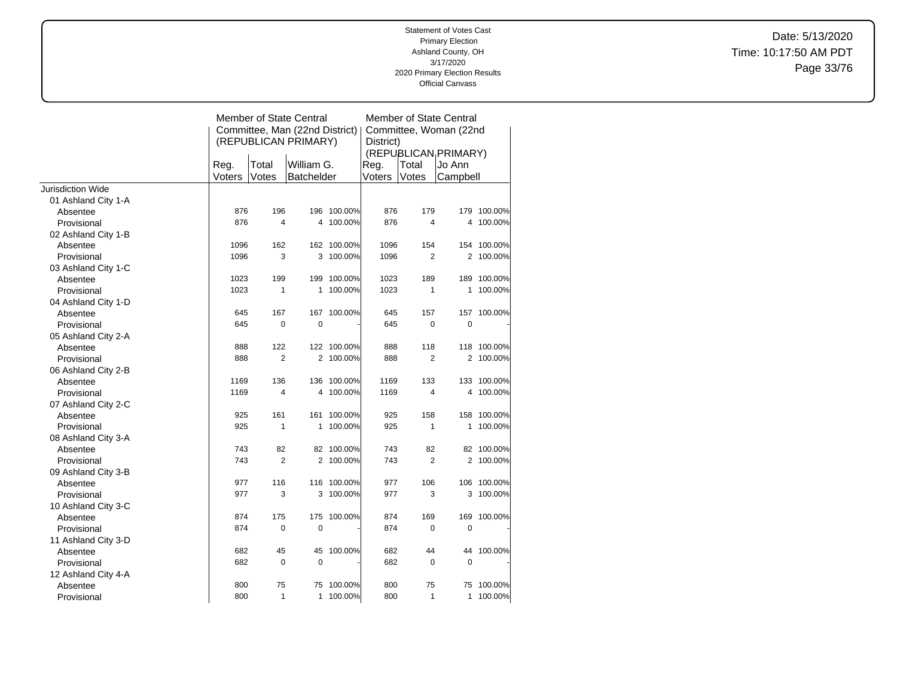Statement of Votes Cast
Primary Election
Ashland County, OH
3/17/2020
2020 Primary Election Results
Official Canvass

Date: 5/13/2020
Time: 10:17:50 AM PDT

| | Member of State Central Committee, Man (22nd District) (REPUBLICAN PRIMARY) | | | | Member of State Central Committee, Woman (22nd District) (REPUBLICAN PRIMARY) | | | |
|---|---|---|---|---|---|---|---|---|
| | Reg. Voters | Total Votes | William G. Batchelder | | Reg. Voters | Total Votes | Jo Ann Campbell | |
| Jurisdiction Wide | | | | | | | | |
| 01 Ashland City 1-A | | | | | | | | |
| Absentee | 876 | 196 | 196 | 100.00% | 876 | 179 | 179 | 100.00% |
| Provisional | 876 | 4 | 4 | 100.00% | 876 | 4 | 4 | 100.00% |
| 02 Ashland City 1-B | | | | | | | | |
| Absentee | 1096 | 162 | 162 | 100.00% | 1096 | 154 | 154 | 100.00% |
| Provisional | 1096 | 3 | 3 | 100.00% | 1096 | 2 | 2 | 100.00% |
| 03 Ashland City 1-C | | | | | | | | |
| Absentee | 1023 | 199 | 199 | 100.00% | 1023 | 189 | 189 | 100.00% |
| Provisional | 1023 | 1 | 1 | 100.00% | 1023 | 1 | 1 | 100.00% |
| 04 Ashland City 1-D | | | | | | | | |
| Absentee | 645 | 167 | 167 | 100.00% | 645 | 157 | 157 | 100.00% |
| Provisional | 645 | 0 | 0 | - | 645 | 0 | 0 | - |
| 05 Ashland City 2-A | | | | | | | | |
| Absentee | 888 | 122 | 122 | 100.00% | 888 | 118 | 118 | 100.00% |
| Provisional | 888 | 2 | 2 | 100.00% | 888 | 2 | 2 | 100.00% |
| 06 Ashland City 2-B | | | | | | | | |
| Absentee | 1169 | 136 | 136 | 100.00% | 1169 | 133 | 133 | 100.00% |
| Provisional | 1169 | 4 | 4 | 100.00% | 1169 | 4 | 4 | 100.00% |
| 07 Ashland City 2-C | | | | | | | | |
| Absentee | 925 | 161 | 161 | 100.00% | 925 | 158 | 158 | 100.00% |
| Provisional | 925 | 1 | 1 | 100.00% | 925 | 1 | 1 | 100.00% |
| 08 Ashland City 3-A | | | | | | | | |
| Absentee | 743 | 82 | 82 | 100.00% | 743 | 82 | 82 | 100.00% |
| Provisional | 743 | 2 | 2 | 100.00% | 743 | 2 | 2 | 100.00% |
| 09 Ashland City 3-B | | | | | | | | |
| Absentee | 977 | 116 | 116 | 100.00% | 977 | 106 | 106 | 100.00% |
| Provisional | 977 | 3 | 3 | 100.00% | 977 | 3 | 3 | 100.00% |
| 10 Ashland City 3-C | | | | | | | | |
| Absentee | 874 | 175 | 175 | 100.00% | 874 | 169 | 169 | 100.00% |
| Provisional | 874 | 0 | 0 | - | 874 | 0 | 0 | - |
| 11 Ashland City 3-D | | | | | | | | |
| Absentee | 682 | 45 | 45 | 100.00% | 682 | 44 | 44 | 100.00% |
| Provisional | 682 | 0 | 0 | - | 682 | 0 | 0 | - |
| 12 Ashland City 4-A | | | | | | | | |
| Absentee | 800 | 75 | 75 | 100.00% | 800 | 75 | 75 | 100.00% |
| Provisional | 800 | 1 | 1 | 100.00% | 800 | 1 | 1 | 100.00% |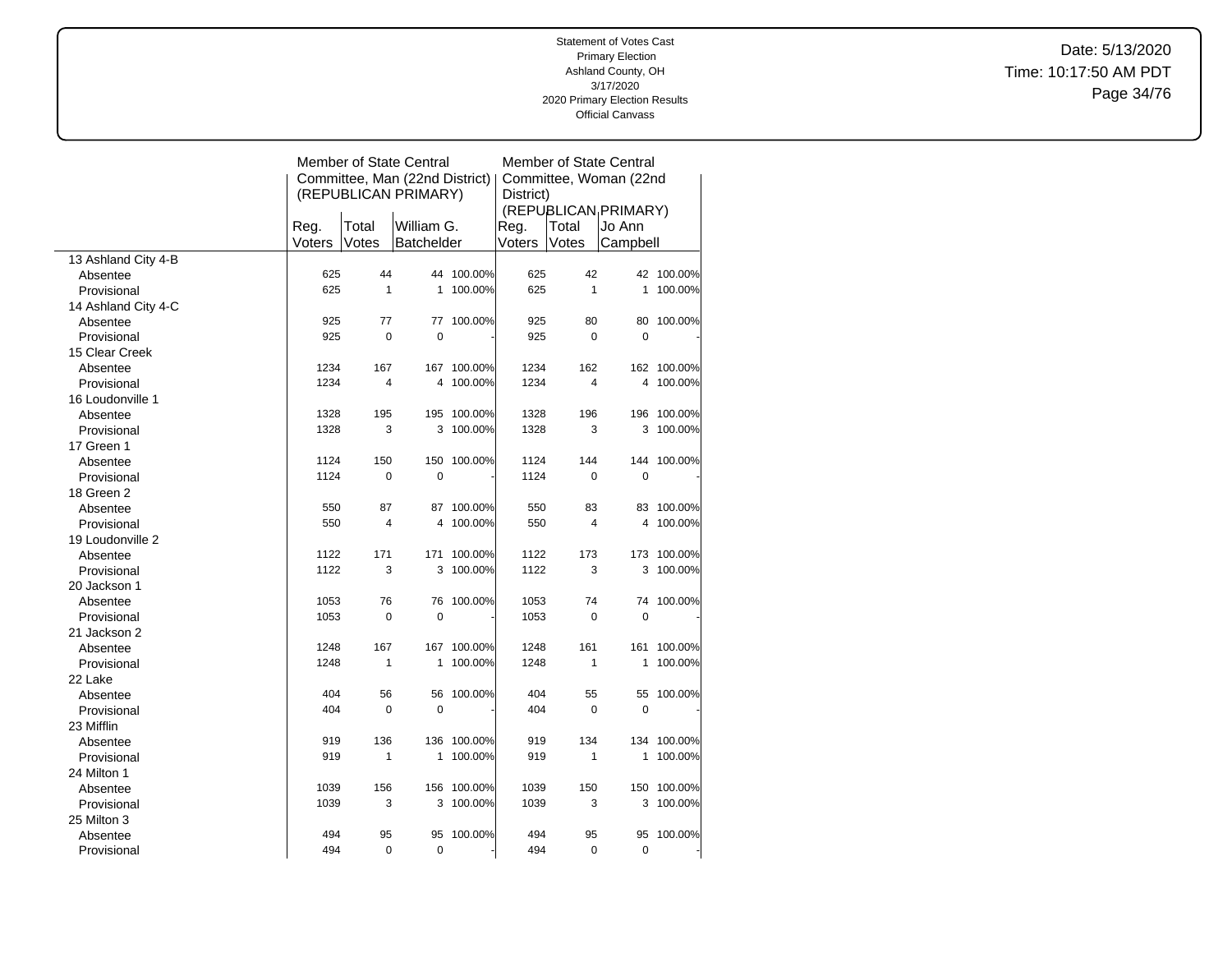Statement of Votes Cast
Primary Election
Ashland County, OH
3/17/2020
2020 Primary Election Results
Official Canvass

Date: 5/13/2020
Time: 10:17:50 AM PDT

| | Member of State Central Committee, Man (22nd District) (REPUBLICAN PRIMARY) | | | | Member of State Central Committee, Woman (22nd District) (REPUBLICAN PRIMARY) | | | |
|---|---|---|---|---|---|---|---|---|
| | Reg. Voters | Total Votes | William G. Batchelder | | Reg. Voters | Total Votes | Jo Ann Campbell | |
| 13 Ashland City 4-B | | | | | | | | |
| Absentee | 625 | 44 | 44 | 100.00% | 625 | 42 | 42 | 100.00% |
| Provisional | 625 | 1 | 1 | 100.00% | 625 | 1 | 1 | 100.00% |
| 14 Ashland City 4-C | | | | | | | | |
| Absentee | 925 | 77 | 77 | 100.00% | 925 | 80 | 80 | 100.00% |
| Provisional | 925 | 0 | 0 | - | 925 | 0 | 0 | - |
| 15 Clear Creek | | | | | | | | |
| Absentee | 1234 | 167 | 167 | 100.00% | 1234 | 162 | 162 | 100.00% |
| Provisional | 1234 | 4 | 4 | 100.00% | 1234 | 4 | 4 | 100.00% |
| 16 Loudonville 1 | | | | | | | | |
| Absentee | 1328 | 195 | 195 | 100.00% | 1328 | 196 | 196 | 100.00% |
| Provisional | 1328 | 3 | 3 | 100.00% | 1328 | 3 | 3 | 100.00% |
| 17 Green 1 | | | | | | | | |
| Absentee | 1124 | 150 | 150 | 100.00% | 1124 | 144 | 144 | 100.00% |
| Provisional | 1124 | 0 | 0 | - | 1124 | 0 | 0 | - |
| 18 Green 2 | | | | | | | | |
| Absentee | 550 | 87 | 87 | 100.00% | 550 | 83 | 83 | 100.00% |
| Provisional | 550 | 4 | 4 | 100.00% | 550 | 4 | 4 | 100.00% |
| 19 Loudonville 2 | | | | | | | | |
| Absentee | 1122 | 171 | 171 | 100.00% | 1122 | 173 | 173 | 100.00% |
| Provisional | 1122 | 3 | 3 | 100.00% | 1122 | 3 | 3 | 100.00% |
| 20 Jackson 1 | | | | | | | | |
| Absentee | 1053 | 76 | 76 | 100.00% | 1053 | 74 | 74 | 100.00% |
| Provisional | 1053 | 0 | 0 | - | 1053 | 0 | 0 | - |
| 21 Jackson 2 | | | | | | | | |
| Absentee | 1248 | 167 | 167 | 100.00% | 1248 | 161 | 161 | 100.00% |
| Provisional | 1248 | 1 | 1 | 100.00% | 1248 | 1 | 1 | 100.00% |
| 22 Lake | | | | | | | | |
| Absentee | 404 | 56 | 56 | 100.00% | 404 | 55 | 55 | 100.00% |
| Provisional | 404 | 0 | 0 | - | 404 | 0 | 0 | - |
| 23 Mifflin | | | | | | | | |
| Absentee | 919 | 136 | 136 | 100.00% | 919 | 134 | 134 | 100.00% |
| Provisional | 919 | 1 | 1 | 100.00% | 919 | 1 | 1 | 100.00% |
| 24 Milton 1 | | | | | | | | |
| Absentee | 1039 | 156 | 156 | 100.00% | 1039 | 150 | 150 | 100.00% |
| Provisional | 1039 | 3 | 3 | 100.00% | 1039 | 3 | 3 | 100.00% |
| 25 Milton 3 | | | | | | | | |
| Absentee | 494 | 95 | 95 | 100.00% | 494 | 95 | 95 | 100.00% |
| Provisional | 494 | 0 | 0 | - | 494 | 0 | 0 | - |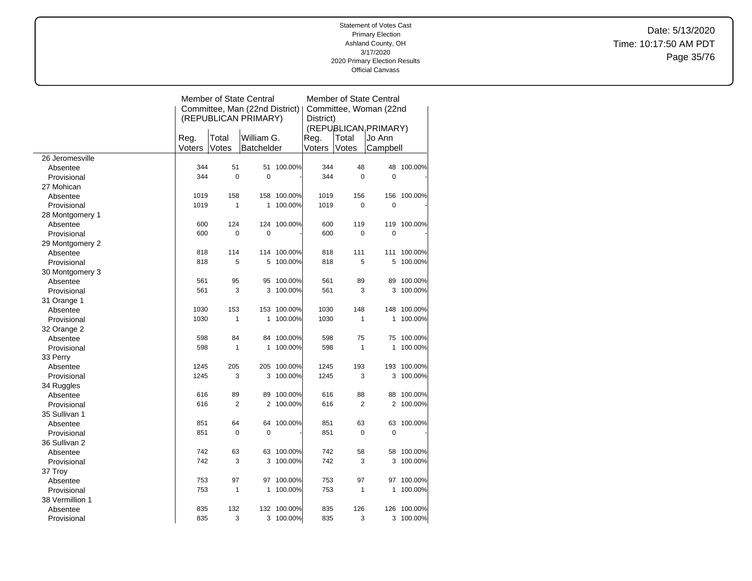Statement of Votes Cast
Primary Election
Ashland County, OH
3/17/2020
2020 Primary Election Results
Official Canvass

Date: 5/13/2020
Time: 10:17:50 AM PDT

| | Member of State Central Committee, Man (22nd District) (REPUBLICAN PRIMARY) | | | | Member of State Central Committee, Woman (22nd District) (REPUBLICAN PRIMARY) | | | |
|---|---|---|---|---|---|---|---|---|
| | Reg. Voters | Total Votes | William G. Batchelder | | Reg. Voters | Total Votes | Jo Ann Campbell | |
| 26 Jeromesville | | | | | | | | |
| Absentee | 344 | 51 | 51 | 100.00% | 344 | 48 | 48 | 100.00% |
| Provisional | 344 | 0 | 0 | - | 344 | 0 | 0 | - |
| 27 Mohican | | | | | | | | |
| Absentee | 1019 | 158 | 158 | 100.00% | 1019 | 156 | 156 | 100.00% |
| Provisional | 1019 | 1 | 1 | 100.00% | 1019 | 0 | 0 | - |
| 28 Montgomery 1 | | | | | | | | |
| Absentee | 600 | 124 | 124 | 100.00% | 600 | 119 | 119 | 100.00% |
| Provisional | 600 | 0 | 0 | - | 600 | 0 | 0 | - |
| 29 Montgomery 2 | | | | | | | | |
| Absentee | 818 | 114 | 114 | 100.00% | 818 | 111 | 111 | 100.00% |
| Provisional | 818 | 5 | 5 | 100.00% | 818 | 5 | 5 | 100.00% |
| 30 Montgomery 3 | | | | | | | | |
| Absentee | 561 | 95 | 95 | 100.00% | 561 | 89 | 89 | 100.00% |
| Provisional | 561 | 3 | 3 | 100.00% | 561 | 3 | 3 | 100.00% |
| 31 Orange 1 | | | | | | | | |
| Absentee | 1030 | 153 | 153 | 100.00% | 1030 | 148 | 148 | 100.00% |
| Provisional | 1030 | 1 | 1 | 100.00% | 1030 | 1 | 1 | 100.00% |
| 32 Orange 2 | | | | | | | | |
| Absentee | 598 | 84 | 84 | 100.00% | 598 | 75 | 75 | 100.00% |
| Provisional | 598 | 1 | 1 | 100.00% | 598 | 1 | 1 | 100.00% |
| 33 Perry | | | | | | | | |
| Absentee | 1245 | 205 | 205 | 100.00% | 1245 | 193 | 193 | 100.00% |
| Provisional | 1245 | 3 | 3 | 100.00% | 1245 | 3 | 3 | 100.00% |
| 34 Ruggles | | | | | | | | |
| Absentee | 616 | 89 | 89 | 100.00% | 616 | 88 | 88 | 100.00% |
| Provisional | 616 | 2 | 2 | 100.00% | 616 | 2 | 2 | 100.00% |
| 35 Sullivan 1 | | | | | | | | |
| Absentee | 851 | 64 | 64 | 100.00% | 851 | 63 | 63 | 100.00% |
| Provisional | 851 | 0 | 0 | - | 851 | 0 | 0 | - |
| 36 Sullivan 2 | | | | | | | | |
| Absentee | 742 | 63 | 63 | 100.00% | 742 | 58 | 58 | 100.00% |
| Provisional | 742 | 3 | 3 | 100.00% | 742 | 3 | 3 | 100.00% |
| 37 Troy | | | | | | | | |
| Absentee | 753 | 97 | 97 | 100.00% | 753 | 97 | 97 | 100.00% |
| Provisional | 753 | 1 | 1 | 100.00% | 753 | 1 | 1 | 100.00% |
| 38 Vermillion 1 | | | | | | | | |
| Absentee | 835 | 132 | 132 | 100.00% | 835 | 126 | 126 | 100.00% |
| Provisional | 835 | 3 | 3 | 100.00% | 835 | 3 | 3 | 100.00% |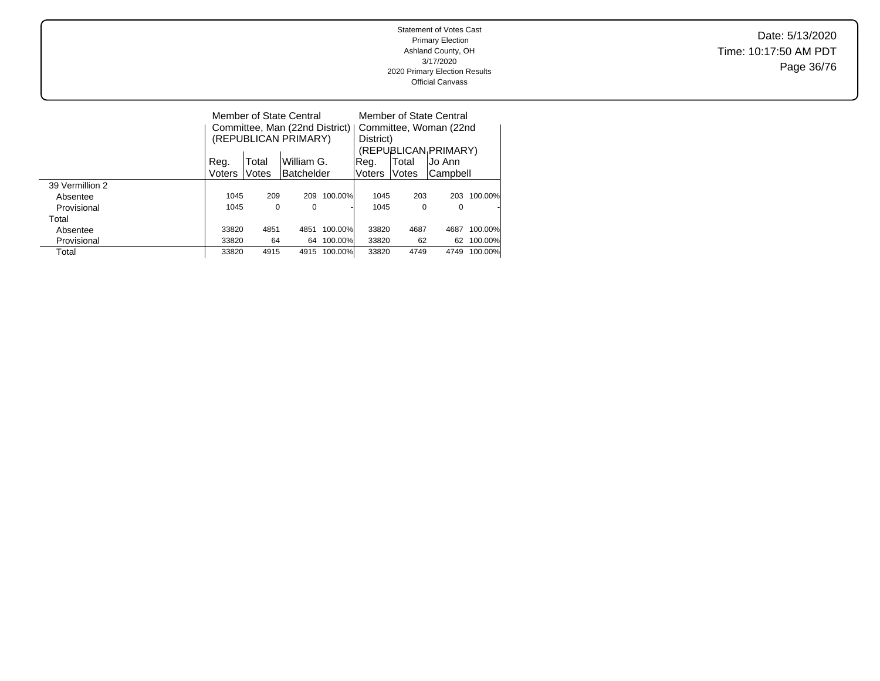Statement of Votes Cast
Primary Election
Ashland County, OH
3/17/2020
2020 Primary Election Results
Official Canvass

Date: 5/13/2020
Time: 10:17:50 AM PDT

| | Member of State Central Committee, Man (22nd District) (REPUBLICAN PRIMARY) | | | | Member of State Central Committee, Woman (22nd District) (REPUBLICAN PRIMARY) | | | |
|---|---|---|---|---|---|---|---|---|
| | Reg. Voters | Total Votes | William G. Batchelder | | Reg. Voters | Total Votes | Jo Ann Campbell | |
| 39 Vermillion 2 | | | | | | | | |
| Absentee | 1045 | 209 | 209 | 100.00% | 1045 | 203 | 203 | 100.00% |
| Provisional | 1045 | 0 | 0 | - | 1045 | 0 | 0 | - |
| Total | | | | | | | | |
| Absentee | 33820 | 4851 | 4851 | 100.00% | 33820 | 4687 | 4687 | 100.00% |
| Provisional | 33820 | 64 | 64 | 100.00% | 33820 | 62 | 62 | 100.00% |
| Total | 33820 | 4915 | 4915 | 100.00% | 33820 | 4749 | 4749 | 100.00% |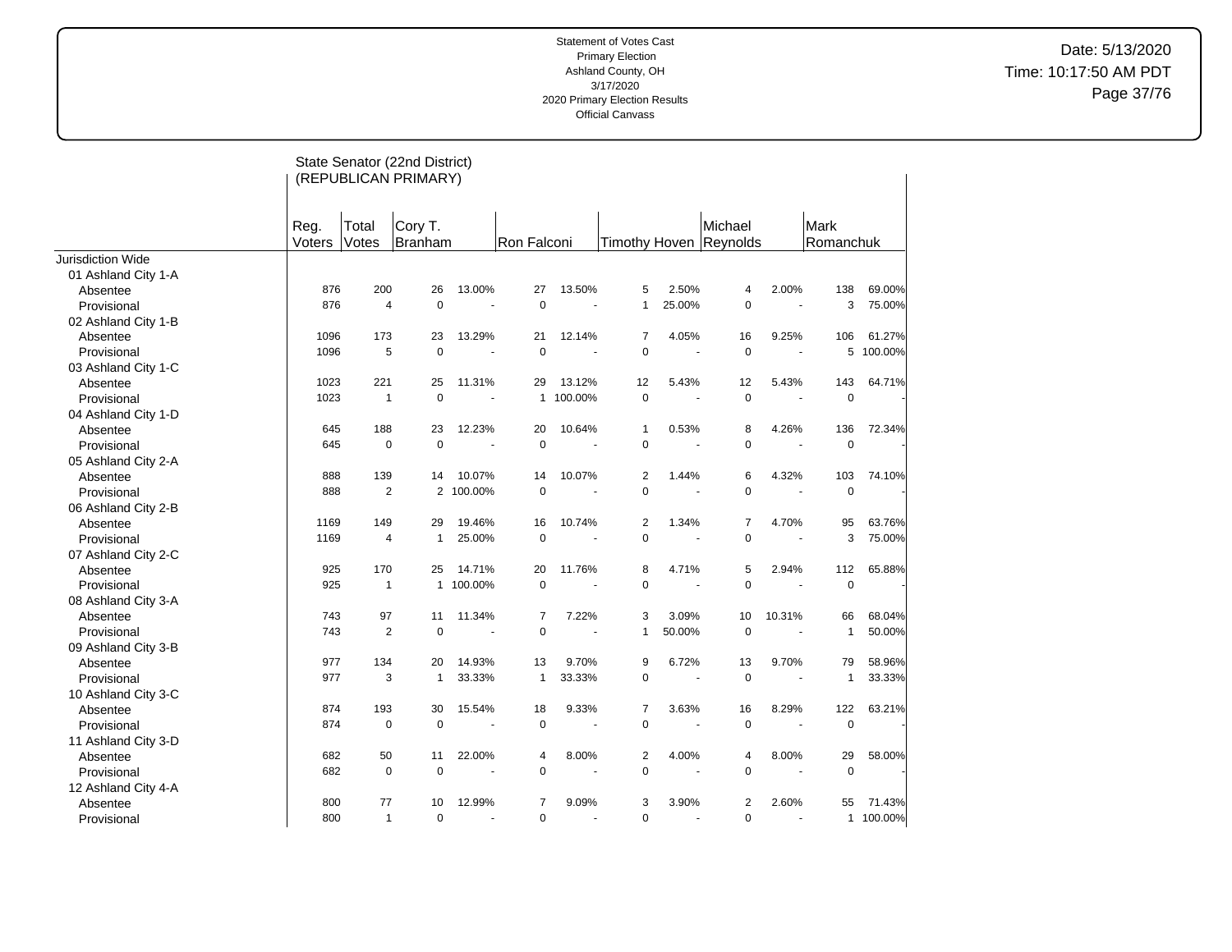Statement of Votes Cast
Primary Election
Ashland County, OH
3/17/2020
2020 Primary Election Results
Official Canvass

Date: 5/13/2020
Time: 10:17:50 AM PDT

## State Senator (22nd District) (REPUBLICAN PRIMARY)

| | Reg. Voters | Total Votes | Cory T. Branham | | Ron Falconi | | Timothy Hoven | | Michael Reynolds | | Mark Romanchuk | |
|---|---|---|---|---|---|---|---|---|---|---|---|---|
| Jurisdiction Wide | | | | | | | | | | | | |
| 01 Ashland City 1-A | | | | | | | | | | | | |
| Absentee | 876 | 200 | 26 | 13.00% | 27 | 13.50% | 5 | 2.50% | 4 | 2.00% | 138 | 69.00% |
| Provisional | 876 | 4 | 0 | - | 0 | - | 1 | 25.00% | 0 | - | 3 | 75.00% |
| 02 Ashland City 1-B | | | | | | | | | | | | |
| Absentee | 1096 | 173 | 23 | 13.29% | 21 | 12.14% | 7 | 4.05% | 16 | 9.25% | 106 | 61.27% |
| Provisional | 1096 | 5 | 0 | - | 0 | - | 0 | - | 0 | - | 5 | 100.00% |
| 03 Ashland City 1-C | | | | | | | | | | | | |
| Absentee | 1023 | 221 | 25 | 11.31% | 29 | 13.12% | 12 | 5.43% | 12 | 5.43% | 143 | 64.71% |
| Provisional | 1023 | 1 | 0 | - | 1 | 100.00% | 0 | - | 0 | - | 0 | - |
| 04 Ashland City 1-D | | | | | | | | | | | | |
| Absentee | 645 | 188 | 23 | 12.23% | 20 | 10.64% | 1 | 0.53% | 8 | 4.26% | 136 | 72.34% |
| Provisional | 645 | 0 | 0 | - | 0 | - | 0 | - | 0 | - | 0 | - |
| 05 Ashland City 2-A | | | | | | | | | | | | |
| Absentee | 888 | 139 | 14 | 10.07% | 14 | 10.07% | 2 | 1.44% | 6 | 4.32% | 103 | 74.10% |
| Provisional | 888 | 2 | 2 | 100.00% | 0 | - | 0 | - | 0 | - | 0 | - |
| 06 Ashland City 2-B | | | | | | | | | | | | |
| Absentee | 1169 | 149 | 29 | 19.46% | 16 | 10.74% | 2 | 1.34% | 7 | 4.70% | 95 | 63.76% |
| Provisional | 1169 | 4 | 1 | 25.00% | 0 | - | 0 | - | 0 | - | 3 | 75.00% |
| 07 Ashland City 2-C | | | | | | | | | | | | |
| Absentee | 925 | 170 | 25 | 14.71% | 20 | 11.76% | 8 | 4.71% | 5 | 2.94% | 112 | 65.88% |
| Provisional | 925 | 1 | 1 | 100.00% | 0 | - | 0 | - | 0 | - | 0 | - |
| 08 Ashland City 3-A | | | | | | | | | | | | |
| Absentee | 743 | 97 | 11 | 11.34% | 7 | 7.22% | 3 | 3.09% | 10 | 10.31% | 66 | 68.04% |
| Provisional | 743 | 2 | 0 | - | 0 | - | 1 | 50.00% | 0 | - | 1 | 50.00% |
| 09 Ashland City 3-B | | | | | | | | | | | | |
| Absentee | 977 | 134 | 20 | 14.93% | 13 | 9.70% | 9 | 6.72% | 13 | 9.70% | 79 | 58.96% |
| Provisional | 977 | 3 | 1 | 33.33% | 1 | 33.33% | 0 | - | 0 | - | 1 | 33.33% |
| 10 Ashland City 3-C | | | | | | | | | | | | |
| Absentee | 874 | 193 | 30 | 15.54% | 18 | 9.33% | 7 | 3.63% | 16 | 8.29% | 122 | 63.21% |
| Provisional | 874 | 0 | 0 | - | 0 | - | 0 | - | 0 | - | 0 | - |
| 11 Ashland City 3-D | | | | | | | | | | | | |
| Absentee | 682 | 50 | 11 | 22.00% | 4 | 8.00% | 2 | 4.00% | 4 | 8.00% | 29 | 58.00% |
| Provisional | 682 | 0 | 0 | - | 0 | - | 0 | - | 0 | - | 0 | - |
| 12 Ashland City 4-A | | | | | | | | | | | | |
| Absentee | 800 | 77 | 10 | 12.99% | 7 | 9.09% | 3 | 3.90% | 2 | 2.60% | 55 | 71.43% |
| Provisional | 800 | 1 | 0 | - | 0 | - | 0 | - | 0 | - | 1 | 100.00% |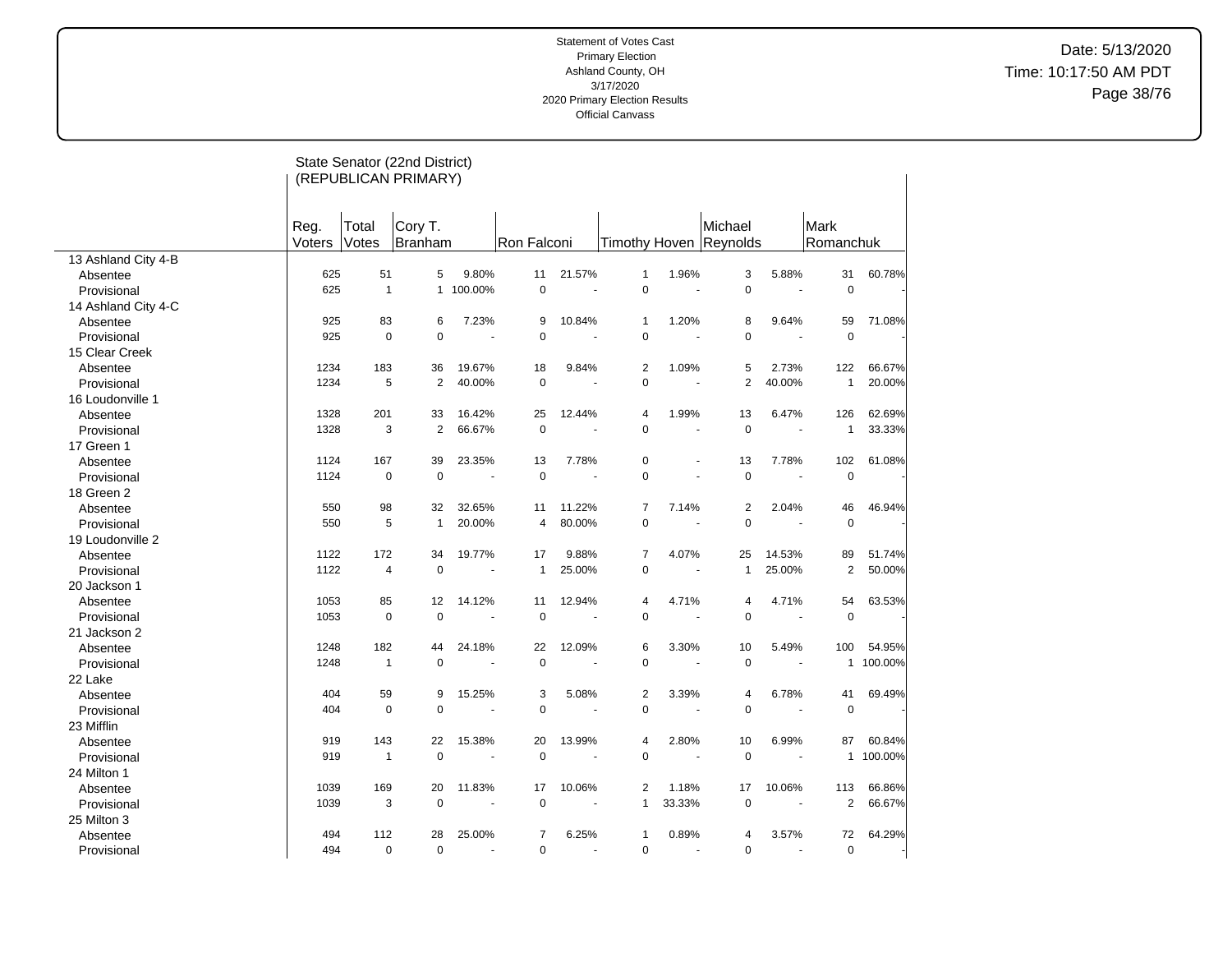Statement of Votes Cast
Primary Election
Ashland County, OH
3/17/2020
2020 Primary Election Results
Official Canvass

Date: 5/13/2020
Time: 10:17:50 AM PDT

## State Senator (22nd District) (REPUBLICAN PRIMARY)

| | Reg. Voters | Total Votes | Cory T. Branham | | Ron Falconi | | Timothy Hoven | | Michael Reynolds | | Mark Romanchuk | |
|---|---|---|---|---|---|---|---|---|---|---|---|---|
| 13 Ashland City 4-B | | | | | | | | | | | | |
| Absentee | 625 | 51 | 5 | 9.80% | 11 | 21.57% | 1 | 1.96% | 3 | 5.88% | 31 | 60.78% |
| Provisional | 625 | 1 | 1 | 100.00% | 0 | - | 0 | - | 0 | - | 0 | - |
| 14 Ashland City 4-C | | | | | | | | | | | | |
| Absentee | 925 | 83 | 6 | 7.23% | 9 | 10.84% | 1 | 1.20% | 8 | 9.64% | 59 | 71.08% |
| Provisional | 925 | 0 | 0 | - | 0 | - | 0 | - | 0 | - | 0 | - |
| 15 Clear Creek | | | | | | | | | | | | |
| Absentee | 1234 | 183 | 36 | 19.67% | 18 | 9.84% | 2 | 1.09% | 5 | 2.73% | 122 | 66.67% |
| Provisional | 1234 | 5 | 2 | 40.00% | 0 | - | 0 | - | 2 | 40.00% | 1 | 20.00% |
| 16 Loudonville 1 | | | | | | | | | | | | |
| Absentee | 1328 | 201 | 33 | 16.42% | 25 | 12.44% | 4 | 1.99% | 13 | 6.47% | 126 | 62.69% |
| Provisional | 1328 | 3 | 2 | 66.67% | 0 | - | 0 | - | 0 | - | 1 | 33.33% |
| 17 Green 1 | | | | | | | | | | | | |
| Absentee | 1124 | 167 | 39 | 23.35% | 13 | 7.78% | 0 | - | 13 | 7.78% | 102 | 61.08% |
| Provisional | 1124 | 0 | 0 | - | 0 | - | 0 | - | 0 | - | 0 | - |
| 18 Green 2 | | | | | | | | | | | | |
| Absentee | 550 | 98 | 32 | 32.65% | 11 | 11.22% | 7 | 7.14% | 2 | 2.04% | 46 | 46.94% |
| Provisional | 550 | 5 | 1 | 20.00% | 4 | 80.00% | 0 | - | 0 | - | 0 | - |
| 19 Loudonville 2 | | | | | | | | | | | | |
| Absentee | 1122 | 172 | 34 | 19.77% | 17 | 9.88% | 7 | 4.07% | 25 | 14.53% | 89 | 51.74% |
| Provisional | 1122 | 4 | 0 | - | 1 | 25.00% | 0 | - | 1 | 25.00% | 2 | 50.00% |
| 20 Jackson 1 | | | | | | | | | | | | |
| Absentee | 1053 | 85 | 12 | 14.12% | 11 | 12.94% | 4 | 4.71% | 4 | 4.71% | 54 | 63.53% |
| Provisional | 1053 | 0 | 0 | - | 0 | - | 0 | - | 0 | - | 0 | - |
| 21 Jackson 2 | | | | | | | | | | | | |
| Absentee | 1248 | 182 | 44 | 24.18% | 22 | 12.09% | 6 | 3.30% | 10 | 5.49% | 100 | 54.95% |
| Provisional | 1248 | 1 | 0 | - | 0 | - | 0 | - | 0 | - | 1 | 100.00% |
| 22 Lake | | | | | | | | | | | | |
| Absentee | 404 | 59 | 9 | 15.25% | 3 | 5.08% | 2 | 3.39% | 4 | 6.78% | 41 | 69.49% |
| Provisional | 404 | 0 | 0 | - | 0 | - | 0 | - | 0 | - | 0 | - |
| 23 Mifflin | | | | | | | | | | | | |
| Absentee | 919 | 143 | 22 | 15.38% | 20 | 13.99% | 4 | 2.80% | 10 | 6.99% | 87 | 60.84% |
| Provisional | 919 | 1 | 0 | - | 0 | - | 0 | - | 0 | - | 1 | 100.00% |
| 24 Milton 1 | | | | | | | | | | | | |
| Absentee | 1039 | 169 | 20 | 11.83% | 17 | 10.06% | 2 | 1.18% | 17 | 10.06% | 113 | 66.86% |
| Provisional | 1039 | 3 | 0 | - | 0 | - | 1 | 33.33% | 0 | - | 2 | 66.67% |
| 25 Milton 3 | | | | | | | | | | | | |
| Absentee | 494 | 112 | 28 | 25.00% | 7 | 6.25% | 1 | 0.89% | 4 | 3.57% | 72 | 64.29% |
| Provisional | 494 | 0 | 0 | - | 0 | - | 0 | - | 0 | - | 0 | - |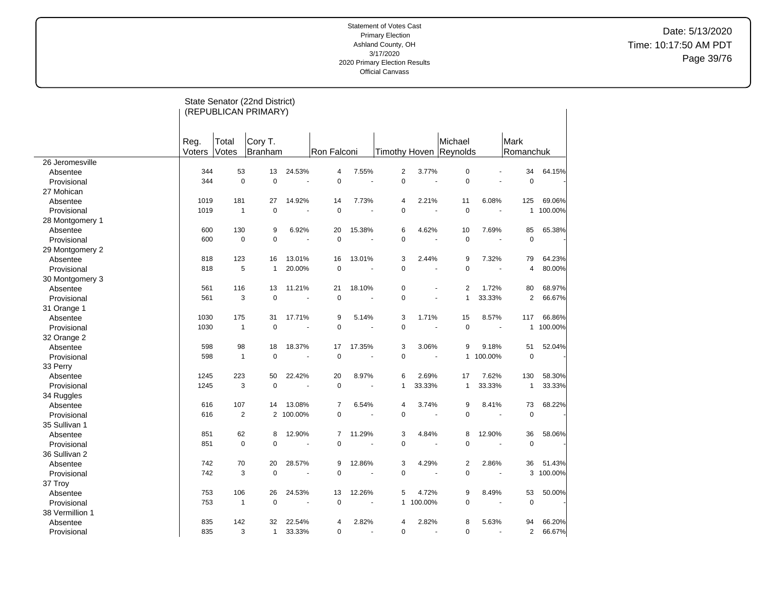Statement of Votes Cast
Primary Election
Ashland County, OH
3/17/2020
2020 Primary Election Results
Official Canvass

Date: 5/13/2020
Time: 10:17:50 AM PDT

## State Senator (22nd District) (REPUBLICAN PRIMARY)

| | Reg. Voters | Total Votes | Cory T. Branham | | Ron Falconi | | Timothy Hoven | | Michael Reynolds | | Mark Romanchuk | |
|---|---|---|---|---|---|---|---|---|---|---|---|---|
| 26 Jeromesville | | | | | | | | | | | | |
| Absentee | 344 | 53 | 13 | 24.53% | 4 | 7.55% | 2 | 3.77% | 0 | - | 34 | 64.15% |
| Provisional | 344 | 0 | 0 | - | 0 | - | 0 | - | 0 | - | 0 | - |
| 27 Mohican | | | | | | | | | | | | |
| Absentee | 1019 | 181 | 27 | 14.92% | 14 | 7.73% | 4 | 2.21% | 11 | 6.08% | 125 | 69.06% |
| Provisional | 1019 | 1 | 0 | - | 0 | - | 0 | - | 0 | - | 1 | 100.00% |
| 28 Montgomery 1 | | | | | | | | | | | | |
| Absentee | 600 | 130 | 9 | 6.92% | 20 | 15.38% | 6 | 4.62% | 10 | 7.69% | 85 | 65.38% |
| Provisional | 600 | 0 | 0 | - | 0 | - | 0 | - | 0 | - | 0 | - |
| 29 Montgomery 2 | | | | | | | | | | | | |
| Absentee | 818 | 123 | 16 | 13.01% | 16 | 13.01% | 3 | 2.44% | 9 | 7.32% | 79 | 64.23% |
| Provisional | 818 | 5 | 1 | 20.00% | 0 | - | 0 | - | 0 | - | 4 | 80.00% |
| 30 Montgomery 3 | | | | | | | | | | | | |
| Absentee | 561 | 116 | 13 | 11.21% | 21 | 18.10% | 0 | - | 2 | 1.72% | 80 | 68.97% |
| Provisional | 561 | 3 | 0 | - | 0 | - | 0 | - | 1 | 33.33% | 2 | 66.67% |
| 31 Orange 1 | | | | | | | | | | | | |
| Absentee | 1030 | 175 | 31 | 17.71% | 9 | 5.14% | 3 | 1.71% | 15 | 8.57% | 117 | 66.86% |
| Provisional | 1030 | 1 | 0 | - | 0 | - | 0 | - | 0 | - | 1 | 100.00% |
| 32 Orange 2 | | | | | | | | | | | | |
| Absentee | 598 | 98 | 18 | 18.37% | 17 | 17.35% | 3 | 3.06% | 9 | 9.18% | 51 | 52.04% |
| Provisional | 598 | 1 | 0 | - | 0 | - | 0 | - | 1 | 100.00% | 0 | - |
| 33 Perry | | | | | | | | | | | | |
| Absentee | 1245 | 223 | 50 | 22.42% | 20 | 8.97% | 6 | 2.69% | 17 | 7.62% | 130 | 58.30% |
| Provisional | 1245 | 3 | 0 | - | 0 | - | 1 | 33.33% | 1 | 33.33% | 1 | 33.33% |
| 34 Ruggles | | | | | | | | | | | | |
| Absentee | 616 | 107 | 14 | 13.08% | 7 | 6.54% | 4 | 3.74% | 9 | 8.41% | 73 | 68.22% |
| Provisional | 616 | 2 | 2 | 100.00% | 0 | - | 0 | - | 0 | - | 0 | - |
| 35 Sullivan 1 | | | | | | | | | | | | |
| Absentee | 851 | 62 | 8 | 12.90% | 7 | 11.29% | 3 | 4.84% | 8 | 12.90% | 36 | 58.06% |
| Provisional | 851 | 0 | 0 | - | 0 | - | 0 | - | 0 | - | 0 | - |
| 36 Sullivan 2 | | | | | | | | | | | | |
| Absentee | 742 | 70 | 20 | 28.57% | 9 | 12.86% | 3 | 4.29% | 2 | 2.86% | 36 | 51.43% |
| Provisional | 742 | 3 | 0 | - | 0 | - | 0 | - | 0 | - | 3 | 100.00% |
| 37 Troy | | | | | | | | | | | | |
| Absentee | 753 | 106 | 26 | 24.53% | 13 | 12.26% | 5 | 4.72% | 9 | 8.49% | 53 | 50.00% |
| Provisional | 753 | 1 | 0 | - | 0 | - | 1 | 100.00% | 0 | - | 0 | - |
| 38 Vermillion 1 | | | | | | | | | | | | |
| Absentee | 835 | 142 | 32 | 22.54% | 4 | 2.82% | 4 | 2.82% | 8 | 5.63% | 94 | 66.20% |
| Provisional | 835 | 3 | 1 | 33.33% | 0 | - | 0 | - | 0 | - | 2 | 66.67% |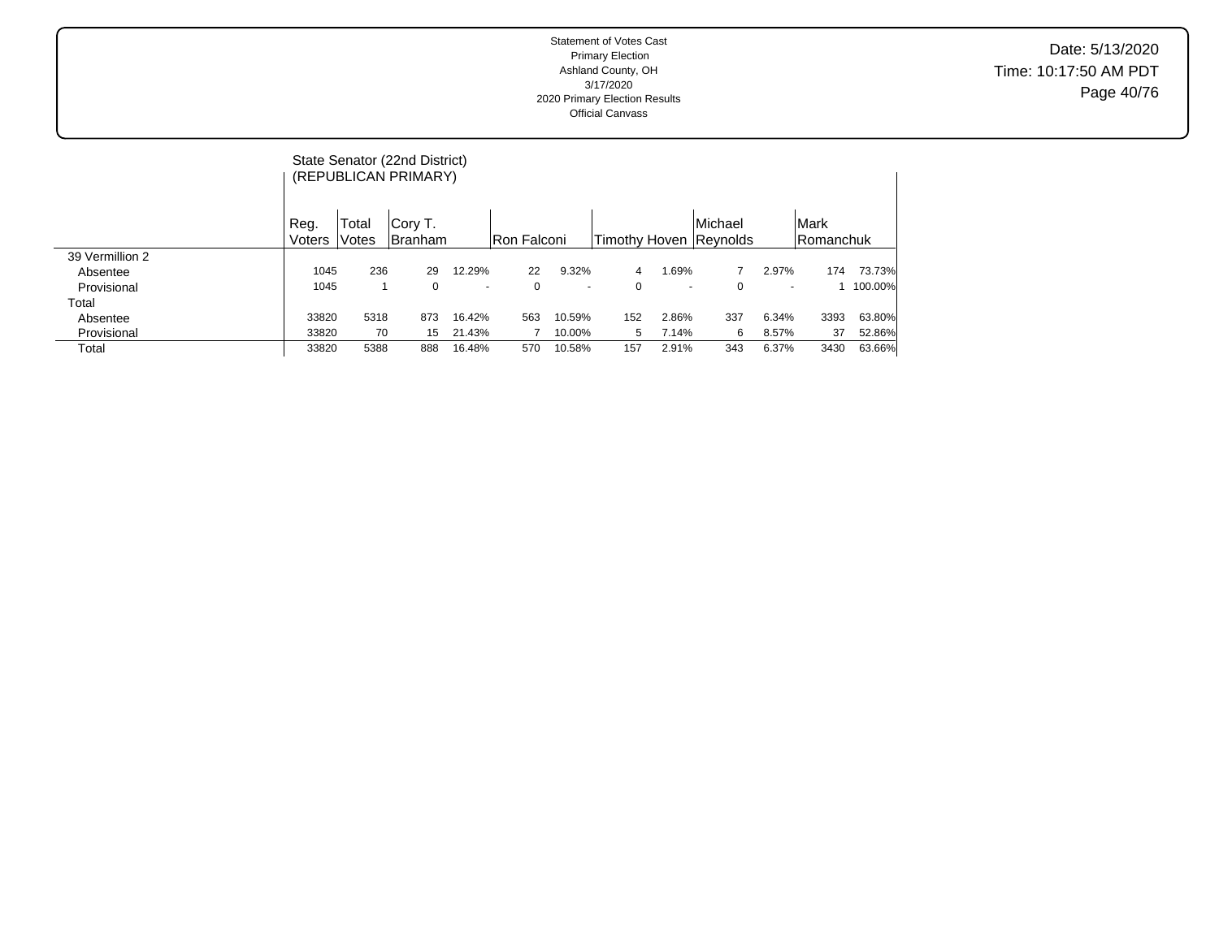Statement of Votes Cast
Primary Election
Ashland County, OH
3/17/2020
2020 Primary Election Results
Official Canvass

Date: 5/13/2020
Time: 10:17:50 AM PDT

## State Senator (22nd District) (REPUBLICAN PRIMARY)

| | Reg. Voters | Total Votes | Cory T. Branham | | Ron Falconi | | Timothy Hoven | | Michael Reynolds | | Mark Romanchuk | |
|---|---|---|---|---|---|---|---|---|---|---|---|---|
| 39 Vermillion 2 | | | | | | | | | | | | |
| Absentee | 1045 | 236 | 29 | 12.29% | 22 | 9.32% | 4 | 1.69% | 7 | 2.97% | 174 | 73.73% |
| Provisional | 1045 | 1 | 0 | - | 0 | - | 0 | - | 0 | - | 1 | 100.00% |
| Total | | | | | | | | | | | | |
| Absentee | 33820 | 5318 | 873 | 16.42% | 563 | 10.59% | 152 | 2.86% | 337 | 6.34% | 3393 | 63.80% |
| Provisional | 33820 | 70 | 15 | 21.43% | 7 | 10.00% | 5 | 7.14% | 6 | 8.57% | 37 | 52.86% |
| Total | 33820 | 5388 | 888 | 16.48% | 570 | 10.58% | 157 | 2.91% | 343 | 6.37% | 3430 | 63.66% |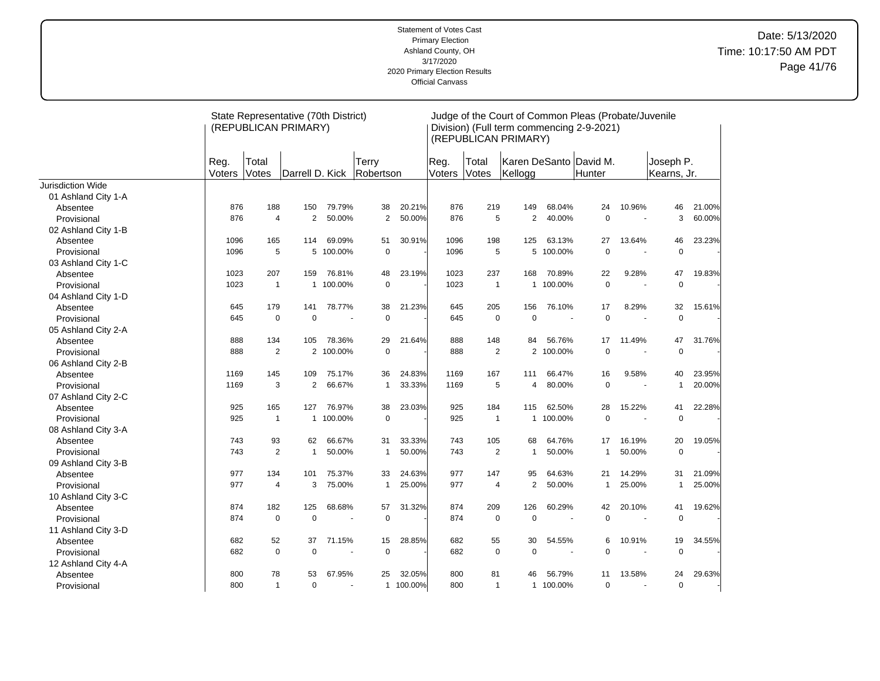Statement of Votes Cast
Primary Election
Ashland County, OH
3/17/2020
2020 Primary Election Results
Official Canvass

Date: 5/13/2020
Time: 10:17:50 AM PDT

| | State Representative (70th District) (REPUBLICAN PRIMARY) | | | | | | Judge of the Court of Common Pleas (Probate/Juvenile Division) (Full term commencing 2-9-2021) (REPUBLICAN PRIMARY) | | | | | | | |
|---|---|---|---|---|---|---|---|---|---|---|---|---|---|---|
| | Reg. Voters | Total Votes | Darrell D. Kick | | Terry Robertson | | Reg. Voters | Total Votes | Karen DeSanto Kellogg | | David M. Hunter | | Joseph P. Kearns, Jr. | |
| Jurisdiction Wide | | | | | | | | | | | | | | |
| 01 Ashland City 1-A | | | | | | | | | | | | | | |
| Absentee | 876 | 188 | 150 | 79.79% | 38 | 20.21% | 876 | 219 | 149 | 68.04% | 24 | 10.96% | 46 | 21.00% |
| Provisional | 876 | 4 | 2 | 50.00% | 2 | 50.00% | 876 | 5 | 2 | 40.00% | 0 | - | 3 | 60.00% |
| 02 Ashland City 1-B | | | | | | | | | | | | | | |
| Absentee | 1096 | 165 | 114 | 69.09% | 51 | 30.91% | 1096 | 198 | 125 | 63.13% | 27 | 13.64% | 46 | 23.23% |
| Provisional | 1096 | 5 | 5 | 100.00% | 0 | - | 1096 | 5 | 5 | 100.00% | 0 | - | 0 | - |
| 03 Ashland City 1-C | | | | | | | | | | | | | | |
| Absentee | 1023 | 207 | 159 | 76.81% | 48 | 23.19% | 1023 | 237 | 168 | 70.89% | 22 | 9.28% | 47 | 19.83% |
| Provisional | 1023 | 1 | 1 | 100.00% | 0 | - | 1023 | 1 | 1 | 100.00% | 0 | - | 0 | - |
| 04 Ashland City 1-D | | | | | | | | | | | | | | |
| Absentee | 645 | 179 | 141 | 78.77% | 38 | 21.23% | 645 | 205 | 156 | 76.10% | 17 | 8.29% | 32 | 15.61% |
| Provisional | 645 | 0 | 0 | - | 0 | - | 645 | 0 | 0 | - | 0 | - | 0 | - |
| 05 Ashland City 2-A | | | | | | | | | | | | | | |
| Absentee | 888 | 134 | 105 | 78.36% | 29 | 21.64% | 888 | 148 | 84 | 56.76% | 17 | 11.49% | 47 | 31.76% |
| Provisional | 888 | 2 | 2 | 100.00% | 0 | - | 888 | 2 | 2 | 100.00% | 0 | - | 0 | - |
| 06 Ashland City 2-B | | | | | | | | | | | | | | |
| Absentee | 1169 | 145 | 109 | 75.17% | 36 | 24.83% | 1169 | 167 | 111 | 66.47% | 16 | 9.58% | 40 | 23.95% |
| Provisional | 1169 | 3 | 2 | 66.67% | 1 | 33.33% | 1169 | 5 | 4 | 80.00% | 0 | - | 1 | 20.00% |
| 07 Ashland City 2-C | | | | | | | | | | | | | | |
| Absentee | 925 | 165 | 127 | 76.97% | 38 | 23.03% | 925 | 184 | 115 | 62.50% | 28 | 15.22% | 41 | 22.28% |
| Provisional | 925 | 1 | 1 | 100.00% | 0 | - | 925 | 1 | 1 | 100.00% | 0 | - | 0 | - |
| 08 Ashland City 3-A | | | | | | | | | | | | | | |
| Absentee | 743 | 93 | 62 | 66.67% | 31 | 33.33% | 743 | 105 | 68 | 64.76% | 17 | 16.19% | 20 | 19.05% |
| Provisional | 743 | 2 | 1 | 50.00% | 1 | 50.00% | 743 | 2 | 1 | 50.00% | 1 | 50.00% | 0 | - |
| 09 Ashland City 3-B | | | | | | | | | | | | | | |
| Absentee | 977 | 134 | 101 | 75.37% | 33 | 24.63% | 977 | 147 | 95 | 64.63% | 21 | 14.29% | 31 | 21.09% |
| Provisional | 977 | 4 | 3 | 75.00% | 1 | 25.00% | 977 | 4 | 2 | 50.00% | 1 | 25.00% | 1 | 25.00% |
| 10 Ashland City 3-C | | | | | | | | | | | | | | |
| Absentee | 874 | 182 | 125 | 68.68% | 57 | 31.32% | 874 | 209 | 126 | 60.29% | 42 | 20.10% | 41 | 19.62% |
| Provisional | 874 | 0 | 0 | - | 0 | - | 874 | 0 | 0 | - | 0 | - | 0 | - |
| 11 Ashland City 3-D | | | | | | | | | | | | | | |
| Absentee | 682 | 52 | 37 | 71.15% | 15 | 28.85% | 682 | 55 | 30 | 54.55% | 6 | 10.91% | 19 | 34.55% |
| Provisional | 682 | 0 | 0 | - | 0 | - | 682 | 0 | 0 | - | 0 | - | 0 | - |
| 12 Ashland City 4-A | | | | | | | | | | | | | | |
| Absentee | 800 | 78 | 53 | 67.95% | 25 | 32.05% | 800 | 81 | 46 | 56.79% | 11 | 13.58% | 24 | 29.63% |
| Provisional | 800 | 1 | 0 | - | 1 | 100.00% | 800 | 1 | 1 | 100.00% | 0 | - | 0 | - |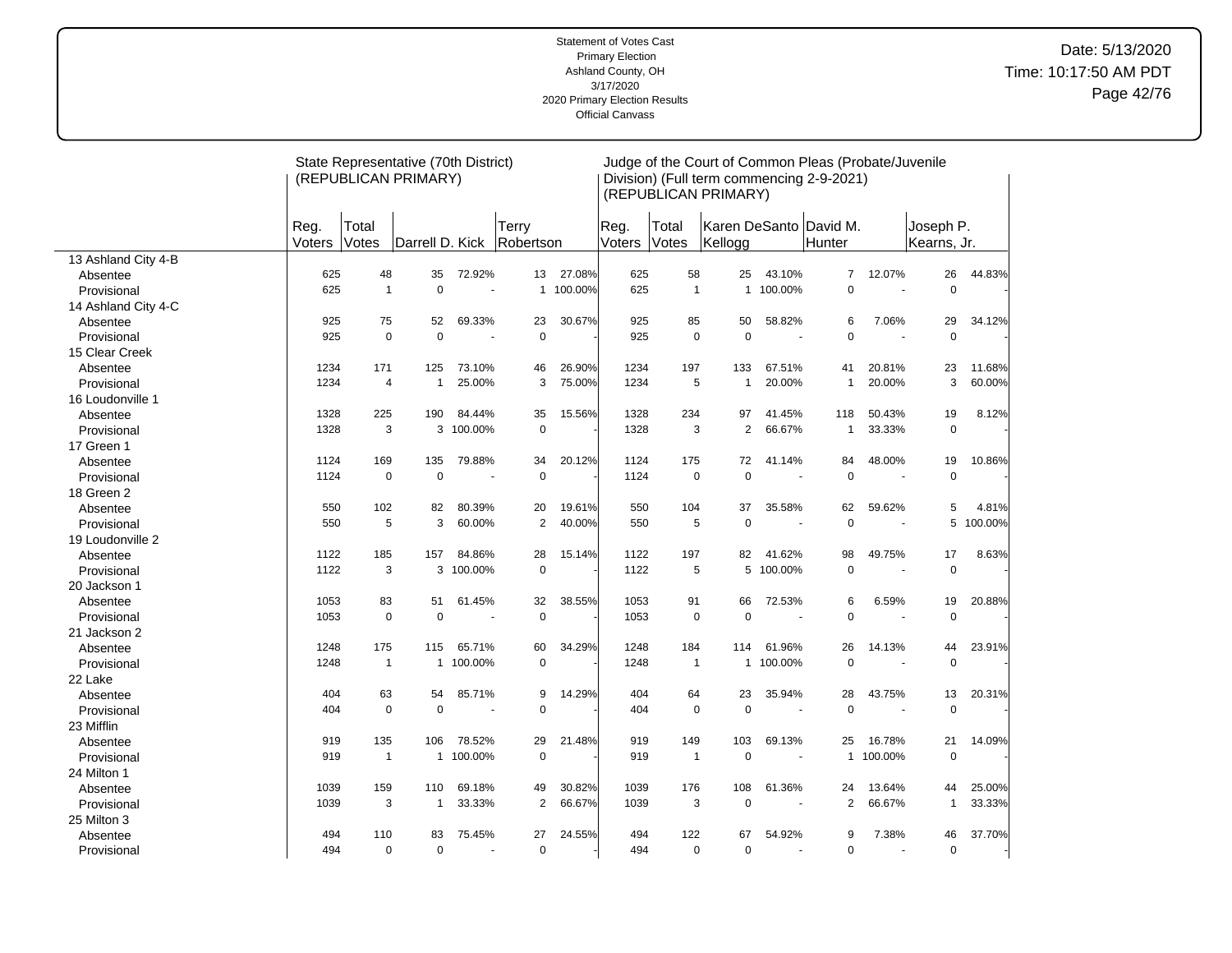Statement of Votes Cast
Primary Election
Ashland County, OH
3/17/2020
2020 Primary Election Results
Official Canvass

Date: 5/13/2020
Time: 10:17:50 AM PDT

| | State Representative (70th District) (REPUBLICAN PRIMARY) | | | | | | Judge of the Court of Common Pleas (Probate/Juvenile Division) (Full term commencing 2-9-2021) (REPUBLICAN PRIMARY) | | | | | | | | |
|---|---|---|---|---|---|---|---|---|---|---|---|---|---|---|---|
| | Reg. Voters | Total Votes | Darrell D. Kick | | Terry Robertson | | Reg. Voters | Total Votes | Karen DeSanto Kellogg | | David M. Hunter | | Joseph P. Kearns, Jr. | |
| 13 Ashland City 4-B | | | | | | | | | | | | | | | |
| Absentee | 625 | 48 | 35 | 72.92% | 13 | 27.08% | 625 | 58 | 25 | 43.10% | 7 | 12.07% | 26 | 44.83% |
| Provisional | 625 | 1 | 0 | - | 1 | 100.00% | 625 | 1 | 1 | 100.00% | 0 | - | 0 | - |
| 14 Ashland City 4-C | | | | | | | | | | | | | | |
| Absentee | 925 | 75 | 52 | 69.33% | 23 | 30.67% | 925 | 85 | 50 | 58.82% | 6 | 7.06% | 29 | 34.12% |
| Provisional | 925 | 0 | 0 | - | 0 | - | 925 | 0 | 0 | - | 0 | - | 0 | - |
| 15 Clear Creek | | | | | | | | | | | | | | |
| Absentee | 1234 | 171 | 125 | 73.10% | 46 | 26.90% | 1234 | 197 | 133 | 67.51% | 41 | 20.81% | 23 | 11.68% |
| Provisional | 1234 | 4 | 1 | 25.00% | 3 | 75.00% | 1234 | 5 | 1 | 20.00% | 1 | 20.00% | 3 | 60.00% |
| 16 Loudonville 1 | | | | | | | | | | | | | | |
| Absentee | 1328 | 225 | 190 | 84.44% | 35 | 15.56% | 1328 | 234 | 97 | 41.45% | 118 | 50.43% | 19 | 8.12% |
| Provisional | 1328 | 3 | 3 | 100.00% | 0 | - | 1328 | 3 | 2 | 66.67% | 1 | 33.33% | 0 | - |
| 17 Green 1 | | | | | | | | | | | | | | |
| Absentee | 1124 | 169 | 135 | 79.88% | 34 | 20.12% | 1124 | 175 | 72 | 41.14% | 84 | 48.00% | 19 | 10.86% |
| Provisional | 1124 | 0 | 0 | - | 0 | - | 1124 | 0 | 0 | - | 0 | - | 0 | - |
| 18 Green 2 | | | | | | | | | | | | | | |
| Absentee | 550 | 102 | 82 | 80.39% | 20 | 19.61% | 550 | 104 | 37 | 35.58% | 62 | 59.62% | 5 | 4.81% |
| Provisional | 550 | 5 | 3 | 60.00% | 2 | 40.00% | 550 | 5 | 0 | - | 0 | - | 5 | 100.00% |
| 19 Loudonville 2 | | | | | | | | | | | | | | |
| Absentee | 1122 | 185 | 157 | 84.86% | 28 | 15.14% | 1122 | 197 | 82 | 41.62% | 98 | 49.75% | 17 | 8.63% |
| Provisional | 1122 | 3 | 3 | 100.00% | 0 | - | 1122 | 5 | 5 | 100.00% | 0 | - | 0 | - |
| 20 Jackson 1 | | | | | | | | | | | | | | |
| Absentee | 1053 | 83 | 51 | 61.45% | 32 | 38.55% | 1053 | 91 | 66 | 72.53% | 6 | 6.59% | 19 | 20.88% |
| Provisional | 1053 | 0 | 0 | - | 0 | - | 1053 | 0 | 0 | - | 0 | - | 0 | - |
| 21 Jackson 2 | | | | | | | | | | | | | | |
| Absentee | 1248 | 175 | 115 | 65.71% | 60 | 34.29% | 1248 | 184 | 114 | 61.96% | 26 | 14.13% | 44 | 23.91% |
| Provisional | 1248 | 1 | 1 | 100.00% | 0 | - | 1248 | 1 | 1 | 100.00% | 0 | - | 0 | - |
| 22 Lake | | | | | | | | | | | | | | |
| Absentee | 404 | 63 | 54 | 85.71% | 9 | 14.29% | 404 | 64 | 23 | 35.94% | 28 | 43.75% | 13 | 20.31% |
| Provisional | 404 | 0 | 0 | - | 0 | - | 404 | 0 | 0 | - | 0 | - | 0 | - |
| 23 Mifflin | | | | | | | | | | | | | | |
| Absentee | 919 | 135 | 106 | 78.52% | 29 | 21.48% | 919 | 149 | 103 | 69.13% | 25 | 16.78% | 21 | 14.09% |
| Provisional | 919 | 1 | 1 | 100.00% | 0 | - | 919 | 1 | 0 | - | 1 | 100.00% | 0 | - |
| 24 Milton 1 | | | | | | | | | | | | | | |
| Absentee | 1039 | 159 | 110 | 69.18% | 49 | 30.82% | 1039 | 176 | 108 | 61.36% | 24 | 13.64% | 44 | 25.00% |
| Provisional | 1039 | 3 | 1 | 33.33% | 2 | 66.67% | 1039 | 3 | 0 | - | 2 | 66.67% | 1 | 33.33% |
| 25 Milton 3 | | | | | | | | | | | | | | |
| Absentee | 494 | 110 | 83 | 75.45% | 27 | 24.55% | 494 | 122 | 67 | 54.92% | 9 | 7.38% | 46 | 37.70% |
| Provisional | 494 | 0 | 0 | - | 0 | - | 494 | 0 | 0 | - | 0 | - | 0 | - |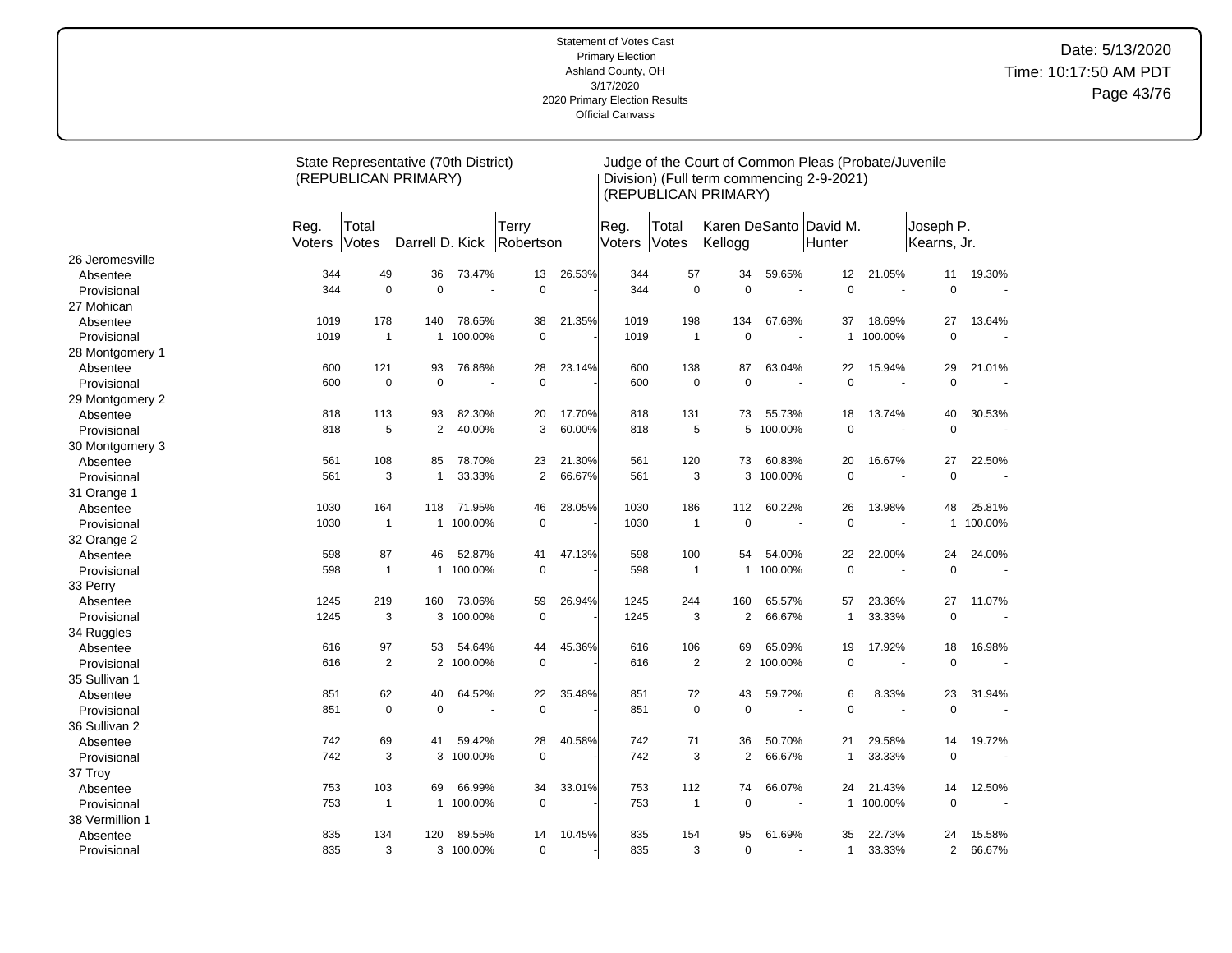Statement of Votes Cast
Primary Election
Ashland County, OH
3/17/2020
2020 Primary Election Results
Official Canvass

Date: 5/13/2020
Time: 10:17:50 AM PDT

| | State Representative (70th District) (REPUBLICAN PRIMARY) | | | | | | | Judge of the Court of Common Pleas (Probate/Juvenile Division) (Full term commencing 2-9-2021) (REPUBLICAN PRIMARY) | | | | | | | | |
|---|---|---|---|---|---|---|---|---|---|---|---|---|---|---|---|
| | Reg. Voters | Total Votes | Darrell D. Kick | | Terry Robertson | | Reg. Voters | Total Votes | Karen DeSanto Kellogg | | David M. Hunter | | Joseph P. Kearns, Jr. | |
| 26 Jeromesville | | | | | | | | | | | | | | |
| Absentee | 344 | 49 | 36 | 73.47% | 13 | 26.53% | 344 | 57 | 34 | 59.65% | 12 | 21.05% | 11 | 19.30% |
| Provisional | 344 | 0 | 0 | - | 0 | - | 344 | 0 | 0 | - | 0 | - | 0 | - |
| 27 Mohican | | | | | | | | | | | | | | |
| Absentee | 1019 | 178 | 140 | 78.65% | 38 | 21.35% | 1019 | 198 | 134 | 67.68% | 37 | 18.69% | 27 | 13.64% |
| Provisional | 1019 | 1 | 1 | 100.00% | 0 | - | 1019 | 1 | 0 | - | 1 | 100.00% | 0 | - |
| 28 Montgomery 1 | | | | | | | | | | | | | | |
| Absentee | 600 | 121 | 93 | 76.86% | 28 | 23.14% | 600 | 138 | 87 | 63.04% | 22 | 15.94% | 29 | 21.01% |
| Provisional | 600 | 0 | 0 | - | 0 | - | 600 | 0 | 0 | - | 0 | - | 0 | - |
| 29 Montgomery 2 | | | | | | | | | | | | | | |
| Absentee | 818 | 113 | 93 | 82.30% | 20 | 17.70% | 818 | 131 | 73 | 55.73% | 18 | 13.74% | 40 | 30.53% |
| Provisional | 818 | 5 | 2 | 40.00% | 3 | 60.00% | 818 | 5 | 5 | 100.00% | 0 | - | 0 | - |
| 30 Montgomery 3 | | | | | | | | | | | | | | |
| Absentee | 561 | 108 | 85 | 78.70% | 23 | 21.30% | 561 | 120 | 73 | 60.83% | 20 | 16.67% | 27 | 22.50% |
| Provisional | 561 | 3 | 1 | 33.33% | 2 | 66.67% | 561 | 3 | 3 | 100.00% | 0 | - | 0 | - |
| 31 Orange 1 | | | | | | | | | | | | | | |
| Absentee | 1030 | 164 | 118 | 71.95% | 46 | 28.05% | 1030 | 186 | 112 | 60.22% | 26 | 13.98% | 48 | 25.81% |
| Provisional | 1030 | 1 | 1 | 100.00% | 0 | - | 1030 | 1 | 0 | - | 0 | - | 1 | 100.00% |
| 32 Orange 2 | | | | | | | | | | | | | | |
| Absentee | 598 | 87 | 46 | 52.87% | 41 | 47.13% | 598 | 100 | 54 | 54.00% | 22 | 22.00% | 24 | 24.00% |
| Provisional | 598 | 1 | 1 | 100.00% | 0 | - | 598 | 1 | 1 | 100.00% | 0 | - | 0 | - |
| 33 Perry | | | | | | | | | | | | | | |
| Absentee | 1245 | 219 | 160 | 73.06% | 59 | 26.94% | 1245 | 244 | 160 | 65.57% | 57 | 23.36% | 27 | 11.07% |
| Provisional | 1245 | 3 | 3 | 100.00% | 0 | - | 1245 | 3 | 2 | 66.67% | 1 | 33.33% | 0 | - |
| 34 Ruggles | | | | | | | | | | | | | | |
| Absentee | 616 | 97 | 53 | 54.64% | 44 | 45.36% | 616 | 106 | 69 | 65.09% | 19 | 17.92% | 18 | 16.98% |
| Provisional | 616 | 2 | 2 | 100.00% | 0 | - | 616 | 2 | 2 | 100.00% | 0 | - | 0 | - |
| 35 Sullivan 1 | | | | | | | | | | | | | | |
| Absentee | 851 | 62 | 40 | 64.52% | 22 | 35.48% | 851 | 72 | 43 | 59.72% | 6 | 8.33% | 23 | 31.94% |
| Provisional | 851 | 0 | 0 | - | 0 | - | 851 | 0 | 0 | - | 0 | - | 0 | - |
| 36 Sullivan 2 | | | | | | | | | | | | | | |
| Absentee | 742 | 69 | 41 | 59.42% | 28 | 40.58% | 742 | 71 | 36 | 50.70% | 21 | 29.58% | 14 | 19.72% |
| Provisional | 742 | 3 | 3 | 100.00% | 0 | - | 742 | 3 | 2 | 66.67% | 1 | 33.33% | 0 | - |
| 37 Troy | | | | | | | | | | | | | | |
| Absentee | 753 | 103 | 69 | 66.99% | 34 | 33.01% | 753 | 112 | 74 | 66.07% | 24 | 21.43% | 14 | 12.50% |
| Provisional | 753 | 1 | 1 | 100.00% | 0 | - | 753 | 1 | 0 | - | 1 | 100.00% | 0 | - |
| 38 Vermillion 1 | | | | | | | | | | | | | | |
| Absentee | 835 | 134 | 120 | 89.55% | 14 | 10.45% | 835 | 154 | 95 | 61.69% | 35 | 22.73% | 24 | 15.58% |
| Provisional | 835 | 3 | 3 | 100.00% | 0 | - | 835 | 3 | 0 | - | 1 | 33.33% | 2 | 66.67% |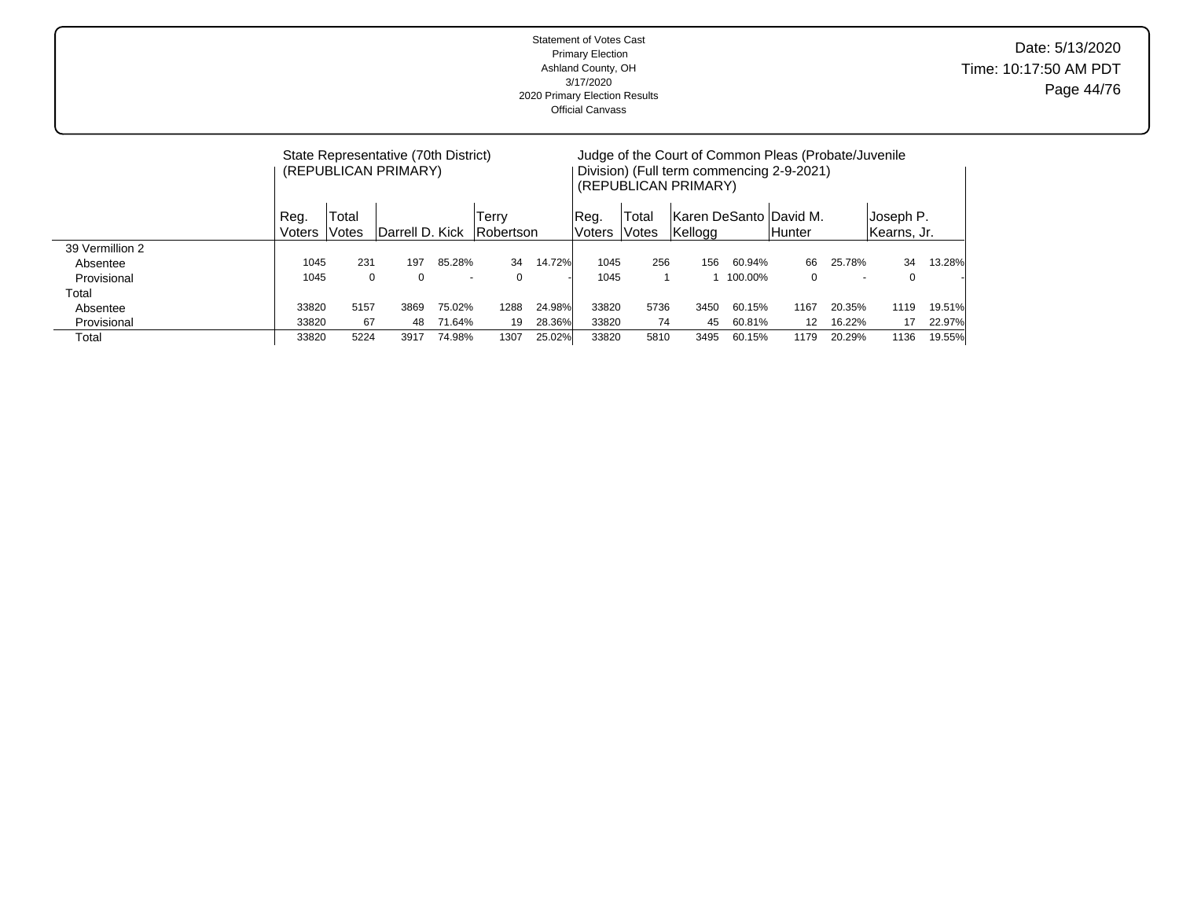| | State Representative (70th District) (REPUBLICAN PRIMARY) | | | | | | Judge of the Court of Common Pleas (Probate/Juvenile Division) (Full term commencing 2-9-2021) (REPUBLICAN PRIMARY) | | | | | | | |
|---|---|---|---|---|---|---|---|---|---|---|---|---|---|---|
| | Reg. Voters | Total Votes | Darrell D. Kick | | Terry Robertson | | Reg. Voters | Total Votes | Karen DeSanto Kellogg | | David M. Hunter | | Joseph P. Kearns, Jr. | |
| 39 Vermillion 2 | | | | | | | | | | | | | | |
| Absentee | 1045 | 231 | 197 | 85.28% | 34 | 14.72% | 1045 | 256 | 156 | 60.94% | 66 | 25.78% | 34 | 13.28% |
| Provisional | 1045 | 0 | 0 | - | 0 | - | 1045 | 1 | 1 | 100.00% | 0 | - | 0 | - |
| Total | | | | | | | | | | | | | | |
| Absentee | 33820 | 5157 | 3869 | 75.02% | 1288 | 24.98% | 33820 | 5736 | 3450 | 60.15% | 1167 | 20.35% | 1119 | 19.51% |
| Provisional | 33820 | 67 | 48 | 71.64% | 19 | 28.36% | 33820 | 74 | 45 | 60.81% | 12 | 16.22% | 17 | 22.97% |
| Total | 33820 | 5224 | 3917 | 74.98% | 1307 | 25.02% | 33820 | 5810 | 3495 | 60.15% | 1179 | 20.29% | 1136 | 19.55% |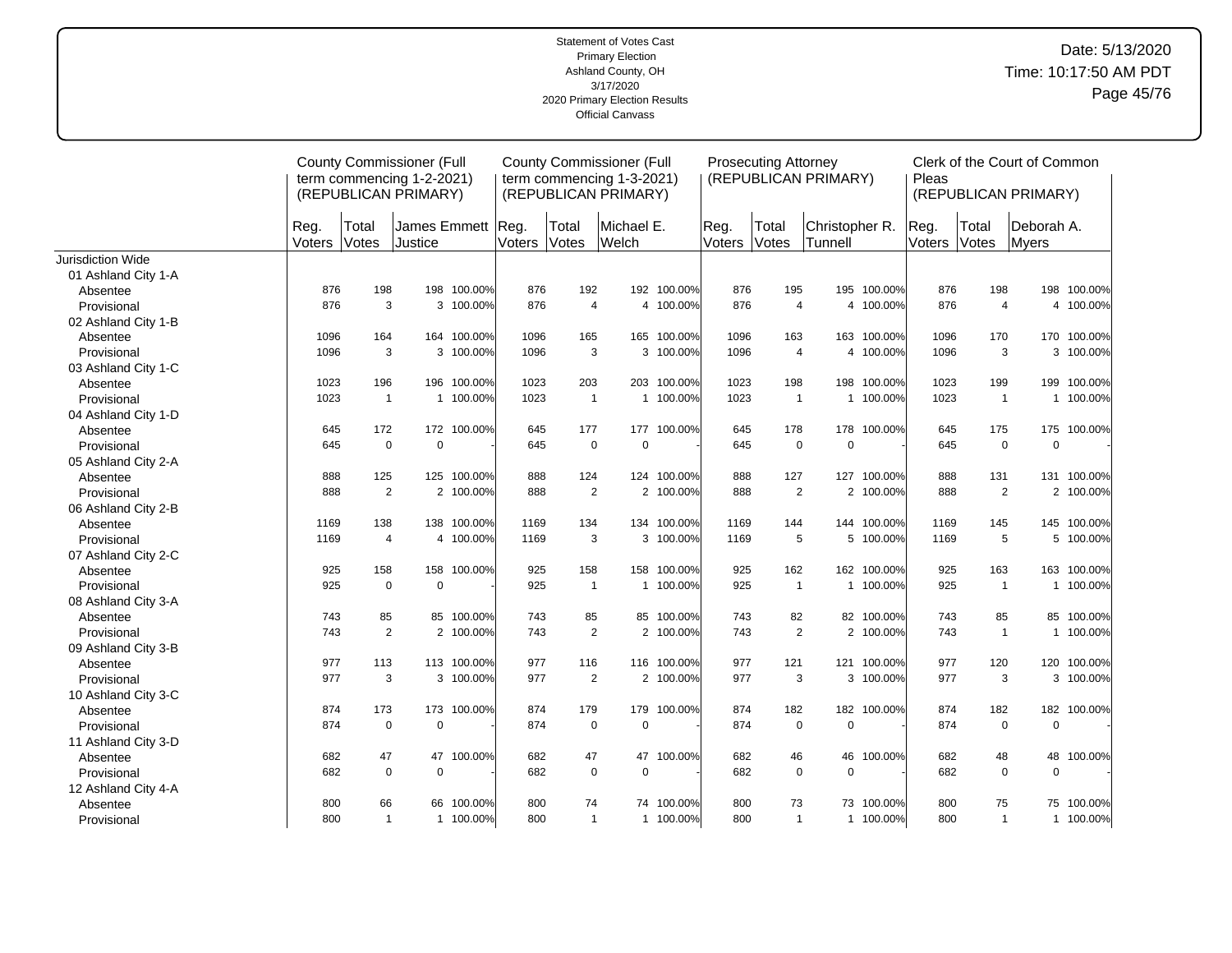Statement of Votes Cast
Primary Election
Ashland County, OH
3/17/2020
2020 Primary Election Results
Official Canvass

Date: 5/13/2020
Time: 10:17:50 AM PDT

| | County Commissioner (Full term commencing 1-2-2021) (REPUBLICAN PRIMARY) | | | | County Commissioner (Full term commencing 1-3-2021) (REPUBLICAN PRIMARY) | | | | Prosecuting Attorney (REPUBLICAN PRIMARY) | | | | Clerk of the Court of Common Pleas (REPUBLICAN PRIMARY) | | | |
|---|---|---|---|---|---|---|---|---|---|---|---|---|---|---|---|---|
| | Reg. Voters | Total Votes | James Emmett Justice | | Reg. Voters | Total Votes | Michael E. Welch | | Reg. Voters | Total Votes | Christopher R. Tunnell | | Reg. Voters | Total Votes | Deborah A. Myers | |
| Jurisdiction Wide | | | | | | | | | | | | | | | | |
| 01 Ashland City 1-A | | | | | | | | | | | | | | | | |
| Absentee | 876 | 198 | 198 | 100.00% | 876 | 192 | 192 | 100.00% | 876 | 195 | 195 | 100.00% | 876 | 198 | 198 | 100.00% |
| Provisional | 876 | 3 | 3 | 100.00% | 876 | 4 | 4 | 100.00% | 876 | 4 | 4 | 100.00% | 876 | 4 | 4 | 100.00% |
| 02 Ashland City 1-B | | | | | | | | | | | | | | | | |
| Absentee | 1096 | 164 | 164 | 100.00% | 1096 | 165 | 165 | 100.00% | 1096 | 163 | 163 | 100.00% | 1096 | 170 | 170 | 100.00% |
| Provisional | 1096 | 3 | 3 | 100.00% | 1096 | 3 | 3 | 100.00% | 1096 | 4 | 4 | 100.00% | 1096 | 3 | 3 | 100.00% |
| 03 Ashland City 1-C | | | | | | | | | | | | | | | | |
| Absentee | 1023 | 196 | 196 | 100.00% | 1023 | 203 | 203 | 100.00% | 1023 | 198 | 198 | 100.00% | 1023 | 199 | 199 | 100.00% |
| Provisional | 1023 | 1 | 1 | 100.00% | 1023 | 1 | 1 | 100.00% | 1023 | 1 | 1 | 100.00% | 1023 | 1 | 1 | 100.00% |
| 04 Ashland City 1-D | | | | | | | | | | | | | | | | |
| Absentee | 645 | 172 | 172 | 100.00% | 645 | 177 | 177 | 100.00% | 645 | 178 | 178 | 100.00% | 645 | 175 | 175 | 100.00% |
| Provisional | 645 | 0 | 0 | - | 645 | 0 | 0 | - | 645 | 0 | 0 | - | 645 | 0 | 0 | - |
| 05 Ashland City 2-A | | | | | | | | | | | | | | | | |
| Absentee | 888 | 125 | 125 | 100.00% | 888 | 124 | 124 | 100.00% | 888 | 127 | 127 | 100.00% | 888 | 131 | 131 | 100.00% |
| Provisional | 888 | 2 | 2 | 100.00% | 888 | 2 | 2 | 100.00% | 888 | 2 | 2 | 100.00% | 888 | 2 | 2 | 100.00% |
| 06 Ashland City 2-B | | | | | | | | | | | | | | | | |
| Absentee | 1169 | 138 | 138 | 100.00% | 1169 | 134 | 134 | 100.00% | 1169 | 144 | 144 | 100.00% | 1169 | 145 | 145 | 100.00% |
| Provisional | 1169 | 4 | 4 | 100.00% | 1169 | 3 | 3 | 100.00% | 1169 | 5 | 5 | 100.00% | 1169 | 5 | 5 | 100.00% |
| 07 Ashland City 2-C | | | | | | | | | | | | | | | | |
| Absentee | 925 | 158 | 158 | 100.00% | 925 | 158 | 158 | 100.00% | 925 | 162 | 162 | 100.00% | 925 | 163 | 163 | 100.00% |
| Provisional | 925 | 0 | 0 | - | 925 | 1 | 1 | 100.00% | 925 | 1 | 1 | 100.00% | 925 | 1 | 1 | 100.00% |
| 08 Ashland City 3-A | | | | | | | | | | | | | | | | |
| Absentee | 743 | 85 | 85 | 100.00% | 743 | 85 | 85 | 100.00% | 743 | 82 | 82 | 100.00% | 743 | 85 | 85 | 100.00% |
| Provisional | 743 | 2 | 2 | 100.00% | 743 | 2 | 2 | 100.00% | 743 | 2 | 2 | 100.00% | 743 | 1 | 1 | 100.00% |
| 09 Ashland City 3-B | | | | | | | | | | | | | | | | |
| Absentee | 977 | 113 | 113 | 100.00% | 977 | 116 | 116 | 100.00% | 977 | 121 | 121 | 100.00% | 977 | 120 | 120 | 100.00% |
| Provisional | 977 | 3 | 3 | 100.00% | 977 | 2 | 2 | 100.00% | 977 | 3 | 3 | 100.00% | 977 | 3 | 3 | 100.00% |
| 10 Ashland City 3-C | | | | | | | | | | | | | | | | |
| Absentee | 874 | 173 | 173 | 100.00% | 874 | 179 | 179 | 100.00% | 874 | 182 | 182 | 100.00% | 874 | 182 | 182 | 100.00% |
| Provisional | 874 | 0 | 0 | - | 874 | 0 | 0 | - | 874 | 0 | 0 | - | 874 | 0 | 0 | - |
| 11 Ashland City 3-D | | | | | | | | | | | | | | | | |
| Absentee | 682 | 47 | 47 | 100.00% | 682 | 47 | 47 | 100.00% | 682 | 46 | 46 | 100.00% | 682 | 48 | 48 | 100.00% |
| Provisional | 682 | 0 | 0 | - | 682 | 0 | 0 | - | 682 | 0 | 0 | - | 682 | 0 | 0 | - |
| 12 Ashland City 4-A | | | | | | | | | | | | | | | | |
| Absentee | 800 | 66 | 66 | 100.00% | 800 | 74 | 74 | 100.00% | 800 | 73 | 73 | 100.00% | 800 | 75 | 75 | 100.00% |
| Provisional | 800 | 1 | 1 | 100.00% | 800 | 1 | 1 | 100.00% | 800 | 1 | 1 | 100.00% | 800 | 1 | 1 | 100.00% |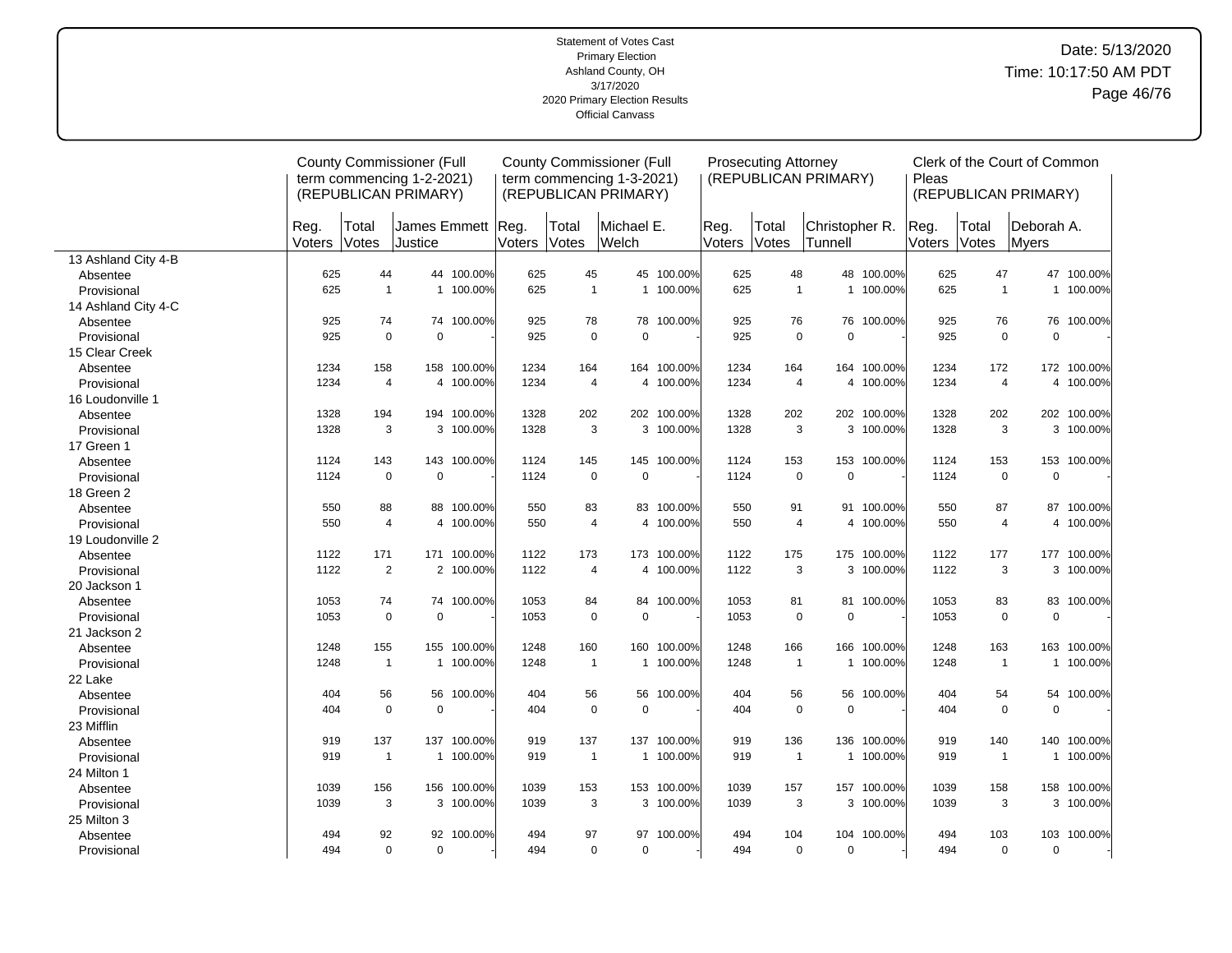Statement of Votes Cast
Primary Election
Ashland County, OH
3/17/2020
2020 Primary Election Results
Official Canvass

Date: 5/13/2020
Time: 10:17:50 AM PDT

| | County Commissioner (Full term commencing 1-2-2021) (REPUBLICAN PRIMARY) | | | | County Commissioner (Full term commencing 1-3-2021) (REPUBLICAN PRIMARY) | | | | Prosecuting Attorney (REPUBLICAN PRIMARY) | | | | Clerk of the Court of Common Pleas (REPUBLICAN PRIMARY) | | | |
|---|---|---|---|---|---|---|---|---|---|---|---|---|---|---|---|---|
| | Reg. Voters | Total Votes | James Emmett Justice | | Reg. Voters | Total Votes | Michael E. Welch | | Reg. Voters | Total Votes | Christopher R. Tunnell | | Reg. Voters | Total Votes | Deborah A. Myers | |
| 13 Ashland City 4-B | | | | | | | | | | | | | | | | |
| Absentee | 625 | 44 | 44 | 100.00% | 625 | 45 | 45 | 100.00% | 625 | 48 | 48 | 100.00% | 625 | 47 | 47 | 100.00% |
| Provisional | 625 | 1 | 1 | 100.00% | 625 | 1 | 1 | 100.00% | 625 | 1 | 1 | 100.00% | 625 | 1 | 1 | 100.00% |
| 14 Ashland City 4-C | | | | | | | | | | | | | | | | |
| Absentee | 925 | 74 | 74 | 100.00% | 925 | 78 | 78 | 100.00% | 925 | 76 | 76 | 100.00% | 925 | 76 | 76 | 100.00% |
| Provisional | 925 | 0 | 0 | - | 925 | 0 | 0 | - | 925 | 0 | 0 | - | 925 | 0 | 0 | - |
| 15 Clear Creek | | | | | | | | | | | | | | | | |
| Absentee | 1234 | 158 | 158 | 100.00% | 1234 | 164 | 164 | 100.00% | 1234 | 164 | 164 | 100.00% | 1234 | 172 | 172 | 100.00% |
| Provisional | 1234 | 4 | 4 | 100.00% | 1234 | 4 | 4 | 100.00% | 1234 | 4 | 4 | 100.00% | 1234 | 4 | 4 | 100.00% |
| 16 Loudonville 1 | | | | | | | | | | | | | | | | |
| Absentee | 1328 | 194 | 194 | 100.00% | 1328 | 202 | 202 | 100.00% | 1328 | 202 | 202 | 100.00% | 1328 | 202 | 202 | 100.00% |
| Provisional | 1328 | 3 | 3 | 100.00% | 1328 | 3 | 3 | 100.00% | 1328 | 3 | 3 | 100.00% | 1328 | 3 | 3 | 100.00% |
| 17 Green 1 | | | | | | | | | | | | | | | | |
| Absentee | 1124 | 143 | 143 | 100.00% | 1124 | 145 | 145 | 100.00% | 1124 | 153 | 153 | 100.00% | 1124 | 153 | 153 | 100.00% |
| Provisional | 1124 | 0 | 0 | - | 1124 | 0 | 0 | - | 1124 | 0 | 0 | - | 1124 | 0 | 0 | - |
| 18 Green 2 | | | | | | | | | | | | | | | | |
| Absentee | 550 | 88 | 88 | 100.00% | 550 | 83 | 83 | 100.00% | 550 | 91 | 91 | 100.00% | 550 | 87 | 87 | 100.00% |
| Provisional | 550 | 4 | 4 | 100.00% | 550 | 4 | 4 | 100.00% | 550 | 4 | 4 | 100.00% | 550 | 4 | 4 | 100.00% |
| 19 Loudonville 2 | | | | | | | | | | | | | | | | |
| Absentee | 1122 | 171 | 171 | 100.00% | 1122 | 173 | 173 | 100.00% | 1122 | 175 | 175 | 100.00% | 1122 | 177 | 177 | 100.00% |
| Provisional | 1122 | 2 | 2 | 100.00% | 1122 | 4 | 4 | 100.00% | 1122 | 3 | 3 | 100.00% | 1122 | 3 | 3 | 100.00% |
| 20 Jackson 1 | | | | | | | | | | | | | | | | |
| Absentee | 1053 | 74 | 74 | 100.00% | 1053 | 84 | 84 | 100.00% | 1053 | 81 | 81 | 100.00% | 1053 | 83 | 83 | 100.00% |
| Provisional | 1053 | 0 | 0 | - | 1053 | 0 | 0 | - | 1053 | 0 | 0 | - | 1053 | 0 | 0 | - |
| 21 Jackson 2 | | | | | | | | | | | | | | | | |
| Absentee | 1248 | 155 | 155 | 100.00% | 1248 | 160 | 160 | 100.00% | 1248 | 166 | 166 | 100.00% | 1248 | 163 | 163 | 100.00% |
| Provisional | 1248 | 1 | 1 | 100.00% | 1248 | 1 | 1 | 100.00% | 1248 | 1 | 1 | 100.00% | 1248 | 1 | 1 | 100.00% |
| 22 Lake | | | | | | | | | | | | | | | | |
| Absentee | 404 | 56 | 56 | 100.00% | 404 | 56 | 56 | 100.00% | 404 | 56 | 56 | 100.00% | 404 | 54 | 54 | 100.00% |
| Provisional | 404 | 0 | 0 | - | 404 | 0 | 0 | - | 404 | 0 | 0 | - | 404 | 0 | 0 | - |
| 23 Mifflin | | | | | | | | | | | | | | | | |
| Absentee | 919 | 137 | 137 | 100.00% | 919 | 137 | 137 | 100.00% | 919 | 136 | 136 | 100.00% | 919 | 140 | 140 | 100.00% |
| Provisional | 919 | 1 | 1 | 100.00% | 919 | 1 | 1 | 100.00% | 919 | 1 | 1 | 100.00% | 919 | 1 | 1 | 100.00% |
| 24 Milton 1 | | | | | | | | | | | | | | | | |
| Absentee | 1039 | 156 | 156 | 100.00% | 1039 | 153 | 153 | 100.00% | 1039 | 157 | 157 | 100.00% | 1039 | 158 | 158 | 100.00% |
| Provisional | 1039 | 3 | 3 | 100.00% | 1039 | 3 | 3 | 100.00% | 1039 | 3 | 3 | 100.00% | 1039 | 3 | 3 | 100.00% |
| 25 Milton 3 | | | | | | | | | | | | | | | | |
| Absentee | 494 | 92 | 92 | 100.00% | 494 | 97 | 97 | 100.00% | 494 | 104 | 104 | 100.00% | 494 | 103 | 103 | 100.00% |
| Provisional | 494 | 0 | 0 | - | 494 | 0 | 0 | - | 494 | 0 | 0 | - | 494 | 0 | 0 | - |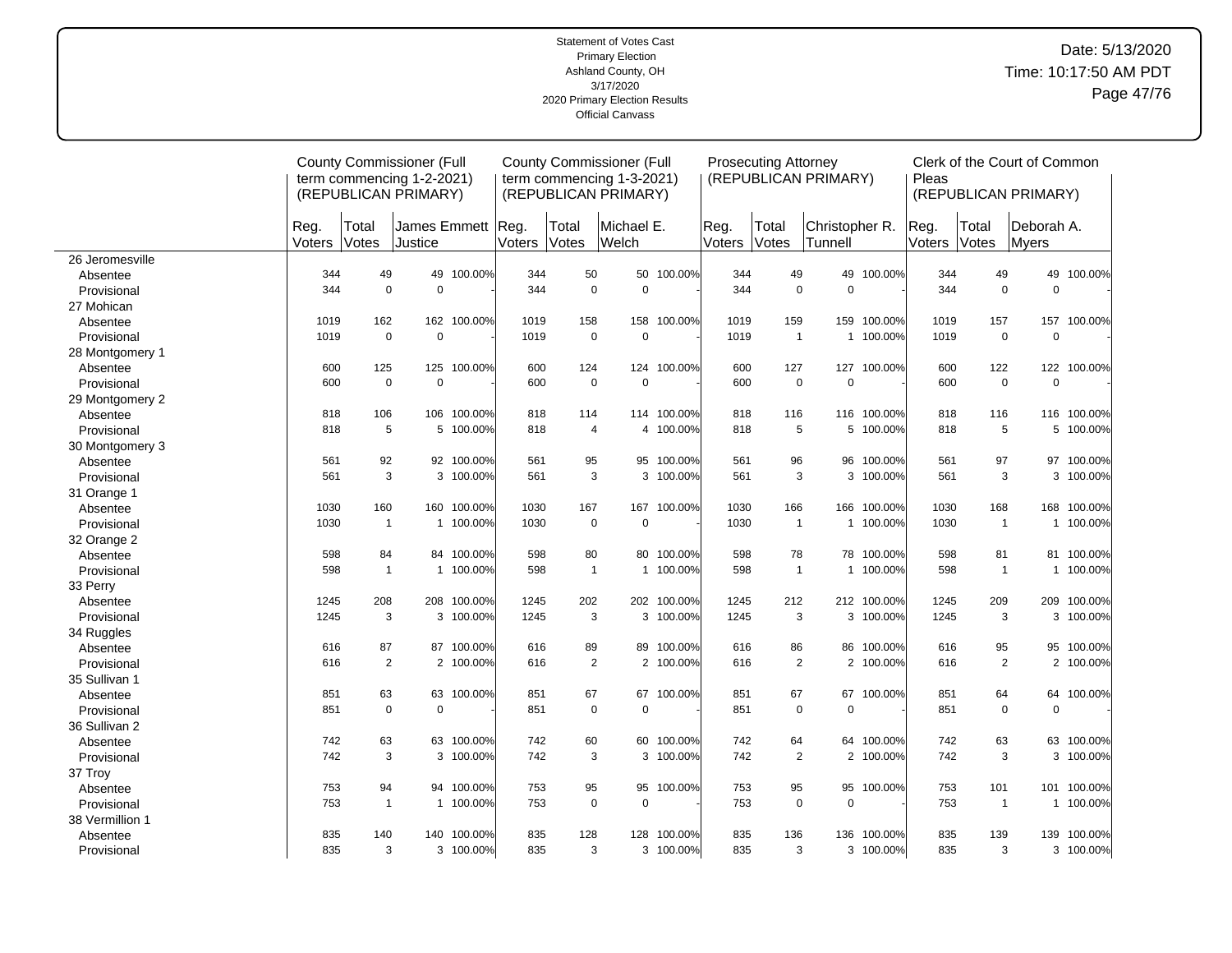Statement of Votes Cast
Primary Election
Ashland County, OH
3/17/2020
2020 Primary Election Results
Official Canvass

Date: 5/13/2020
Time: 10:17:50 AM PDT

| | County Commissioner (Full term commencing 1-2-2021) (REPUBLICAN PRIMARY) | | | | County Commissioner (Full term commencing 1-3-2021) (REPUBLICAN PRIMARY) | | | | Prosecuting Attorney (REPUBLICAN PRIMARY) | | | | Clerk of the Court of Common Pleas (REPUBLICAN PRIMARY) | | | |
|---|---|---|---|---|---|---|---|---|---|---|---|---|---|---|---|---|
| | Reg. Voters | Total Votes | James Emmett Justice | | Reg. Voters | Total Votes | Michael E. Welch | | Reg. Voters | Total Votes | Christopher R. Tunnell | | Reg. Voters | Total Votes | Deborah A. Myers | |
| 26 Jeromesville | | | | | | | | | | | | | | | | |
| Absentee | 344 | 49 | 49 | 100.00% | 344 | 50 | 50 | 100.00% | 344 | 49 | 49 | 100.00% | 344 | 49 | 49 | 100.00% |
| Provisional | 344 | 0 | 0 | - | 344 | 0 | 0 | - | 344 | 0 | 0 | - | 344 | 0 | 0 | - |
| 27 Mohican | | | | | | | | | | | | | | | | |
| Absentee | 1019 | 162 | 162 | 100.00% | 1019 | 158 | 158 | 100.00% | 1019 | 159 | 159 | 100.00% | 1019 | 157 | 157 | 100.00% |
| Provisional | 1019 | 0 | 0 | - | 1019 | 0 | 0 | - | 1019 | 1 | 1 | 100.00% | 1019 | 0 | 0 | - |
| 28 Montgomery 1 | | | | | | | | | | | | | | | | |
| Absentee | 600 | 125 | 125 | 100.00% | 600 | 124 | 124 | 100.00% | 600 | 127 | 127 | 100.00% | 600 | 122 | 122 | 100.00% |
| Provisional | 600 | 0 | 0 | - | 600 | 0 | 0 | - | 600 | 0 | 0 | - | 600 | 0 | 0 | - |
| 29 Montgomery 2 | | | | | | | | | | | | | | | | |
| Absentee | 818 | 106 | 106 | 100.00% | 818 | 114 | 114 | 100.00% | 818 | 116 | 116 | 100.00% | 818 | 116 | 116 | 100.00% |
| Provisional | 818 | 5 | 5 | 100.00% | 818 | 4 | 4 | 100.00% | 818 | 5 | 5 | 100.00% | 818 | 5 | 5 | 100.00% |
| 30 Montgomery 3 | | | | | | | | | | | | | | | | |
| Absentee | 561 | 92 | 92 | 100.00% | 561 | 95 | 95 | 100.00% | 561 | 96 | 96 | 100.00% | 561 | 97 | 97 | 100.00% |
| Provisional | 561 | 3 | 3 | 100.00% | 561 | 3 | 3 | 100.00% | 561 | 3 | 3 | 100.00% | 561 | 3 | 3 | 100.00% |
| 31 Orange 1 | | | | | | | | | | | | | | | | |
| Absentee | 1030 | 160 | 160 | 100.00% | 1030 | 167 | 167 | 100.00% | 1030 | 166 | 166 | 100.00% | 1030 | 168 | 168 | 100.00% |
| Provisional | 1030 | 1 | 1 | 100.00% | 1030 | 0 | 0 | - | 1030 | 1 | 1 | 100.00% | 1030 | 1 | 1 | 100.00% |
| 32 Orange 2 | | | | | | | | | | | | | | | | |
| Absentee | 598 | 84 | 84 | 100.00% | 598 | 80 | 80 | 100.00% | 598 | 78 | 78 | 100.00% | 598 | 81 | 81 | 100.00% |
| Provisional | 598 | 1 | 1 | 100.00% | 598 | 1 | 1 | 100.00% | 598 | 1 | 1 | 100.00% | 598 | 1 | 1 | 100.00% |
| 33 Perry | | | | | | | | | | | | | | | | |
| Absentee | 1245 | 208 | 208 | 100.00% | 1245 | 202 | 202 | 100.00% | 1245 | 212 | 212 | 100.00% | 1245 | 209 | 209 | 100.00% |
| Provisional | 1245 | 3 | 3 | 100.00% | 1245 | 3 | 3 | 100.00% | 1245 | 3 | 3 | 100.00% | 1245 | 3 | 3 | 100.00% |
| 34 Ruggles | | | | | | | | | | | | | | | | |
| Absentee | 616 | 87 | 87 | 100.00% | 616 | 89 | 89 | 100.00% | 616 | 86 | 86 | 100.00% | 616 | 95 | 95 | 100.00% |
| Provisional | 616 | 2 | 2 | 100.00% | 616 | 2 | 2 | 100.00% | 616 | 2 | 2 | 100.00% | 616 | 2 | 2 | 100.00% |
| 35 Sullivan 1 | | | | | | | | | | | | | | | | |
| Absentee | 851 | 63 | 63 | 100.00% | 851 | 67 | 67 | 100.00% | 851 | 67 | 67 | 100.00% | 851 | 64 | 64 | 100.00% |
| Provisional | 851 | 0 | 0 | - | 851 | 0 | 0 | - | 851 | 0 | 0 | - | 851 | 0 | 0 | - |
| 36 Sullivan 2 | | | | | | | | | | | | | | | | |
| Absentee | 742 | 63 | 63 | 100.00% | 742 | 60 | 60 | 100.00% | 742 | 64 | 64 | 100.00% | 742 | 63 | 63 | 100.00% |
| Provisional | 742 | 3 | 3 | 100.00% | 742 | 3 | 3 | 100.00% | 742 | 2 | 2 | 100.00% | 742 | 3 | 3 | 100.00% |
| 37 Troy | | | | | | | | | | | | | | | | |
| Absentee | 753 | 94 | 94 | 100.00% | 753 | 95 | 95 | 100.00% | 753 | 95 | 95 | 100.00% | 753 | 101 | 101 | 100.00% |
| Provisional | 753 | 1 | 1 | 100.00% | 753 | 0 | 0 | - | 753 | 0 | 0 | - | 753 | 1 | 1 | 100.00% |
| 38 Vermillion 1 | | | | | | | | | | | | | | | | |
| Absentee | 835 | 140 | 140 | 100.00% | 835 | 128 | 128 | 100.00% | 835 | 136 | 136 | 100.00% | 835 | 139 | 139 | 100.00% |
| Provisional | 835 | 3 | 3 | 100.00% | 835 | 3 | 3 | 100.00% | 835 | 3 | 3 | 100.00% | 835 | 3 | 3 | 100.00% |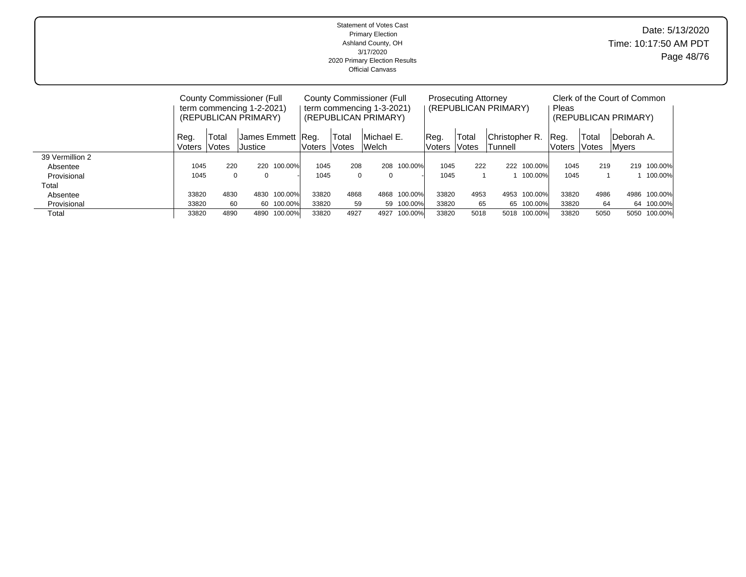Statement of Votes Cast
Primary Election
Ashland County, OH
3/17/2020
2020 Primary Election Results
Official Canvass

Date: 5/13/2020
Time: 10:17:50 AM PDT

| | County Commissioner (Full term commencing 1-2-2021) (REPUBLICAN PRIMARY) | | | | County Commissioner (Full term commencing 1-3-2021) (REPUBLICAN PRIMARY) | | | | Prosecuting Attorney (REPUBLICAN PRIMARY) | | | | Clerk of the Court of Common Pleas (REPUBLICAN PRIMARY) | | | |
|---|---|---|---|---|---|---|---|---|---|---|---|---|---|---|---|---|
| | Reg. Voters | Total Votes | James Emmett Justice | | Reg. Voters | Total Votes | Michael E. Welch | | Reg. Voters | Total Votes | Christopher R. Tunnell | | Reg. Voters | Total Votes | Deborah A. Myers | |
| 39 Vermillion 2 | | | | | | | | | | | | | | | | |
| Absentee | 1045 | 220 | 220 | 100.00% | 1045 | 208 | 208 | 100.00% | 1045 | 222 | 222 | 100.00% | 1045 | 219 | 219 | 100.00% |
| Provisional | 1045 | 0 | 0 | - | 1045 | 0 | 0 | - | 1045 | 1 | 1 | 100.00% | 1045 | 1 | 1 | 100.00% |
| Total | | | | | | | | | | | | | | | | |
| Absentee | 33820 | 4830 | 4830 | 100.00% | 33820 | 4868 | 4868 | 100.00% | 33820 | 4953 | 4953 | 100.00% | 33820 | 4986 | 4986 | 100.00% |
| Provisional | 33820 | 60 | 60 | 100.00% | 33820 | 59 | 59 | 100.00% | 33820 | 65 | 65 | 100.00% | 33820 | 64 | 64 | 100.00% |
| Total | 33820 | 4890 | 4890 | 100.00% | 33820 | 4927 | 4927 | 100.00% | 33820 | 5018 | 5018 | 100.00% | 33820 | 5050 | 5050 | 100.00% |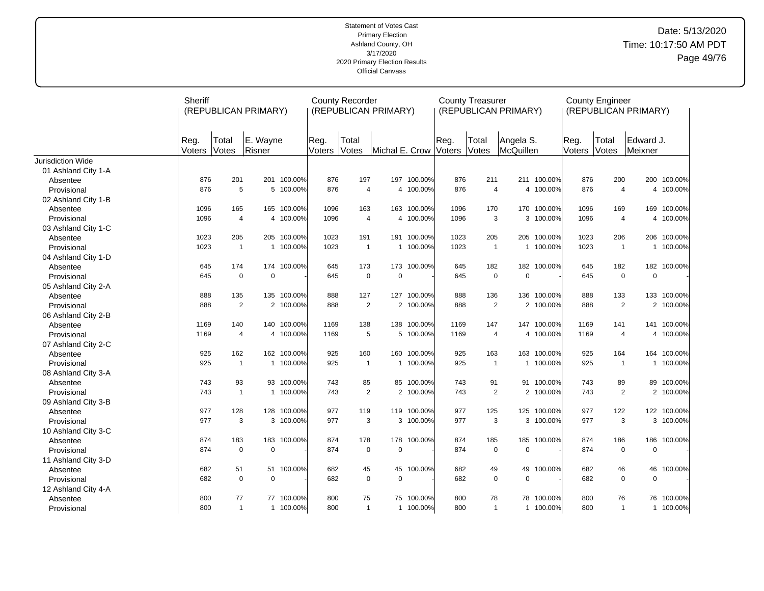Statement of Votes Cast
Primary Election
Ashland County, OH
3/17/2020
2020 Primary Election Results
Official Canvass

Date: 5/13/2020
Time: 10:17:50 AM PDT

| | Sheriff (REPUBLICAN PRIMARY) | | | | County Recorder (REPUBLICAN PRIMARY) | | | | County Treasurer (REPUBLICAN PRIMARY) | | | | County Engineer (REPUBLICAN PRIMARY) | | | |
|---|---|---|---|---|---|---|---|---|---|---|---|---|---|---|---|---|
| | Reg. Voters | Total Votes | E. Wayne Risner | | Reg. Voters | Total Votes | Michal E. Crow | | Reg. Voters | Total Votes | Angela S. McQuillen | | Reg. Voters | Total Votes | Edward J. Meixner | |
| Jurisdiction Wide | | | | | | | | | | | | | | | | |
| 01 Ashland City 1-A | | | | | | | | | | | | | | | | |
| Absentee | 876 | 201 | 201 | 100.00% | 876 | 197 | 197 | 100.00% | 876 | 211 | 211 | 100.00% | 876 | 200 | 200 | 100.00% |
| Provisional | 876 | 5 | 5 | 100.00% | 876 | 4 | 4 | 100.00% | 876 | 4 | 4 | 100.00% | 876 | 4 | 4 | 100.00% |
| 02 Ashland City 1-B | | | | | | | | | | | | | | | | |
| Absentee | 1096 | 165 | 165 | 100.00% | 1096 | 163 | 163 | 100.00% | 1096 | 170 | 170 | 100.00% | 1096 | 169 | 169 | 100.00% |
| Provisional | 1096 | 4 | 4 | 100.00% | 1096 | 4 | 4 | 100.00% | 1096 | 3 | 3 | 100.00% | 1096 | 4 | 4 | 100.00% |
| 03 Ashland City 1-C | | | | | | | | | | | | | | | | |
| Absentee | 1023 | 205 | 205 | 100.00% | 1023 | 191 | 191 | 100.00% | 1023 | 205 | 205 | 100.00% | 1023 | 206 | 206 | 100.00% |
| Provisional | 1023 | 1 | 1 | 100.00% | 1023 | 1 | 1 | 100.00% | 1023 | 1 | 1 | 100.00% | 1023 | 1 | 1 | 100.00% |
| 04 Ashland City 1-D | | | | | | | | | | | | | | | | |
| Absentee | 645 | 174 | 174 | 100.00% | 645 | 173 | 173 | 100.00% | 645 | 182 | 182 | 100.00% | 645 | 182 | 182 | 100.00% |
| Provisional | 645 | 0 | 0 | - | 645 | 0 | 0 | - | 645 | 0 | 0 | - | 645 | 0 | 0 | - |
| 05 Ashland City 2-A | | | | | | | | | | | | | | | | |
| Absentee | 888 | 135 | 135 | 100.00% | 888 | 127 | 127 | 100.00% | 888 | 136 | 136 | 100.00% | 888 | 133 | 133 | 100.00% |
| Provisional | 888 | 2 | 2 | 100.00% | 888 | 2 | 2 | 100.00% | 888 | 2 | 2 | 100.00% | 888 | 2 | 2 | 100.00% |
| 06 Ashland City 2-B | | | | | | | | | | | | | | | | |
| Absentee | 1169 | 140 | 140 | 100.00% | 1169 | 138 | 138 | 100.00% | 1169 | 147 | 147 | 100.00% | 1169 | 141 | 141 | 100.00% |
| Provisional | 1169 | 4 | 4 | 100.00% | 1169 | 5 | 5 | 100.00% | 1169 | 4 | 4 | 100.00% | 1169 | 4 | 4 | 100.00% |
| 07 Ashland City 2-C | | | | | | | | | | | | | | | | |
| Absentee | 925 | 162 | 162 | 100.00% | 925 | 160 | 160 | 100.00% | 925 | 163 | 163 | 100.00% | 925 | 164 | 164 | 100.00% |
| Provisional | 925 | 1 | 1 | 100.00% | 925 | 1 | 1 | 100.00% | 925 | 1 | 1 | 100.00% | 925 | 1 | 1 | 100.00% |
| 08 Ashland City 3-A | | | | | | | | | | | | | | | | |
| Absentee | 743 | 93 | 93 | 100.00% | 743 | 85 | 85 | 100.00% | 743 | 91 | 91 | 100.00% | 743 | 89 | 89 | 100.00% |
| Provisional | 743 | 1 | 1 | 100.00% | 743 | 2 | 2 | 100.00% | 743 | 2 | 2 | 100.00% | 743 | 2 | 2 | 100.00% |
| 09 Ashland City 3-B | | | | | | | | | | | | | | | | |
| Absentee | 977 | 128 | 128 | 100.00% | 977 | 119 | 119 | 100.00% | 977 | 125 | 125 | 100.00% | 977 | 122 | 122 | 100.00% |
| Provisional | 977 | 3 | 3 | 100.00% | 977 | 3 | 3 | 100.00% | 977 | 3 | 3 | 100.00% | 977 | 3 | 3 | 100.00% |
| 10 Ashland City 3-C | | | | | | | | | | | | | | | | |
| Absentee | 874 | 183 | 183 | 100.00% | 874 | 178 | 178 | 100.00% | 874 | 185 | 185 | 100.00% | 874 | 186 | 186 | 100.00% |
| Provisional | 874 | 0 | 0 | - | 874 | 0 | 0 | - | 874 | 0 | 0 | - | 874 | 0 | 0 | - |
| 11 Ashland City 3-D | | | | | | | | | | | | | | | | |
| Absentee | 682 | 51 | 51 | 100.00% | 682 | 45 | 45 | 100.00% | 682 | 49 | 49 | 100.00% | 682 | 46 | 46 | 100.00% |
| Provisional | 682 | 0 | 0 | - | 682 | 0 | 0 | - | 682 | 0 | 0 | - | 682 | 0 | 0 | - |
| 12 Ashland City 4-A | | | | | | | | | | | | | | | | |
| Absentee | 800 | 77 | 77 | 100.00% | 800 | 75 | 75 | 100.00% | 800 | 78 | 78 | 100.00% | 800 | 76 | 76 | 100.00% |
| Provisional | 800 | 1 | 1 | 100.00% | 800 | 1 | 1 | 100.00% | 800 | 1 | 1 | 100.00% | 800 | 1 | 1 | 100.00% |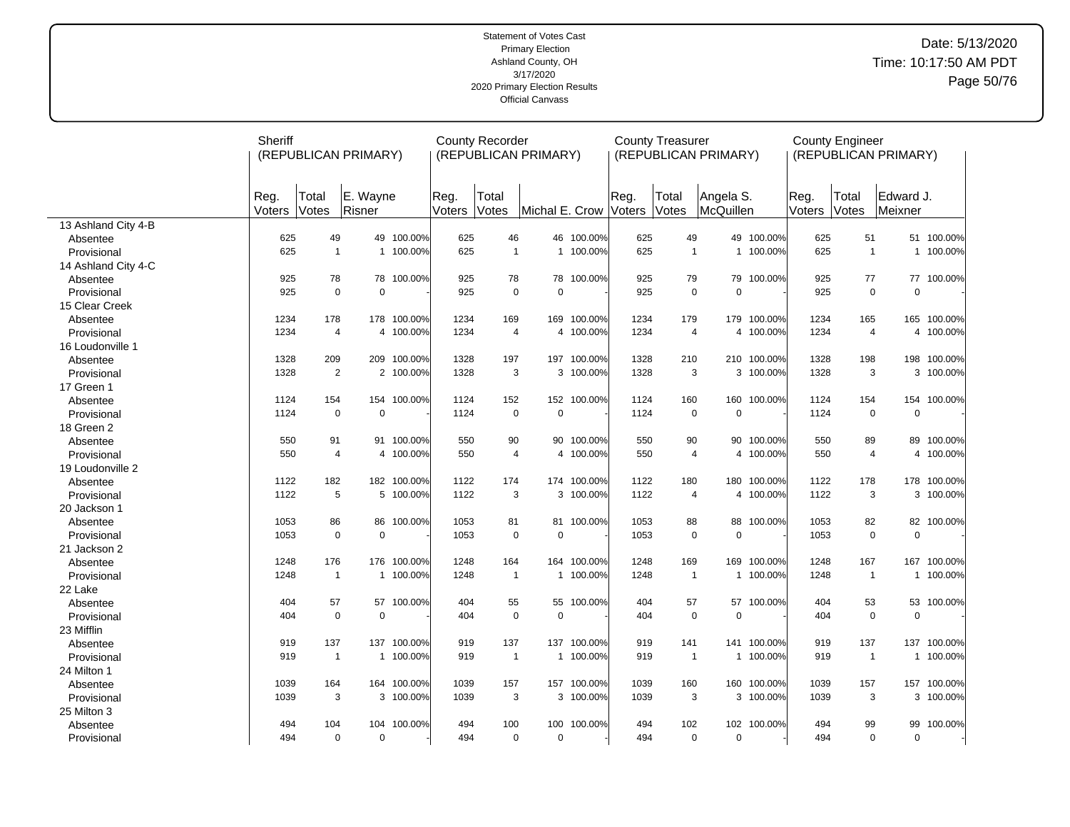Statement of Votes Cast
Primary Election
Ashland County, OH
3/17/2020
2020 Primary Election Results
Official Canvass

Date: 5/13/2020
Time: 10:17:50 AM PDT

| | Sheriff (REPUBLICAN PRIMARY) | | | | County Recorder (REPUBLICAN PRIMARY) | | | | County Treasurer (REPUBLICAN PRIMARY) | | | | County Engineer (REPUBLICAN PRIMARY) | | | |
|---|---|---|---|---|---|---|---|---|---|---|---|---|---|---|---|---|
| | Reg. Voters | Total Votes | E. Wayne Risner | | Reg. Voters | Total Votes | Michal E. Crow | | Reg. Voters | Total Votes | Angela S. McQuillen | | Reg. Voters | Total Votes | Edward J. Meixner | |
| 13 Ashland City 4-B | | | | | | | | | | | | | | | | |
| Absentee | 625 | 49 | 49 | 100.00% | 625 | 46 | 46 | 100.00% | 625 | 49 | 49 | 100.00% | 625 | 51 | 51 | 100.00% |
| Provisional | 625 | 1 | 1 | 100.00% | 625 | 1 | 1 | 100.00% | 625 | 1 | 1 | 100.00% | 625 | 1 | 1 | 100.00% |
| 14 Ashland City 4-C | | | | | | | | | | | | | | | | |
| Absentee | 925 | 78 | 78 | 100.00% | 925 | 78 | 78 | 100.00% | 925 | 79 | 79 | 100.00% | 925 | 77 | 77 | 100.00% |
| Provisional | 925 | 0 | 0 | - | 925 | 0 | 0 | - | 925 | 0 | 0 | - | 925 | 0 | 0 | - |
| 15 Clear Creek | | | | | | | | | | | | | | | | |
| Absentee | 1234 | 178 | 178 | 100.00% | 1234 | 169 | 169 | 100.00% | 1234 | 179 | 179 | 100.00% | 1234 | 165 | 165 | 100.00% |
| Provisional | 1234 | 4 | 4 | 100.00% | 1234 | 4 | 4 | 100.00% | 1234 | 4 | 4 | 100.00% | 1234 | 4 | 4 | 100.00% |
| 16 Loudonville 1 | | | | | | | | | | | | | | | | |
| Absentee | 1328 | 209 | 209 | 100.00% | 1328 | 197 | 197 | 100.00% | 1328 | 210 | 210 | 100.00% | 1328 | 198 | 198 | 100.00% |
| Provisional | 1328 | 2 | 2 | 100.00% | 1328 | 3 | 3 | 100.00% | 1328 | 3 | 3 | 100.00% | 1328 | 3 | 3 | 100.00% |
| 17 Green 1 | | | | | | | | | | | | | | | | |
| Absentee | 1124 | 154 | 154 | 100.00% | 1124 | 152 | 152 | 100.00% | 1124 | 160 | 160 | 100.00% | 1124 | 154 | 154 | 100.00% |
| Provisional | 1124 | 0 | 0 | - | 1124 | 0 | 0 | - | 1124 | 0 | 0 | - | 1124 | 0 | 0 | - |
| 18 Green 2 | | | | | | | | | | | | | | | | |
| Absentee | 550 | 91 | 91 | 100.00% | 550 | 90 | 90 | 100.00% | 550 | 90 | 90 | 100.00% | 550 | 89 | 89 | 100.00% |
| Provisional | 550 | 4 | 4 | 100.00% | 550 | 4 | 4 | 100.00% | 550 | 4 | 4 | 100.00% | 550 | 4 | 4 | 100.00% |
| 19 Loudonville 2 | | | | | | | | | | | | | | | | |
| Absentee | 1122 | 182 | 182 | 100.00% | 1122 | 174 | 174 | 100.00% | 1122 | 180 | 180 | 100.00% | 1122 | 178 | 178 | 100.00% |
| Provisional | 1122 | 5 | 5 | 100.00% | 1122 | 3 | 3 | 100.00% | 1122 | 4 | 4 | 100.00% | 1122 | 3 | 3 | 100.00% |
| 20 Jackson 1 | | | | | | | | | | | | | | | | |
| Absentee | 1053 | 86 | 86 | 100.00% | 1053 | 81 | 81 | 100.00% | 1053 | 88 | 88 | 100.00% | 1053 | 82 | 82 | 100.00% |
| Provisional | 1053 | 0 | 0 | - | 1053 | 0 | 0 | - | 1053 | 0 | 0 | - | 1053 | 0 | 0 | - |
| 21 Jackson 2 | | | | | | | | | | | | | | | | |
| Absentee | 1248 | 176 | 176 | 100.00% | 1248 | 164 | 164 | 100.00% | 1248 | 169 | 169 | 100.00% | 1248 | 167 | 167 | 100.00% |
| Provisional | 1248 | 1 | 1 | 100.00% | 1248 | 1 | 1 | 100.00% | 1248 | 1 | 1 | 100.00% | 1248 | 1 | 1 | 100.00% |
| 22 Lake | | | | | | | | | | | | | | | | |
| Absentee | 404 | 57 | 57 | 100.00% | 404 | 55 | 55 | 100.00% | 404 | 57 | 57 | 100.00% | 404 | 53 | 53 | 100.00% |
| Provisional | 404 | 0 | 0 | - | 404 | 0 | 0 | - | 404 | 0 | 0 | - | 404 | 0 | 0 | - |
| 23 Mifflin | | | | | | | | | | | | | | | | |
| Absentee | 919 | 137 | 137 | 100.00% | 919 | 137 | 137 | 100.00% | 919 | 141 | 141 | 100.00% | 919 | 137 | 137 | 100.00% |
| Provisional | 919 | 1 | 1 | 100.00% | 919 | 1 | 1 | 100.00% | 919 | 1 | 1 | 100.00% | 919 | 1 | 1 | 100.00% |
| 24 Milton 1 | | | | | | | | | | | | | | | | |
| Absentee | 1039 | 164 | 164 | 100.00% | 1039 | 157 | 157 | 100.00% | 1039 | 160 | 160 | 100.00% | 1039 | 157 | 157 | 100.00% |
| Provisional | 1039 | 3 | 3 | 100.00% | 1039 | 3 | 3 | 100.00% | 1039 | 3 | 3 | 100.00% | 1039 | 3 | 3 | 100.00% |
| 25 Milton 3 | | | | | | | | | | | | | | | | |
| Absentee | 494 | 104 | 104 | 100.00% | 494 | 100 | 100 | 100.00% | 494 | 102 | 102 | 100.00% | 494 | 99 | 99 | 100.00% |
| Provisional | 494 | 0 | 0 | - | 494 | 0 | 0 | - | 494 | 0 | 0 | - | 494 | 0 | 0 | - |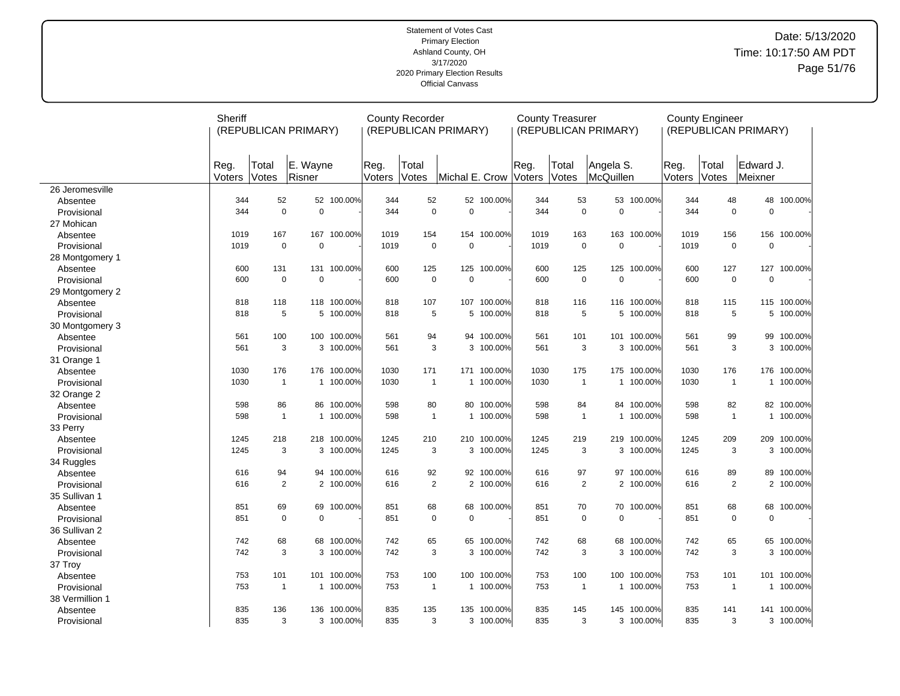Statement of Votes Cast
Primary Election
Ashland County, OH
3/17/2020
2020 Primary Election Results
Official Canvass

Date: 5/13/2020
Time: 10:17:50 AM PDT

| | Sheriff (REPUBLICAN PRIMARY) | | | | County Recorder (REPUBLICAN PRIMARY) | | | | County Treasurer (REPUBLICAN PRIMARY) | | | | County Engineer (REPUBLICAN PRIMARY) | | | |
|---|---|---|---|---|---|---|---|---|---|---|---|---|---|---|---|---|
| | Reg. Voters | Total Votes | E. Wayne Risner | | Reg. Voters | Total Votes | Michal E. Crow | | Reg. Voters | Total Votes | Angela S. McQuillen | | Reg. Voters | Total Votes | Edward J. Meixner | |
| 26 Jeromesville | | | | | | | | | | | | | | | | |
| Absentee | 344 | 52 | 52 | 100.00% | 344 | 52 | 52 | 100.00% | 344 | 53 | 53 | 100.00% | 344 | 48 | 48 | 100.00% |
| Provisional | 344 | 0 | 0 | - | 344 | 0 | 0 | - | 344 | 0 | 0 | - | 344 | 0 | 0 | - |
| 27 Mohican | | | | | | | | | | | | | | | | |
| Absentee | 1019 | 167 | 167 | 100.00% | 1019 | 154 | 154 | 100.00% | 1019 | 163 | 163 | 100.00% | 1019 | 156 | 156 | 100.00% |
| Provisional | 1019 | 0 | 0 | - | 1019 | 0 | 0 | - | 1019 | 0 | 0 | - | 1019 | 0 | 0 | - |
| 28 Montgomery 1 | | | | | | | | | | | | | | | | |
| Absentee | 600 | 131 | 131 | 100.00% | 600 | 125 | 125 | 100.00% | 600 | 125 | 125 | 100.00% | 600 | 127 | 127 | 100.00% |
| Provisional | 600 | 0 | 0 | - | 600 | 0 | 0 | - | 600 | 0 | 0 | - | 600 | 0 | 0 | - |
| 29 Montgomery 2 | | | | | | | | | | | | | | | | |
| Absentee | 818 | 118 | 118 | 100.00% | 818 | 107 | 107 | 100.00% | 818 | 116 | 116 | 100.00% | 818 | 115 | 115 | 100.00% |
| Provisional | 818 | 5 | 5 | 100.00% | 818 | 5 | 5 | 100.00% | 818 | 5 | 5 | 100.00% | 818 | 5 | 5 | 100.00% |
| 30 Montgomery 3 | | | | | | | | | | | | | | | | |
| Absentee | 561 | 100 | 100 | 100.00% | 561 | 94 | 94 | 100.00% | 561 | 101 | 101 | 100.00% | 561 | 99 | 99 | 100.00% |
| Provisional | 561 | 3 | 3 | 100.00% | 561 | 3 | 3 | 100.00% | 561 | 3 | 3 | 100.00% | 561 | 3 | 3 | 100.00% |
| 31 Orange 1 | | | | | | | | | | | | | | | | |
| Absentee | 1030 | 176 | 176 | 100.00% | 1030 | 171 | 171 | 100.00% | 1030 | 175 | 175 | 100.00% | 1030 | 176 | 176 | 100.00% |
| Provisional | 1030 | 1 | 1 | 100.00% | 1030 | 1 | 1 | 100.00% | 1030 | 1 | 1 | 100.00% | 1030 | 1 | 1 | 100.00% |
| 32 Orange 2 | | | | | | | | | | | | | | | | |
| Absentee | 598 | 86 | 86 | 100.00% | 598 | 80 | 80 | 100.00% | 598 | 84 | 84 | 100.00% | 598 | 82 | 82 | 100.00% |
| Provisional | 598 | 1 | 1 | 100.00% | 598 | 1 | 1 | 100.00% | 598 | 1 | 1 | 100.00% | 598 | 1 | 1 | 100.00% |
| 33 Perry | | | | | | | | | | | | | | | | |
| Absentee | 1245 | 218 | 218 | 100.00% | 1245 | 210 | 210 | 100.00% | 1245 | 219 | 219 | 100.00% | 1245 | 209 | 209 | 100.00% |
| Provisional | 1245 | 3 | 3 | 100.00% | 1245 | 3 | 3 | 100.00% | 1245 | 3 | 3 | 100.00% | 1245 | 3 | 3 | 100.00% |
| 34 Ruggles | | | | | | | | | | | | | | | | |
| Absentee | 616 | 94 | 94 | 100.00% | 616 | 92 | 92 | 100.00% | 616 | 97 | 97 | 100.00% | 616 | 89 | 89 | 100.00% |
| Provisional | 616 | 2 | 2 | 100.00% | 616 | 2 | 2 | 100.00% | 616 | 2 | 2 | 100.00% | 616 | 2 | 2 | 100.00% |
| 35 Sullivan 1 | | | | | | | | | | | | | | | | |
| Absentee | 851 | 69 | 69 | 100.00% | 851 | 68 | 68 | 100.00% | 851 | 70 | 70 | 100.00% | 851 | 68 | 68 | 100.00% |
| Provisional | 851 | 0 | 0 | - | 851 | 0 | 0 | - | 851 | 0 | 0 | - | 851 | 0 | 0 | - |
| 36 Sullivan 2 | | | | | | | | | | | | | | | | |
| Absentee | 742 | 68 | 68 | 100.00% | 742 | 65 | 65 | 100.00% | 742 | 68 | 68 | 100.00% | 742 | 65 | 65 | 100.00% |
| Provisional | 742 | 3 | 3 | 100.00% | 742 | 3 | 3 | 100.00% | 742 | 3 | 3 | 100.00% | 742 | 3 | 3 | 100.00% |
| 37 Troy | | | | | | | | | | | | | | | | |
| Absentee | 753 | 101 | 101 | 100.00% | 753 | 100 | 100 | 100.00% | 753 | 100 | 100 | 100.00% | 753 | 101 | 101 | 100.00% |
| Provisional | 753 | 1 | 1 | 100.00% | 753 | 1 | 1 | 100.00% | 753 | 1 | 1 | 100.00% | 753 | 1 | 1 | 100.00% |
| 38 Vermillion 1 | | | | | | | | | | | | | | | | |
| Absentee | 835 | 136 | 136 | 100.00% | 835 | 135 | 135 | 100.00% | 835 | 145 | 145 | 100.00% | 835 | 141 | 141 | 100.00% |
| Provisional | 835 | 3 | 3 | 100.00% | 835 | 3 | 3 | 100.00% | 835 | 3 | 3 | 100.00% | 835 | 3 | 3 | 100.00% |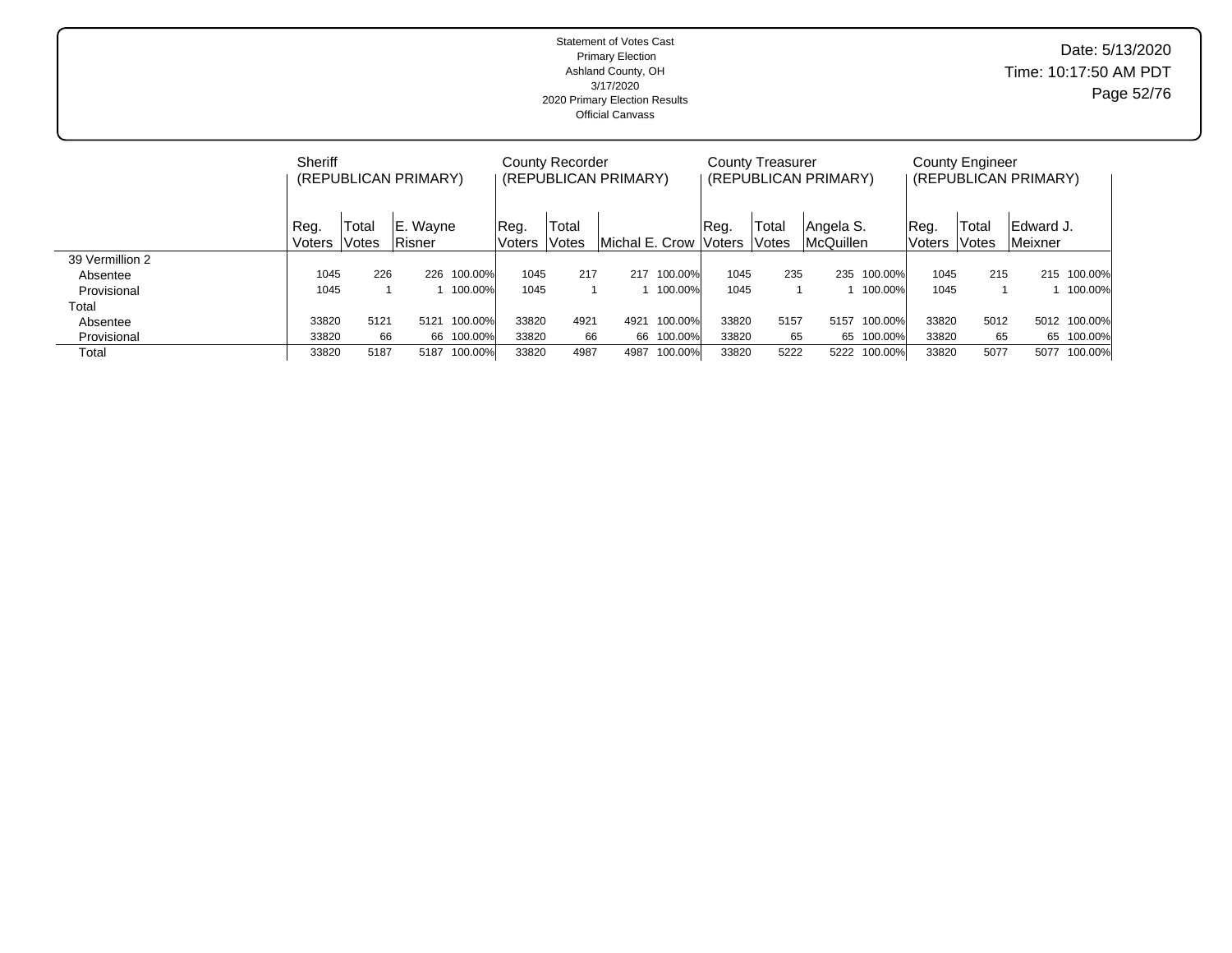Statement of Votes Cast
Primary Election
Ashland County, OH
3/17/2020
2020 Primary Election Results
Official Canvass

Date: 5/13/2020
Time: 10:17:50 AM PDT

| | Sheriff (REPUBLICAN PRIMARY) | | | | County Recorder (REPUBLICAN PRIMARY) | | | | County Treasurer (REPUBLICAN PRIMARY) | | | | County Engineer (REPUBLICAN PRIMARY) | | | |
|---|---|---|---|---|---|---|---|---|---|---|---|---|---|---|---|---|
| | Reg. Voters | Total Votes | E. Wayne Risner | | Reg. Voters | Total Votes | Michal E. Crow | | Reg. Voters | Total Votes | Angela S. McQuillen | | Reg. Voters | Total Votes | Edward J. Meixner | |
| 39 Vermillion 2 | | | | | | | | | | | | | | | | |
| Absentee | 1045 | 226 | 226 | 100.00% | 1045 | 217 | 217 | 100.00% | 1045 | 235 | 235 | 100.00% | 1045 | 215 | 215 | 100.00% |
| Provisional | 1045 | 1 | 1 | 100.00% | 1045 | 1 | 1 | 100.00% | 1045 | 1 | 1 | 100.00% | 1045 | 1 | 1 | 100.00% |
| Total | | | | | | | | | | | | | | | | |
| Absentee | 33820 | 5121 | 5121 | 100.00% | 33820 | 4921 | 4921 | 100.00% | 33820 | 5157 | 5157 | 100.00% | 33820 | 5012 | 5012 | 100.00% |
| Provisional | 33820 | 66 | 66 | 100.00% | 33820 | 66 | 66 | 100.00% | 33820 | 65 | 65 | 100.00% | 33820 | 65 | 65 | 100.00% |
| Total | 33820 | 5187 | 5187 | 100.00% | 33820 | 4987 | 4987 | 100.00% | 33820 | 5222 | 5222 | 100.00% | 33820 | 5077 | 5077 | 100.00% |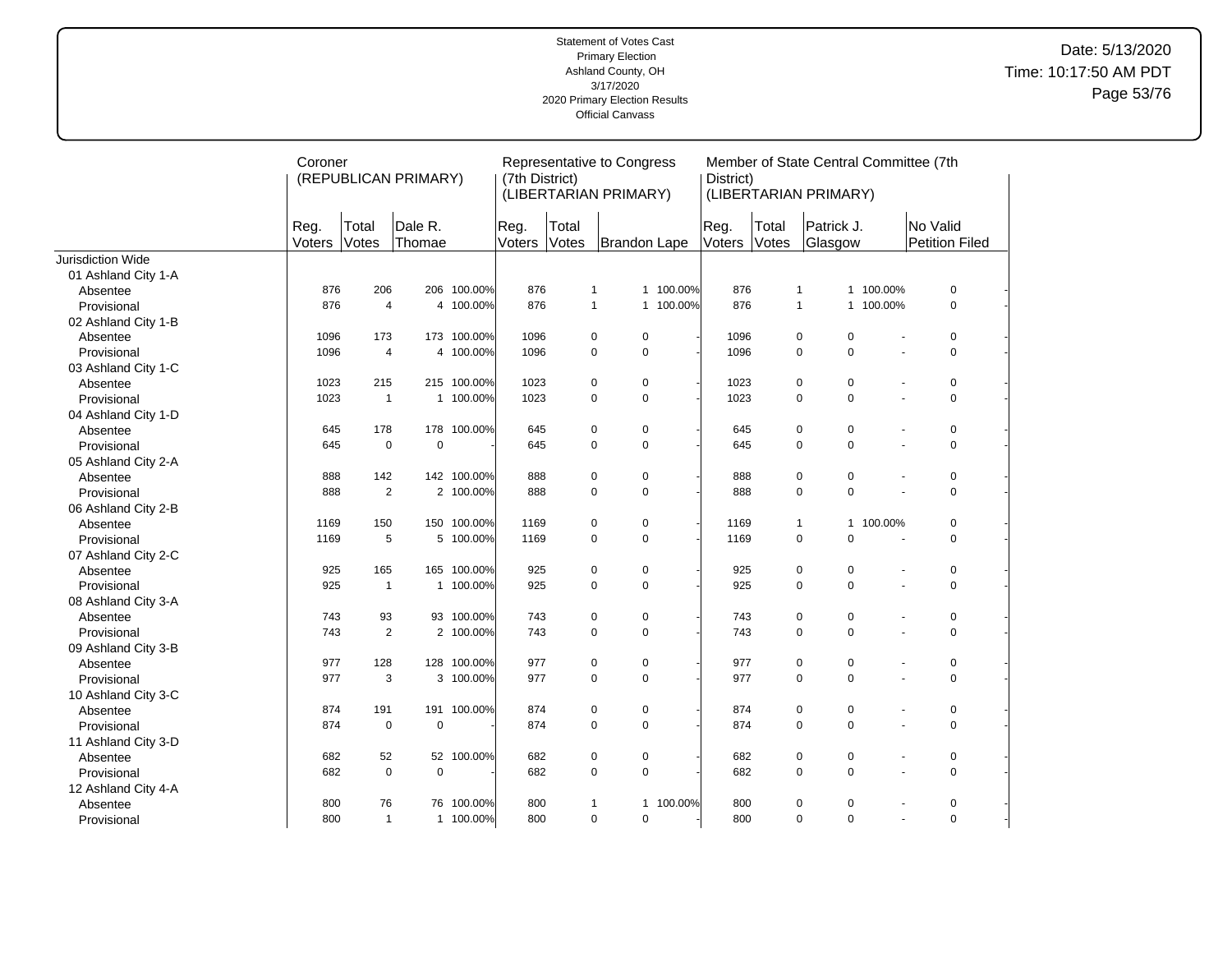Statement of Votes Cast
Primary Election
Ashland County, OH
3/17/2020
2020 Primary Election Results
Official Canvass

Date: 5/13/2020
Time: 10:17:50 AM PDT

| | Coroner (REPUBLICAN PRIMARY) | | | | Representative to Congress (7th District) (LIBERTARIAN PRIMARY) | | | | Member of State Central Committee (7th District) (LIBERTARIAN PRIMARY) | | | | | |
|---|---|---|---|---|---|---|---|---|---|---|---|---|---|---|
| | Reg. Voters | Total Votes | Dale R. Thomae | | Reg. Voters | Total Votes | Brandon Lape | | Reg. Voters | Total Votes | Patrick J. Glasgow | | No Valid Petition Filed | |
| Jurisdiction Wide | | | | | | | | | | | | | | |
| 01 Ashland City 1-A | | | | | | | | | | | | | | |
| Absentee | 876 | 206 | 206 | 100.00% | 876 | 1 | 1 | 100.00% | 876 | 1 | 1 | 100.00% | 0 | - |
| Provisional | 876 | 4 | 4 | 100.00% | 876 | 1 | 1 | 100.00% | 876 | 1 | 1 | 100.00% | 0 | - |
| 02 Ashland City 1-B | | | | | | | | | | | | | | |
| Absentee | 1096 | 173 | 173 | 100.00% | 1096 | 0 | 0 | - | 1096 | 0 | 0 | - | 0 | - |
| Provisional | 1096 | 4 | 4 | 100.00% | 1096 | 0 | 0 | - | 1096 | 0 | 0 | - | 0 | - |
| 03 Ashland City 1-C | | | | | | | | | | | | | | |
| Absentee | 1023 | 215 | 215 | 100.00% | 1023 | 0 | 0 | - | 1023 | 0 | 0 | - | 0 | - |
| Provisional | 1023 | 1 | 1 | 100.00% | 1023 | 0 | 0 | - | 1023 | 0 | 0 | - | 0 | - |
| 04 Ashland City 1-D | | | | | | | | | | | | | | |
| Absentee | 645 | 178 | 178 | 100.00% | 645 | 0 | 0 | - | 645 | 0 | 0 | - | 0 | - |
| Provisional | 645 | 0 | 0 | - | 645 | 0 | 0 | - | 645 | 0 | 0 | - | 0 | - |
| 05 Ashland City 2-A | | | | | | | | | | | | | | |
| Absentee | 888 | 142 | 142 | 100.00% | 888 | 0 | 0 | - | 888 | 0 | 0 | - | 0 | - |
| Provisional | 888 | 2 | 2 | 100.00% | 888 | 0 | 0 | - | 888 | 0 | 0 | - | 0 | - |
| 06 Ashland City 2-B | | | | | | | | | | | | | | |
| Absentee | 1169 | 150 | 150 | 100.00% | 1169 | 0 | 0 | - | 1169 | 1 | 1 | 100.00% | 0 | - |
| Provisional | 1169 | 5 | 5 | 100.00% | 1169 | 0 | 0 | - | 1169 | 0 | 0 | - | 0 | - |
| 07 Ashland City 2-C | | | | | | | | | | | | | | |
| Absentee | 925 | 165 | 165 | 100.00% | 925 | 0 | 0 | - | 925 | 0 | 0 | - | 0 | - |
| Provisional | 925 | 1 | 1 | 100.00% | 925 | 0 | 0 | - | 925 | 0 | 0 | - | 0 | - |
| 08 Ashland City 3-A | | | | | | | | | | | | | | |
| Absentee | 743 | 93 | 93 | 100.00% | 743 | 0 | 0 | - | 743 | 0 | 0 | - | 0 | - |
| Provisional | 743 | 2 | 2 | 100.00% | 743 | 0 | 0 | - | 743 | 0 | 0 | - | 0 | - |
| 09 Ashland City 3-B | | | | | | | | | | | | | | |
| Absentee | 977 | 128 | 128 | 100.00% | 977 | 0 | 0 | - | 977 | 0 | 0 | - | 0 | - |
| Provisional | 977 | 3 | 3 | 100.00% | 977 | 0 | 0 | - | 977 | 0 | 0 | - | 0 | - |
| 10 Ashland City 3-C | | | | | | | | | | | | | | |
| Absentee | 874 | 191 | 191 | 100.00% | 874 | 0 | 0 | - | 874 | 0 | 0 | - | 0 | - |
| Provisional | 874 | 0 | 0 | - | 874 | 0 | 0 | - | 874 | 0 | 0 | - | 0 | - |
| 11 Ashland City 3-D | | | | | | | | | | | | | | |
| Absentee | 682 | 52 | 52 | 100.00% | 682 | 0 | 0 | - | 682 | 0 | 0 | - | 0 | - |
| Provisional | 682 | 0 | 0 | - | 682 | 0 | 0 | - | 682 | 0 | 0 | - | 0 | - |
| 12 Ashland City 4-A | | | | | | | | | | | | | | |
| Absentee | 800 | 76 | 76 | 100.00% | 800 | 1 | 1 | 100.00% | 800 | 0 | 0 | - | 0 | - |
| Provisional | 800 | 1 | 1 | 100.00% | 800 | 0 | 0 | - | 800 | 0 | 0 | - | 0 | - |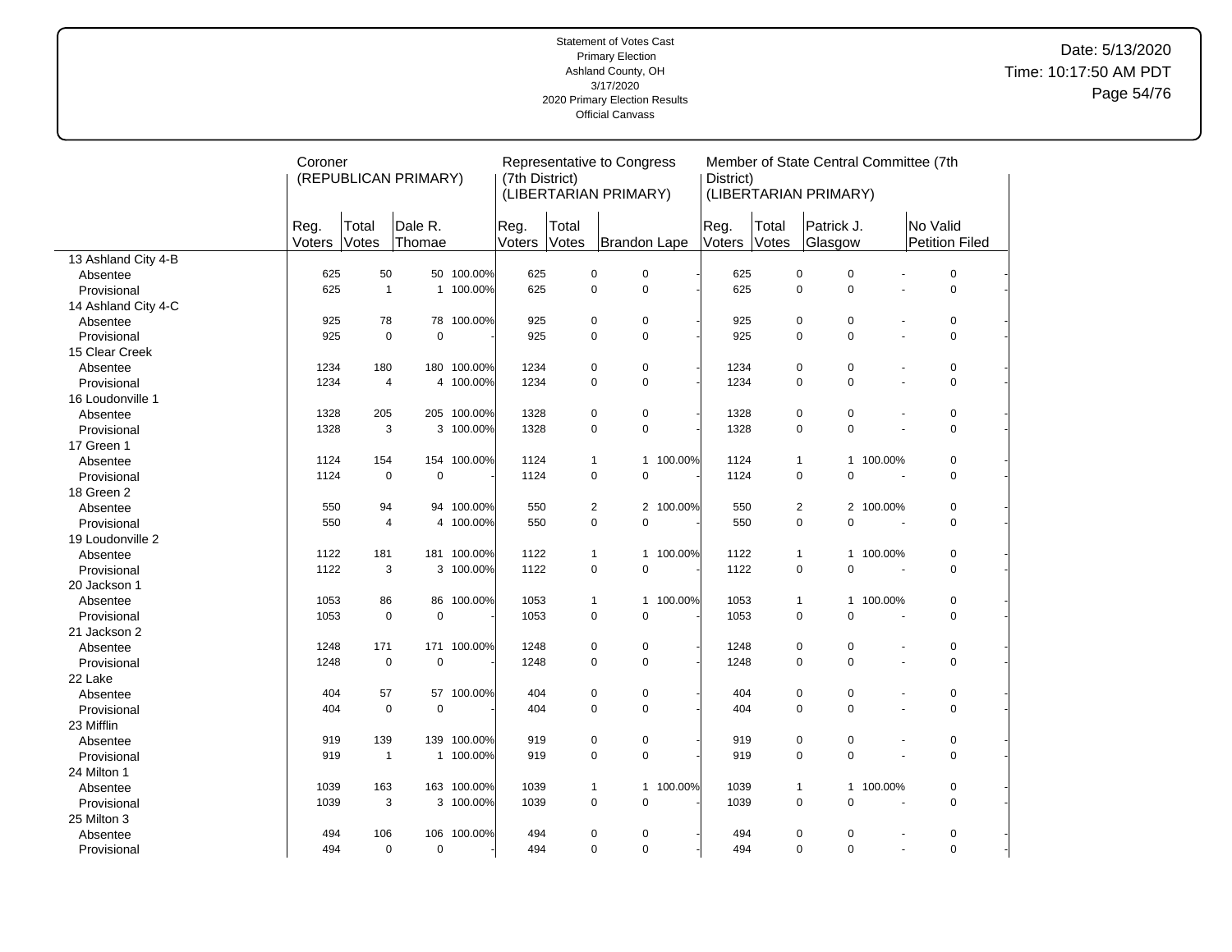Statement of Votes Cast
Primary Election
Ashland County, OH
3/17/2020
2020 Primary Election Results
Official Canvass

Date: 5/13/2020
Time: 10:17:50 AM PDT

| | Coroner (REPUBLICAN PRIMARY) | | | | Representative to Congress (7th District) (LIBERTARIAN PRIMARY) | | | | Member of State Central Committee (7th District) (LIBERTARIAN PRIMARY) | | | | | |
|---|---|---|---|---|---|---|---|---|---|---|---|---|---|---|
| | Reg. Voters | Total Votes | Dale R. Thomae | | Reg. Voters | Total Votes | Brandon Lape | | Reg. Voters | Total Votes | Patrick J. Glasgow | | No Valid Petition Filed | |
| 13 Ashland City 4-B | | | | | | | | | | | | | | |
| Absentee | 625 | 50 | 50 | 100.00% | 625 | 0 | 0 | - | 625 | 0 | 0 | - | 0 | - |
| Provisional | 625 | 1 | 1 | 100.00% | 625 | 0 | 0 | - | 625 | 0 | 0 | - | 0 | - |
| 14 Ashland City 4-C | | | | | | | | | | | | | | |
| Absentee | 925 | 78 | 78 | 100.00% | 925 | 0 | 0 | - | 925 | 0 | 0 | - | 0 | - |
| Provisional | 925 | 0 | 0 | - | 925 | 0 | 0 | - | 925 | 0 | 0 | - | 0 | - |
| 15 Clear Creek | | | | | | | | | | | | | | |
| Absentee | 1234 | 180 | 180 | 100.00% | 1234 | 0 | 0 | - | 1234 | 0 | 0 | - | 0 | - |
| Provisional | 1234 | 4 | 4 | 100.00% | 1234 | 0 | 0 | - | 1234 | 0 | 0 | - | 0 | - |
| 16 Loudonville 1 | | | | | | | | | | | | | | |
| Absentee | 1328 | 205 | 205 | 100.00% | 1328 | 0 | 0 | - | 1328 | 0 | 0 | - | 0 | - |
| Provisional | 1328 | 3 | 3 | 100.00% | 1328 | 0 | 0 | - | 1328 | 0 | 0 | - | 0 | - |
| 17 Green 1 | | | | | | | | | | | | | | |
| Absentee | 1124 | 154 | 154 | 100.00% | 1124 | 1 | 1 | 100.00% | 1124 | 1 | 1 | 100.00% | 0 | - |
| Provisional | 1124 | 0 | 0 | - | 1124 | 0 | 0 | - | 1124 | 0 | 0 | - | 0 | - |
| 18 Green 2 | | | | | | | | | | | | | | |
| Absentee | 550 | 94 | 94 | 100.00% | 550 | 2 | 2 | 100.00% | 550 | 2 | 2 | 100.00% | 0 | - |
| Provisional | 550 | 4 | 4 | 100.00% | 550 | 0 | 0 | - | 550 | 0 | 0 | - | 0 | - |
| 19 Loudonville 2 | | | | | | | | | | | | | | |
| Absentee | 1122 | 181 | 181 | 100.00% | 1122 | 1 | 1 | 100.00% | 1122 | 1 | 1 | 100.00% | 0 | - |
| Provisional | 1122 | 3 | 3 | 100.00% | 1122 | 0 | 0 | - | 1122 | 0 | 0 | - | 0 | - |
| 20 Jackson 1 | | | | | | | | | | | | | | |
| Absentee | 1053 | 86 | 86 | 100.00% | 1053 | 1 | 1 | 100.00% | 1053 | 1 | 1 | 100.00% | 0 | - |
| Provisional | 1053 | 0 | 0 | - | 1053 | 0 | 0 | - | 1053 | 0 | 0 | - | 0 | - |
| 21 Jackson 2 | | | | | | | | | | | | | | |
| Absentee | 1248 | 171 | 171 | 100.00% | 1248 | 0 | 0 | - | 1248 | 0 | 0 | - | 0 | - |
| Provisional | 1248 | 0 | 0 | - | 1248 | 0 | 0 | - | 1248 | 0 | 0 | - | 0 | - |
| 22 Lake | | | | | | | | | | | | | | |
| Absentee | 404 | 57 | 57 | 100.00% | 404 | 0 | 0 | - | 404 | 0 | 0 | - | 0 | - |
| Provisional | 404 | 0 | 0 | - | 404 | 0 | 0 | - | 404 | 0 | 0 | - | 0 | - |
| 23 Mifflin | | | | | | | | | | | | | | |
| Absentee | 919 | 139 | 139 | 100.00% | 919 | 0 | 0 | - | 919 | 0 | 0 | - | 0 | - |
| Provisional | 919 | 1 | 1 | 100.00% | 919 | 0 | 0 | - | 919 | 0 | 0 | - | 0 | - |
| 24 Milton 1 | | | | | | | | | | | | | | |
| Absentee | 1039 | 163 | 163 | 100.00% | 1039 | 1 | 1 | 100.00% | 1039 | 1 | 1 | 100.00% | 0 | - |
| Provisional | 1039 | 3 | 3 | 100.00% | 1039 | 0 | 0 | - | 1039 | 0 | 0 | - | 0 | - |
| 25 Milton 3 | | | | | | | | | | | | | | |
| Absentee | 494 | 106 | 106 | 100.00% | 494 | 0 | 0 | - | 494 | 0 | 0 | - | 0 | - |
| Provisional | 494 | 0 | 0 | - | 494 | 0 | 0 | - | 494 | 0 | 0 | - | 0 | - |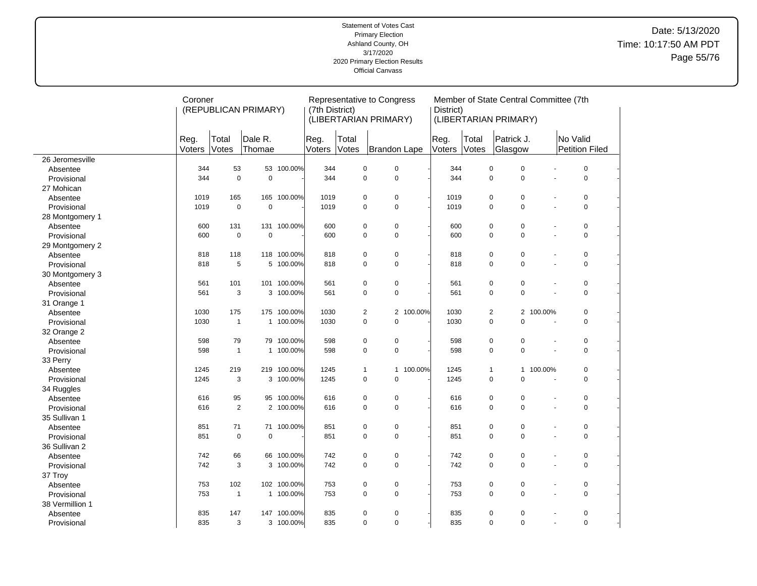Statement of Votes Cast
Primary Election
Ashland County, OH
3/17/2020
2020 Primary Election Results
Official Canvass

Date: 5/13/2020
Time: 10:17:50 AM PDT

| | Coroner (REPUBLICAN PRIMARY) | | | | Representative to Congress (7th District) (LIBERTARIAN PRIMARY) | | | | Member of State Central Committee (7th District) (LIBERTARIAN PRIMARY) | | | | | |
|---|---|---|---|---|---|---|---|---|---|---|---|---|---|---|
| | Reg. Voters | Total Votes | Dale R. Thomae | | Reg. Voters | Total Votes | Brandon Lape | | Reg. Voters | Total Votes | Patrick J. Glasgow | | No Valid Petition Filed | |
| 26 Jeromesville | | | | | | | | | | | | | | |
| Absentee | 344 | 53 | 53 | 100.00% | 344 | 0 | 0 | - | 344 | 0 | 0 | - | 0 | - |
| Provisional | 344 | 0 | 0 | - | 344 | 0 | 0 | - | 344 | 0 | 0 | - | 0 | - |
| 27 Mohican | | | | | | | | | | | | | | |
| Absentee | 1019 | 165 | 165 | 100.00% | 1019 | 0 | 0 | - | 1019 | 0 | 0 | - | 0 | - |
| Provisional | 1019 | 0 | 0 | - | 1019 | 0 | 0 | - | 1019 | 0 | 0 | - | 0 | - |
| 28 Montgomery 1 | | | | | | | | | | | | | | |
| Absentee | 600 | 131 | 131 | 100.00% | 600 | 0 | 0 | - | 600 | 0 | 0 | - | 0 | - |
| Provisional | 600 | 0 | 0 | - | 600 | 0 | 0 | - | 600 | 0 | 0 | - | 0 | - |
| 29 Montgomery 2 | | | | | | | | | | | | | | |
| Absentee | 818 | 118 | 118 | 100.00% | 818 | 0 | 0 | - | 818 | 0 | 0 | - | 0 | - |
| Provisional | 818 | 5 | 5 | 100.00% | 818 | 0 | 0 | - | 818 | 0 | 0 | - | 0 | - |
| 30 Montgomery 3 | | | | | | | | | | | | | | |
| Absentee | 561 | 101 | 101 | 100.00% | 561 | 0 | 0 | - | 561 | 0 | 0 | - | 0 | - |
| Provisional | 561 | 3 | 3 | 100.00% | 561 | 0 | 0 | - | 561 | 0 | 0 | - | 0 | - |
| 31 Orange 1 | | | | | | | | | | | | | | |
| Absentee | 1030 | 175 | 175 | 100.00% | 1030 | 2 | 2 | 100.00% | 1030 | 2 | 2 | 100.00% | 0 | - |
| Provisional | 1030 | 1 | 1 | 100.00% | 1030 | 0 | 0 | - | 1030 | 0 | 0 | - | 0 | - |
| 32 Orange 2 | | | | | | | | | | | | | | |
| Absentee | 598 | 79 | 79 | 100.00% | 598 | 0 | 0 | - | 598 | 0 | 0 | - | 0 | - |
| Provisional | 598 | 1 | 1 | 100.00% | 598 | 0 | 0 | - | 598 | 0 | 0 | - | 0 | - |
| 33 Perry | | | | | | | | | | | | | | |
| Absentee | 1245 | 219 | 219 | 100.00% | 1245 | 1 | 1 | 100.00% | 1245 | 1 | 1 | 100.00% | 0 | - |
| Provisional | 1245 | 3 | 3 | 100.00% | 1245 | 0 | 0 | - | 1245 | 0 | 0 | - | 0 | - |
| 34 Ruggles | | | | | | | | | | | | | | |
| Absentee | 616 | 95 | 95 | 100.00% | 616 | 0 | 0 | - | 616 | 0 | 0 | - | 0 | - |
| Provisional | 616 | 2 | 2 | 100.00% | 616 | 0 | 0 | - | 616 | 0 | 0 | - | 0 | - |
| 35 Sullivan 1 | | | | | | | | | | | | | | |
| Absentee | 851 | 71 | 71 | 100.00% | 851 | 0 | 0 | - | 851 | 0 | 0 | - | 0 | - |
| Provisional | 851 | 0 | 0 | - | 851 | 0 | 0 | - | 851 | 0 | 0 | - | 0 | - |
| 36 Sullivan 2 | | | | | | | | | | | | | | |
| Absentee | 742 | 66 | 66 | 100.00% | 742 | 0 | 0 | - | 742 | 0 | 0 | - | 0 | - |
| Provisional | 742 | 3 | 3 | 100.00% | 742 | 0 | 0 | - | 742 | 0 | 0 | - | 0 | - |
| 37 Troy | | | | | | | | | | | | | | |
| Absentee | 753 | 102 | 102 | 100.00% | 753 | 0 | 0 | - | 753 | 0 | 0 | - | 0 | - |
| Provisional | 753 | 1 | 1 | 100.00% | 753 | 0 | 0 | - | 753 | 0 | 0 | - | 0 | - |
| 38 Vermillion 1 | | | | | | | | | | | | | | |
| Absentee | 835 | 147 | 147 | 100.00% | 835 | 0 | 0 | - | 835 | 0 | 0 | - | 0 | - |
| Provisional | 835 | 3 | 3 | 100.00% | 835 | 0 | 0 | - | 835 | 0 | 0 | - | 0 | - |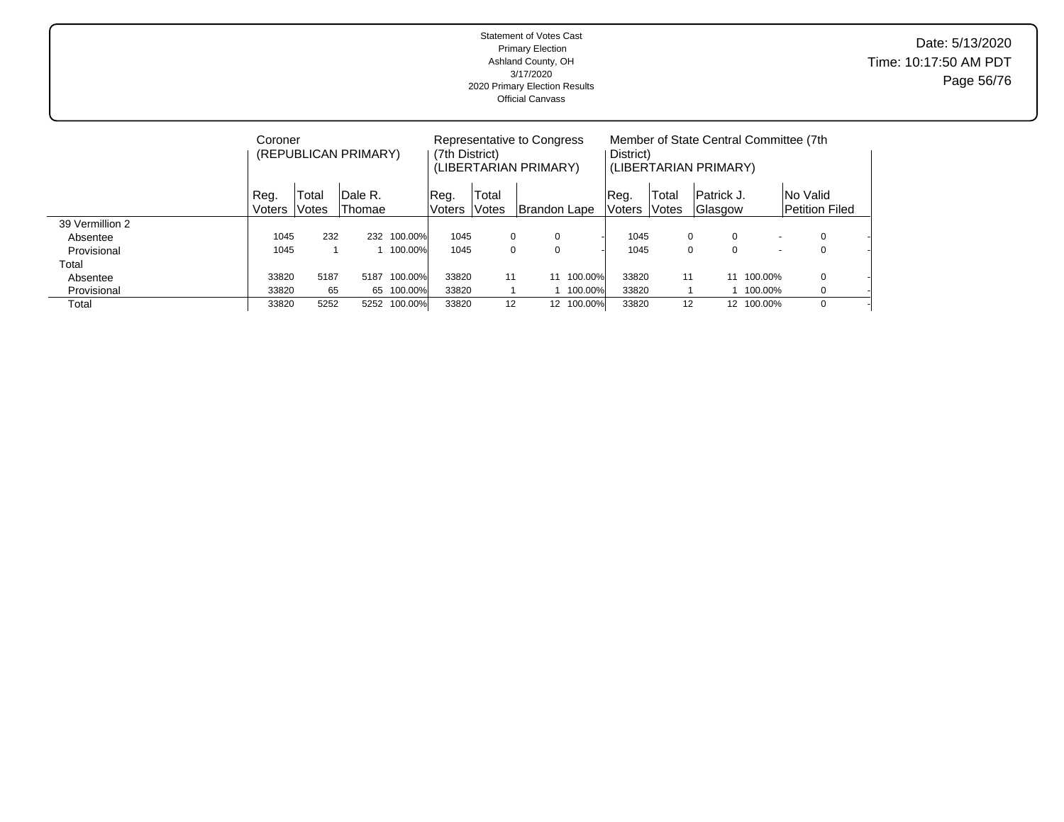Statement of Votes Cast
Primary Election
Ashland County, OH
3/17/2020
2020 Primary Election Results
Official Canvass

Date: 5/13/2020
Time: 10:17:50 AM PDT

| | Coroner (REPUBLICAN PRIMARY) | | | | Representative to Congress (7th District) (LIBERTARIAN PRIMARY) | | | | Member of State Central Committee (7th District) (LIBERTARIAN PRIMARY) | | | | | |
|---|---|---|---|---|---|---|---|---|---|---|---|---|---|---|
| | Reg. Voters | Total Votes | Dale R. Thomae | | Reg. Voters | Total Votes | Brandon Lape | | Reg. Voters | Total Votes | Patrick J. Glasgow | | No Valid Petition Filed | |
| 39 Vermillion 2 | | | | | | | | | | | | | | |
| Absentee | 1045 | 232 | 232 | 100.00% | 1045 | 0 | 0 | - | 1045 | 0 | 0 | - | 0 | - |
| Provisional | 1045 | 1 | 1 | 100.00% | 1045 | 0 | 0 | - | 1045 | 0 | 0 | - | 0 | - |
| Total | | | | | | | | | | | | | | |
| Absentee | 33820 | 5187 | 5187 | 100.00% | 33820 | 11 | 11 | 100.00% | 33820 | 11 | 11 | 100.00% | 0 | - |
| Provisional | 33820 | 65 | 65 | 100.00% | 33820 | 1 | 1 | 100.00% | 33820 | 1 | 1 | 100.00% | 0 | - |
| Total | 33820 | 5252 | 5252 | 100.00% | 33820 | 12 | 12 | 100.00% | 33820 | 12 | 12 | 100.00% | 0 | - |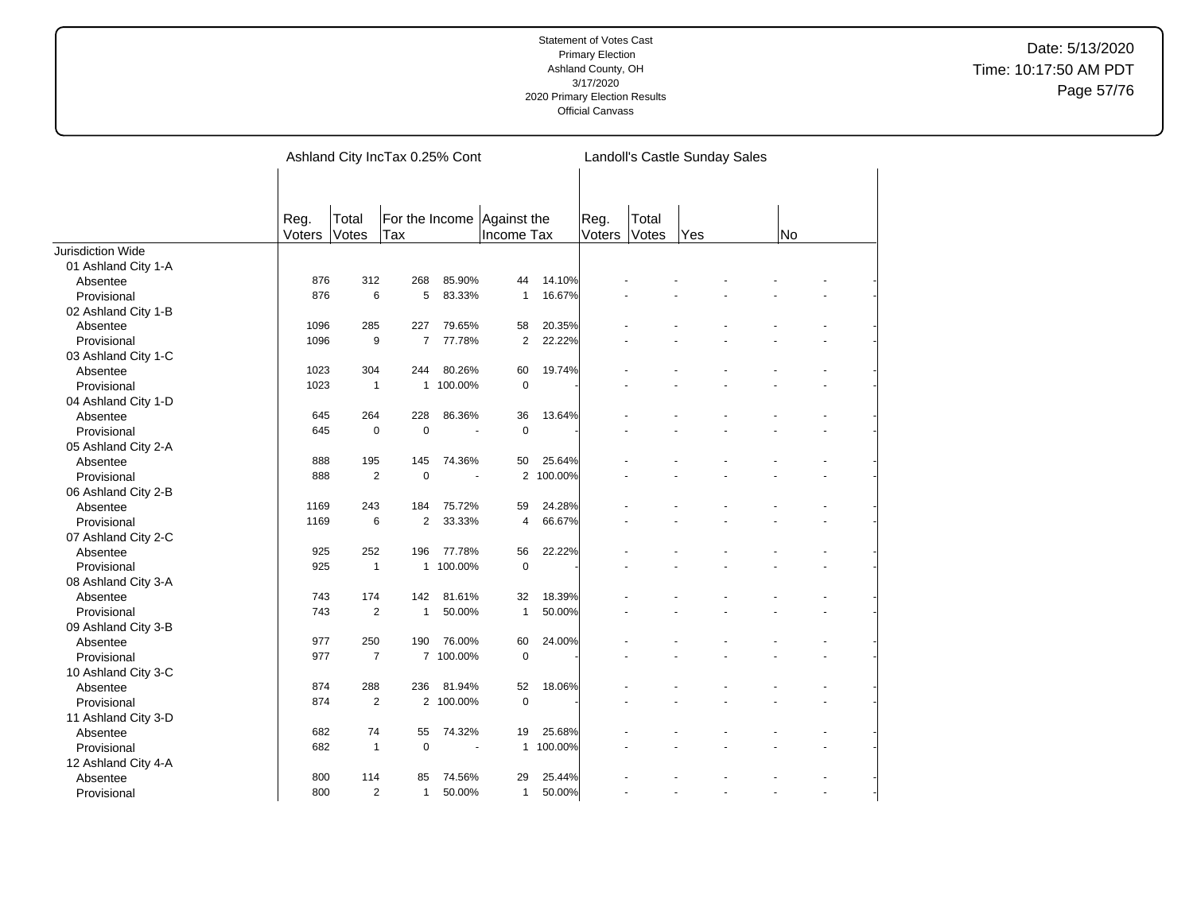Statement of Votes Cast
Primary Election
Ashland County, OH
3/17/2020
2020 Primary Election Results
Official Canvass

Date: 5/13/2020
Time: 10:17:50 AM PDT

| | Ashland City IncTax 0.25% Cont | | | | | | Landoll's Castle Sunday Sales | | | | | |
|---|---|---|---|---|---|---|---|---|---|---|---|---|
| | Reg. Voters | Total Votes | For the Income Tax | | Against the Income Tax | | Reg. Voters | Total Votes | Yes | | No | |
| Jurisdiction Wide | | | | | | | | | | | | |
| 01 Ashland City 1-A | | | | | | | | | | | | |
| Absentee | 876 | 312 | 268 | 85.90% | 44 | 14.10% | - | - | - | - | - | - |
| Provisional | 876 | 6 | 5 | 83.33% | 1 | 16.67% | - | - | - | - | - | - |
| 02 Ashland City 1-B | | | | | | | | | | | | |
| Absentee | 1096 | 285 | 227 | 79.65% | 58 | 20.35% | - | - | - | - | - | - |
| Provisional | 1096 | 9 | 7 | 77.78% | 2 | 22.22% | - | - | - | - | - | - |
| 03 Ashland City 1-C | | | | | | | | | | | | |
| Absentee | 1023 | 304 | 244 | 80.26% | 60 | 19.74% | - | - | - | - | - | - |
| Provisional | 1023 | 1 | 1 | 100.00% | 0 | - | - | - | - | - | - | - |
| 04 Ashland City 1-D | | | | | | | | | | | | |
| Absentee | 645 | 264 | 228 | 86.36% | 36 | 13.64% | - | - | - | - | - | - |
| Provisional | 645 | 0 | 0 | - | 0 | - | - | - | - | - | - | - |
| 05 Ashland City 2-A | | | | | | | | | | | | |
| Absentee | 888 | 195 | 145 | 74.36% | 50 | 25.64% | - | - | - | - | - | - |
| Provisional | 888 | 2 | 0 | - | 2 | 100.00% | - | - | - | - | - | - |
| 06 Ashland City 2-B | | | | | | | | | | | | |
| Absentee | 1169 | 243 | 184 | 75.72% | 59 | 24.28% | - | - | - | - | - | - |
| Provisional | 1169 | 6 | 2 | 33.33% | 4 | 66.67% | - | - | - | - | - | - |
| 07 Ashland City 2-C | | | | | | | | | | | | |
| Absentee | 925 | 252 | 196 | 77.78% | 56 | 22.22% | - | - | - | - | - | - |
| Provisional | 925 | 1 | 1 | 100.00% | 0 | - | - | - | - | - | - | - |
| 08 Ashland City 3-A | | | | | | | | | | | | |
| Absentee | 743 | 174 | 142 | 81.61% | 32 | 18.39% | - | - | - | - | - | - |
| Provisional | 743 | 2 | 1 | 50.00% | 1 | 50.00% | - | - | - | - | - | - |
| 09 Ashland City 3-B | | | | | | | | | | | | |
| Absentee | 977 | 250 | 190 | 76.00% | 60 | 24.00% | - | - | - | - | - | - |
| Provisional | 977 | 7 | 7 | 100.00% | 0 | - | - | - | - | - | - | - |
| 10 Ashland City 3-C | | | | | | | | | | | | |
| Absentee | 874 | 288 | 236 | 81.94% | 52 | 18.06% | - | - | - | - | - | - |
| Provisional | 874 | 2 | 2 | 100.00% | 0 | - | - | - | - | - | - | - |
| 11 Ashland City 3-D | | | | | | | | | | | | |
| Absentee | 682 | 74 | 55 | 74.32% | 19 | 25.68% | - | - | - | - | - | - |
| Provisional | 682 | 1 | 0 | - | 1 | 100.00% | - | - | - | - | - | - |
| 12 Ashland City 4-A | | | | | | | | | | | | |
| Absentee | 800 | 114 | 85 | 74.56% | 29 | 25.44% | - | - | - | - | - | - |
| Provisional | 800 | 2 | 1 | 50.00% | 1 | 50.00% | - | - | - | - | - | - |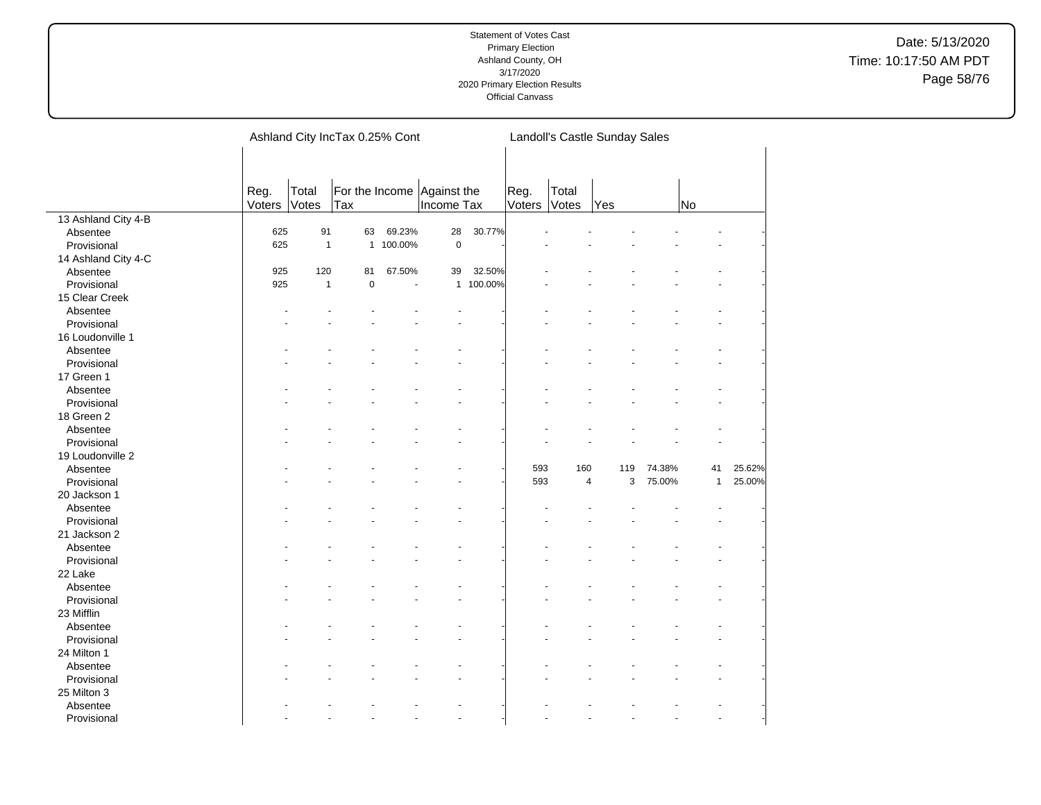Statement of Votes Cast
Primary Election
Ashland County, OH
3/17/2020
2020 Primary Election Results
Official Canvass

Date: 5/13/2020
Time: 10:17:50 AM PDT

| | Ashland City IncTax 0.25% Cont | | | | | | Landoll's Castle Sunday Sales | | | | | |
|---|---|---|---|---|---|---|---|---|---|---|---|---|
| | Reg. Voters | Total Votes | For the Income Tax | | Against the Income Tax | | Reg. Voters | Total Votes | Yes | | No | |
| **13 Ashland City 4-B** | | | | | | | | | | | | |
| Absentee | 625 | 91 | 63 | 69.23% | 28 | 30.77% | - | - | - | - | - | - |
| Provisional | 625 | 1 | 1 | 100.00% | 0 | - | - | - | - | - | - | - |
| **14 Ashland City 4-C** | | | | | | | | | | | | |
| Absentee | 925 | 120 | 81 | 67.50% | 39 | 32.50% | - | - | - | - | - | - |
| Provisional | 925 | 1 | 0 | - | 1 | 100.00% | - | - | - | - | - | - |
| **15 Clear Creek** | | | | | | | | | | | | |
| Absentee | - | - | - | - | - | - | - | - | - | - | - | - |
| Provisional | - | - | - | - | - | - | - | - | - | - | - | - |
| **16 Loudonville 1** | | | | | | | | | | | | |
| Absentee | - | - | - | - | - | - | - | - | - | - | - | - |
| Provisional | - | - | - | - | - | - | - | - | - | - | - | - |
| **17 Green 1** | | | | | | | | | | | | |
| Absentee | - | - | - | - | - | - | - | - | - | - | - | - |
| Provisional | - | - | - | - | - | - | - | - | - | - | - | - |
| **18 Green 2** | | | | | | | | | | | | |
| Absentee | - | - | - | - | - | - | - | - | - | - | - | - |
| Provisional | - | - | - | - | - | - | - | - | - | - | - | - |
| **19 Loudonville 2** | | | | | | | | | | | | |
| Absentee | - | - | - | - | - | - | 593 | 160 | 119 | 74.38% | 41 | 25.62% |
| Provisional | - | - | - | - | - | - | 593 | 4 | 3 | 75.00% | 1 | 25.00% |
| **20 Jackson 1** | | | | | | | | | | | | |
| Absentee | - | - | - | - | - | - | - | - | - | - | - | - |
| Provisional | - | - | - | - | - | - | - | - | - | - | - | - |
| **21 Jackson 2** | | | | | | | | | | | | |
| Absentee | - | - | - | - | - | - | - | - | - | - | - | - |
| Provisional | - | - | - | - | - | - | - | - | - | - | - | - |
| **22 Lake** | | | | | | | | | | | | |
| Absentee | - | - | - | - | - | - | - | - | - | - | - | - |
| Provisional | - | - | - | - | - | - | - | - | - | - | - | - |
| **23 Mifflin** | | | | | | | | | | | | |
| Absentee | - | - | - | - | - | - | - | - | - | - | - | - |
| Provisional | - | - | - | - | - | - | - | - | - | - | - | - |
| **24 Milton 1** | | | | | | | | | | | | |
| Absentee | - | - | - | - | - | - | - | - | - | - | - | - |
| Provisional | - | - | - | - | - | - | - | - | - | - | - | - |
| **25 Milton 3** | | | | | | | | | | | | |
| Absentee | - | - | - | - | - | - | - | - | - | - | - | - |
| Provisional | - | - | - | - | - | - | - | - | - | - | - | - |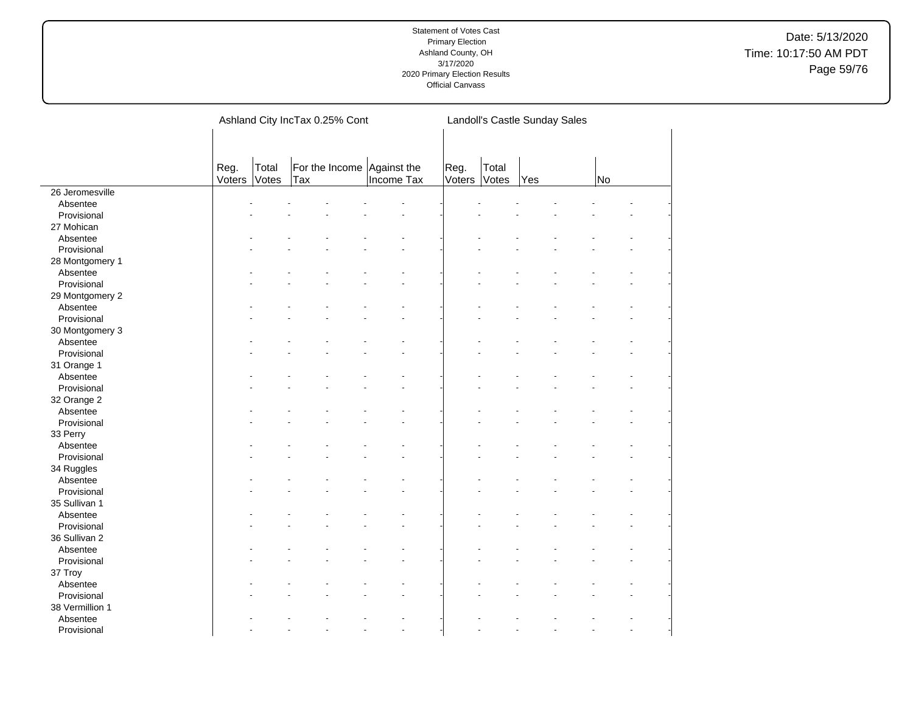| | Ashland City IncTax 0.25% Cont | | | | | | Landoll's Castle Sunday Sales | | | | | |
|---|---|---|---|---|---|---|---|---|---|---|---|---|
| | Reg. Voters | Total Votes | For the Income Tax | | Against the Income Tax | | Reg. Voters | Total Votes | Yes | | No | |
| 26 Jeromesville | | | | | | | | | | | | |
| Absentee | - | - | - | - | - | - | - | - | - | - | - | - |
| Provisional | - | - | - | - | - | - | - | - | - | - | - | - |
| 27 Mohican | | | | | | | | | | | | |
| Absentee | - | - | - | - | - | - | - | - | - | - | - | - |
| Provisional | - | - | - | - | - | - | - | - | - | - | - | - |
| 28 Montgomery 1 | | | | | | | | | | | | |
| Absentee | - | - | - | - | - | - | - | - | - | - | - | - |
| Provisional | - | - | - | - | - | - | - | - | - | - | - | - |
| 29 Montgomery 2 | | | | | | | | | | | | |
| Absentee | - | - | - | - | - | - | - | - | - | - | - | - |
| Provisional | - | - | - | - | - | - | - | - | - | - | - | - |
| 30 Montgomery 3 | | | | | | | | | | | | |
| Absentee | - | - | - | - | - | - | - | - | - | - | - | - |
| Provisional | - | - | - | - | - | - | - | - | - | - | - | - |
| 31 Orange 1 | | | | | | | | | | | | |
| Absentee | - | - | - | - | - | - | - | - | - | - | - | - |
| Provisional | - | - | - | - | - | - | - | - | - | - | - | - |
| 32 Orange 2 | | | | | | | | | | | | |
| Absentee | - | - | - | - | - | - | - | - | - | - | - | - |
| Provisional | - | - | - | - | - | - | - | - | - | - | - | - |
| 33 Perry | | | | | | | | | | | | |
| Absentee | - | - | - | - | - | - | - | - | - | - | - | - |
| Provisional | - | - | - | - | - | - | - | - | - | - | - | - |
| 34 Ruggles | | | | | | | | | | | | |
| Absentee | - | - | - | - | - | - | - | - | - | - | - | - |
| Provisional | - | - | - | - | - | - | - | - | - | - | - | - |
| 35 Sullivan 1 | | | | | | | | | | | | |
| Absentee | - | - | - | - | - | - | - | - | - | - | - | - |
| Provisional | - | - | - | - | - | - | - | - | - | - | - | - |
| 36 Sullivan 2 | | | | | | | | | | | | |
| Absentee | - | - | - | - | - | - | - | - | - | - | - | - |
| Provisional | - | - | - | - | - | - | - | - | - | - | - | - |
| 37 Troy | | | | | | | | | | | | |
| Absentee | - | - | - | - | - | - | - | - | - | - | - | - |
| Provisional | - | - | - | - | - | - | - | - | - | - | - | - |
| 38 Vermillion 1 | | | | | | | | | | | | |
| Absentee | - | - | - | - | - | - | - | - | - | - | - | - |
| Provisional | - | - | - | - | - | - | - | - | - | - | - | - |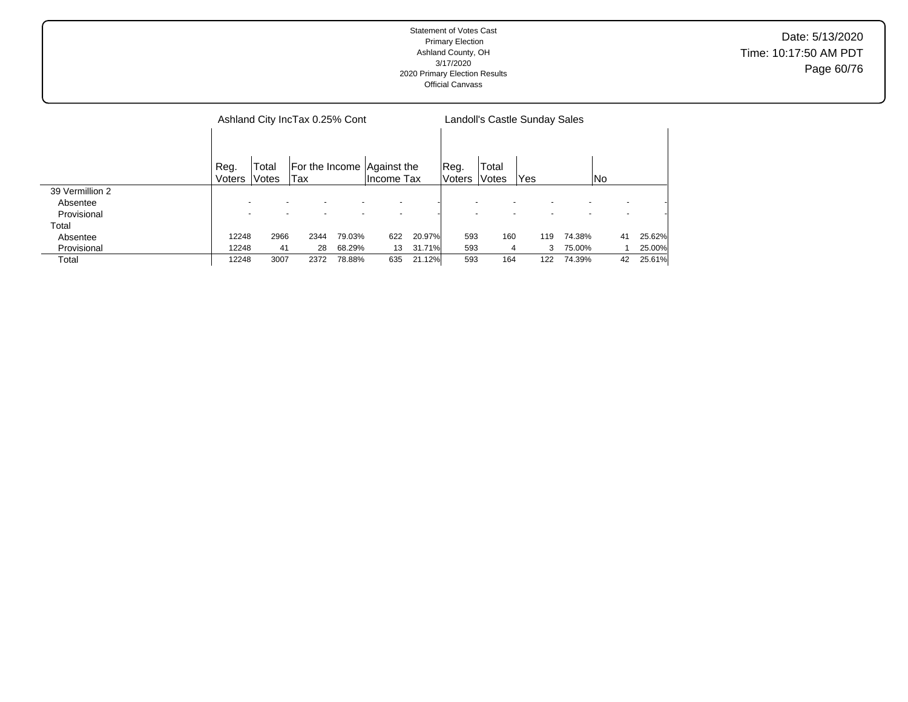Statement of Votes Cast
Primary Election
Ashland County, OH
3/17/2020
2020 Primary Election Results
Official Canvass

Date: 5/13/2020
Time: 10:17:50 AM PDT

| | Ashland City IncTax 0.25% Cont | | | | | | Landoll's Castle Sunday Sales | | | | | |
|---|---|---|---|---|---|---|---|---|---|---|---|---|
| | Reg. Voters | Total Votes | For the Income Tax | | Against the Income Tax | | Reg. Voters | Total Votes | Yes | | No | |
| 39 Vermillion 2 | | | | | | | | | | | | |
| Absentee | - | - | - | - | - | - | - | - | - | - | - | - |
| Provisional | - | - | - | - | - | - | - | - | - | - | - | - |
| Total | | | | | | | | | | | | |
| Absentee | 12248 | 2966 | 2344 | 79.03% | 622 | 20.97% | 593 | 160 | 119 | 74.38% | 41 | 25.62% |
| Provisional | 12248 | 41 | 28 | 68.29% | 13 | 31.71% | 593 | 4 | 3 | 75.00% | 1 | 25.00% |
| Total | 12248 | 3007 | 2372 | 78.88% | 635 | 21.12% | 593 | 164 | 122 | 74.39% | 42 | 25.61% |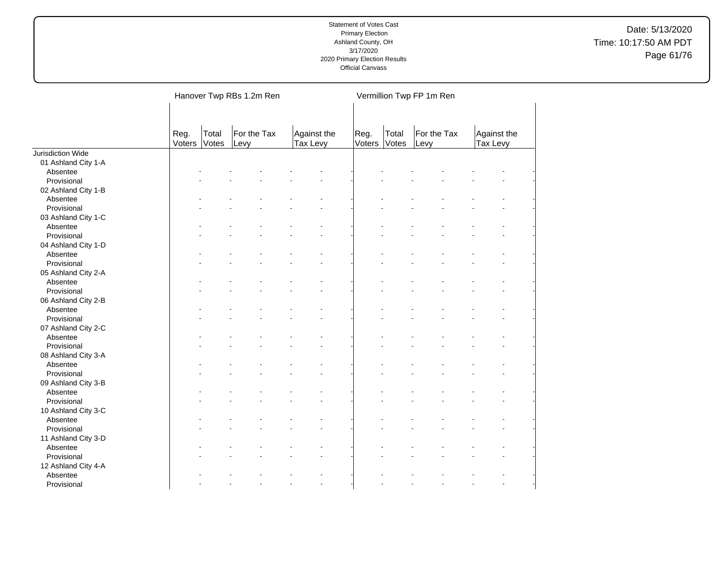Statement of Votes Cast
Primary Election
Ashland County, OH
3/17/2020
2020 Primary Election Results
Official Canvass

Date: 5/13/2020
Time: 10:17:50 AM PDT

| | Hanover Twp RBs 1.2m Ren | | | | | | Vermillion Twp FP 1m Ren | | | | | |
|---|---|---|---|---|---|---|---|---|---|---|---|---|
| | Reg. Voters | Total Votes | For the Tax Levy | | Against the Tax Levy | | Reg. Voters | Total Votes | For the Tax Levy | | Against the Tax Levy | |
| Jurisdiction Wide | | | | | | | | | | | | |
| 01 Ashland City 1-A | | | | | | | | | | | | |
| Absentee | - | - | - | - | - | - | - | - | - | - | - | - |
| Provisional | - | - | - | - | - | - | - | - | - | - | - | - |
| 02 Ashland City 1-B | | | | | | | | | | | | |
| Absentee | - | - | - | - | - | - | - | - | - | - | - | - |
| Provisional | - | - | - | - | - | - | - | - | - | - | - | - |
| 03 Ashland City 1-C | | | | | | | | | | | | |
| Absentee | - | - | - | - | - | - | - | - | - | - | - | - |
| Provisional | - | - | - | - | - | - | - | - | - | - | - | - |
| 04 Ashland City 1-D | | | | | | | | | | | | |
| Absentee | - | - | - | - | - | - | - | - | - | - | - | - |
| Provisional | - | - | - | - | - | - | - | - | - | - | - | - |
| 05 Ashland City 2-A | | | | | | | | | | | | |
| Absentee | - | - | - | - | - | - | - | - | - | - | - | - |
| Provisional | - | - | - | - | - | - | - | - | - | - | - | - |
| 06 Ashland City 2-B | | | | | | | | | | | | |
| Absentee | - | - | - | - | - | - | - | - | - | - | - | - |
| Provisional | - | - | - | - | - | - | - | - | - | - | - | - |
| 07 Ashland City 2-C | | | | | | | | | | | | |
| Absentee | - | - | - | - | - | - | - | - | - | - | - | - |
| Provisional | - | - | - | - | - | - | - | - | - | - | - | - |
| 08 Ashland City 3-A | | | | | | | | | | | | |
| Absentee | - | - | - | - | - | - | - | - | - | - | - | - |
| Provisional | - | - | - | - | - | - | - | - | - | - | - | - |
| 09 Ashland City 3-B | | | | | | | | | | | | |
| Absentee | - | - | - | - | - | - | - | - | - | - | - | - |
| Provisional | - | - | - | - | - | - | - | - | - | - | - | - |
| 10 Ashland City 3-C | | | | | | | | | | | | |
| Absentee | - | - | - | - | - | - | - | - | - | - | - | - |
| Provisional | - | - | - | - | - | - | - | - | - | - | - | - |
| 11 Ashland City 3-D | | | | | | | | | | | | |
| Absentee | - | - | - | - | - | - | - | - | - | - | - | - |
| Provisional | - | - | - | - | - | - | - | - | - | - | - | - |
| 12 Ashland City 4-A | | | | | | | | | | | | |
| Absentee | - | - | - | - | - | - | - | - | - | - | - | - |
| Provisional | - | - | - | - | - | - | - | - | - | - | - | - |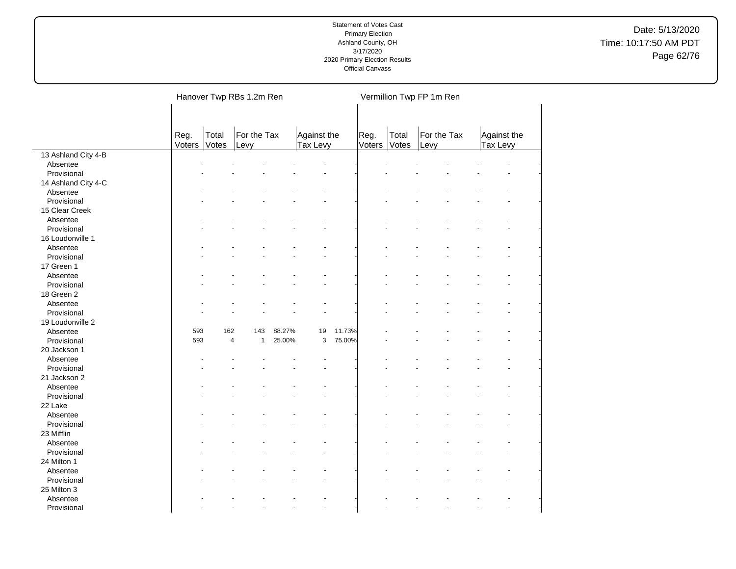Statement of Votes Cast
Primary Election
Ashland County, OH
3/17/2020
2020 Primary Election Results
Official Canvass

Date: 5/13/2020
Time: 10:17:50 AM PDT

| | Hanover Twp RBs 1.2m Ren | | | | | | Vermillion Twp FP 1m Ren | | | | | |
|---|---|---|---|---|---|---|---|---|---|---|---|---|
| | Reg. Voters | Total Votes | For the Tax Levy | | Against the Tax Levy | | Reg. Voters | Total Votes | For the Tax Levy | | Against the Tax Levy | |
| 13 Ashland City 4-B | | | | | | | | | | | | |
| Absentee | - | - | - | - | - | - | - | - | - | - | - | - |
| Provisional | - | - | - | - | - | - | - | - | - | - | - | - |
| 14 Ashland City 4-C | | | | | | | | | | | | |
| Absentee | - | - | - | - | - | - | - | - | - | - | - | - |
| Provisional | - | - | - | - | - | - | - | - | - | - | - | - |
| 15 Clear Creek | | | | | | | | | | | | |
| Absentee | - | - | - | - | - | - | - | - | - | - | - | - |
| Provisional | - | - | - | - | - | - | - | - | - | - | - | - |
| 16 Loudonville 1 | | | | | | | | | | | | |
| Absentee | - | - | - | - | - | - | - | - | - | - | - | - |
| Provisional | - | - | - | - | - | - | - | - | - | - | - | - |
| 17 Green 1 | | | | | | | | | | | | |
| Absentee | - | - | - | - | - | - | - | - | - | - | - | - |
| Provisional | - | - | - | - | - | - | - | - | - | - | - | - |
| 18 Green 2 | | | | | | | | | | | | |
| Absentee | - | - | - | - | - | - | - | - | - | - | - | - |
| Provisional | - | - | - | - | - | - | - | - | - | - | - | - |
| 19 Loudonville 2 | | | | | | | | | | | | |
| Absentee | 593 | 162 | 143 | 88.27% | 19 | 11.73% | - | - | - | - | - | - |
| Provisional | 593 | 4 | 1 | 25.00% | 3 | 75.00% | - | - | - | - | - | - |
| 20 Jackson 1 | | | | | | | | | | | | |
| Absentee | - | - | - | - | - | - | - | - | - | - | - | - |
| Provisional | - | - | - | - | - | - | - | - | - | - | - | - |
| 21 Jackson 2 | | | | | | | | | | | | |
| Absentee | - | - | - | - | - | - | - | - | - | - | - | - |
| Provisional | - | - | - | - | - | - | - | - | - | - | - | - |
| 22 Lake | | | | | | | | | | | | |
| Absentee | - | - | - | - | - | - | - | - | - | - | - | - |
| Provisional | - | - | - | - | - | - | - | - | - | - | - | - |
| 23 Mifflin | | | | | | | | | | | | |
| Absentee | - | - | - | - | - | - | - | - | - | - | - | - |
| Provisional | - | - | - | - | - | - | - | - | - | - | - | - |
| 24 Milton 1 | | | | | | | | | | | | |
| Absentee | - | - | - | - | - | - | - | - | - | - | - | - |
| Provisional | - | - | - | - | - | - | - | - | - | - | - | - |
| 25 Milton 3 | | | | | | | | | | | | |
| Absentee | - | - | - | - | - | - | - | - | - | - | - | - |
| Provisional | - | - | - | - | - | - | - | - | - | - | - | - |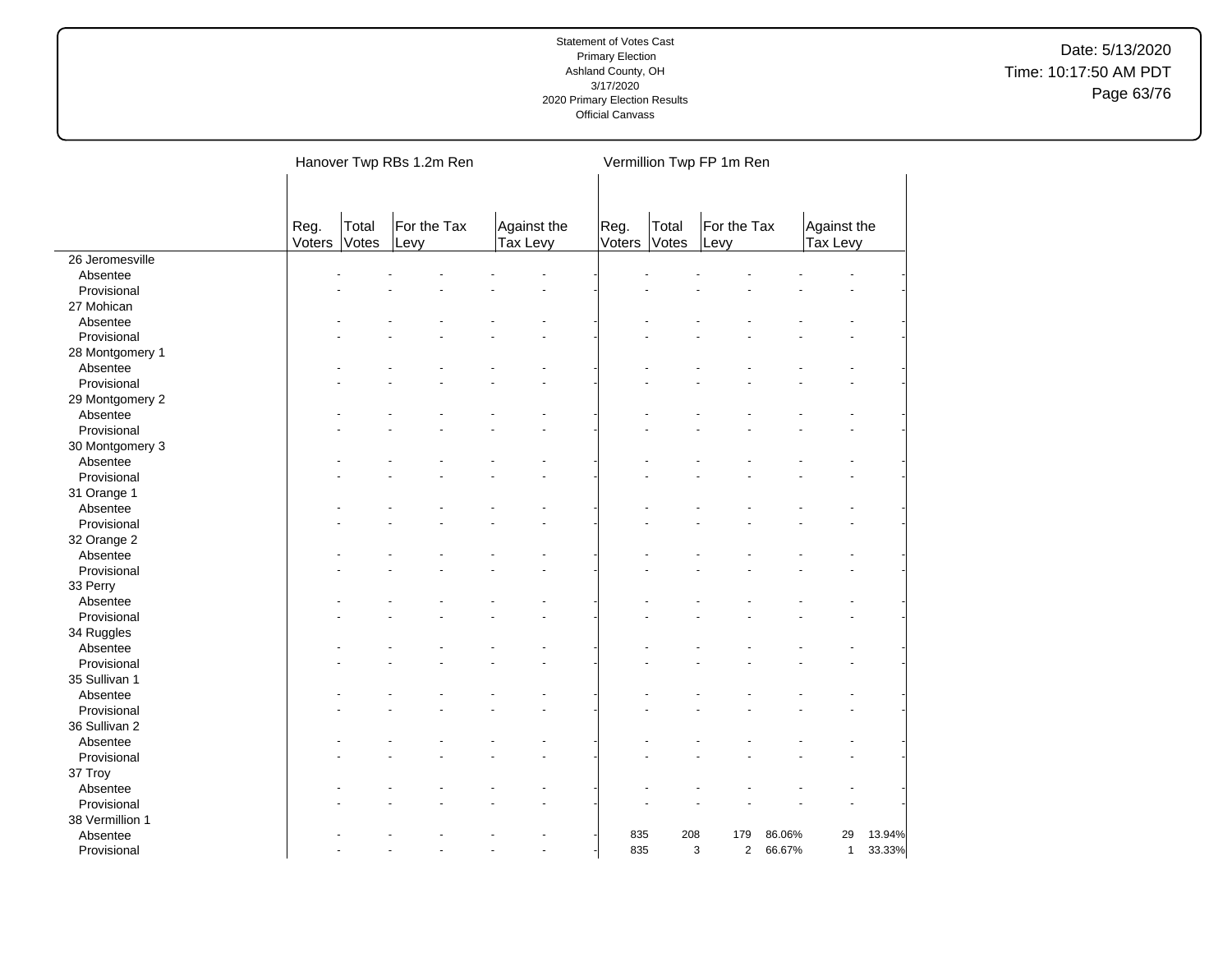Statement of Votes Cast
Primary Election
Ashland County, OH
3/17/2020
2020 Primary Election Results
Official Canvass

Date: 5/13/2020
Time: 10:17:50 AM PDT

| | Hanover Twp RBs 1.2m Ren | | | | | | Vermillion Twp FP 1m Ren | | | | | |
|---|---|---|---|---|---|---|---|---|---|---|---|---|
| | Reg. Voters | Total Votes | For the Tax Levy | | Against the Tax Levy | | Reg. Voters | Total Votes | For the Tax Levy | | Against the Tax Levy | |
| 26 Jeromesville | | | | | | | | | | | | |
| Absentee | - | - | - | - | - | - | - | - | - | - | - | - |
| Provisional | - | - | - | - | - | - | - | - | - | - | - | - |
| 27 Mohican | | | | | | | | | | | | |
| Absentee | - | - | - | - | - | - | - | - | - | - | - | - |
| Provisional | - | - | - | - | - | - | - | - | - | - | - | - |
| 28 Montgomery 1 | | | | | | | | | | | | |
| Absentee | - | - | - | - | - | - | - | - | - | - | - | - |
| Provisional | - | - | - | - | - | - | - | - | - | - | - | - |
| 29 Montgomery 2 | | | | | | | | | | | | |
| Absentee | - | - | - | - | - | - | - | - | - | - | - | - |
| Provisional | - | - | - | - | - | - | - | - | - | - | - | - |
| 30 Montgomery 3 | | | | | | | | | | | | |
| Absentee | - | - | - | - | - | - | - | - | - | - | - | - |
| Provisional | - | - | - | - | - | - | - | - | - | - | - | - |
| 31 Orange 1 | | | | | | | | | | | | |
| Absentee | - | - | - | - | - | - | - | - | - | - | - | - |
| Provisional | - | - | - | - | - | - | - | - | - | - | - | - |
| 32 Orange 2 | | | | | | | | | | | | |
| Absentee | - | - | - | - | - | - | - | - | - | - | - | - |
| Provisional | - | - | - | - | - | - | - | - | - | - | - | - |
| 33 Perry | | | | | | | | | | | | |
| Absentee | - | - | - | - | - | - | - | - | - | - | - | - |
| Provisional | - | - | - | - | - | - | - | - | - | - | - | - |
| 34 Ruggles | | | | | | | | | | | | |
| Absentee | - | - | - | - | - | - | - | - | - | - | - | - |
| Provisional | - | - | - | - | - | - | - | - | - | - | - | - |
| 35 Sullivan 1 | | | | | | | | | | | | |
| Absentee | - | - | - | - | - | - | - | - | - | - | - | - |
| Provisional | - | - | - | - | - | - | - | - | - | - | - | - |
| 36 Sullivan 2 | | | | | | | | | | | | |
| Absentee | - | - | - | - | - | - | - | - | - | - | - | - |
| Provisional | - | - | - | - | - | - | - | - | - | - | - | - |
| 37 Troy | | | | | | | | | | | | |
| Absentee | - | - | - | - | - | - | - | - | - | - | - | - |
| Provisional | - | - | - | - | - | - | - | - | - | - | - | - |
| 38 Vermillion 1 | | | | | | | | | | | | |
| Absentee | - | - | - | - | - | - | 835 | 208 | 179 | 86.06% | 29 | 13.94% |
| Provisional | - | - | - | - | - | - | 835 | 3 | 2 | 66.67% | 1 | 33.33% |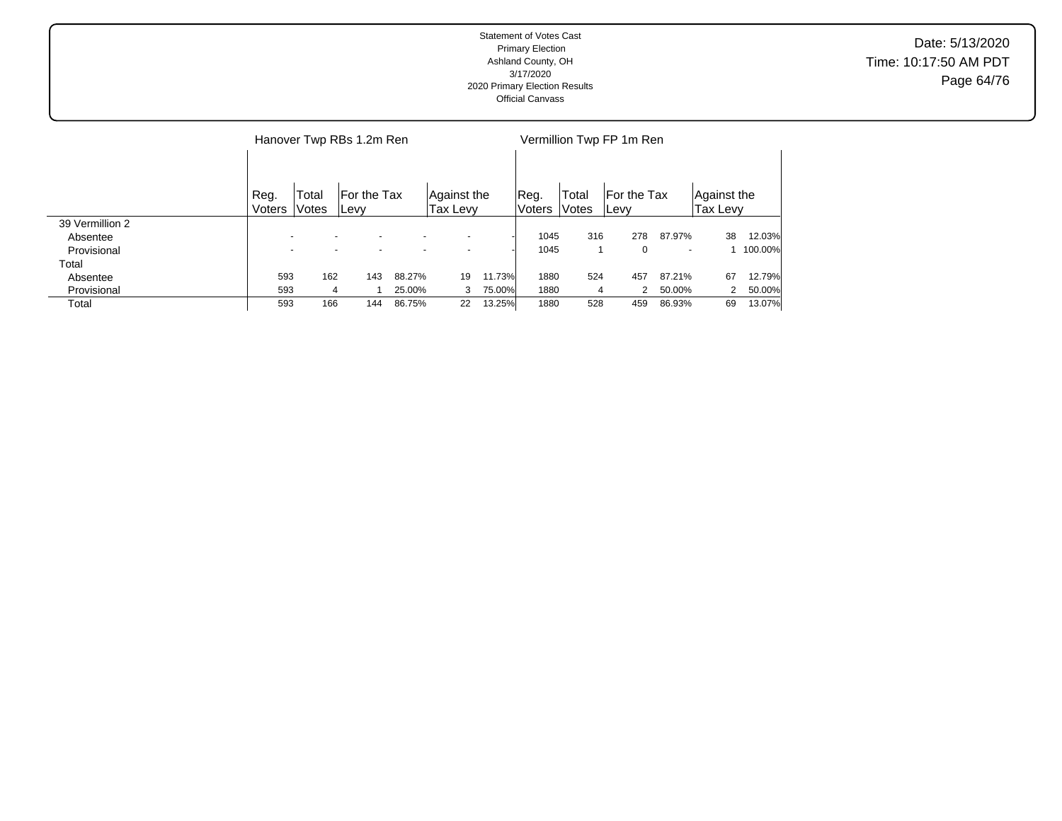Statement of Votes Cast
Primary Election
Ashland County, OH
3/17/2020
2020 Primary Election Results
Official Canvass

Date: 5/13/2020
Time: 10:17:50 AM PDT

| | Hanover Twp RBs 1.2m Ren | | | | | | Vermillion Twp FP 1m Ren | | | | | |
|---|---|---|---|---|---|---|---|---|---|---|---|---|
| | Reg. Voters | Total Votes | For the Tax Levy | | Against the Tax Levy | | Reg. Voters | Total Votes | For the Tax Levy | | Against the Tax Levy | |
| 39 Vermillion 2 | | | | | | | | | | | | |
| Absentee | - | - | - | - | - | - | 1045 | 316 | 278 | 87.97% | 38 | 12.03% |
| Provisional | - | - | - | - | - | - | 1045 | 1 | 0 | - | 1 | 100.00% |
| Total | | | | | | | | | | | | |
| Absentee | 593 | 162 | 143 | 88.27% | 19 | 11.73% | 1880 | 524 | 457 | 87.21% | 67 | 12.79% |
| Provisional | 593 | 4 | 1 | 25.00% | 3 | 75.00% | 1880 | 4 | 2 | 50.00% | 2 | 50.00% |
| Total | 593 | 166 | 144 | 86.75% | 22 | 13.25% | 1880 | 528 | 459 | 86.93% | 69 | 13.07% |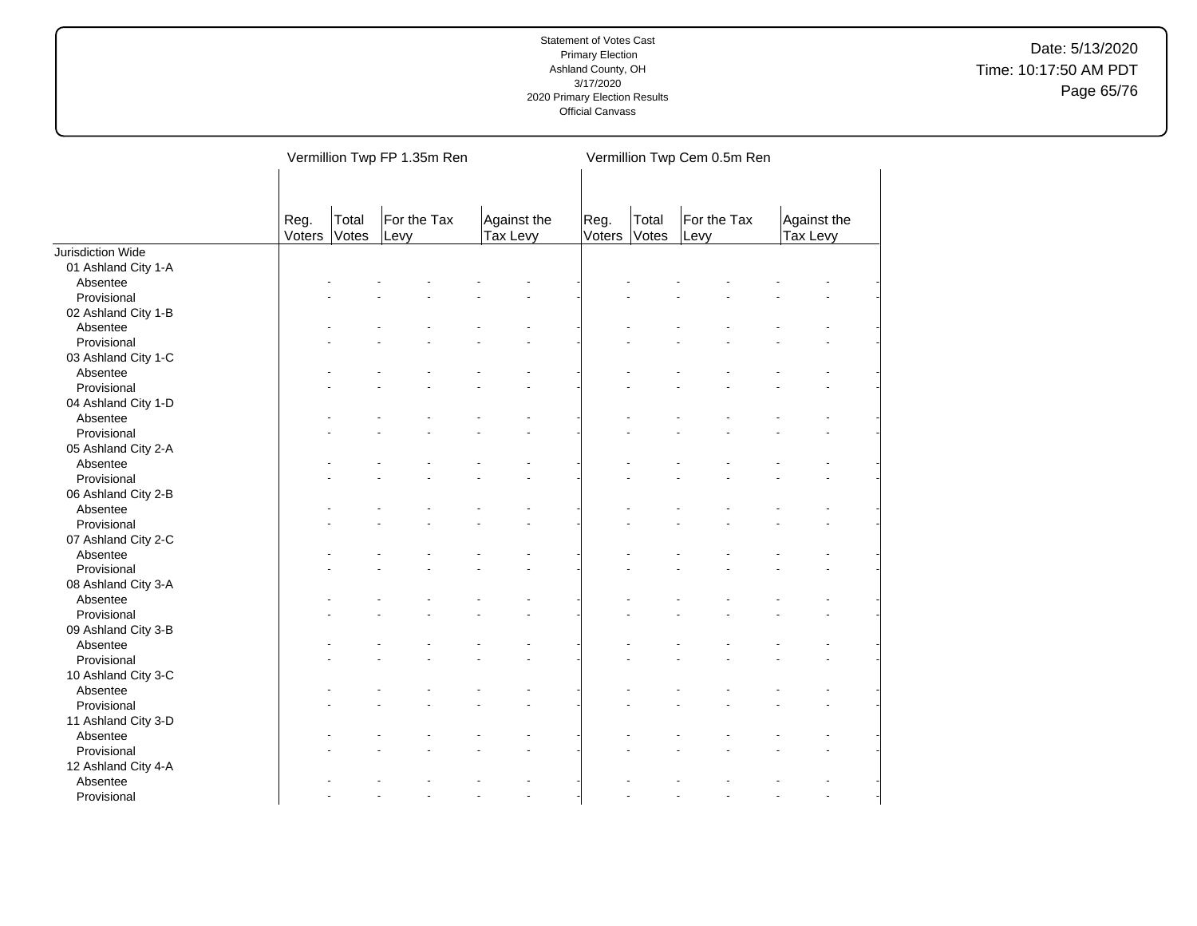Statement of Votes Cast
Primary Election
Ashland County, OH
3/17/2020
2020 Primary Election Results
Official Canvass

Date: 5/13/2020
Time: 10:17:50 AM PDT

| | Vermillion Twp FP 1.35m Ren | | | | | | Vermillion Twp Cem 0.5m Ren | | | | | |
|---|---|---|---|---|---|---|---|---|---|---|---|---|
| | Reg. Voters | Total Votes | For the Tax Levy | | Against the Tax Levy | | Reg. Voters | Total Votes | For the Tax Levy | | Against the Tax Levy | |
| Jurisdiction Wide | | | | | | | | | | | | |
| 01 Ashland City 1-A | | | | | | | | | | | | |
| Absentee | - | - | - | - | - | - | - | - | - | - | - | - |
| Provisional | - | - | - | - | - | - | - | - | - | - | - | - |
| 02 Ashland City 1-B | | | | | | | | | | | | |
| Absentee | - | - | - | - | - | - | - | - | - | - | - | - |
| Provisional | - | - | - | - | - | - | - | - | - | - | - | - |
| 03 Ashland City 1-C | | | | | | | | | | | | |
| Absentee | - | - | - | - | - | - | - | - | - | - | - | - |
| Provisional | - | - | - | - | - | - | - | - | - | - | - | - |
| 04 Ashland City 1-D | | | | | | | | | | | | |
| Absentee | - | - | - | - | - | - | - | - | - | - | - | - |
| Provisional | - | - | - | - | - | - | - | - | - | - | - | - |
| 05 Ashland City 2-A | | | | | | | | | | | | |
| Absentee | - | - | - | - | - | - | - | - | - | - | - | - |
| Provisional | - | - | - | - | - | - | - | - | - | - | - | - |
| 06 Ashland City 2-B | | | | | | | | | | | | |
| Absentee | - | - | - | - | - | - | - | - | - | - | - | - |
| Provisional | - | - | - | - | - | - | - | - | - | - | - | - |
| 07 Ashland City 2-C | | | | | | | | | | | | |
| Absentee | - | - | - | - | - | - | - | - | - | - | - | - |
| Provisional | - | - | - | - | - | - | - | - | - | - | - | - |
| 08 Ashland City 3-A | | | | | | | | | | | | |
| Absentee | - | - | - | - | - | - | - | - | - | - | - | - |
| Provisional | - | - | - | - | - | - | - | - | - | - | - | - |
| 09 Ashland City 3-B | | | | | | | | | | | | |
| Absentee | - | - | - | - | - | - | - | - | - | - | - | - |
| Provisional | - | - | - | - | - | - | - | - | - | - | - | - |
| 10 Ashland City 3-C | | | | | | | | | | | | |
| Absentee | - | - | - | - | - | - | - | - | - | - | - | - |
| Provisional | - | - | - | - | - | - | - | - | - | - | - | - |
| 11 Ashland City 3-D | | | | | | | | | | | | |
| Absentee | - | - | - | - | - | - | - | - | - | - | - | - |
| Provisional | - | - | - | - | - | - | - | - | - | - | - | - |
| 12 Ashland City 4-A | | | | | | | | | | | | |
| Absentee | - | - | - | - | - | - | - | - | - | - | - | - |
| Provisional | - | - | - | - | - | - | - | - | - | - | - | - |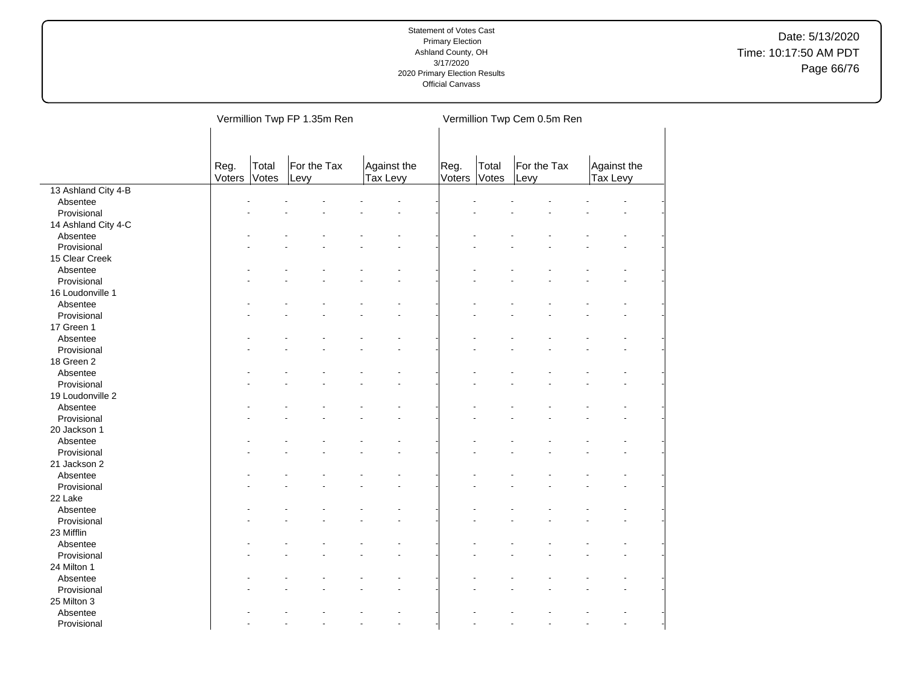| | Vermillion Twp FP 1.35m Ren | | | | Vermillion Twp Cem 0.5m Ren | | | |
|---|---|---|---|---|---|---|---|---|
| | Reg. Voters | Total Votes | For the Tax Levy | Against the Tax Levy | Reg. Voters | Total Votes | For the Tax Levy | Against the Tax Levy |
| 13 Ashland City 4-B | | | | | | | | |
| Absentee | - | - | - | - | - | - | - | - |
| Provisional | - | - | - | - | - | - | - | - |
| 14 Ashland City 4-C | | | | | | | | |
| Absentee | - | - | - | - | - | - | - | - |
| Provisional | - | - | - | - | - | - | - | - |
| 15 Clear Creek | | | | | | | | |
| Absentee | - | - | - | - | - | - | - | - |
| Provisional | - | - | - | - | - | - | - | - |
| 16 Loudonville 1 | | | | | | | | |
| Absentee | - | - | - | - | - | - | - | - |
| Provisional | - | - | - | - | - | - | - | - |
| 17 Green 1 | | | | | | | | |
| Absentee | - | - | - | - | - | - | - | - |
| Provisional | - | - | - | - | - | - | - | - |
| 18 Green 2 | | | | | | | | |
| Absentee | - | - | - | - | - | - | - | - |
| Provisional | - | - | - | - | - | - | - | - |
| 19 Loudonville 2 | | | | | | | | |
| Absentee | - | - | - | - | - | - | - | - |
| Provisional | - | - | - | - | - | - | - | - |
| 20 Jackson 1 | | | | | | | | |
| Absentee | - | - | - | - | - | - | - | - |
| Provisional | - | - | - | - | - | - | - | - |
| 21 Jackson 2 | | | | | | | | |
| Absentee | - | - | - | - | - | - | - | - |
| Provisional | - | - | - | - | - | - | - | - |
| 22 Lake | | | | | | | | |
| Absentee | - | - | - | - | - | - | - | - |
| Provisional | - | - | - | - | - | - | - | - |
| 23 Mifflin | | | | | | | | |
| Absentee | - | - | - | - | - | - | - | - |
| Provisional | - | - | - | - | - | - | - | - |
| 24 Milton 1 | | | | | | | | |
| Absentee | - | - | - | - | - | - | - | - |
| Provisional | - | - | - | - | - | - | - | - |
| 25 Milton 3 | | | | | | | | |
| Absentee | - | - | - | - | - | - | - | - |
| Provisional | - | - | - | - | - | - | - | - |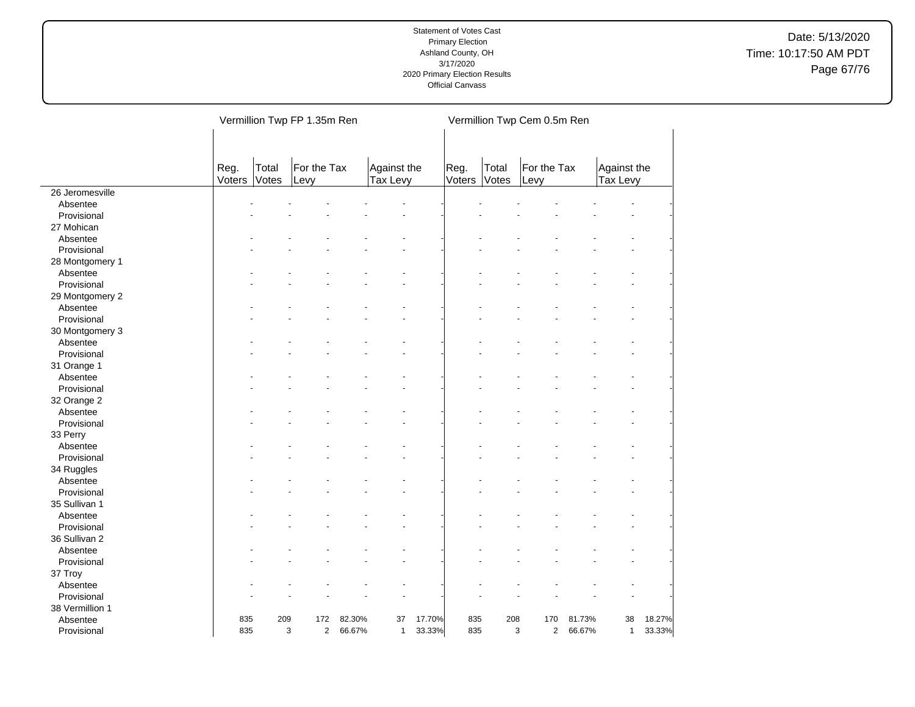Statement of Votes Cast
Primary Election
Ashland County, OH
3/17/2020
2020 Primary Election Results
Official Canvass

Date: 5/13/2020
Time: 10:17:50 AM PDT

| | Vermillion Twp FP 1.35m Ren | | | | | | Vermillion Twp Cem 0.5m Ren | | | | | |
|---|---|---|---|---|---|---|---|---|---|---|---|---|
| | Reg. Voters | Total Votes | For the Tax Levy | | Against the Tax Levy | | Reg. Voters | Total Votes | For the Tax Levy | | Against the Tax Levy | |
| 26 Jeromesville | | | | | | | | | | | | |
| Absentee | - | - | - | - | - | - | - | - | - | - | - | - |
| Provisional | - | - | - | - | - | - | - | - | - | - | - | - |
| 27 Mohican | | | | | | | | | | | | |
| Absentee | - | - | - | - | - | - | - | - | - | - | - | - |
| Provisional | - | - | - | - | - | - | - | - | - | - | - | - |
| 28 Montgomery 1 | | | | | | | | | | | | |
| Absentee | - | - | - | - | - | - | - | - | - | - | - | - |
| Provisional | - | - | - | - | - | - | - | - | - | - | - | - |
| 29 Montgomery 2 | | | | | | | | | | | | |
| Absentee | - | - | - | - | - | - | - | - | - | - | - | - |
| Provisional | - | - | - | - | - | - | - | - | - | - | - | - |
| 30 Montgomery 3 | | | | | | | | | | | | |
| Absentee | - | - | - | - | - | - | - | - | - | - | - | - |
| Provisional | - | - | - | - | - | - | - | - | - | - | - | - |
| 31 Orange 1 | | | | | | | | | | | | |
| Absentee | - | - | - | - | - | - | - | - | - | - | - | - |
| Provisional | - | - | - | - | - | - | - | - | - | - | - | - |
| 32 Orange 2 | | | | | | | | | | | | |
| Absentee | - | - | - | - | - | - | - | - | - | - | - | - |
| Provisional | - | - | - | - | - | - | - | - | - | - | - | - |
| 33 Perry | | | | | | | | | | | | |
| Absentee | - | - | - | - | - | - | - | - | - | - | - | - |
| Provisional | - | - | - | - | - | - | - | - | - | - | - | - |
| 34 Ruggles | | | | | | | | | | | | |
| Absentee | - | - | - | - | - | - | - | - | - | - | - | - |
| Provisional | - | - | - | - | - | - | - | - | - | - | - | - |
| 35 Sullivan 1 | | | | | | | | | | | | |
| Absentee | - | - | - | - | - | - | - | - | - | - | - | - |
| Provisional | - | - | - | - | - | - | - | - | - | - | - | - |
| 36 Sullivan 2 | | | | | | | | | | | | |
| Absentee | - | - | - | - | - | - | - | - | - | - | - | - |
| Provisional | - | - | - | - | - | - | - | - | - | - | - | - |
| 37 Troy | | | | | | | | | | | | |
| Absentee | - | - | - | - | - | - | - | - | - | - | - | - |
| Provisional | - | - | - | - | - | - | - | - | - | - | - | - |
| 38 Vermillion 1 | | | | | | | | | | | | |
| Absentee | 835 | 209 | 172 | 82.30% | 37 | 17.70% | 835 | 208 | 170 | 81.73% | 38 | 18.27% |
| Provisional | 835 | 3 | 2 | 66.67% | 1 | 33.33% | 835 | 3 | 2 | 66.67% | 1 | 33.33% |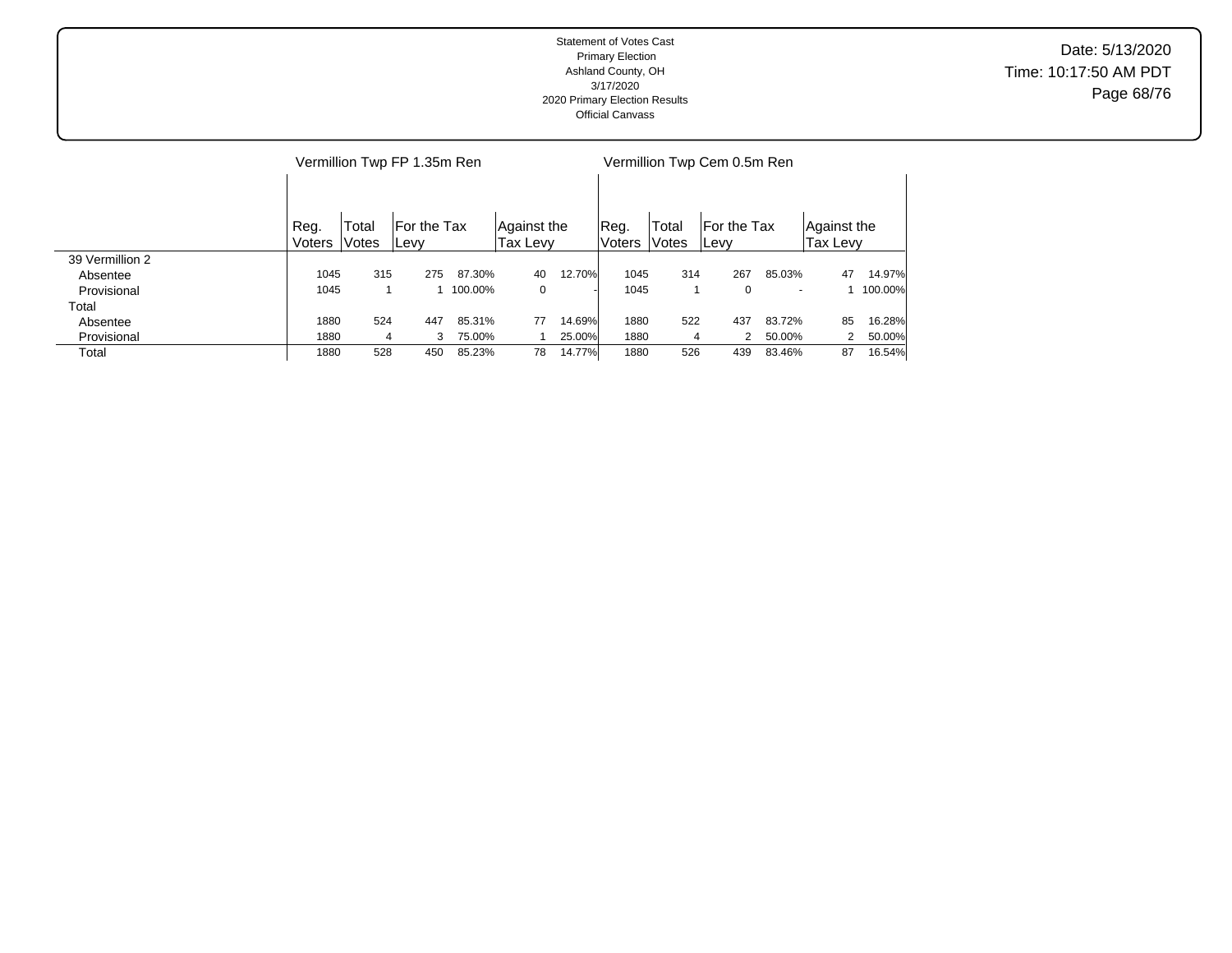Statement of Votes Cast
Primary Election
Ashland County, OH
3/17/2020
2020 Primary Election Results
Official Canvass

Date: 5/13/2020
Time: 10:17:50 AM PDT

| | Vermillion Twp FP 1.35m Ren | | | | | | Vermillion Twp Cem 0.5m Ren | | | | | |
|---|---|---|---|---|---|---|---|---|---|---|---|---|
| | Reg. Voters | Total Votes | For the Tax Levy | | Against the Tax Levy | | Reg. Voters | Total Votes | For the Tax Levy | | Against the Tax Levy | |
| 39 Vermillion 2 | | | | | | | | | | | | |
| Absentee | 1045 | 315 | 275 | 87.30% | 40 | 12.70% | 1045 | 314 | 267 | 85.03% | 47 | 14.97% |
| Provisional | 1045 | 1 | 1 | 100.00% | 0 | - | 1045 | 1 | 0 | - | 1 | 100.00% |
| Total | | | | | | | | | | | | |
| Absentee | 1880 | 524 | 447 | 85.31% | 77 | 14.69% | 1880 | 522 | 437 | 83.72% | 85 | 16.28% |
| Provisional | 1880 | 4 | 3 | 75.00% | 1 | 25.00% | 1880 | 4 | 2 | 50.00% | 2 | 50.00% |
| Total | 1880 | 528 | 450 | 85.23% | 78 | 14.77% | 1880 | 526 | 439 | 83.46% | 87 | 16.54% |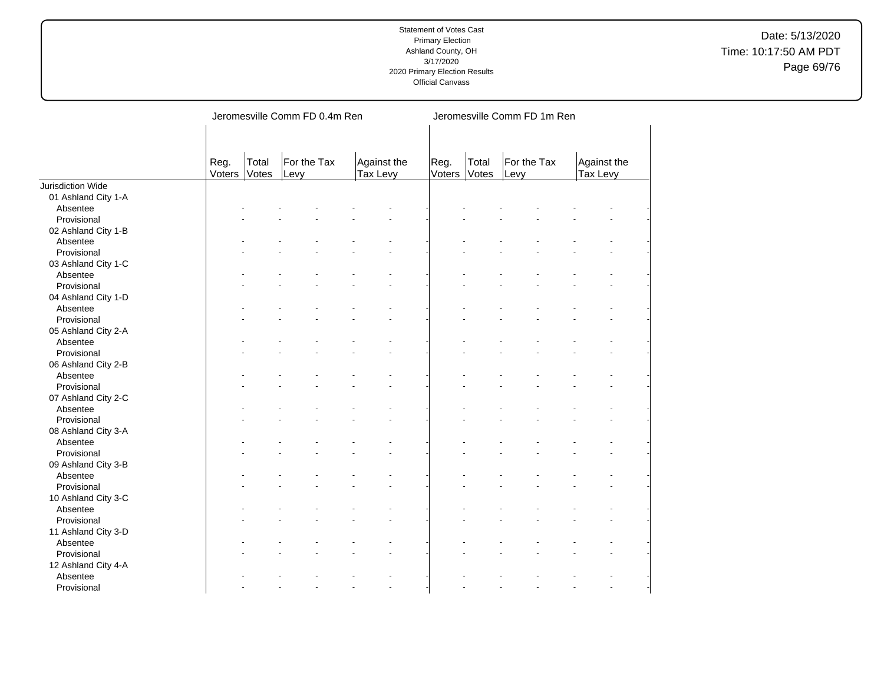| | Jeromesville Comm FD 0.4m Ren | | | | | | Jeromesville Comm FD 1m Ren | | | | | |
|---|---|---|---|---|---|---|---|---|---|---|---|---|
| | Reg. Voters | Total Votes | For the Tax Levy | | Against the Tax Levy | | Reg. Voters | Total Votes | For the Tax Levy | | Against the Tax Levy | |
| Jurisdiction Wide | | | | | | | | | | | | |
| 01 Ashland City 1-A | | | | | | | | | | | | |
| Absentee | - | - | - | - | - | - | - | - | - | - | - | - |
| Provisional | - | - | - | - | - | - | - | - | - | - | - | - |
| 02 Ashland City 1-B | | | | | | | | | | | | |
| Absentee | - | - | - | - | - | - | - | - | - | - | - | - |
| Provisional | - | - | - | - | - | - | - | - | - | - | - | - |
| 03 Ashland City 1-C | | | | | | | | | | | | |
| Absentee | - | - | - | - | - | - | - | - | - | - | - | - |
| Provisional | - | - | - | - | - | - | - | - | - | - | - | - |
| 04 Ashland City 1-D | | | | | | | | | | | | |
| Absentee | - | - | - | - | - | - | - | - | - | - | - | - |
| Provisional | - | - | - | - | - | - | - | - | - | - | - | - |
| 05 Ashland City 2-A | | | | | | | | | | | | |
| Absentee | - | - | - | - | - | - | - | - | - | - | - | - |
| Provisional | - | - | - | - | - | - | - | - | - | - | - | - |
| 06 Ashland City 2-B | | | | | | | | | | | | |
| Absentee | - | - | - | - | - | - | - | - | - | - | - | - |
| Provisional | - | - | - | - | - | - | - | - | - | - | - | - |
| 07 Ashland City 2-C | | | | | | | | | | | | |
| Absentee | - | - | - | - | - | - | - | - | - | - | - | - |
| Provisional | - | - | - | - | - | - | - | - | - | - | - | - |
| 08 Ashland City 3-A | | | | | | | | | | | | |
| Absentee | - | - | - | - | - | - | - | - | - | - | - | - |
| Provisional | - | - | - | - | - | - | - | - | - | - | - | - |
| 09 Ashland City 3-B | | | | | | | | | | | | |
| Absentee | - | - | - | - | - | - | - | - | - | - | - | - |
| Provisional | - | - | - | - | - | - | - | - | - | - | - | - |
| 10 Ashland City 3-C | | | | | | | | | | | | |
| Absentee | - | - | - | - | - | - | - | - | - | - | - | - |
| Provisional | - | - | - | - | - | - | - | - | - | - | - | - |
| 11 Ashland City 3-D | | | | | | | | | | | | |
| Absentee | - | - | - | - | - | - | - | - | - | - | - | - |
| Provisional | - | - | - | - | - | - | - | - | - | - | - | - |
| 12 Ashland City 4-A | | | | | | | | | | | | |
| Absentee | - | - | - | - | - | - | - | - | - | - | - | - |
| Provisional | - | - | - | - | - | - | - | - | - | - | - | - |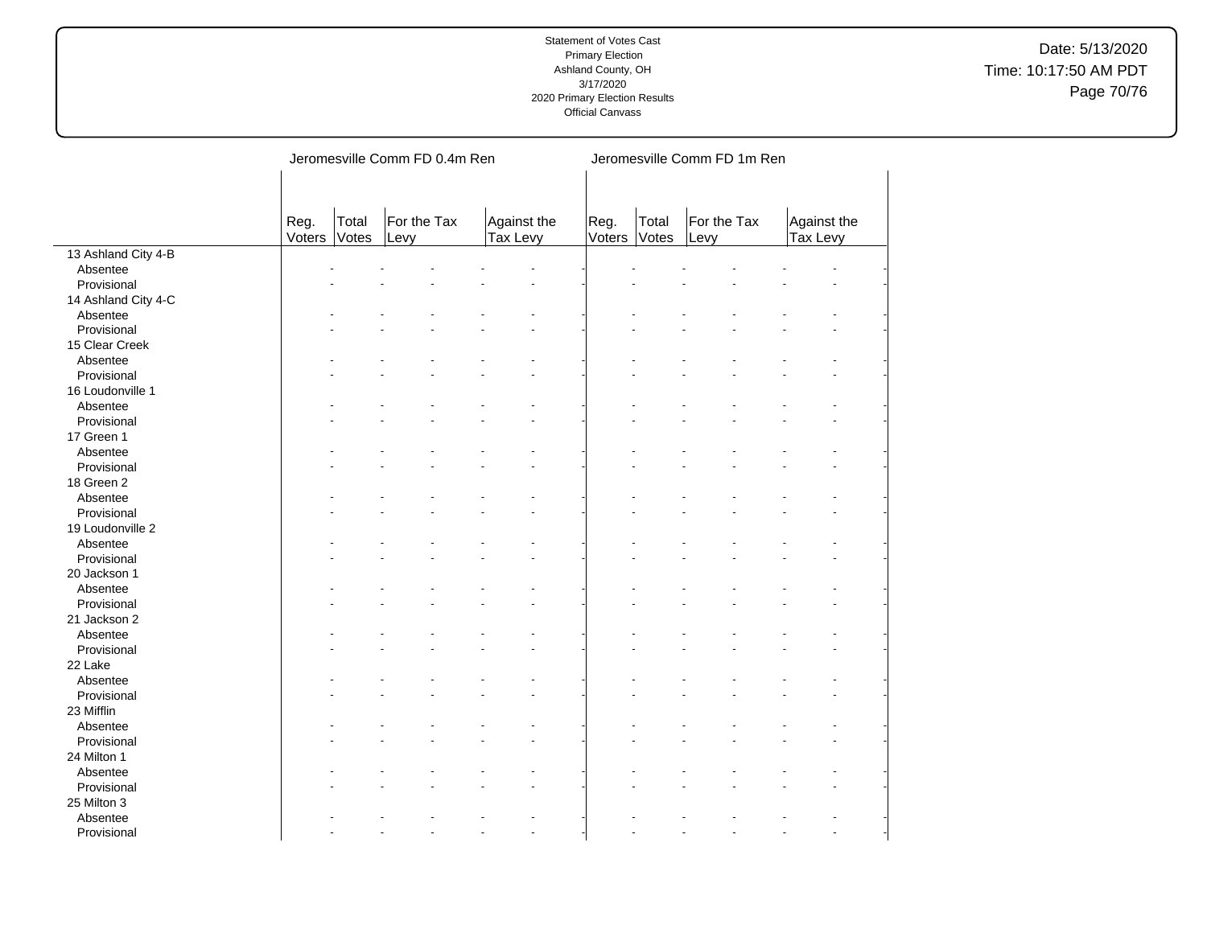| | Jeromesville Comm FD 0.4m Ren | | | | | | Jeromesville Comm FD 1m Ren | | | | | |
|---|---|---|---|---|---|---|---|---|---|---|---|---|
| | Reg. Voters | Total Votes | For the Tax Levy | | Against the Tax Levy | | Reg. Voters | Total Votes | For the Tax Levy | | Against the Tax Levy | |
| 13 Ashland City 4-B | | | | | | | | | | | | |
| Absentee | - | - | - | - | - | - | - | - | - | - | - | - |
| Provisional | - | - | - | - | - | - | - | - | - | - | - | - |
| 14 Ashland City 4-C | | | | | | | | | | | | |
| Absentee | - | - | - | - | - | - | - | - | - | - | - | - |
| Provisional | - | - | - | - | - | - | - | - | - | - | - | - |
| 15 Clear Creek | | | | | | | | | | | | |
| Absentee | - | - | - | - | - | - | - | - | - | - | - | - |
| Provisional | - | - | - | - | - | - | - | - | - | - | - | - |
| 16 Loudonville 1 | | | | | | | | | | | | |
| Absentee | - | - | - | - | - | - | - | - | - | - | - | - |
| Provisional | - | - | - | - | - | - | - | - | - | - | - | - |
| 17 Green 1 | | | | | | | | | | | | |
| Absentee | - | - | - | - | - | - | - | - | - | - | - | - |
| Provisional | - | - | - | - | - | - | - | - | - | - | - | - |
| 18 Green 2 | | | | | | | | | | | | |
| Absentee | - | - | - | - | - | - | - | - | - | - | - | - |
| Provisional | - | - | - | - | - | - | - | - | - | - | - | - |
| 19 Loudonville 2 | | | | | | | | | | | | |
| Absentee | - | - | - | - | - | - | - | - | - | - | - | - |
| Provisional | - | - | - | - | - | - | - | - | - | - | - | - |
| 20 Jackson 1 | | | | | | | | | | | | |
| Absentee | - | - | - | - | - | - | - | - | - | - | - | - |
| Provisional | - | - | - | - | - | - | - | - | - | - | - | - |
| 21 Jackson 2 | | | | | | | | | | | | |
| Absentee | - | - | - | - | - | - | - | - | - | - | - | - |
| Provisional | - | - | - | - | - | - | - | - | - | - | - | - |
| 22 Lake | | | | | | | | | | | | |
| Absentee | - | - | - | - | - | - | - | - | - | - | - | - |
| Provisional | - | - | - | - | - | - | - | - | - | - | - | - |
| 23 Mifflin | | | | | | | | | | | | |
| Absentee | - | - | - | - | - | - | - | - | - | - | - | - |
| Provisional | - | - | - | - | - | - | - | - | - | - | - | - |
| 24 Milton 1 | | | | | | | | | | | | |
| Absentee | - | - | - | - | - | - | - | - | - | - | - | - |
| Provisional | - | - | - | - | - | - | - | - | - | - | - | - |
| 25 Milton 3 | | | | | | | | | | | | |
| Absentee | - | - | - | - | - | - | - | - | - | - | - | - |
| Provisional | - | - | - | - | - | - | - | - | - | - | - | - |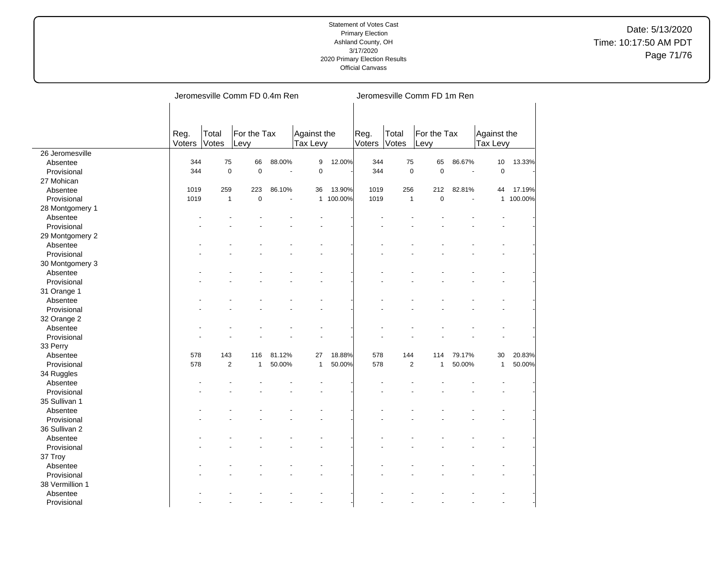Statement of Votes Cast
Primary Election
Ashland County, OH
3/17/2020
2020 Primary Election Results
Official Canvass

Date: 5/13/2020
Time: 10:17:50 AM PDT

| | Jeromesville Comm FD 0.4m Ren | | | | | | Jeromesville Comm FD 1m Ren | | | | | |
|---|---|---|---|---|---|---|---|---|---|---|---|---|
| | Reg. Voters | Total Votes | For the Tax Levy | | Against the Tax Levy | | Reg. Voters | Total Votes | For the Tax Levy | | Against the Tax Levy | |
| 26 Jeromesville | | | | | | | | | | | | |
| Absentee | 344 | 75 | 66 | 88.00% | 9 | 12.00% | 344 | 75 | 65 | 86.67% | 10 | 13.33% |
| Provisional | 344 | 0 | 0 | - | 0 | - | 344 | 0 | 0 | - | 0 | - |
| 27 Mohican | | | | | | | | | | | | |
| Absentee | 1019 | 259 | 223 | 86.10% | 36 | 13.90% | 1019 | 256 | 212 | 82.81% | 44 | 17.19% |
| Provisional | 1019 | 1 | 0 | - | 1 | 100.00% | 1019 | 1 | 0 | - | 1 | 100.00% |
| 28 Montgomery 1 | | | | | | | | | | | | |
| Absentee | - | - | - | - | - | - | - | - | - | - | - | - |
| Provisional | - | - | - | - | - | - | - | - | - | - | - | - |
| 29 Montgomery 2 | | | | | | | | | | | | |
| Absentee | - | - | - | - | - | - | - | - | - | - | - | - |
| Provisional | - | - | - | - | - | - | - | - | - | - | - | - |
| 30 Montgomery 3 | | | | | | | | | | | | |
| Absentee | - | - | - | - | - | - | - | - | - | - | - | - |
| Provisional | - | - | - | - | - | - | - | - | - | - | - | - |
| 31 Orange 1 | | | | | | | | | | | | |
| Absentee | - | - | - | - | - | - | - | - | - | - | - | - |
| Provisional | - | - | - | - | - | - | - | - | - | - | - | - |
| 32 Orange 2 | | | | | | | | | | | | |
| Absentee | - | - | - | - | - | - | - | - | - | - | - | - |
| Provisional | - | - | - | - | - | - | - | - | - | - | - | - |
| 33 Perry | | | | | | | | | | | | |
| Absentee | 578 | 143 | 116 | 81.12% | 27 | 18.88% | 578 | 144 | 114 | 79.17% | 30 | 20.83% |
| Provisional | 578 | 2 | 1 | 50.00% | 1 | 50.00% | 578 | 2 | 1 | 50.00% | 1 | 50.00% |
| 34 Ruggles | | | | | | | | | | | | |
| Absentee | - | - | - | - | - | - | - | - | - | - | - | - |
| Provisional | - | - | - | - | - | - | - | - | - | - | - | - |
| 35 Sullivan 1 | | | | | | | | | | | | |
| Absentee | - | - | - | - | - | - | - | - | - | - | - | - |
| Provisional | - | - | - | - | - | - | - | - | - | - | - | - |
| 36 Sullivan 2 | | | | | | | | | | | | |
| Absentee | - | - | - | - | - | - | - | - | - | - | - | - |
| Provisional | - | - | - | - | - | - | - | - | - | - | - | - |
| 37 Troy | | | | | | | | | | | | |
| Absentee | - | - | - | - | - | - | - | - | - | - | - | - |
| Provisional | - | - | - | - | - | - | - | - | - | - | - | - |
| 38 Vermillion 1 | | | | | | | | | | | | |
| Absentee | - | - | - | - | - | - | - | - | - | - | - | - |
| Provisional | - | - | - | - | - | - | - | - | - | - | - | - |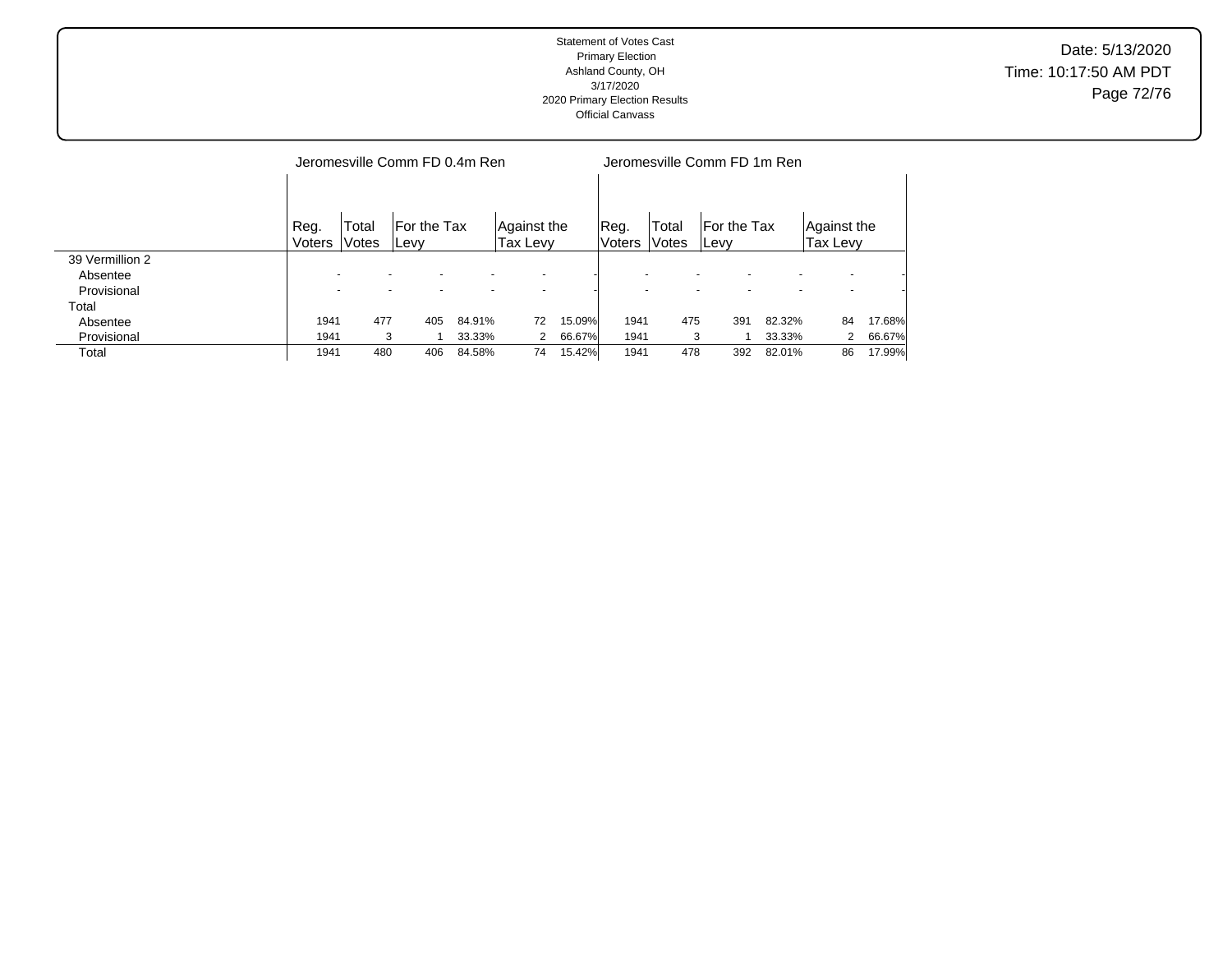Statement of Votes Cast
Primary Election
Ashland County, OH
3/17/2020
2020 Primary Election Results
Official Canvass

Date: 5/13/2020
Time: 10:17:50 AM PDT

| | Jeromesville Comm FD 0.4m Ren | | | | | | Jeromesville Comm FD 1m Ren | | | | | |
|---|---|---|---|---|---|---|---|---|---|---|---|---|
| | Reg. Voters | Total Votes | For the Tax Levy | | Against the Tax Levy | | Reg. Voters | Total Votes | For the Tax Levy | | Against the Tax Levy | |
| 39 Vermillion 2 | | | | | | | | | | | | |
| Absentee | - | - | - | - | - | - | - | - | - | - | - | - |
| Provisional | - | - | - | - | - | - | - | - | - | - | - | - |
| Total | | | | | | | | | | | | |
| Absentee | 1941 | 477 | 405 | 84.91% | 72 | 15.09% | 1941 | 475 | 391 | 82.32% | 84 | 17.68% |
| Provisional | 1941 | 3 | 1 | 33.33% | 2 | 66.67% | 1941 | 3 | 1 | 33.33% | 2 | 66.67% |
| Total | 1941 | 480 | 406 | 84.58% | 74 | 15.42% | 1941 | 478 | 392 | 82.01% | 86 | 17.99% |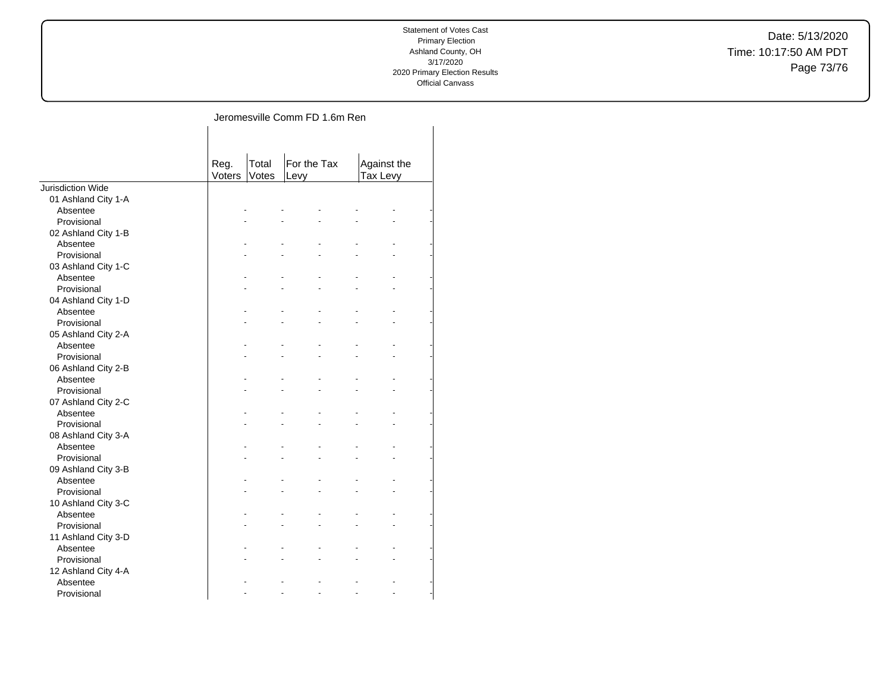## Jeromesville Comm FD 1.6m Ren

| | Reg. Voters | Total Votes | For the Tax Levy | | Against the Tax Levy | |
|---|---|---|---|---|---|---|
| Jurisdiction Wide | | | | | | |
| 01 Ashland City 1-A | | | | | | |
| Absentee | - | - | - | - | - | - |
| Provisional | - | - | - | - | - | - |
| 02 Ashland City 1-B | | | | | | |
| Absentee | - | - | - | - | - | - |
| Provisional | - | - | - | - | - | - |
| 03 Ashland City 1-C | | | | | | |
| Absentee | - | - | - | - | - | - |
| Provisional | - | - | - | - | - | - |
| 04 Ashland City 1-D | | | | | | |
| Absentee | - | - | - | - | - | - |
| Provisional | - | - | - | - | - | - |
| 05 Ashland City 2-A | | | | | | |
| Absentee | - | - | - | - | - | - |
| Provisional | - | - | - | - | - | - |
| 06 Ashland City 2-B | | | | | | |
| Absentee | - | - | - | - | - | - |
| Provisional | - | - | - | - | - | - |
| 07 Ashland City 2-C | | | | | | |
| Absentee | - | - | - | - | - | - |
| Provisional | - | - | - | - | - | - |
| 08 Ashland City 3-A | | | | | | |
| Absentee | - | - | - | - | - | - |
| Provisional | - | - | - | - | - | - |
| 09 Ashland City 3-B | | | | | | |
| Absentee | - | - | - | - | - | - |
| Provisional | - | - | - | - | - | - |
| 10 Ashland City 3-C | | | | | | |
| Absentee | - | - | - | - | - | - |
| Provisional | - | - | - | - | - | - |
| 11 Ashland City 3-D | | | | | | |
| Absentee | - | - | - | - | - | - |
| Provisional | - | - | - | - | - | - |
| 12 Ashland City 4-A | | | | | | |
| Absentee | - | - | - | - | - | - |
| Provisional | - | - | - | - | - | - |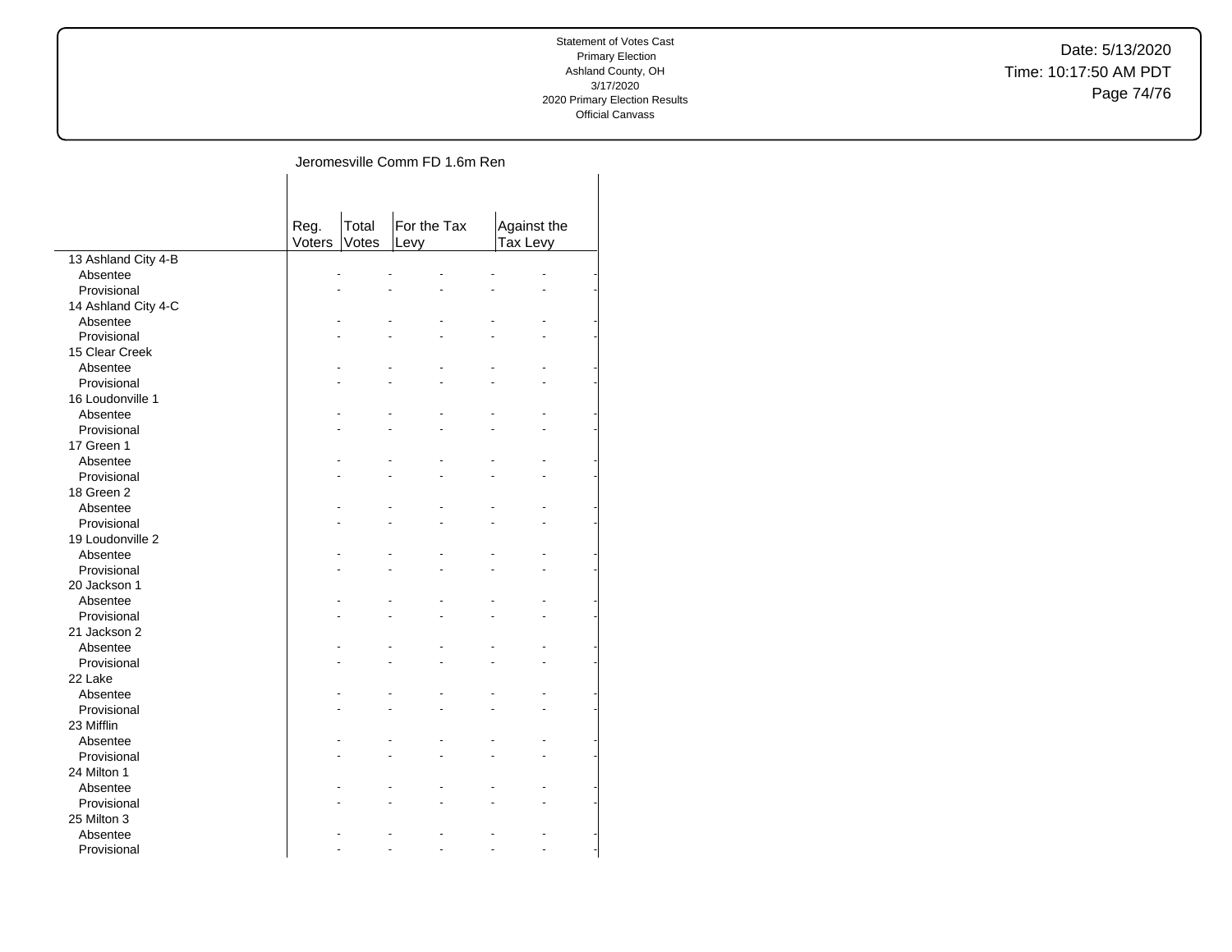## Jeromesville Comm FD 1.6m Ren

| | Reg. Voters | Total Votes | For the Tax Levy | | Against the Tax Levy | |
|---|---|---|---|---|---|---|
| 13 Ashland City 4-B | | | | | | |
| Absentee | - | - | - | - | - | - |
| Provisional | - | - | - | - | - | - |
| 14 Ashland City 4-C | | | | | | |
| Absentee | - | - | - | - | - | - |
| Provisional | - | - | - | - | - | - |
| 15 Clear Creek | | | | | | |
| Absentee | - | - | - | - | - | - |
| Provisional | - | - | - | - | - | - |
| 16 Loudonville 1 | | | | | | |
| Absentee | - | - | - | - | - | - |
| Provisional | - | - | - | - | - | - |
| 17 Green 1 | | | | | | |
| Absentee | - | - | - | - | - | - |
| Provisional | - | - | - | - | - | - |
| 18 Green 2 | | | | | | |
| Absentee | - | - | - | - | - | - |
| Provisional | - | - | - | - | - | - |
| 19 Loudonville 2 | | | | | | |
| Absentee | - | - | - | - | - | - |
| Provisional | - | - | - | - | - | - |
| 20 Jackson 1 | | | | | | |
| Absentee | - | - | - | - | - | - |
| Provisional | - | - | - | - | - | - |
| 21 Jackson 2 | | | | | | |
| Absentee | - | - | - | - | - | - |
| Provisional | - | - | - | - | - | - |
| 22 Lake | | | | | | |
| Absentee | - | - | - | - | - | - |
| Provisional | - | - | - | - | - | - |
| 23 Mifflin | | | | | | |
| Absentee | - | - | - | - | - | - |
| Provisional | - | - | - | - | - | - |
| 24 Milton 1 | | | | | | |
| Absentee | - | - | - | - | - | - |
| Provisional | - | - | - | - | - | - |
| 25 Milton 3 | | | | | | |
| Absentee | - | - | - | - | - | - |
| Provisional | - | - | - | - | - | - |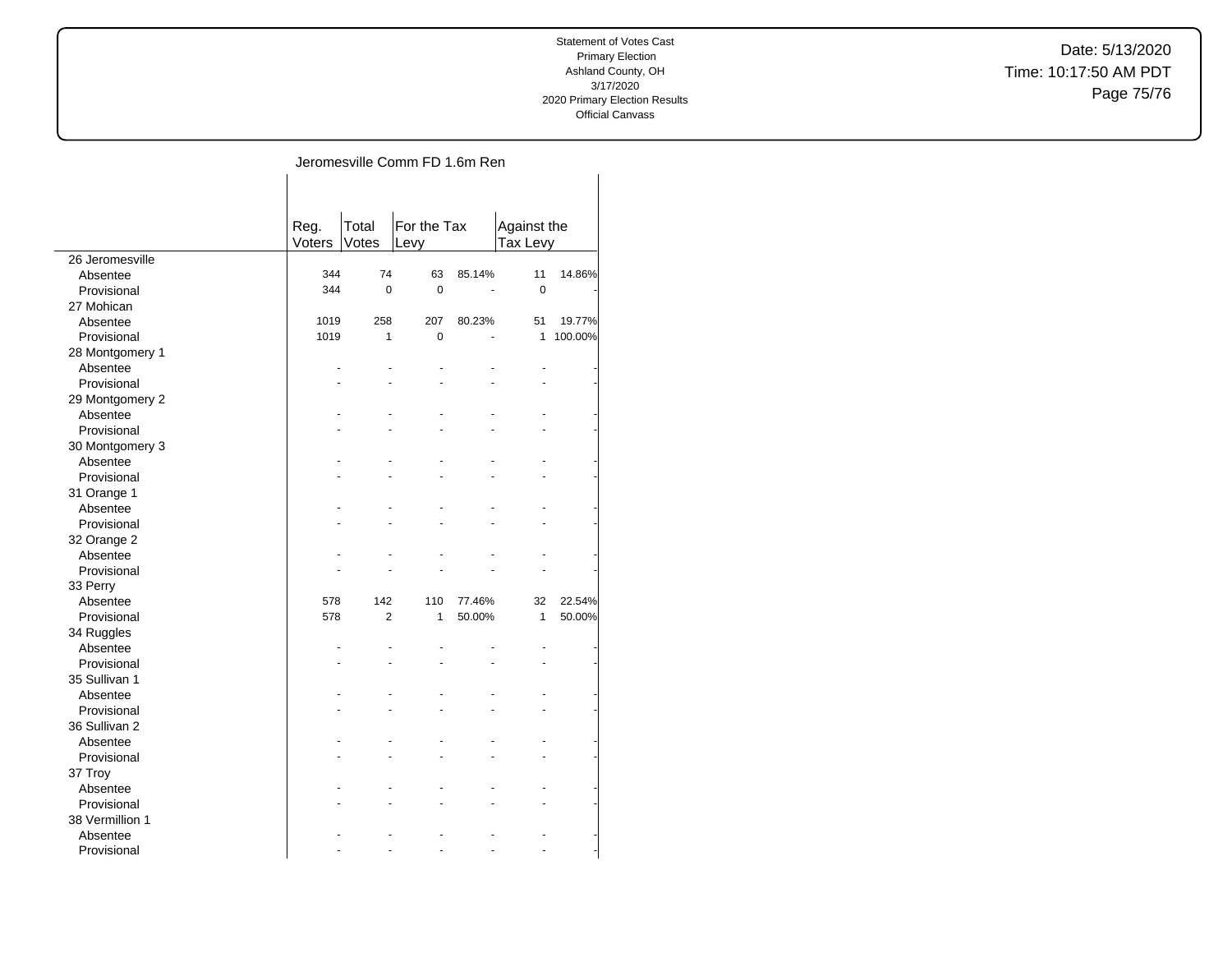## Jeromesville Comm FD 1.6m Ren

| | Reg. Voters | Total Votes | For the Tax Levy | | Against the Tax Levy | |
|---|---|---|---|---|---|---|
| 26 Jeromesville | | | | | | |
| Absentee | 344 | 74 | 63 | 85.14% | 11 | 14.86% |
| Provisional | 344 | 0 | 0 | - | 0 | - |
| 27 Mohican | | | | | | |
| Absentee | 1019 | 258 | 207 | 80.23% | 51 | 19.77% |
| Provisional | 1019 | 1 | 0 | - | 1 | 100.00% |
| 28 Montgomery 1 | | | | | | |
| Absentee | - | - | - | - | - | - |
| Provisional | - | - | - | - | - | - |
| 29 Montgomery 2 | | | | | | |
| Absentee | - | - | - | - | - | - |
| Provisional | - | - | - | - | - | - |
| 30 Montgomery 3 | | | | | | |
| Absentee | - | - | - | - | - | - |
| Provisional | - | - | - | - | - | - |
| 31 Orange 1 | | | | | | |
| Absentee | - | - | - | - | - | - |
| Provisional | - | - | - | - | - | - |
| 32 Orange 2 | | | | | | |
| Absentee | - | - | - | - | - | - |
| Provisional | - | - | - | - | - | - |
| 33 Perry | | | | | | |
| Absentee | 578 | 142 | 110 | 77.46% | 32 | 22.54% |
| Provisional | 578 | 2 | 1 | 50.00% | 1 | 50.00% |
| 34 Ruggles | | | | | | |
| Absentee | - | - | - | - | - | - |
| Provisional | - | - | - | - | - | - |
| 35 Sullivan 1 | | | | | | |
| Absentee | - | - | - | - | - | - |
| Provisional | - | - | - | - | - | - |
| 36 Sullivan 2 | | | | | | |
| Absentee | - | - | - | - | - | - |
| Provisional | - | - | - | - | - | - |
| 37 Troy | | | | | | |
| Absentee | - | - | - | - | - | - |
| Provisional | - | - | - | - | - | - |
| 38 Vermillion 1 | | | | | | |
| Absentee | - | - | - | - | - | - |
| Provisional | - | - | - | - | - | - |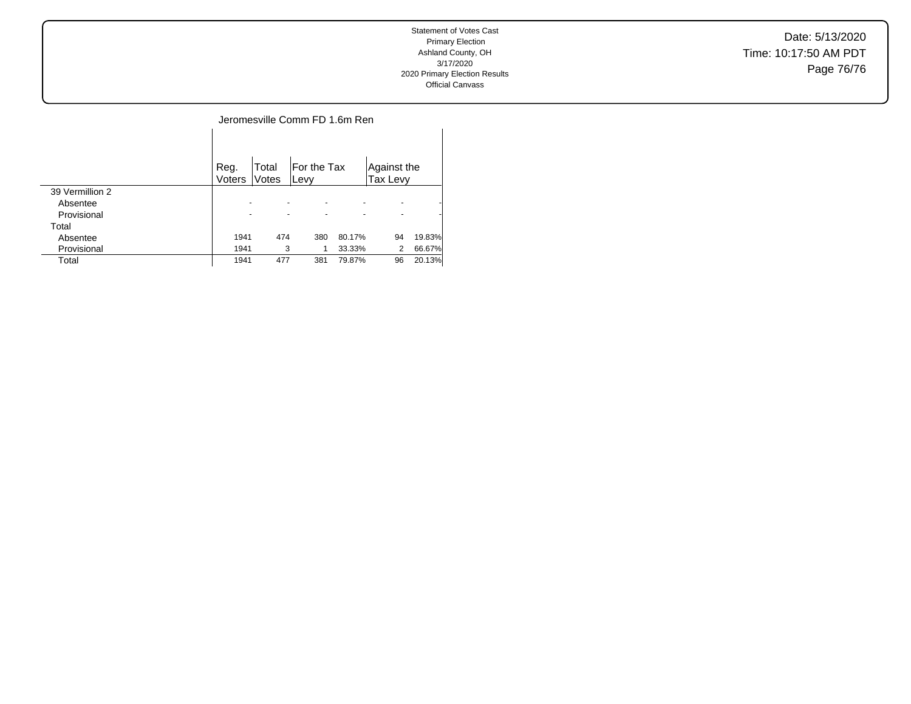Statement of Votes Cast
Primary Election
Ashland County, OH
3/17/2020
2020 Primary Election Results
Official Canvass

Date: 5/13/2020
Time: 10:17:50 AM PDT

## Jeromesville Comm FD 1.6m Ren

| | Reg. Voters | Total Votes | For the Tax Levy | | Against the Tax Levy | |
|---|---|---|---|---|---|---|
| 39 Vermillion 2 | | | | | | |
| Absentee | - | - | - | - | - | - |
| Provisional | - | - | - | - | - | - |
| Total | | | | | | |
| Absentee | 1941 | 474 | 380 | 80.17% | 94 | 19.83% |
| Provisional | 1941 | 3 | 1 | 33.33% | 2 | 66.67% |
| Total | 1941 | 477 | 381 | 79.87% | 96 | 20.13% |